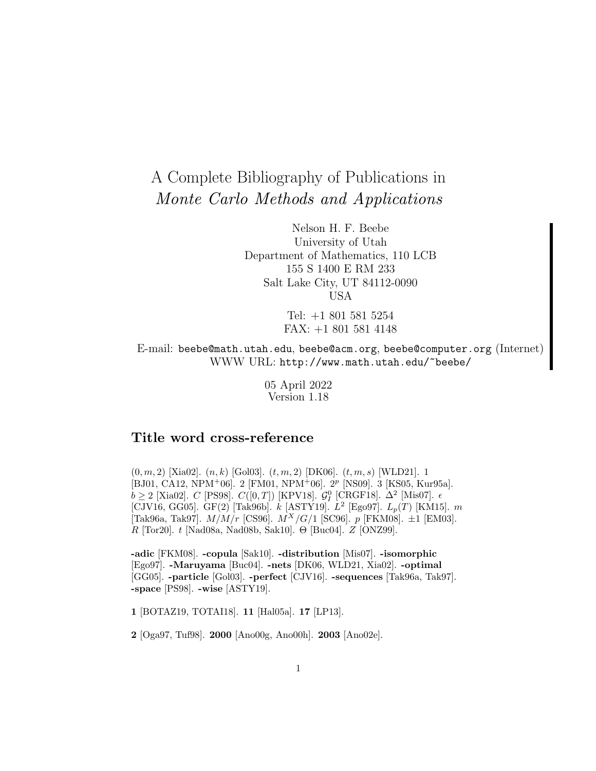# A Complete Bibliography of Publications in *Monte Carlo Methods and Applications*

Nelson H. F. Beebe
University of Utah
Department of Mathematics, 110 LCB
155 S 1400 E RM 233
Salt Lake City, UT 84112-0090
USA

Tel: +1 801 581 5254
FAX: +1 801 581 4148

E-mail: `beebe@math.utah.edu`, `beebe@acm.org`, `beebe@computer.org` (Internet)
WWW URL: `http://www.math.utah.edu/~beebe/`

05 April 2022
Version 1.18

## Title word cross-reference

$(0, m, 2)$ [Xia02]. $(n, k)$ [Gol03]. $(t, m, 2)$ [DK06]. $(t, m, s)$ [WLD21]. 1 [BJ01, CA12, NPM+06]. 2 [FM01, NPM+06]. $2^p$ [NS09]. 3 [KS05, Kur95a]. $b \geq 2$ [Xia02]. $C$ [PS98]. $C([0, T])$ [KPV18]. $\mathcal{G}_I^0$ [CRGF18]. $\Delta^2$ [Mis07]. $\epsilon$ [CJV16, GG05]. GF(2) [Tak96b]. $k$ [ASTY19]. $L^2$ [Ego97]. $L_p(T)$ [KM15]. $m$ [Tak96a, Tak97]. $M/M/r$ [CS96]. $M^X/G/1$ [SC96]. $p$ [FKM08]. $\pm 1$ [EM03]. $R$ [Tor20]. $t$ [Nad08a, Nad08b, Sak10]. $\Theta$ [Buc04]. $Z$ [ONZ99].

**-adic** [FKM08]. **-copula** [Sak10]. **-distribution** [Mis07]. **-isomorphic** [Ego97]. **-Maruyama** [Buc04]. **-nets** [DK06, WLD21, Xia02]. **-optimal** [GG05]. **-particle** [Gol03]. **-perfect** [CJV16]. **-sequences** [Tak96a, Tak97]. **-space** [PS98]. **-wise** [ASTY19].

**1** [BOTAZ19, TOTAI18]. **11** [Hal05a]. **17** [LP13].

**2** [Oga97, Tuf98]. **2000** [Ano00g, Ano00h]. **2003** [Ano02e].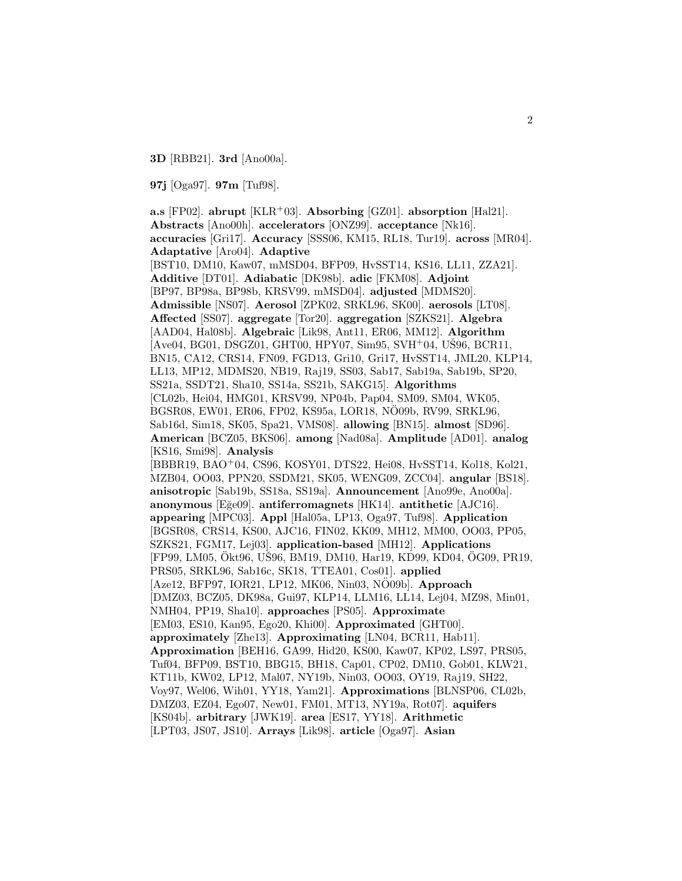**3D** [RBB21]. **3rd** [Ano00a].

**97j** [Oga97]. **97m** [Tuf98].

**a.s** [FP02]. **abrupt** [KLR$^+$03]. **Absorbing** [GZ01]. **absorption** [Hal21]. **Abstracts** [Ano00h]. **accelerators** [ONZ99]. **acceptance** [Nk16]. **accuracies** [Gri17]. **Accuracy** [SSS06, KM15, RL18, Tur19]. **across** [MR04]. **Adaptative** [Aro04]. **Adaptive** [BST10, DM10, Kaw07, mMSD04, BFP09, HvSST14, KS16, LL11, ZZA21]. **Additive** [DT01]. **Adiabatic** [DK98b]. **adic** [FKM08]. **Adjoint** [BP97, BP98a, BP98b, KRSV99, mMSD04]. **adjusted** [MDMS20]. **Admissible** [NS07]. **Aerosol** [ZPK02, SRKL96, SK00]. **aerosols** [LT08]. **Affected** [SS07]. **aggregate** [Tor20]. **aggregation** [SZKS21]. **Algebra** [AAD04, Hal08b]. **Algebraic** [Lik98, Ant11, ER06, MM12]. **Algorithm** [Ave04, BG01, DSGZ01, GHT00, HPY07, Sim95, SVH$^+$04, UŠ96, BCR11, BN15, CA12, CRS14, FN09, FGD13, Gri10, Gri17, HvSST14, JML20, KLP14, LL13, MP12, MDMS20, NB19, Raj19, SS03, Sab17, Sab19a, Sab19b, SP20, SS21a, SSDT21, Sha10, SS14a, SS21b, SAKG15]. **Algorithms** [CL02b, Hei04, HMG01, KRSV99, NP04b, Pap04, SM09, SM04, WK05, BGSR08, EW01, ER06, FP02, KS95a, LOR18, NÖ09b, RV99, SRKL96, Sab16d, Sim18, SK05, Spa21, VMS08]. **allowing** [BN15]. **almost** [SD96]. **American** [BCZ05, BKS06]. **among** [Nad08a]. **Amplitude** [AD01]. **analog** [KS16, Smi98]. **Analysis** [BBBR19, BAO$^+$04, CS96, KOSY01, DTS22, Hei08, HvSST14, Kol18, Kol21, MZB04, OO03, PPN20, SSDM21, SK05, WENG09, ZCC04]. **angular** [BS18]. **anisotropic** [Sab19b, SS18a, SS19a]. **Announcement** [Ano99e, Ano00a]. **anonymous** [Eğe09]. **antiferromagnets** [HK14]. **antithetic** [AJC16]. **appearing** [MPC03]. **Appl** [Hal05a, LP13, Oga97, Tuf98]. **Application** [BGSR08, CRS14, KS00, AJC16, FIN02, KK09, MH12, MM00, OO03, PP05, SZKS21, FGM17, Lej03]. **application-based** [MH12]. **Applications** [FP99, LM05, Ökt96, UŠ96, BM19, DM10, Har19, KD99, KD04, ÖG09, PR19, PRS05, SRKL96, Sab16c, SK18, TTEA01, Cos01]. **applied** [Aze12, BFP97, IOR21, LP12, MK06, Nin03, NÖ09b]. **Approach** [DMZ03, BCZ05, DK98a, Gui97, KLP14, LLM16, LL14, Lej04, MZ98, Min01, NMH04, PP19, Sha10]. **approaches** [PS05]. **Approximate** [EM03, ES10, Kan95, Ego20, Khi00]. **Approximated** [GHT00]. **approximately** [Zhe13]. **Approximating** [LN04, BCR11, Hab11]. **Approximation** [BEH16, GA99, Hid20, KS00, Kaw07, KP02, LS97, PRS05, Tuf04, BFP09, BST10, BBG15, BH18, Cap01, CP02, DM10, Gob01, KLW21, KT11b, KW02, LP12, Mal07, NY19b, Nin03, OO03, OY19, Raj19, SH22, Voy97, Wel06, Wih01, YY18, Yam21]. **Approximations** [BLNSP06, CL02b, DMZ03, EZ04, Ego07, New01, FM01, MT13, NY19a, Rot07]. **aquifers** [KS04b]. **arbitrary** [JWK19]. **area** [ES17, YY18]. **Arithmetic** [LPT03, JS07, JS10]. **Arrays** [Lik98]. **article** [Oga97]. **Asian**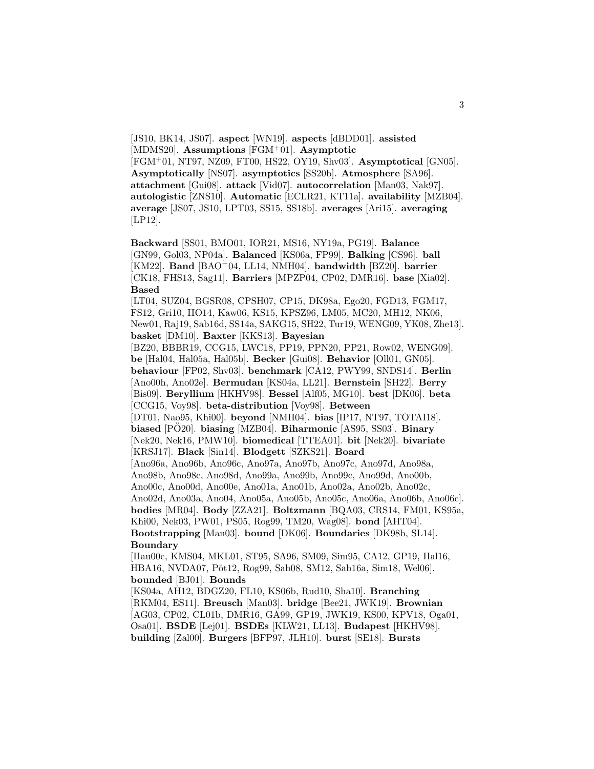[JS10, BK14, JS07]. **aspect** [WN19]. **aspects** [dBDD01]. **assisted** [MDMS20]. **Assumptions** [FGM+01]. **Asymptotic** [FGM+01, NT97, NZ09, FT00, HS22, OY19, Shv03]. **Asymptotical** [GN05]. **Asymptotically** [NS07]. **asymptotics** [SS20b]. **Atmosphere** [SA96]. **attachment** [Gui08]. **attack** [Vid07]. **autocorrelation** [Man03, Nak97]. **autologistic** [ZNS10]. **Automatic** [ECLR21, KT11a]. **availability** [MZB04]. **average** [JS07, JS10, LPT03, SS15, SS18b]. **averages** [Ari15]. **averaging** [LP12].

**Backward** [SS01, BMO01, IOR21, MS16, NY19a, PG19]. **Balance** [GN99, Gol03, NP04a]. **Balanced** [KS06a, FP99]. **Balking** [CS96]. **ball** [KM22]. **Band** [BAO+04, LL14, NMH04]. **bandwidth** [BZ20]. **barrier** [CK18, FHS13, Sag11]. **Barriers** [MPZP04, CP02, DMR16]. **base** [Xia02]. **Based** [LT04, SUZ04, BGSR08, CPSH07, CP15, DK98a, Ego20, FGD13, FGM17, FS12, Gri10, IIO14, Kaw06, KS15, KPSZ96, LM05, MC20, MH12, NK06, New01, Raj19, Sab16d, SS14a, SAKG15, SH22, Tur19, WENG09, YK08, Zhe13]. **basket** [DM10]. **Baxter** [KKS13]. **Bayesian** [BZ20, BBBR19, CCG15, LWC18, PP19, PPN20, PP21, Row02, WENG09]. **be** [Hal04, Hal05a, Hal05b]. **Becker** [Gui08]. **Behavior** [Oll01, GN05]. **behaviour** [FP02, Shv03]. **benchmark** [CA12, PWY99, SNDS14]. **Berlin** [Ano00h, Ano02e]. **Bermudan** [KS04a, LL21]. **Bernstein** [SH22]. **Berry** [Bis09]. **Beryllium** [HKHV98]. **Bessel** [Alf05, MG10]. **best** [DK06]. **beta** [CCG15, Voy98]. **beta-distribution** [Voy98]. **Between** [DT01, Nao95, Khi00]. **beyond** [NMH04]. **bias** [IP17, NT97, TOTAI18]. **biased** [PÖ20]. **biasing** [MZB04]. **Biharmonic** [AS95, SS03]. **Binary** [Nek20, Nek16, PMW10]. **biomedical** [TTEA01]. **bit** [Nek20]. **bivariate** [KRSJ17]. **Black** [Sin14]. **Blodgett** [SZKS21]. **Board** [Ano96a, Ano96b, Ano96c, Ano97a, Ano97b, Ano97c, Ano97d, Ano98a, Ano98b, Ano98c, Ano98d, Ano99a, Ano99b, Ano99c, Ano99d, Ano00b, Ano00c, Ano00d, Ano00e, Ano01a, Ano01b, Ano02a, Ano02b, Ano02c, Ano02d, Ano03a, Ano04, Ano05a, Ano05b, Ano05c, Ano06a, Ano06b, Ano06c]. **bodies** [MR04]. **Body** [ZZA21]. **Boltzmann** [BQA03, CRS14, FM01, KS95a, Khi00, Nek03, PW01, PS05, Rog99, TM20, Wag08]. **bond** [AHT04]. **Bootstrapping** [Man03]. **bound** [DK06]. **Boundaries** [DK98b, SL14]. **Boundary** [Hau00c, KMS04, MKL01, ST95, SA96, SM09, Sim95, CA12, GP19, Hal16, HBA16, NVDA07, Pöt12, Rog99, Sab08, SM12, Sab16a, Sim18, Wel06]. **bounded** [BJ01]. **Bounds** [KS04a, AH12, BDGZ20, FL10, KS06b, Rud10, Sha10]. **Branching** [RKM04, ES11]. **Breusch** [Man03]. **bridge** [Bee21, JWK19]. **Brownian** [AG03, CP02, CL01b, DMR16, GA99, GP19, JWK19, KS00, KPV18, Oga01, Osa01]. **BSDE** [Lej01]. **BSDEs** [KLW21, LL13]. **Budapest** [HKHV98]. **building** [Zal00]. **Burgers** [BFP97, JLH10]. **burst** [SE18]. **Bursts**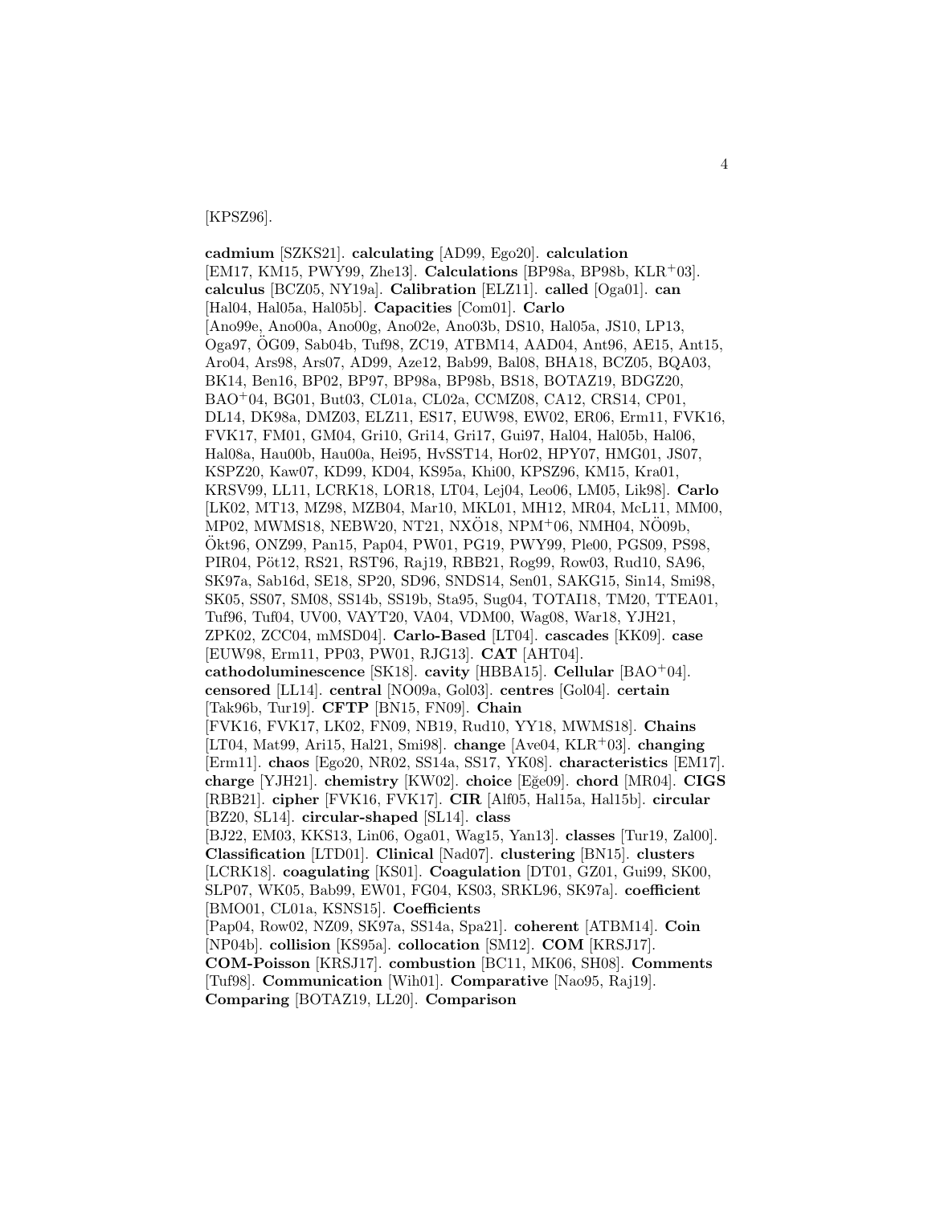[KPSZ96].

**cadmium** [SZKS21]. **calculating** [AD99, Ego20]. **calculation** [EM17, KM15, PWY99, Zhe13]. **Calculations** [BP98a, BP98b, KLR+03]. **calculus** [BCZ05, NY19a]. **Calibration** [ELZ11]. **called** [Oga01]. **can** [Hal04, Hal05a, Hal05b]. **Capacities** [Com01]. **Carlo** [Ano99e, Ano00a, Ano00g, Ano02e, Ano03b, DS10, Hal05a, JS10, LP13, Oga97, ÖG09, Sab04b, Tuf98, ZC19, ATBM14, AAD04, Ant96, AE15, Ant15, Aro04, Ars98, Ars07, AD99, Aze12, Bab99, Bal08, BHA18, BCZ05, BQA03, BK14, Ben16, BP02, BP97, BP98a, BP98b, BS18, BOTAZ19, BDGZ20, BAO+04, BG01, But03, CL01a, CL02a, CCMZ08, CA12, CRS14, CP01, DL14, DK98a, DMZ03, ELZ11, ES17, EUW98, EW02, ER06, Erm11, FVK16, FVK17, FM01, GM04, Gri10, Gri14, Gri17, Gui97, Hal04, Hal05b, Hal06, Hal08a, Hau00b, Hau00a, Hei95, HvSST14, Hor02, HPY07, HMG01, JS07, KSPZ20, Kaw07, KD99, KD04, KS95a, Khi00, KPSZ96, KM15, Kra01, KRSV99, LL11, LCRK18, LOR18, LT04, Lej04, Leo06, LM05, Lik98]. **Carlo** [LK02, MT13, MZ98, MZB04, Mar10, MKL01, MH12, MR04, McL11, MM00, MP02, MWMS18, NEBW20, NT21, NXÖ18, NPM+06, NMH04, NÖ09b, Ökt96, ONZ99, Pan15, Pap04, PW01, PG19, PWY99, Ple00, PGS09, PS98, PIR04, Pöt12, RS21, RST96, Raj19, RBB21, Rog99, Row03, Rud10, SA96, SK97a, Sab16d, SE18, SP20, SD96, SNDS14, Sen01, SAKG15, Sin14, Smi98, SK05, SS07, SM08, SS14b, SS19b, Sta95, Sug04, TOTAI18, TM20, TTEA01, Tuf96, Tuf04, UV00, VAYT20, VA04, VDM00, Wag08, War18, YJH21, ZPK02, ZCC04, mMSD04]. **Carlo-Based** [LT04]. **cascades** [KK09]. **case** [EUW98, Erm11, PP03, PW01, RJG13]. **CAT** [AHT04]. **cathodoluminescence** [SK18]. **cavity** [HBBA15]. **Cellular** [BAO+04]. **censored** [LL14]. **central** [NO09a, Gol03]. **centres** [Gol04]. **certain** [Tak96b, Tur19]. **CFTP** [BN15, FN09]. **Chain** [FVK16, FVK17, LK02, FN09, NB19, Rud10, YY18, MWMS18]. **Chains** [LT04, Mat99, Ari15, Hal21, Smi98]. **change** [Ave04, KLR+03]. **changing** [Erm11]. **chaos** [Ego20, NR02, SS14a, SS17, YK08]. **characteristics** [EM17]. **charge** [YJH21]. **chemistry** [KW02]. **choice** [Eğe09]. **chord** [MR04]. **CIGS** [RBB21]. **cipher** [FVK16, FVK17]. **CIR** [Alf05, Hal15a, Hal15b]. **circular** [BZ20, SL14]. **circular-shaped** [SL14]. **class** [BJ22, EM03, KKS13, Lin06, Oga01, Wag15, Yan13]. **classes** [Tur19, Zal00]. **Classification** [LTD01]. **Clinical** [Nad07]. **clustering** [BN15]. **clusters** [LCRK18]. **coagulating** [KS01]. **Coagulation** [DT01, GZ01, Gui99, SK00, SLP07, WK05, Bab99, EW01, FG04, KS03, SRKL96, SK97a]. **coefficient** [BMO01, CL01a, KSNS15]. **Coefficients** [Pap04, Row02, NZ09, SK97a, SS14a, Spa21]. **coherent** [ATBM14]. **Coin** [NP04b]. **collision** [KS95a]. **collocation** [SM12]. **COM** [KRSJ17]. **COM-Poisson** [KRSJ17]. **combustion** [BC11, MK06, SH08]. **Comments** [Tuf98]. **Communication** [Wih01]. **Comparative** [Nao95, Raj19]. **Comparing** [BOTAZ19, LL20]. **Comparison**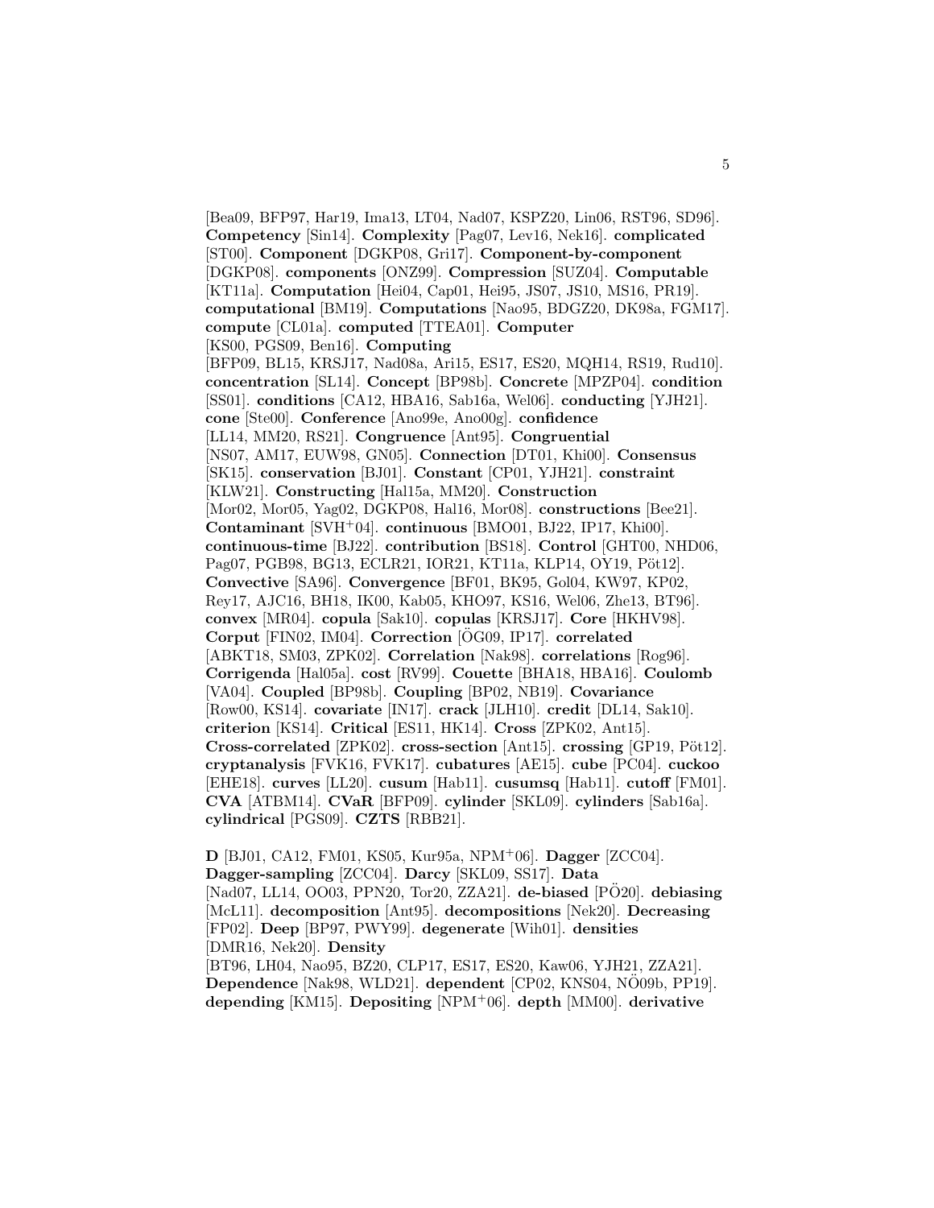[Bea09, BFP97, Har19, Ima13, LT04, Nad07, KSPZ20, Lin06, RST96, SD96]. **Competency** [Sin14]. **Complexity** [Pag07, Lev16, Nek16]. **complicated** [ST00]. **Component** [DGKP08, Gri17]. **Component-by-component** [DGKP08]. **components** [ONZ99]. **Compression** [SUZ04]. **Computable** [KT11a]. **Computation** [Hei04, Cap01, Hei95, JS07, JS10, MS16, PR19]. **computational** [BM19]. **Computations** [Nao95, BDGZ20, DK98a, FGM17]. **compute** [CL01a]. **computed** [TTEA01]. **Computer** [KS00, PGS09, Ben16]. **Computing** [BFP09, BL15, KRSJ17, Nad08a, Ari15, ES17, ES20, MQH14, RS19, Rud10]. **concentration** [SL14]. **Concept** [BP98b]. **Concrete** [MPZP04]. **condition** [SS01]. **conditions** [CA12, HBA16, Sab16a, Wel06]. **conducting** [YJH21]. **cone** [Ste00]. **Conference** [Ano99e, Ano00g]. **confidence** [LL14, MM20, RS21]. **Congruence** [Ant95]. **Congruential** [NS07, AM17, EUW98, GN05]. **Connection** [DT01, Khi00]. **Consensus** [SK15]. **conservation** [BJ01]. **Constant** [CP01, YJH21]. **constraint** [KLW21]. **Constructing** [Hal15a, MM20]. **Construction** [Mor02, Mor05, Yag02, DGKP08, Hal16, Mor08]. **constructions** [Bee21]. **Contaminant** [SVH+04]. **continuous** [BMO01, BJ22, IP17, Khi00]. **continuous-time** [BJ22]. **contribution** [BS18]. **Control** [GHT00, NHD06, Pag07, PGB98, BG13, ECLR21, IOR21, KT11a, KLP14, OY19, Pöt12]. **Convective** [SA96]. **Convergence** [BF01, BK95, Gol04, KW97, KP02, Rey17, AJC16, BH18, IK00, Kab05, KHO97, KS16, Wel06, Zhe13, BT96]. **convex** [MR04]. **copula** [Sak10]. **copulas** [KRSJ17]. **Core** [HKHV98]. **Corput** [FIN02, IM04]. **Correction** [ÖG09, IP17]. **correlated** [ABKT18, SM03, ZPK02]. **Correlation** [Nak98]. **correlations** [Rog96]. **Corrigenda** [Hal05a]. **cost** [RV99]. **Couette** [BHA18, HBA16]. **Coulomb** [VA04]. **Coupled** [BP98b]. **Coupling** [BP02, NB19]. **Covariance** [Row00, KS14]. **covariate** [IN17]. **crack** [JLH10]. **credit** [DL14, Sak10]. **criterion** [KS14]. **Critical** [ES11, HK14]. **Cross** [ZPK02, Ant15]. **Cross-correlated** [ZPK02]. **cross-section** [Ant15]. **crossing** [GP19, Pöt12]. **cryptanalysis** [FVK16, FVK17]. **cubatures** [AE15]. **cube** [PC04]. **cuckoo** [EHE18]. **curves** [LL20]. **cusum** [Hab11]. **cusumsq** [Hab11]. **cutoff** [FM01]. **CVA** [ATBM14]. **CVaR** [BFP09]. **cylinder** [SKL09]. **cylinders** [Sab16a]. **cylindrical** [PGS09]. **CZTS** [RBB21].

**D** [BJ01, CA12, FM01, KS05, Kur95a, NPM+06]. **Dagger** [ZCC04]. **Dagger-sampling** [ZCC04]. **Darcy** [SKL09, SS17]. **Data** [Nad07, LL14, OO03, PPN20, Tor20, ZZA21]. **de-biased** [PÖ20]. **debiasing** [McL11]. **decomposition** [Ant95]. **decompositions** [Nek20]. **Decreasing** [FP02]. **Deep** [BP97, PWY99]. **degenerate** [Wih01]. **densities** [DMR16, Nek20]. **Density** [BT96, LH04, Nao95, BZ20, CLP17, ES17, ES20, Kaw06, YJH21, ZZA21]. **Dependence** [Nak98, WLD21]. **dependent** [CP02, KNS04, NÖ09b, PP19]. **depending** [KM15]. **Depositing** [NPM+06]. **depth** [MM00]. **derivative**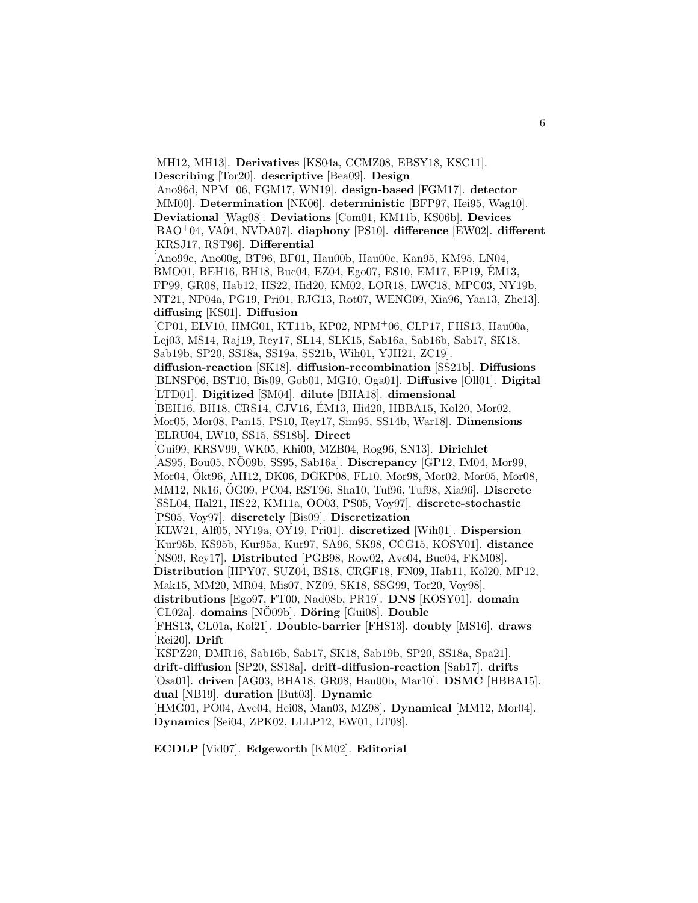[MH12, MH13]. **Derivatives** [KS04a, CCMZ08, EBSY18, KSC11]. **Describing** [Tor20]. **descriptive** [Bea09]. **Design** [Ano96d, NPM+06, FGM17, WN19]. **design-based** [FGM17]. **detector** [MM00]. **Determination** [NK06]. **deterministic** [BFP97, Hei95, Wag10]. **Deviational** [Wag08]. **Deviations** [Com01, KM11b, KS06b]. **Devices** [BAO+04, VA04, NVDA07]. **diaphony** [PS10]. **difference** [EW02]. **different** [KRSJ17, RST96]. **Differential** [Ano99e, Ano00g, BT96, BF01, Hau00b, Hau00c, Kan95, KM95, LN04, BMO01, BEH16, BH18, Buc04, EZ04, Ego07, ES10, EM17, EP19, ÉM13, FP99, GR08, Hab12, HS22, Hid20, KM02, LOR18, LWC18, MPC03, NY19b, NT21, NP04a, PG19, Pri01, RJG13, Rot07, WENG09, Xia96, Yan13, Zhe13]. **diffusing** [KS01]. **Diffusion** [CP01, ELV10, HMG01, KT11b, KP02, NPM+06, CLP17, FHS13, Hau00a, Lej03, MS14, Raj19, Rey17, SL14, SLK15, Sab16a, Sab16b, Sab17, SK18, Sab19b, SP20, SS18a, SS19a, SS21b, Wih01, YJH21, ZC19]. **diffusion-reaction** [SK18]. **diffusion-recombination** [SS21b]. **Diffusions** [BLNSP06, BST10, Bis09, Gob01, MG10, Oga01]. **Diffusive** [Oll01]. **Digital** [LTD01]. **Digitized** [SM04]. **dilute** [BHA18]. **dimensional** [BEH16, BH18, CRS14, CJV16, ÉM13, Hid20, HBBA15, Kol20, Mor02, Mor05, Mor08, Pan15, PS10, Rey17, Sim95, SS14b, War18]. **Dimensions** [ELRU04, LW10, SS15, SS18b]. **Direct** [Gui99, KRSV99, WK05, Khi00, MZB04, Rog96, SN13]. **Dirichlet** [AS95, Bou05, NÖ09b, SS95, Sab16a]. **Discrepancy** [GP12, IM04, Mor99, Mor04, Ökt96, AH12, DK06, DGKP08, FL10, Mor98, Mor02, Mor05, Mor08, MM12, Nk16, ÖG09, PC04, RST96, Sha10, Tuf96, Tuf98, Xia96]. **Discrete** [SSL04, Hal21, HS22, KM11a, OO03, PS05, Voy97]. **discrete-stochastic** [PS05, Voy97]. **discretely** [Bis09]. **Discretization** [KLW21, Alf05, NY19a, OY19, Pri01]. **discretized** [Wih01]. **Dispersion** [Kur95b, KS95b, Kur95a, Kur97, SA96, SK98, CCG15, KOSY01]. **distance** [NS09, Rey17]. **Distributed** [PGB98, Row02, Ave04, Buc04, FKM08]. **Distribution** [HPY07, SUZ04, BS18, CRGF18, FN09, Hab11, Kol20, MP12, Mak15, MM20, MR04, Mis07, NZ09, SK18, SSG99, Tor20, Voy98]. **distributions** [Ego97, FT00, Nad08b, PR19]. **DNS** [KOSY01]. **domain** [CL02a]. **domains** [NÖ09b]. **Döring** [Gui08]. **Double** [FHS13, CL01a, Kol21]. **Double-barrier** [FHS13]. **doubly** [MS16]. **draws** [Rei20]. **Drift** [KSPZ20, DMR16, Sab16b, Sab17, SK18, Sab19b, SP20, SS18a, Spa21]. **drift-diffusion** [SP20, SS18a]. **drift-diffusion-reaction** [Sab17]. **drifts** [Osa01]. **driven** [AG03, BHA18, GR08, Hau00b, Mar10]. **DSMC** [HBBA15]. **dual** [NB19]. **duration** [But03]. **Dynamic** [HMG01, PO04, Ave04, Hei08, Man03, MZ98]. **Dynamical** [MM12, Mor04]. **Dynamics** [Sei04, ZPK02, LLLP12, EW01, LT08].

**ECDLP** [Vid07]. **Edgeworth** [KM02]. **Editorial**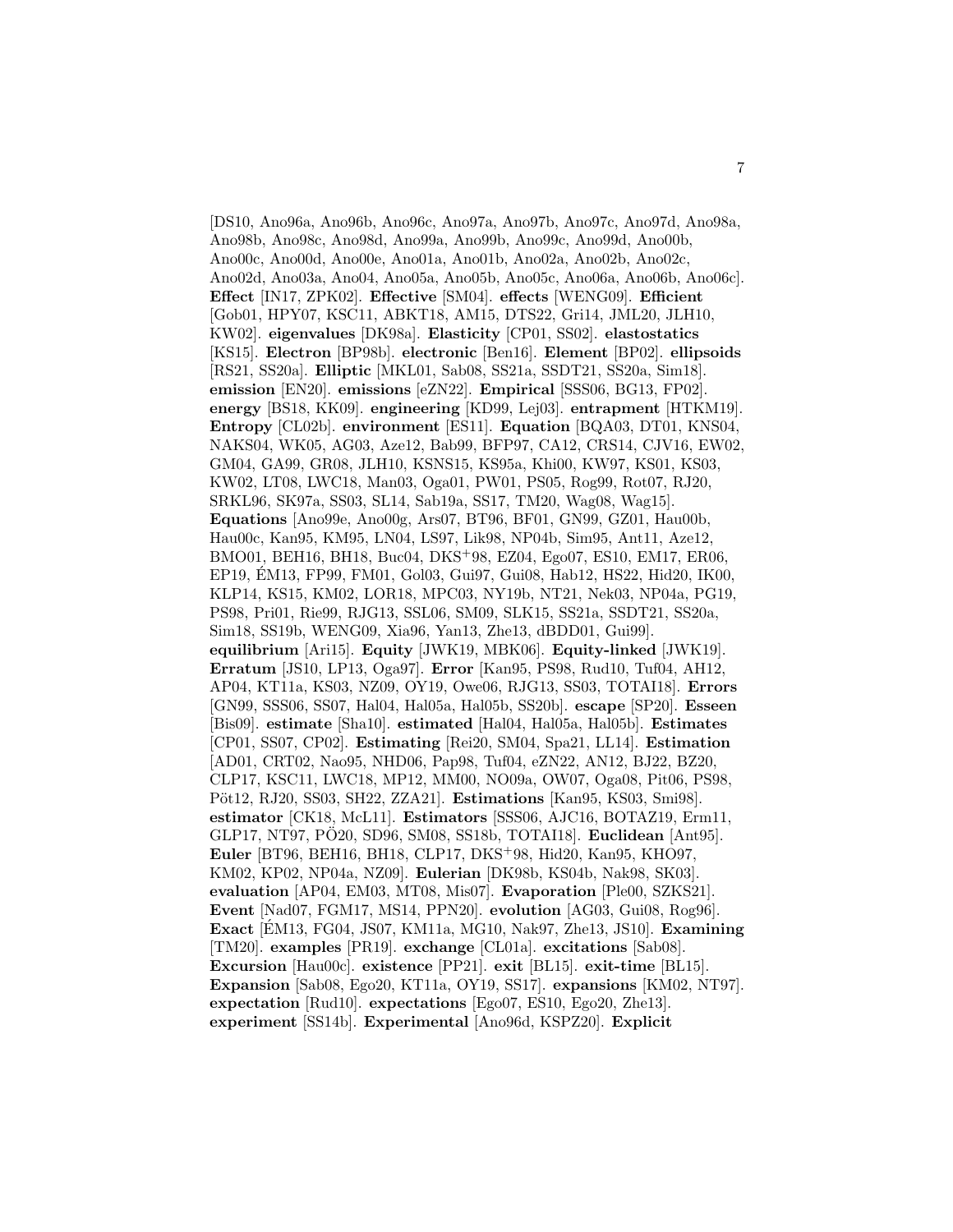[DS10, Ano96a, Ano96b, Ano96c, Ano97a, Ano97b, Ano97c, Ano97d, Ano98a, Ano98b, Ano98c, Ano98d, Ano99a, Ano99b, Ano99c, Ano99d, Ano00b, Ano00c, Ano00d, Ano00e, Ano01a, Ano01b, Ano02a, Ano02b, Ano02c, Ano02d, Ano03a, Ano04, Ano05a, Ano05b, Ano05c, Ano06a, Ano06b, Ano06c]. **Effect** [IN17, ZPK02]. **Effective** [SM04]. **effects** [WENG09]. **Efficient** [Gob01, HPY07, KSC11, ABKT18, AM15, DTS22, Gri14, JML20, JLH10, KW02]. **eigenvalues** [DK98a]. **Elasticity** [CP01, SS02]. **elastostatics** [KS15]. **Electron** [BP98b]. **electronic** [Ben16]. **Element** [BP02]. **ellipsoids** [RS21, SS20a]. **Elliptic** [MKL01, Sab08, SS21a, SSDT21, SS20a, Sim18]. **emission** [EN20]. **emissions** [eZN22]. **Empirical** [SSS06, BG13, FP02]. **energy** [BS18, KK09]. **engineering** [KD99, Lej03]. **entrapment** [HTKM19]. **Entropy** [CL02b]. **environment** [ES11]. **Equation** [BQA03, DT01, KNS04, NAKS04, WK05, AG03, Aze12, Bab99, BFP97, CA12, CRS14, CJV16, EW02, GM04, GA99, GR08, JLH10, KSNS15, KS95a, Khi00, KW97, KS01, KS03, KW02, LT08, LWC18, Man03, Oga01, PW01, PS05, Rog99, Rot07, RJ20, SRKL96, SK97a, SS03, SL14, Sab19a, SS17, TM20, Wag08, Wag15]. **Equations** [Ano99e, Ano00g, Ars07, BT96, BF01, GN99, GZ01, Hau00b, Hau00c, Kan95, KM95, LN04, LS97, Lik98, NP04b, Sim95, Ant11, Aze12, BMO01, BEH16, BH18, Buc04, DKS+98, EZ04, Ego07, ES10, EM17, ER06, EP19, ÉM13, FP99, FM01, Gol03, Gui97, Gui08, Hab12, HS22, Hid20, IK00, KLP14, KS15, KM02, LOR18, MPC03, NY19b, NT21, Nek03, NP04a, PG19, PS98, Pri01, Rie99, RJG13, SSL06, SM09, SLK15, SS21a, SSDT21, SS20a, Sim18, SS19b, WENG09, Xia96, Yan13, Zhe13, dBDD01, Gui99]. **equilibrium** [Ari15]. **Equity** [JWK19, MBK06]. **Equity-linked** [JWK19]. **Erratum** [JS10, LP13, Oga97]. **Error** [Kan95, PS98, Rud10, Tuf04, AH12, AP04, KT11a, KS03, NZ09, OY19, Owe06, RJG13, SS03, TOTAI18]. **Errors** [GN99, SSS06, SS07, Hal04, Hal05a, Hal05b, SS20b]. **escape** [SP20]. **Esseen** [Bis09]. **estimate** [Sha10]. **estimated** [Hal04, Hal05a, Hal05b]. **Estimates** [CP01, SS07, CP02]. **Estimating** [Rei20, SM04, Spa21, LL14]. **Estimation** [AD01, CRT02, Nao95, NHD06, Pap98, Tuf04, eZN22, AN12, BJ22, BZ20, CLP17, KSC11, LWC18, MP12, MM00, NO09a, OW07, Oga08, Pit06, PS98, Pöt12, RJ20, SS03, SH22, ZZA21]. **Estimations** [Kan95, KS03, Smi98]. **estimator** [CK18, McL11]. **Estimators** [SSS06, AJC16, BOTAZ19, Erm11, GLP17, NT97, PÖ20, SD96, SM08, SS18b, TOTAI18]. **Euclidean** [Ant95]. **Euler** [BT96, BEH16, BH18, CLP17, DKS+98, Hid20, Kan95, KHO97, KM02, KP02, NP04a, NZ09]. **Eulerian** [DK98b, KS04b, Nak98, SK03]. **evaluation** [AP04, EM03, MT08, Mis07]. **Evaporation** [Ple00, SZKS21]. **Event** [Nad07, FGM17, MS14, PPN20]. **evolution** [AG03, Gui08, Rog96]. **Exact** [ÉM13, FG04, JS07, KM11a, MG10, Nak97, Zhe13, JS10]. **Examining** [TM20]. **examples** [PR19]. **exchange** [CL01a]. **excitations** [Sab08]. **Excursion** [Hau00c]. **existence** [PP21]. **exit** [BL15]. **exit-time** [BL15]. **Expansion** [Sab08, Ego20, KT11a, OY19, SS17]. **expansions** [KM02, NT97]. **expectation** [Rud10]. **expectations** [Ego07, ES10, Ego20, Zhe13]. **experiment** [SS14b]. **Experimental** [Ano96d, KSPZ20]. **Explicit**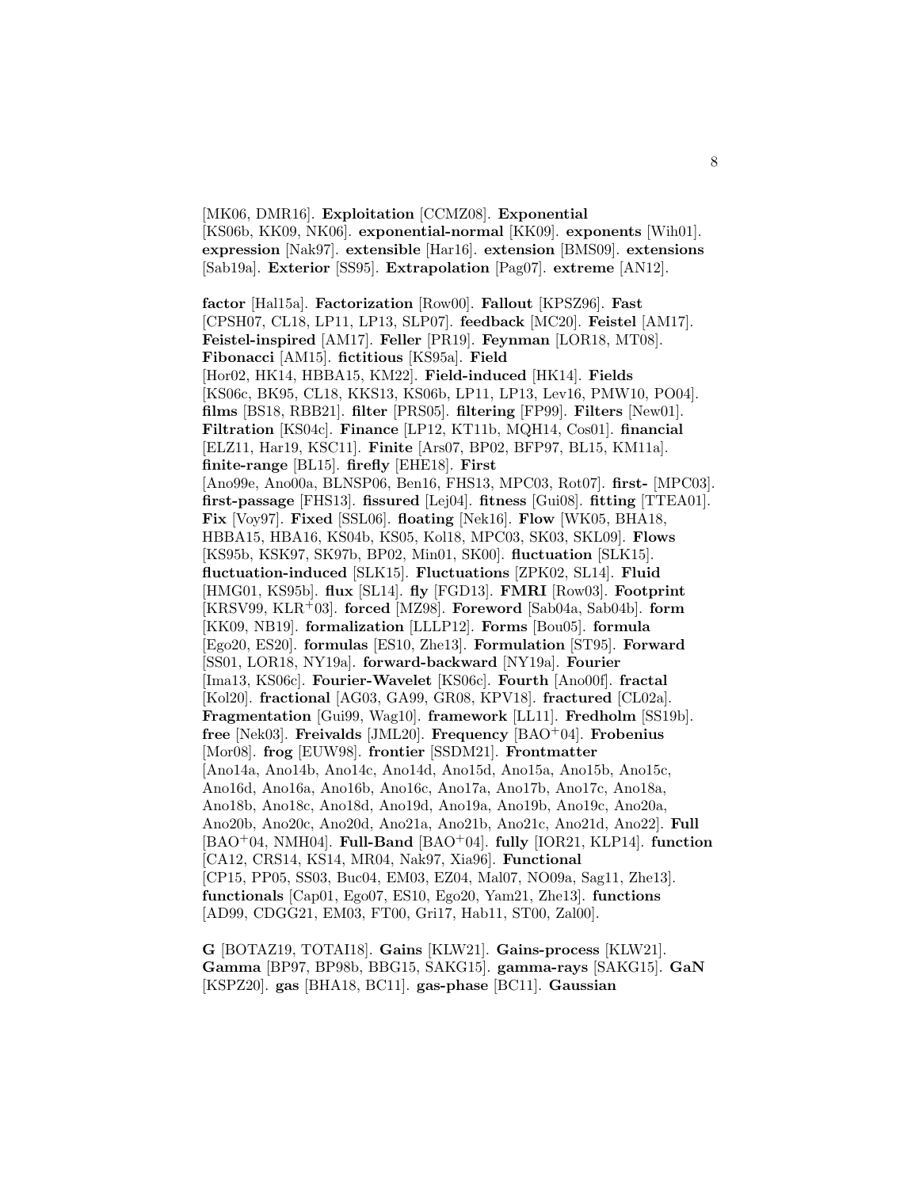[MK06, DMR16]. **Exploitation** [CCMZ08]. **Exponential** [KS06b, KK09, NK06]. **exponential-normal** [KK09]. **exponents** [Wih01]. **expression** [Nak97]. **extensible** [Har16]. **extension** [BMS09]. **extensions** [Sab19a]. **Exterior** [SS95]. **Extrapolation** [Pag07]. **extreme** [AN12].

**factor** [Hal15a]. **Factorization** [Row00]. **Fallout** [KPSZ96]. **Fast** [CPSH07, CL18, LP11, LP13, SLP07]. **feedback** [MC20]. **Feistel** [AM17]. **Feistel-inspired** [AM17]. **Feller** [PR19]. **Feynman** [LOR18, MT08]. **Fibonacci** [AM15]. **fictitious** [KS95a]. **Field** [Hor02, HK14, HBBA15, KM22]. **Field-induced** [HK14]. **Fields** [KS06c, BK95, CL18, KKS13, KS06b, LP11, LP13, Lev16, PMW10, PO04]. **films** [BS18, RBB21]. **filter** [PRS05]. **filtering** [FP99]. **Filters** [New01]. **Filtration** [KS04c]. **Finance** [LP12, KT11b, MQH14, Cos01]. **financial** [ELZ11, Har19, KSC11]. **Finite** [Ars07, BP02, BFP97, BL15, KM11a]. **finite-range** [BL15]. **firefly** [EHE18]. **First** [Ano99e, Ano00a, BLNSP06, Ben16, FHS13, MPC03, Rot07]. **first-** [MPC03]. **first-passage** [FHS13]. **fissured** [Lej04]. **fitness** [Gui08]. **fitting** [TTEA01]. **Fix** [Voy97]. **Fixed** [SSL06]. **floating** [Nek16]. **Flow** [WK05, BHA18, HBBA15, HBA16, KS04b, KS05, Kol18, MPC03, SK03, SKL09]. **Flows** [KS95b, KSK97, SK97b, BP02, Min01, SK00]. **fluctuation** [SLK15]. **fluctuation-induced** [SLK15]. **Fluctuations** [ZPK02, SL14]. **Fluid** [HMG01, KS95b]. **flux** [SL14]. **fly** [FGD13]. **FMRI** [Row03]. **Footprint** [KRSV99, KLR+03]. **forced** [MZ98]. **Foreword** [Sab04a, Sab04b]. **form** [KK09, NB19]. **formalization** [LLLP12]. **Forms** [Bou05]. **formula** [Ego20, ES20]. **formulas** [ES10, Zhe13]. **Formulation** [ST95]. **Forward** [SS01, LOR18, NY19a]. **forward-backward** [NY19a]. **Fourier** [Ima13, KS06c]. **Fourier-Wavelet** [KS06c]. **Fourth** [Ano00f]. **fractal** [Kol20]. **fractional** [AG03, GA99, GR08, KPV18]. **fractured** [CL02a]. **Fragmentation** [Gui99, Wag10]. **framework** [LL11]. **Fredholm** [SS19b]. **free** [Nek03]. **Freivalds** [JML20]. **Frequency** [BAO+04]. **Frobenius** [Mor08]. **frog** [EUW98]. **frontier** [SSDM21]. **Frontmatter** [Ano14a, Ano14b, Ano14c, Ano14d, Ano15d, Ano15a, Ano15b, Ano15c, Ano16d, Ano16a, Ano16b, Ano16c, Ano17a, Ano17b, Ano17c, Ano18a, Ano18b, Ano18c, Ano18d, Ano19d, Ano19a, Ano19b, Ano19c, Ano20a, Ano20b, Ano20c, Ano20d, Ano21a, Ano21b, Ano21c, Ano21d, Ano22]. **Full** [BAO+04, NMH04]. **Full-Band** [BAO+04]. **fully** [IOR21, KLP14]. **function** [CA12, CRS14, KS14, MR04, Nak97, Xia96]. **Functional** [CP15, PP05, SS03, Buc04, EM03, EZ04, Mal07, NO09a, Sag11, Zhe13]. **functionals** [Cap01, Ego07, ES10, Ego20, Yam21, Zhe13]. **functions** [AD99, CDGG21, EM03, FT00, Gri17, Hab11, ST00, Zal00].

**G** [BOTAZ19, TOTAI18]. **Gains** [KLW21]. **Gains-process** [KLW21]. **Gamma** [BP97, BP98b, BBG15, SAKG15]. **gamma-rays** [SAKG15]. **GaN** [KSPZ20]. **gas** [BHA18, BC11]. **gas-phase** [BC11]. **Gaussian**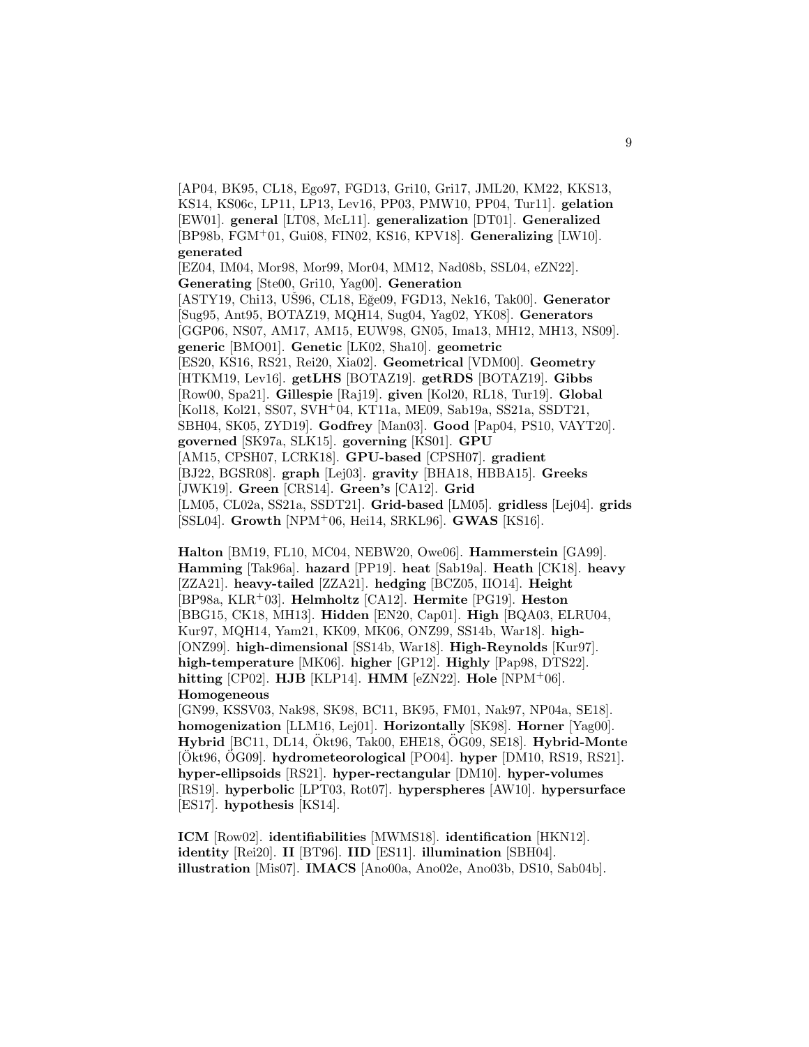[AP04, BK95, CL18, Ego97, FGD13, Gri10, Gri17, JML20, KM22, KKS13, KS14, KS06c, LP11, LP13, Lev16, PP03, PMW10, PP04, Tur11]. **gelation** [EW01]. **general** [LT08, McL11]. **generalization** [DT01]. **Generalized** [BP98b, FGM$^{+}$01, Gui08, FIN02, KS16, KPV18]. **Generalizing** [LW10]. **generated** [EZ04, IM04, Mor98, Mor99, Mor04, MM12, Nad08b, SSL04, eZN22]. **Generating** [Ste00, Gri10, Yag00]. **Generation** [ASTY19, Chi13, UŠ96, CL18, Eğe09, FGD13, Nek16, Tak00]. **Generator** [Sug95, Ant95, BOTAZ19, MQH14, Sug04, Yag02, YK08]. **Generators** [GGP06, NS07, AM17, AM15, EUW98, GN05, Ima13, MH12, MH13, NS09]. **generic** [BMO01]. **Genetic** [LK02, Sha10]. **geometric** [ES20, KS16, RS21, Rei20, Xia02]. **Geometrical** [VDM00]. **Geometry** [HTKM19, Lev16]. **getLHS** [BOTAZ19]. **getRDS** [BOTAZ19]. **Gibbs** [Row00, Spa21]. **Gillespie** [Raj19]. **given** [Kol20, RL18, Tur19]. **Global** [Kol18, Kol21, SS07, SVH$^{+}$04, KT11a, ME09, Sab19a, SS21a, SSDT21, SBH04, SK05, ZYD19]. **Godfrey** [Man03]. **Good** [Pap04, PS10, VAYT20]. **governed** [SK97a, SLK15]. **governing** [KS01]. **GPU** [AM15, CPSH07, LCRK18]. **GPU-based** [CPSH07]. **gradient** [BJ22, BGSR08]. **graph** [Lej03]. **gravity** [BHA18, HBBA15]. **Greeks** [JWK19]. **Green** [CRS14]. **Green's** [CA12]. **Grid** [LM05, CL02a, SS21a, SSDT21]. **Grid-based** [LM05]. **gridless** [Lej04]. **grids** [SSL04]. **Growth** [NPM$^{+}$06, Hei14, SRKL96]. **GWAS** [KS16].

**Halton** [BM19, FL10, MC04, NEBW20, Owe06]. **Hammerstein** [GA99]. **Hamming** [Tak96a]. **hazard** [PP19]. **heat** [Sab19a]. **Heath** [CK18]. **heavy** [ZZA21]. **heavy-tailed** [ZZA21]. **hedging** [BCZ05, IIO14]. **Height** [BP98a, KLR$^{+}$03]. **Helmholtz** [CA12]. **Hermite** [PG19]. **Heston** [BBG15, CK18, MH13]. **Hidden** [EN20, Cap01]. **High** [BQA03, ELRU04, Kur97, MQH14, Yam21, KK09, MK06, ONZ99, SS14b, War18]. **high-** [ONZ99]. **high-dimensional** [SS14b, War18]. **High-Reynolds** [Kur97]. **high-temperature** [MK06]. **higher** [GP12]. **Highly** [Pap98, DTS22]. **hitting** [CP02]. **HJB** [KLP14]. **HMM** [eZN22]. **Hole** [NPM$^{+}$06]. **Homogeneous** [GN99, KSSV03, Nak98, SK98, BC11, BK95, FM01, Nak97, NP04a, SE18]. **homogenization** [LLM16, Lej01]. **Horizontally** [SK98]. **Horner** [Yag00]. **Hybrid** [BC11, DL14, Ökt96, Tak00, EHE18, ÖG09, SE18]. **Hybrid-Monte** [Ökt96, ÖG09]. **hydrometeorological** [PO04]. **hyper** [DM10, RS19, RS21]. **hyper-ellipsoids** [RS21]. **hyper-rectangular** [DM10]. **hyper-volumes** [RS19]. **hyperbolic** [LPT03, Rot07]. **hyperspheres** [AW10]. **hypersurface** [ES17]. **hypothesis** [KS14].

**ICM** [Row02]. **identifiabilities** [MWMS18]. **identification** [HKN12]. **identity** [Rei20]. **II** [BT96]. **IID** [ES11]. **illumination** [SBH04]. **illustration** [Mis07]. **IMACS** [Ano00a, Ano02e, Ano03b, DS10, Sab04b].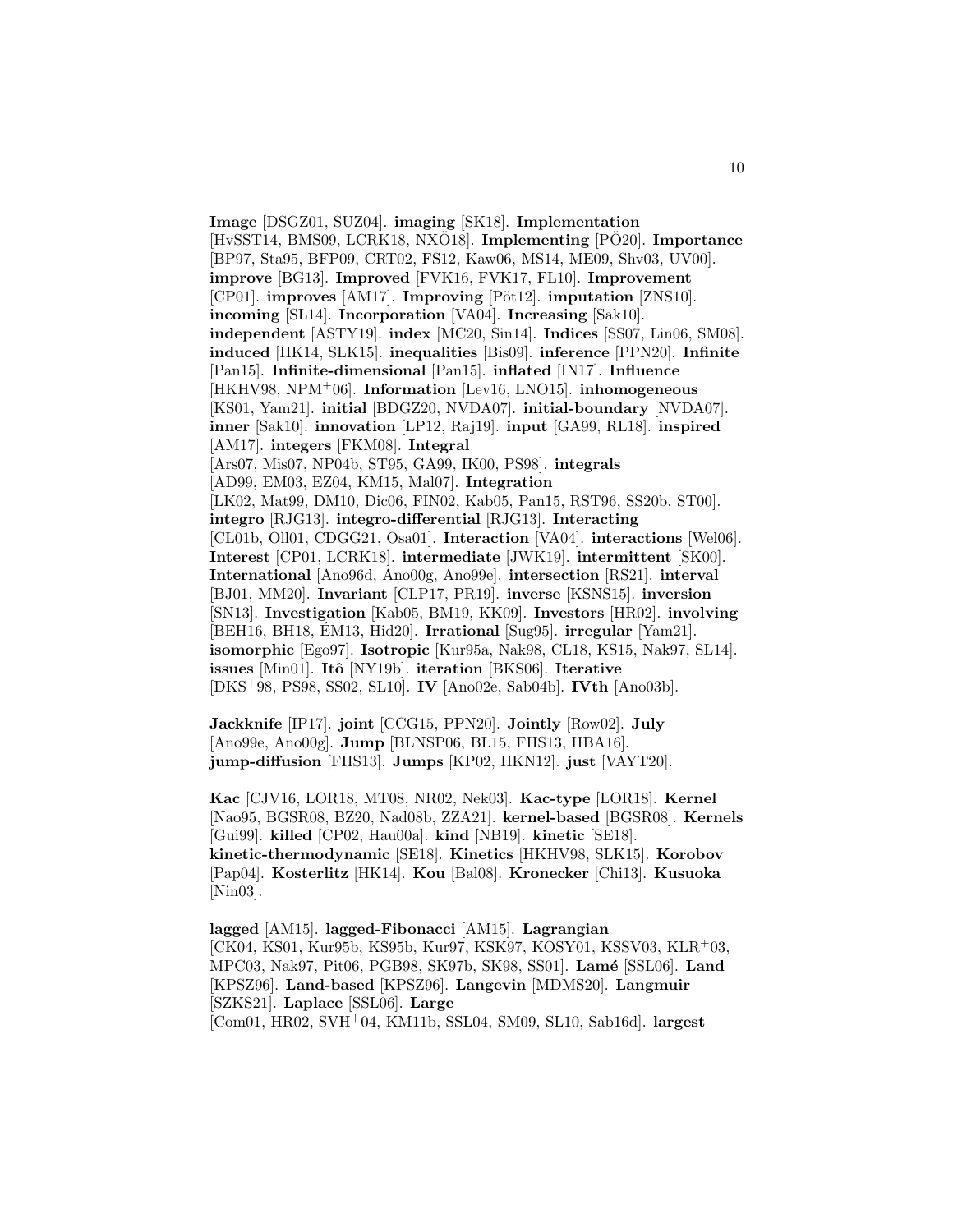**Image** [DSGZ01, SUZ04]. **imaging** [SK18]. **Implementation** [HvSST14, BMS09, LCRK18, NXÖ18]. **Implementing** [PÖ20]. **Importance** [BP97, Sta95, BFP09, CRT02, FS12, Kaw06, MS14, ME09, Shv03, UV00]. **improve** [BG13]. **Improved** [FVK16, FVK17, FL10]. **Improvement** [CP01]. **improves** [AM17]. **Improving** [Pöt12]. **imputation** [ZNS10]. **incoming** [SL14]. **Incorporation** [VA04]. **Increasing** [Sak10]. **independent** [ASTY19]. **index** [MC20, Sin14]. **Indices** [SS07, Lin06, SM08]. **induced** [HK14, SLK15]. **inequalities** [Bis09]. **inference** [PPN20]. **Infinite** [Pan15]. **Infinite-dimensional** [Pan15]. **inflated** [IN17]. **Influence** [HKHV98, NPM+06]. **Information** [Lev16, LNO15]. **inhomogeneous** [KS01, Yam21]. **initial** [BDGZ20, NVDA07]. **initial-boundary** [NVDA07]. **inner** [Sak10]. **innovation** [LP12, Raj19]. **input** [GA99, RL18]. **inspired** [AM17]. **integers** [FKM08]. **Integral** [Ars07, Mis07, NP04b, ST95, GA99, IK00, PS98]. **integrals** [AD99, EM03, EZ04, KM15, Mal07]. **Integration** [LK02, Mat99, DM10, Dic06, FIN02, Kab05, Pan15, RST96, SS20b, ST00]. **integro** [RJG13]. **integro-differential** [RJG13]. **Interacting** [CL01b, Oll01, CDGG21, Osa01]. **Interaction** [VA04]. **interactions** [Wel06]. **Interest** [CP01, LCRK18]. **intermediate** [JWK19]. **intermittent** [SK00]. **International** [Ano96d, Ano00g, Ano99e]. **intersection** [RS21]. **interval** [BJ01, MM20]. **Invariant** [CLP17, PR19]. **inverse** [KSNS15]. **inversion** [SN13]. **Investigation** [Kab05, BM19, KK09]. **Investors** [HR02]. **involving** [BEH16, BH18, ÉM13, Hid20]. **Irrational** [Sug95]. **irregular** [Yam21]. **isomorphic** [Ego97]. **Isotropic** [Kur95a, Nak98, CL18, KS15, Nak97, SL14]. **issues** [Min01]. **Itô** [NY19b]. **iteration** [BKS06]. **Iterative** [DKS+98, PS98, SS02, SL10]. **IV** [Ano02e, Sab04b]. **IVth** [Ano03b].

**Jackknife** [IP17]. **joint** [CCG15, PPN20]. **Jointly** [Row02]. **July** [Ano99e, Ano00g]. **Jump** [BLNSP06, BL15, FHS13, HBA16]. **jump-diffusion** [FHS13]. **Jumps** [KP02, HKN12]. **just** [VAYT20].

**Kac** [CJV16, LOR18, MT08, NR02, Nek03]. **Kac-type** [LOR18]. **Kernel** [Nao95, BGSR08, BZ20, Nad08b, ZZA21]. **kernel-based** [BGSR08]. **Kernels** [Gui99]. **killed** [CP02, Hau00a]. **kind** [NB19]. **kinetic** [SE18]. **kinetic-thermodynamic** [SE18]. **Kinetics** [HKHV98, SLK15]. **Korobov** [Pap04]. **Kosterlitz** [HK14]. **Kou** [Bal08]. **Kronecker** [Chi13]. **Kusuoka** [Nin03].

**lagged** [AM15]. **lagged-Fibonacci** [AM15]. **Lagrangian** [CK04, KS01, Kur95b, KS95b, Kur97, KSK97, KOSY01, KSSV03, KLR+03, MPC03, Nak97, Pit06, PGB98, SK97b, SK98, SS01]. **Lamé** [SSL06]. **Land** [KPSZ96]. **Land-based** [KPSZ96]. **Langevin** [MDMS20]. **Langmuir** [SZKS21]. **Laplace** [SSL06]. **Large** [Com01, HR02, SVH+04, KM11b, SSL04, SM09, SL10, Sab16d]. **largest**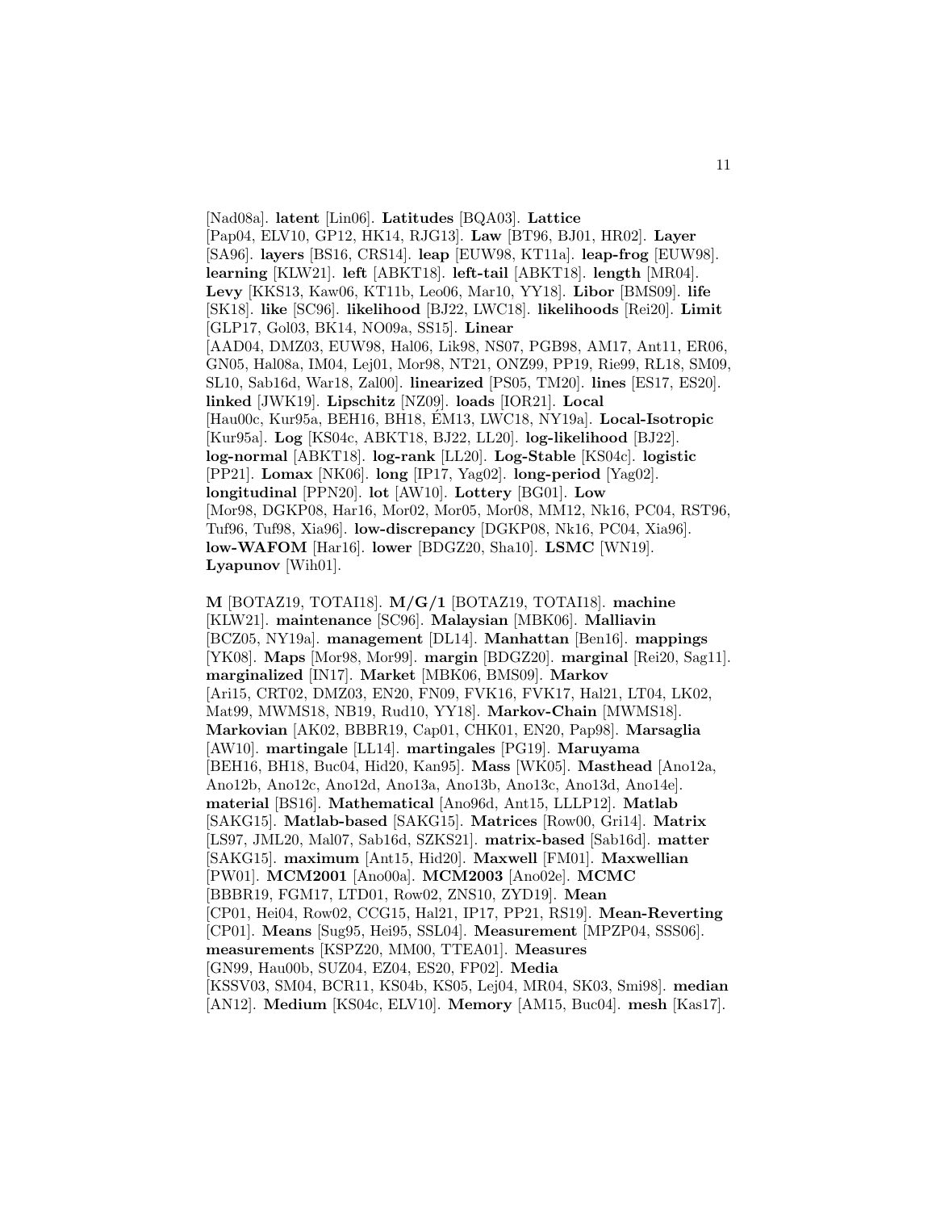[Nad08a]. **latent** [Lin06]. **Latitudes** [BQA03]. **Lattice** [Pap04, ELV10, GP12, HK14, RJG13]. **Law** [BT96, BJ01, HR02]. **Layer** [SA96]. **layers** [BS16, CRS14]. **leap** [EUW98, KT11a]. **leap-frog** [EUW98]. **learning** [KLW21]. **left** [ABKT18]. **left-tail** [ABKT18]. **length** [MR04]. **Levy** [KKS13, Kaw06, KT11b, Leo06, Mar10, YY18]. **Libor** [BMS09]. **life** [SK18]. **like** [SC96]. **likelihood** [BJ22, LWC18]. **likelihoods** [Rei20]. **Limit** [GLP17, Gol03, BK14, NO09a, SS15]. **Linear** [AAD04, DMZ03, EUW98, Hal06, Lik98, NS07, PGB98, AM17, Ant11, ER06, GN05, Hal08a, IM04, Lej01, Mor98, NT21, ONZ99, PP19, Rie99, RL18, SM09, SL10, Sab16d, War18, Zal00]. **linearized** [PS05, TM20]. **lines** [ES17, ES20]. **linked** [JWK19]. **Lipschitz** [NZ09]. **loads** [IOR21]. **Local** [Hau00c, Kur95a, BEH16, BH18, ÉM13, LWC18, NY19a]. **Local-Isotropic** [Kur95a]. **Log** [KS04c, ABKT18, BJ22, LL20]. **log-likelihood** [BJ22]. **log-normal** [ABKT18]. **log-rank** [LL20]. **Log-Stable** [KS04c]. **logistic** [PP21]. **Lomax** [NK06]. **long** [IP17, Yag02]. **long-period** [Yag02]. **longitudinal** [PPN20]. **lot** [AW10]. **Lottery** [BG01]. **Low** [Mor98, DGKP08, Har16, Mor02, Mor05, Mor08, MM12, Nk16, PC04, RST96, Tuf96, Tuf98, Xia96]. **low-discrepancy** [DGKP08, Nk16, PC04, Xia96]. **low-WAFOM** [Har16]. **lower** [BDGZ20, Sha10]. **LSMC** [WN19]. **Lyapunov** [Wih01].

**M** [BOTAZ19, TOTAI18]. **M/G/1** [BOTAZ19, TOTAI18]. **machine** [KLW21]. **maintenance** [SC96]. **Malaysian** [MBK06]. **Malliavin** [BCZ05, NY19a]. **management** [DL14]. **Manhattan** [Ben16]. **mappings** [YK08]. **Maps** [Mor98, Mor99]. **margin** [BDGZ20]. **marginal** [Rei20, Sag11]. **marginalized** [IN17]. **Market** [MBK06, BMS09]. **Markov** [Ari15, CRT02, DMZ03, EN20, FN09, FVK16, FVK17, Hal21, LT04, LK02, Mat99, MWMS18, NB19, Rud10, YY18]. **Markov-Chain** [MWMS18]. **Markovian** [AK02, BBBR19, Cap01, CHK01, EN20, Pap98]. **Marsaglia** [AW10]. **martingale** [LL14]. **martingales** [PG19]. **Maruyama** [BEH16, BH18, Buc04, Hid20, Kan95]. **Mass** [WK05]. **Masthead** [Ano12a, Ano12b, Ano12c, Ano12d, Ano13a, Ano13b, Ano13c, Ano13d, Ano14e]. **material** [BS16]. **Mathematical** [Ano96d, Ant15, LLLP12]. **Matlab** [SAKG15]. **Matlab-based** [SAKG15]. **Matrices** [Row00, Gri14]. **Matrix** [LS97, JML20, Mal07, Sab16d, SZKS21]. **matrix-based** [Sab16d]. **matter** [SAKG15]. **maximum** [Ant15, Hid20]. **Maxwell** [FM01]. **Maxwellian** [PW01]. **MCM2001** [Ano00a]. **MCM2003** [Ano02e]. **MCMC** [BBBR19, FGM17, LTD01, Row02, ZNS10, ZYD19]. **Mean** [CP01, Hei04, Row02, CCG15, Hal21, IP17, PP21, RS19]. **Mean-Reverting** [CP01]. **Means** [Sug95, Hei95, SSL04]. **Measurement** [MPZP04, SSS06]. **measurements** [KSPZ20, MM00, TTEA01]. **Measures** [GN99, Hau00b, SUZ04, EZ04, ES20, FP02]. **Media** [KSSV03, SM04, BCR11, KS04b, KS05, Lej04, MR04, SK03, Smi98]. **median** [AN12]. **Medium** [KS04c, ELV10]. **Memory** [AM15, Buc04]. **mesh** [Kas17].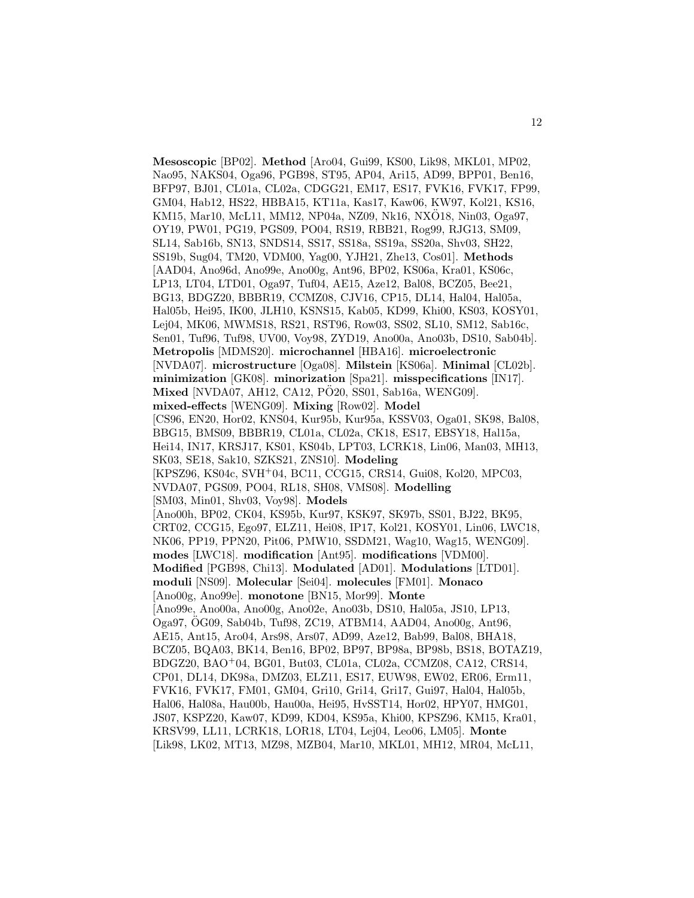**Mesoscopic** [BP02]. **Method** [Aro04, Gui99, KS00, Lik98, MKL01, MP02, Nao95, NAKS04, Oga96, PGB98, ST95, AP04, Ari15, AD99, BPP01, Ben16, BFP97, BJ01, CL01a, CL02a, CDGG21, EM17, ES17, FVK16, FVK17, FP99, GM04, Hab12, HS22, HBBA15, KT11a, Kas17, Kaw06, KW97, Kol21, KS16, KM15, Mar10, McL11, MM12, NP04a, NZ09, Nk16, NXÖ18, Nin03, Oga97, OY19, PW01, PG19, PGS09, PO04, RS19, RBB21, Rog99, RJG13, SM09, SL14, Sab16b, SN13, SNDS14, SS17, SS18a, SS19a, SS20a, Shv03, SH22, SS19b, Sug04, TM20, VDM00, Yag00, YJH21, Zhe13, Cos01]. **Methods** [AAD04, Ano96d, Ano99e, Ano00g, Ant96, BP02, KS06a, Kra01, KS06c, LP13, LT04, LTD01, Oga97, Tuf04, AE15, Aze12, Bal08, BCZ05, Bee21, BG13, BDGZ20, BBBR19, CCMZ08, CJV16, CP15, DL14, Hal04, Hal05a, Hal05b, Hei95, IK00, JLH10, KSNS15, Kab05, KD99, Khi00, KS03, KOSY01, Lej04, MK06, MWMS18, RS21, RST96, Row03, SS02, SL10, SM12, Sab16c, Sen01, Tuf96, Tuf98, UV00, Voy98, ZYD19, Ano00a, Ano03b, DS10, Sab04b]. **Metropolis** [MDMS20]. **microchannel** [HBA16]. **microelectronic** [NVDA07]. **microstructure** [Oga08]. **Milstein** [KS06a]. **Minimal** [CL02b]. **minimization** [GK08]. **minorization** [Spa21]. **misspecifications** [IN17]. **Mixed** [NVDA07, AH12, CA12, PÖ20, SS01, Sab16a, WENG09]. **mixed-effects** [WENG09]. **Mixing** [Row02]. **Model** [CS96, EN20, Hor02, KNS04, Kur95b, Kur95a, KSSV03, Oga01, SK98, Bal08, BBG15, BMS09, BBBR19, CL01a, CL02a, CK18, ES17, EBSY18, Hal15a, Hei14, IN17, KRSJ17, KS01, KS04b, LPT03, LCRK18, Lin06, Man03, MH13, SK03, SE18, Sak10, SZKS21, ZNS10]. **Modeling** [KPSZ96, KS04c, SVH+04, BC11, CCG15, CRS14, Gui08, Kol20, MPC03, NVDA07, PGS09, PO04, RL18, SH08, VMS08]. **Modelling** [SM03, Min01, Shv03, Voy98]. **Models** [Ano00h, BP02, CK04, KS95b, Kur97, KSK97, SK97b, SS01, BJ22, BK95, CRT02, CCG15, Ego97, ELZ11, Hei08, IP17, Kol21, KOSY01, Lin06, LWC18, NK06, PP19, PPN20, Pit06, PMW10, SSDM21, Wag10, Wag15, WENG09]. **modes** [LWC18]. **modification** [Ant95]. **modifications** [VDM00]. **Modified** [PGB98, Chi13]. **Modulated** [AD01]. **Modulations** [LTD01]. **moduli** [NS09]. **Molecular** [Sei04]. **molecules** [FM01]. **Monaco** [Ano00g, Ano99e]. **monotone** [BN15, Mor99]. **Monte** [Ano99e, Ano00a, Ano00g, Ano02e, Ano03b, DS10, Hal05a, JS10, LP13, Oga97, ÖG09, Sab04b, Tuf98, ZC19, ATBM14, AAD04, Ano00g, Ant96, AE15, Ant15, Aro04, Ars98, Ars07, AD99, Aze12, Bab99, Bal08, BHA18, BCZ05, BQA03, BK14, Ben16, BP02, BP97, BP98a, BP98b, BS18, BOTAZ19, BDGZ20, BAO+04, BG01, But03, CL01a, CL02a, CCMZ08, CA12, CRS14, CP01, DL14, DK98a, DMZ03, ELZ11, ES17, EUW98, EW02, ER06, Erm11, FVK16, FVK17, FM01, GM04, Gri10, Gri14, Gri17, Gui97, Hal04, Hal05b, Hal06, Hal08a, Hau00b, Hau00a, Hei95, HvSST14, Hor02, HPY07, HMG01, JS07, KSPZ20, Kaw07, KD99, KD04, KS95a, Khi00, KPSZ96, KM15, Kra01, KRSV99, LL11, LCRK18, LOR18, LT04, Lej04, Leo06, LM05]. **Monte** [Lik98, LK02, MT13, MZ98, MZB04, Mar10, MKL01, MH12, MR04, McL11,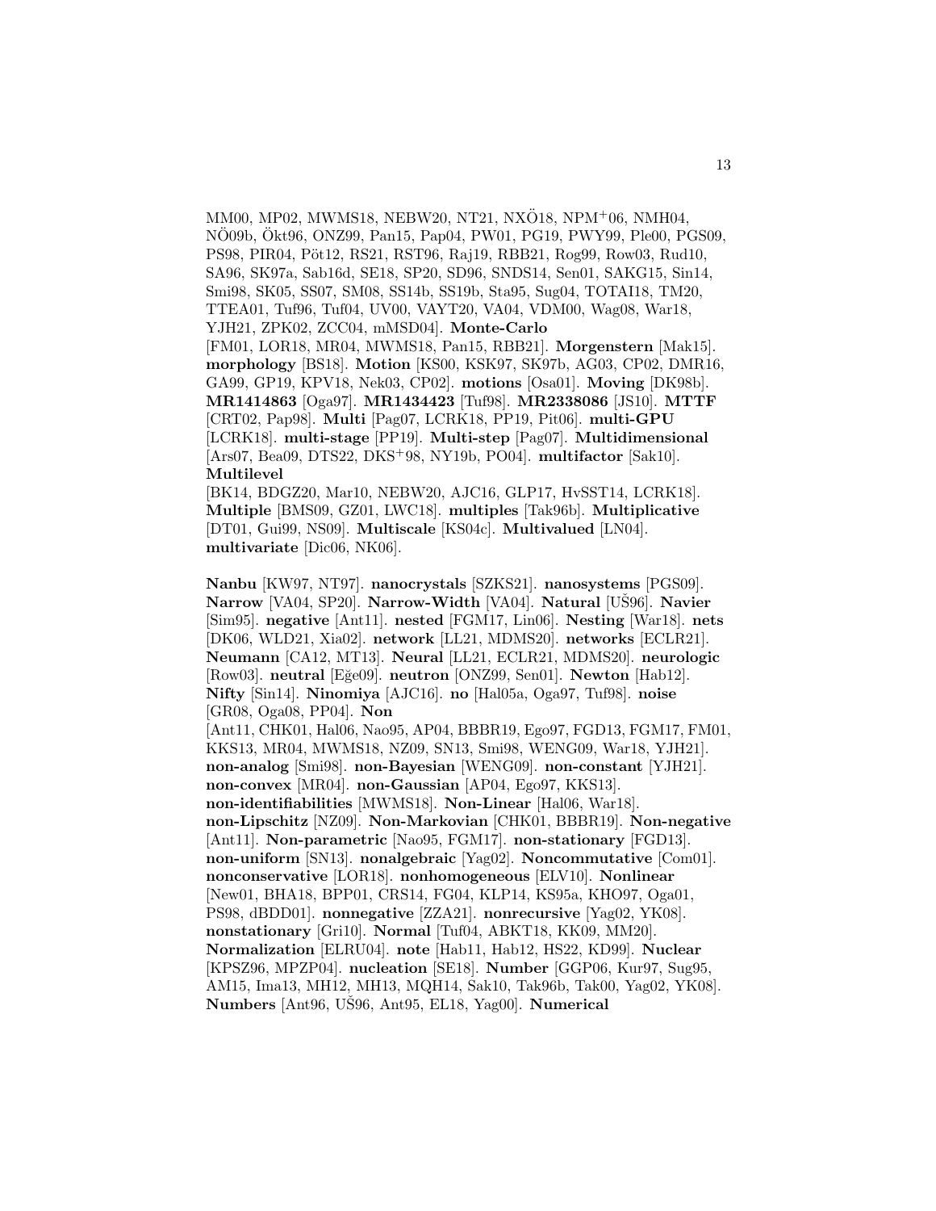MM00, MP02, MWMS18, NEBW20, NT21, NXÖ18, NPM+06, NMH04, NÖ09b, Ökt96, ONZ99, Pan15, Pap04, PW01, PG19, PWY99, Ple00, PGS09, PS98, PIR04, Pöt12, RS21, RST96, Raj19, RBB21, Rog99, Row03, Rud10, SA96, SK97a, Sab16d, SE18, SP20, SD96, SNDS14, Sen01, SAKG15, Sin14, Smi98, SK05, SS07, SM08, SS14b, SS19b, Sta95, Sug04, TOTAI18, TM20, TTEA01, Tuf96, Tuf04, UV00, VAYT20, VA04, VDM00, Wag08, War18, YJH21, ZPK02, ZCC04, mMSD04]. **Monte-Carlo** [FM01, LOR18, MR04, MWMS18, Pan15, RBB21]. **Morgenstern** [Mak15]. **morphology** [BS18]. **Motion** [KS00, KSK97, SK97b, AG03, CP02, DMR16, GA99, GP19, KPV18, Nek03, CP02]. **motions** [Osa01]. **Moving** [DK98b]. **MR1414863** [Oga97]. **MR1434423** [Tuf98]. **MR2338086** [JS10]. **MTTF** [CRT02, Pap98]. **Multi** [Pag07, LCRK18, PP19, Pit06]. **multi-GPU** [LCRK18]. **multi-stage** [PP19]. **Multi-step** [Pag07]. **Multidimensional** [Ars07, Bea09, DTS22, DKS+98, NY19b, PO04]. **multifactor** [Sak10]. **Multilevel** [BK14, BDGZ20, Mar10, NEBW20, AJC16, GLP17, HvSST14, LCRK18]. **Multiple** [BMS09, GZ01, LWC18]. **multiples** [Tak96b]. **Multiplicative** [DT01, Gui99, NS09]. **Multiscale** [KS04c]. **Multivalued** [LN04]. **multivariate** [Dic06, NK06].

**Nanbu** [KW97, NT97]. **nanocrystals** [SZKS21]. **nanosystems** [PGS09]. **Narrow** [VA04, SP20]. **Narrow-Width** [VA04]. **Natural** [UŠ96]. **Navier** [Sim95]. **negative** [Ant11]. **nested** [FGM17, Lin06]. **Nesting** [War18]. **nets** [DK06, WLD21, Xia02]. **network** [LL21, MDMS20]. **networks** [ECLR21]. **Neumann** [CA12, MT13]. **Neural** [LL21, ECLR21, MDMS20]. **neurologic** [Row03]. **neutral** [Eğe09]. **neutron** [ONZ99, Sen01]. **Newton** [Hab12]. **Nifty** [Sin14]. **Ninomiya** [AJC16]. **no** [Hal05a, Oga97, Tuf98]. **noise** [GR08, Oga08, PP04]. **Non** [Ant11, CHK01, Hal06, Nao95, AP04, BBBR19, Ego97, FGD13, FGM17, FM01, KKS13, MR04, MWMS18, NZ09, SN13, Smi98, WENG09, War18, YJH21]. **non-analog** [Smi98]. **non-Bayesian** [WENG09]. **non-constant** [YJH21]. **non-convex** [MR04]. **non-Gaussian** [AP04, Ego97, KKS13]. **non-identifiabilities** [MWMS18]. **Non-Linear** [Hal06, War18]. **non-Lipschitz** [NZ09]. **Non-Markovian** [CHK01, BBBR19]. **Non-negative** [Ant11]. **Non-parametric** [Nao95, FGM17]. **non-stationary** [FGD13]. **non-uniform** [SN13]. **nonalgebraic** [Yag02]. **Noncommutative** [Com01]. **nonconservative** [LOR18]. **nonhomogeneous** [ELV10]. **Nonlinear** [New01, BHA18, BPP01, CRS14, FG04, KLP14, KS95a, KHO97, Oga01, PS98, dBDD01]. **nonnegative** [ZZA21]. **nonrecursive** [Yag02, YK08]. **nonstationary** [Gri10]. **Normal** [Tuf04, ABKT18, KK09, MM20]. **Normalization** [ELRU04]. **note** [Hab11, Hab12, HS22, KD99]. **Nuclear** [KPSZ96, MPZP04]. **nucleation** [SE18]. **Number** [GGP06, Kur97, Sug95, AM15, Ima13, MH12, MH13, MQH14, Sak10, Tak96b, Tak00, Yag02, YK08]. **Numbers** [Ant96, UŠ96, Ant95, EL18, Yag00]. **Numerical**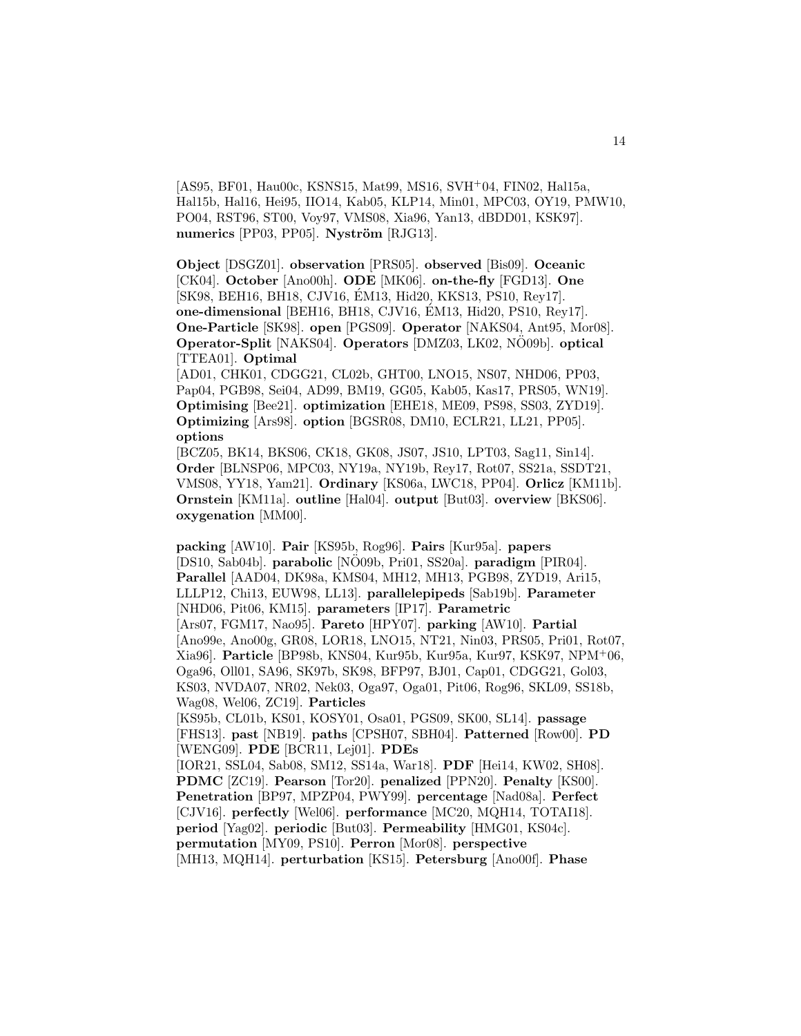[AS95, BF01, Hau00c, KSNS15, Mat99, MS16, SVH+04, FIN02, Hal15a, Hal15b, Hal16, Hei95, IIO14, Kab05, KLP14, Min01, MPC03, OY19, PMW10, PO04, RST96, ST00, Voy97, VMS08, Xia96, Yan13, dBDD01, KSK97]. **numerics** [PP03, PP05]. **Nyström** [RJG13].

**Object** [DSGZ01]. **observation** [PRS05]. **observed** [Bis09]. **Oceanic** [CK04]. **October** [Ano00h]. **ODE** [MK06]. **on-the-fly** [FGD13]. **One** [SK98, BEH16, BH18, CJV16, ÉM13, Hid20, KKS13, PS10, Rey17]. **one-dimensional** [BEH16, BH18, CJV16, ÉM13, Hid20, PS10, Rey17]. **One-Particle** [SK98]. **open** [PGS09]. **Operator** [NAKS04, Ant95, Mor08]. **Operator-Split** [NAKS04]. **Operators** [DMZ03, LK02, NÖ09b]. **optical** [TTEA01]. **Optimal** [AD01, CHK01, CDGG21, CL02b, GHT00, LNO15, NS07, NHD06, PP03, Pap04, PGB98, Sei04, AD99, BM19, GG05, Kab05, Kas17, PRS05, WN19]. **Optimising** [Bee21]. **optimization** [EHE18, ME09, PS98, SS03, ZYD19]. **Optimizing** [Ars98]. **option** [BGSR08, DM10, ECLR21, LL21, PP05]. **options** [BCZ05, BK14, BKS06, CK18, GK08, JS07, JS10, LPT03, Sag11, Sin14]. **Order** [BLNSP06, MPC03, NY19a, NY19b, Rey17, Rot07, SS21a, SSDT21, VMS08, YY18, Yam21]. **Ordinary** [KS06a, LWC18, PP04]. **Orlicz** [KM11b]. **Ornstein** [KM11a]. **outline** [Hal04]. **output** [But03]. **overview** [BKS06]. **oxygenation** [MM00].

**packing** [AW10]. **Pair** [KS95b, Rog96]. **Pairs** [Kur95a]. **papers** [DS10, Sab04b]. **parabolic** [NÖ09b, Pri01, SS20a]. **paradigm** [PIR04]. **Parallel** [AAD04, DK98a, KMS04, MH12, MH13, PGB98, ZYD19, Ari15, LLLP12, Chi13, EUW98, LL13]. **parallelepipeds** [Sab19b]. **Parameter** [NHD06, Pit06, KM15]. **parameters** [IP17]. **Parametric** [Ars07, FGM17, Nao95]. **Pareto** [HPY07]. **parking** [AW10]. **Partial** [Ano99e, Ano00g, GR08, LOR18, LNO15, NT21, Nin03, PRS05, Pri01, Rot07, Xia96]. **Particle** [BP98b, KNS04, Kur95b, Kur95a, Kur97, KSK97, NPM+06, Oga96, Oll01, SA96, SK97b, SK98, BFP97, BJ01, Cap01, CDGG21, Gol03, KS03, NVDA07, NR02, Nek03, Oga97, Oga01, Pit06, Rog96, SKL09, SS18b, Wag08, Wel06, ZC19]. **Particles** [KS95b, CL01b, KS01, KOSY01, Osa01, PGS09, SK00, SL14]. **passage** [FHS13]. **past** [NB19]. **paths** [CPSH07, SBH04]. **Patterned** [Row00]. **PD** [WENG09]. **PDE** [BCR11, Lej01]. **PDEs** [IOR21, SSL04, Sab08, SM12, SS14a, War18]. **PDF** [Hei14, KW02, SH08]. **PDMC** [ZC19]. **Pearson** [Tor20]. **penalized** [PPN20]. **Penalty** [KS00]. **Penetration** [BP97, MPZP04, PWY99]. **percentage** [Nad08a]. **Perfect** [CJV16]. **perfectly** [Wel06]. **performance** [MC20, MQH14, TOTAI18]. **period** [Yag02]. **periodic** [But03]. **Permeability** [HMG01, KS04c]. **permutation** [MY09, PS10]. **Perron** [Mor08]. **perspective** [MH13, MQH14]. **perturbation** [KS15]. **Petersburg** [Ano00f]. **Phase**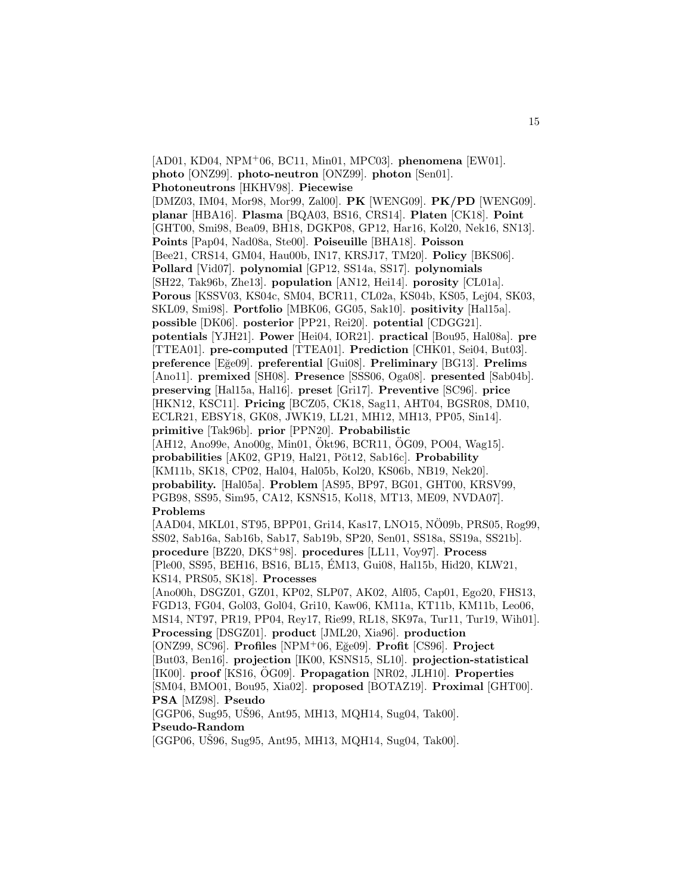[AD01, KD04, NPM+06, BC11, Min01, MPC03]. **phenomena** [EW01]. **photo** [ONZ99]. **photo-neutron** [ONZ99]. **photon** [Sen01]. **Photoneutrons** [HKHV98]. **Piecewise** [DMZ03, IM04, Mor98, Mor99, Zal00]. **PK** [WENG09]. **PK/PD** [WENG09]. **planar** [HBA16]. **Plasma** [BQA03, BS16, CRS14]. **Platen** [CK18]. **Point** [GHT00, Smi98, Bea09, BH18, DGKP08, GP12, Har16, Kol20, Nek16, SN13]. **Points** [Pap04, Nad08a, Ste00]. **Poiseuille** [BHA18]. **Poisson** [Bee21, CRS14, GM04, Hau00b, IN17, KRSJ17, TM20]. **Policy** [BKS06]. **Pollard** [Vid07]. **polynomial** [GP12, SS14a, SS17]. **polynomials** [SH22, Tak96b, Zhe13]. **population** [AN12, Hei14]. **porosity** [CL01a]. **Porous** [KSSV03, KS04c, SM04, BCR11, CL02a, KS04b, KS05, Lej04, SK03, SKL09, Smi98]. **Portfolio** [MBK06, GG05, Sak10]. **positivity** [Hal15a]. **possible** [DK06]. **posterior** [PP21, Rei20]. **potential** [CDGG21]. **potentials** [YJH21]. **Power** [Hei04, IOR21]. **practical** [Bou95, Hal08a]. **pre** [TTEA01]. **pre-computed** [TTEA01]. **Prediction** [CHK01, Sei04, But03]. **preference** [Eğe09]. **preferential** [Gui08]. **Preliminary** [BG13]. **Prelims** [Ano11]. **premixed** [SH08]. **Presence** [SSS06, Oga08]. **presented** [Sab04b]. **preserving** [Hal15a, Hal16]. **preset** [Gri17]. **Preventive** [SC96]. **price** [HKN12, KSC11]. **Pricing** [BCZ05, CK18, Sag11, AHT04, BGSR08, DM10, ECLR21, EBSY18, GK08, JWK19, LL21, MH12, MH13, PP05, Sin14]. **primitive** [Tak96b]. **prior** [PPN20]. **Probabilistic** [AH12, Ano99e, Ano00g, Min01, Ökt96, BCR11, ÖG09, PO04, Wag15]. **probabilities** [AK02, GP19, Hal21, Pöt12, Sab16c]. **Probability** [KM11b, SK18, CP02, Hal04, Hal05b, Kol20, KS06b, NB19, Nek20]. **probability.** [Hal05a]. **Problem** [AS95, BP97, BG01, GHT00, KRSV99, PGB98, SS95, Sim95, CA12, KSNS15, Kol18, MT13, ME09, NVDA07]. **Problems** [AAD04, MKL01, ST95, BPP01, Gri14, Kas17, LNO15, NÖ09b, PRS05, Rog99, SS02, Sab16a, Sab16b, Sab17, Sab19b, SP20, Sen01, SS18a, SS19a, SS21b]. **procedure** [BZ20, DKS+98]. **procedures** [LL11, Voy97]. **Process** [Ple00, SS95, BEH16, BS16, BL15, ÉM13, Gui08, Hal15b, Hid20, KLW21, KS14, PRS05, SK18]. **Processes** [Ano00h, DSGZ01, GZ01, KP02, SLP07, AK02, Alf05, Cap01, Ego20, FHS13, FGD13, FG04, Gol03, Gol04, Gri10, Kaw06, KM11a, KT11b, KM11b, Leo06, MS14, NT97, PR19, PP04, Rey17, Rie99, RL18, SK97a, Tur11, Tur19, Wih01]. **Processing** [DSGZ01]. **product** [JML20, Xia96]. **production** [ONZ99, SC96]. **Profiles** [NPM+06, Eğe09]. **Profit** [CS96]. **Project** [But03, Ben16]. **projection** [IK00, KSNS15, SL10]. **projection-statistical** [IK00]. **proof** [KS16, ÖG09]. **Propagation** [NR02, JLH10]. **Properties** [SM04, BMO01, Bou95, Xia02]. **proposed** [BOTAZ19]. **Proximal** [GHT00]. **PSA** [MZ98]. **Pseudo** [GGP06, Sug95, UŠ96, Ant95, MH13, MQH14, Sug04, Tak00]. **Pseudo-Random** [GGP06, UŠ96, Sug95, Ant95, MH13, MQH14, Sug04, Tak00].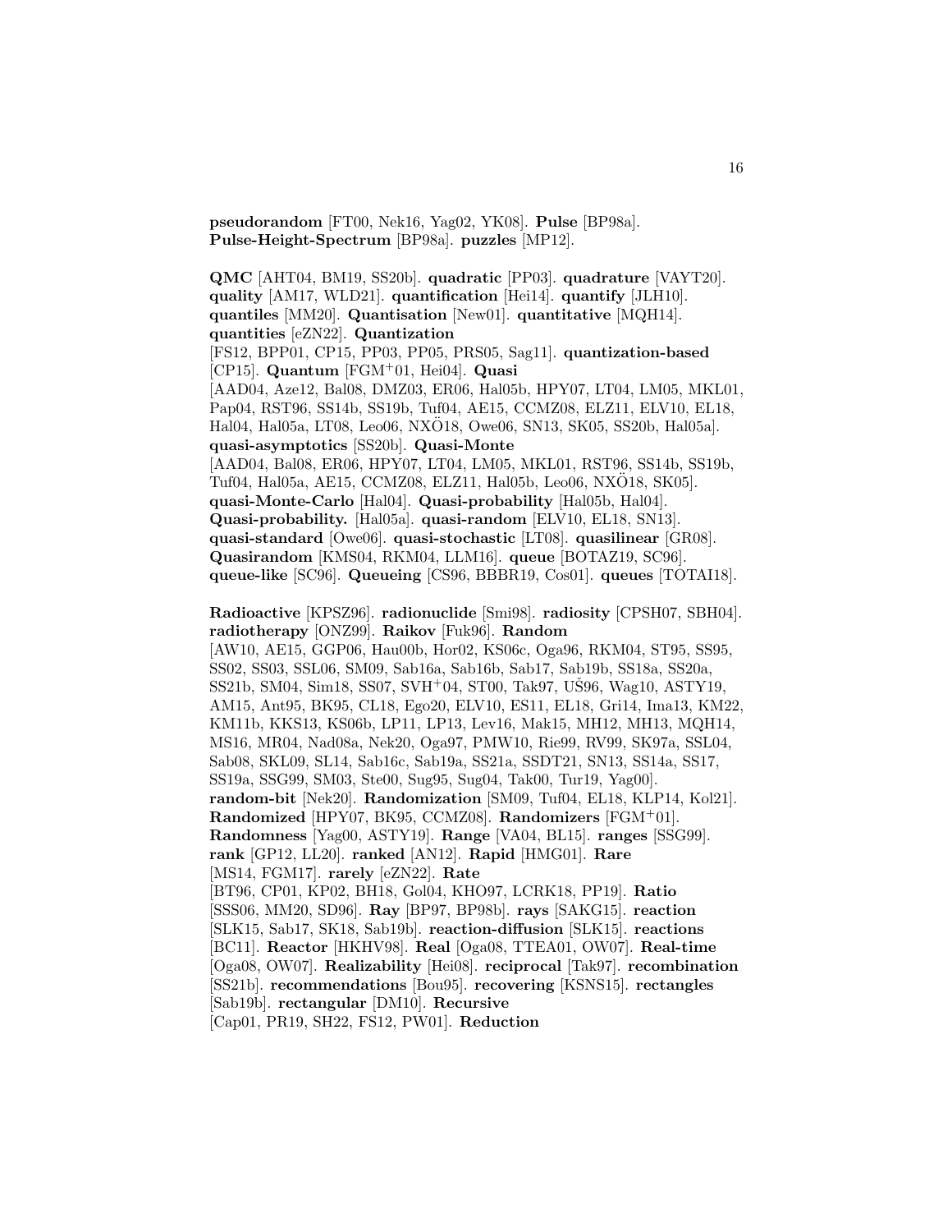**pseudorandom** [FT00, Nek16, Yag02, YK08]. **Pulse** [BP98a]. **Pulse-Height-Spectrum** [BP98a]. **puzzles** [MP12].

**QMC** [AHT04, BM19, SS20b]. **quadratic** [PP03]. **quadrature** [VAYT20]. **quality** [AM17, WLD21]. **quantification** [Hei14]. **quantify** [JLH10]. **quantiles** [MM20]. **Quantisation** [New01]. **quantitative** [MQH14]. **quantities** [eZN22]. **Quantization** [FS12, BPP01, CP15, PP03, PP05, PRS05, Sag11]. **quantization-based** [CP15]. **Quantum** [FGM[+]01, Hei04]. **Quasi** [AAD04, Aze12, Bal08, DMZ03, ER06, Hal05b, HPY07, LT04, LM05, MKL01, Pap04, RST96, SS14b, SS19b, Tuf04, AE15, CCMZ08, ELZ11, ELV10, EL18, Hal04, Hal05a, LT08, Leo06, NXÖ18, Owe06, SN13, SK05, SS20b, Hal05a]. **quasi-asymptotics** [SS20b]. **Quasi-Monte** [AAD04, Bal08, ER06, HPY07, LT04, LM05, MKL01, RST96, SS14b, SS19b, Tuf04, Hal05a, AE15, CCMZ08, ELZ11, Hal05b, Leo06, NXÖ18, SK05]. **quasi-Monte-Carlo** [Hal04]. **Quasi-probability** [Hal05b, Hal04]. **Quasi-probability.** [Hal05a]. **quasi-random** [ELV10, EL18, SN13]. **quasi-standard** [Owe06]. **quasi-stochastic** [LT08]. **quasilinear** [GR08]. **Quasirandom** [KMS04, RKM04, LLM16]. **queue** [BOTAZ19, SC96]. **queue-like** [SC96]. **Queueing** [CS96, BBBR19, Cos01]. **queues** [TOTAI18].

**Radioactive** [KPSZ96]. **radionuclide** [Smi98]. **radiosity** [CPSH07, SBH04]. **radiotherapy** [ONZ99]. **Raikov** [Fuk96]. **Random** [AW10, AE15, GGP06, Hau00b, Hor02, KS06c, Oga96, RKM04, ST95, SS95, SS02, SS03, SSL06, SM09, Sab16a, Sab16b, Sab17, Sab19b, SS18a, SS20a, SS21b, SM04, Sim18, SS07, SVH[+]04, ST00, Tak97, UŠ96, Wag10, ASTY19, AM15, Ant95, BK95, CL18, Ego20, ELV10, ES11, EL18, Gri14, Ima13, KM22, KM11b, KKS13, KS06b, LP11, LP13, Lev16, Mak15, MH12, MH13, MQH14, MS16, MR04, Nad08a, Nek20, Oga97, PMW10, Rie99, RV99, SK97a, SSL04, Sab08, SKL09, SL14, Sab16c, Sab19a, SS21a, SSDT21, SN13, SS14a, SS17, SS19a, SSG99, SM03, Ste00, Sug95, Sug04, Tak00, Tur19, Yag00]. **random-bit** [Nek20]. **Randomization** [SM09, Tuf04, EL18, KLP14, Kol21]. **Randomized** [HPY07, BK95, CCMZ08]. **Randomizers** [FGM[+]01]. **Randomness** [Yag00, ASTY19]. **Range** [VA04, BL15]. **ranges** [SSG99]. **rank** [GP12, LL20]. **ranked** [AN12]. **Rapid** [HMG01]. **Rare** [MS14, FGM17]. **rarely** [eZN22]. **Rate** [BT96, CP01, KP02, BH18, Gol04, KHO97, LCRK18, PP19]. **Ratio** [SSS06, MM20, SD96]. **Ray** [BP97, BP98b]. **rays** [SAKG15]. **reaction** [SLK15, Sab17, SK18, Sab19b]. **reaction-diffusion** [SLK15]. **reactions** [BC11]. **Reactor** [HKHV98]. **Real** [Oga08, TTEA01, OW07]. **Real-time** [Oga08, OW07]. **Realizability** [Hei08]. **reciprocal** [Tak97]. **recombination** [SS21b]. **recommendations** [Bou95]. **recovering** [KSNS15]. **rectangles** [Sab19b]. **rectangular** [DM10]. **Recursive** [Cap01, PR19, SH22, FS12, PW01]. **Reduction**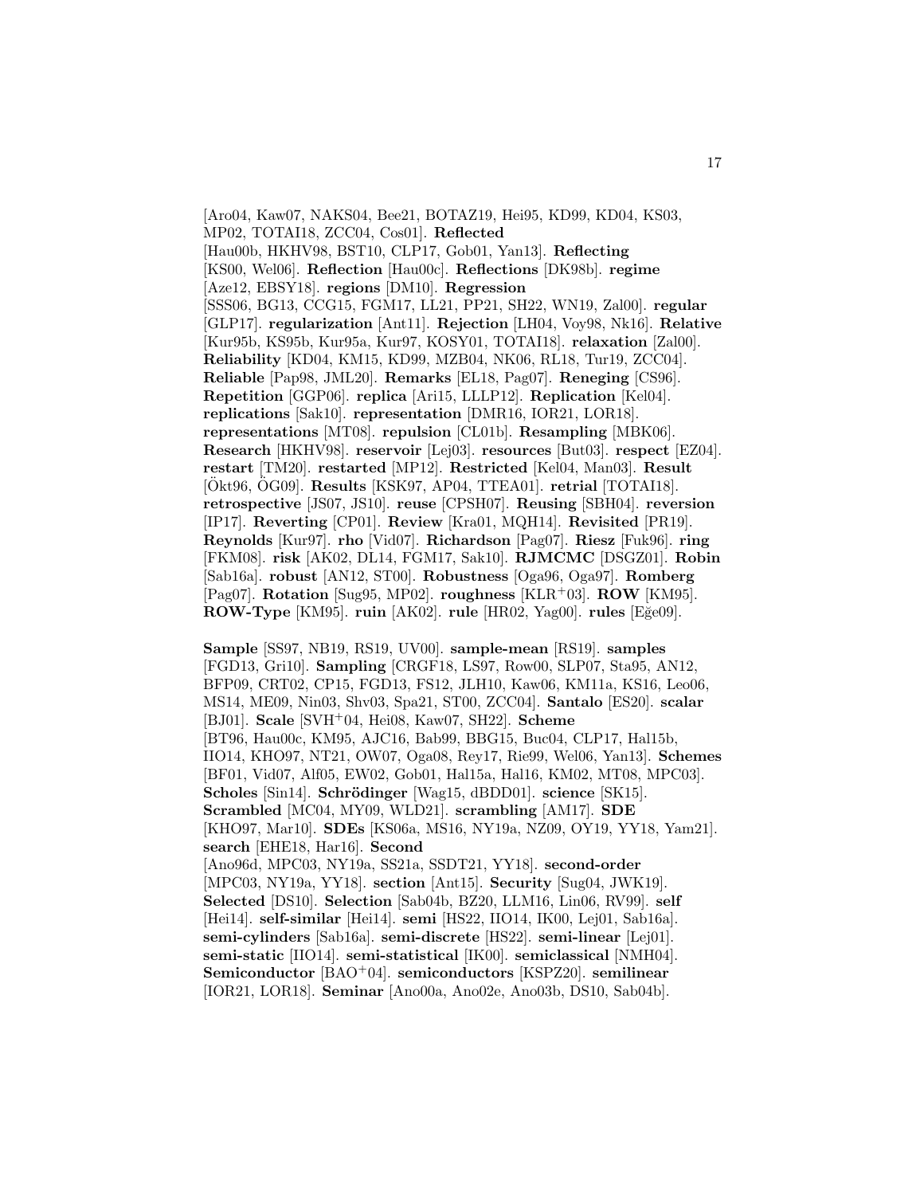[Aro04, Kaw07, NAKS04, Bee21, BOTAZ19, Hei95, KD99, KD04, KS03, MP02, TOTAI18, ZCC04, Cos01]. **Reflected** [Hau00b, HKHV98, BST10, CLP17, Gob01, Yan13]. **Reflecting** [KS00, Wel06]. **Reflection** [Hau00c]. **Reflections** [DK98b]. **regime** [Aze12, EBSY18]. **regions** [DM10]. **Regression** [SSS06, BG13, CCG15, FGM17, LL21, PP21, SH22, WN19, Zal00]. **regular** [GLP17]. **regularization** [Ant11]. **Rejection** [LH04, Voy98, Nk16]. **Relative** [Kur95b, KS95b, Kur95a, Kur97, KOSY01, TOTAI18]. **relaxation** [Zal00]. **Reliability** [KD04, KM15, KD99, MZB04, NK06, RL18, Tur19, ZCC04]. **Reliable** [Pap98, JML20]. **Remarks** [EL18, Pag07]. **Reneging** [CS96]. **Repetition** [GGP06]. **replica** [Ari15, LLLP12]. **Replication** [Kel04]. **replications** [Sak10]. **representation** [DMR16, IOR21, LOR18]. **representations** [MT08]. **repulsion** [CL01b]. **Resampling** [MBK06]. **Research** [HKHV98]. **reservoir** [Lej03]. **resources** [But03]. **respect** [EZ04]. **restart** [TM20]. **restarted** [MP12]. **Restricted** [Kel04, Man03]. **Result** [Ökt96, ÖG09]. **Results** [KSK97, AP04, TTEA01]. **retrial** [TOTAI18]. **retrospective** [JS07, JS10]. **reuse** [CPSH07]. **Reusing** [SBH04]. **reversion** [IP17]. **Reverting** [CP01]. **Review** [Kra01, MQH14]. **Revisited** [PR19]. **Reynolds** [Kur97]. **rho** [Vid07]. **Richardson** [Pag07]. **Riesz** [Fuk96]. **ring** [FKM08]. **risk** [AK02, DL14, FGM17, Sak10]. **RJMCMC** [DSGZ01]. **Robin** [Sab16a]. **robust** [AN12, ST00]. **Robustness** [Oga96, Oga97]. **Romberg** [Pag07]. **Rotation** [Sug95, MP02]. **roughness** [KLR+03]. **ROW** [KM95]. **ROW-Type** [KM95]. **ruin** [AK02]. **rule** [HR02, Yag00]. **rules** [Eğe09].

**Sample** [SS97, NB19, RS19, UV00]. **sample-mean** [RS19]. **samples** [FGD13, Gri10]. **Sampling** [CRGF18, LS97, Row00, SLP07, Sta95, AN12, BFP09, CRT02, CP15, FGD13, FS12, JLH10, Kaw06, KM11a, KS16, Leo06, MS14, ME09, Nin03, Shv03, Spa21, ST00, ZCC04]. **Santalo** [ES20]. **scalar** [BJ01]. **Scale** [SVH+04, Hei08, Kaw07, SH22]. **Scheme** [BT96, Hau00c, KM95, AJC16, Bab99, BBG15, Buc04, CLP17, Hal15b, IIO14, KHO97, NT21, OW07, Oga08, Rey17, Rie99, Wel06, Yan13]. **Schemes** [BF01, Vid07, Alf05, EW02, Gob01, Hal15a, Hal16, KM02, MT08, MPC03]. **Scholes** [Sin14]. **Schrödinger** [Wag15, dBDD01]. **science** [SK15]. **Scrambled** [MC04, MY09, WLD21]. **scrambling** [AM17]. **SDE** [KHO97, Mar10]. **SDEs** [KS06a, MS16, NY19a, NZ09, OY19, YY18, Yam21]. **search** [EHE18, Har16]. **Second** [Ano96d, MPC03, NY19a, SS21a, SSDT21, YY18]. **second-order** [MPC03, NY19a, YY18]. **section** [Ant15]. **Security** [Sug04, JWK19]. **Selected** [DS10]. **Selection** [Sab04b, BZ20, LLM16, Lin06, RV99]. **self** [Hei14]. **self-similar** [Hei14]. **semi** [HS22, IIO14, IK00, Lej01, Sab16a]. **semi-cylinders** [Sab16a]. **semi-discrete** [HS22]. **semi-linear** [Lej01]. **semi-static** [IIO14]. **semi-statistical** [IK00]. **semiclassical** [NMH04]. **Semiconductor** [BAO+04]. **semiconductors** [KSPZ20]. **semilinear** [IOR21, LOR18]. **Seminar** [Ano00a, Ano02e, Ano03b, DS10, Sab04b].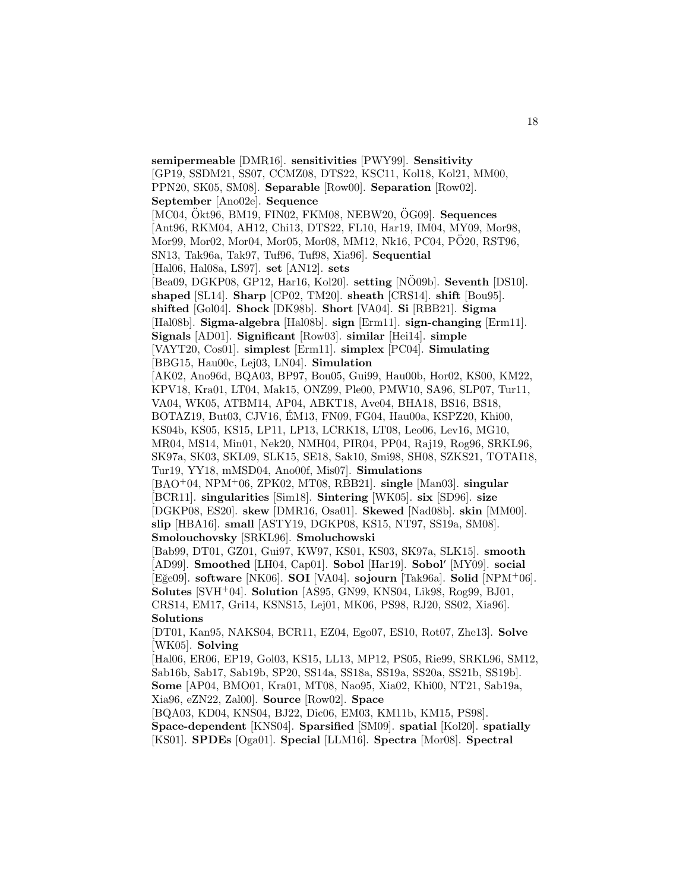**semipermeable** [DMR16]. **sensitivities** [PWY99]. **Sensitivity** [GP19, SSDM21, SS07, CCMZ08, DTS22, KSC11, Kol18, Kol21, MM00, PPN20, SK05, SM08]. **Separable** [Row00]. **Separation** [Row02]. **September** [Ano02e]. **Sequence** [MC04, Ökt96, BM19, FIN02, FKM08, NEBW20, ÖG09]. **Sequences** [Ant96, RKM04, AH12, Chi13, DTS22, FL10, Har19, IM04, MY09, Mor98, Mor99, Mor02, Mor04, Mor05, Mor08, MM12, Nk16, PC04, PÖ20, RST96, SN13, Tak96a, Tak97, Tuf96, Tuf98, Xia96]. **Sequential** [Hal06, Hal08a, LS97]. **set** [AN12]. **sets** [Bea09, DGKP08, GP12, Har16, Kol20]. **setting** [NÖ09b]. **Seventh** [DS10]. **shaped** [SL14]. **Sharp** [CP02, TM20]. **sheath** [CRS14]. **shift** [Bou95]. **shifted** [Gol04]. **Shock** [DK98b]. **Short** [VA04]. **Si** [RBB21]. **Sigma** [Hal08b]. **Sigma-algebra** [Hal08b]. **sign** [Erm11]. **sign-changing** [Erm11]. **Signals** [AD01]. **Significant** [Row03]. **similar** [Hei14]. **simple** [VAYT20, Cos01]. **simplest** [Erm11]. **simplex** [PC04]. **Simulating** [BBG15, Hau00c, Lej03, LN04]. **Simulation** [AK02, Ano96d, BQA03, BP97, Bou05, Gui99, Hau00b, Hor02, KS00, KM22, KPV18, Kra01, LT04, Mak15, ONZ99, Ple00, PMW10, SA96, SLP07, Tur11, VA04, WK05, ATBM14, AP04, ABKT18, Ave04, BHA18, BS16, BS18, BOTAZ19, But03, CJV16, ÉM13, FN09, FG04, Hau00a, KSPZ20, Khi00, KS04b, KS05, KS15, LP11, LP13, LCRK18, LT08, Leo06, Lev16, MG10, MR04, MS14, Min01, Nek20, NMH04, PIR04, PP04, Raj19, Rog96, SRKL96, SK97a, SK03, SKL09, SLK15, SE18, Sak10, Smi98, SH08, SZKS21, TOTAI18, Tur19, YY18, mMSD04, Ano00f, Mis07]. **Simulations** [BAO+04, NPM+06, ZPK02, MT08, RBB21]. **single** [Man03]. **singular** [BCR11]. **singularities** [Sim18]. **Sintering** [WK05]. **six** [SD96]. **size** [DGKP08, ES20]. **skew** [DMR16, Osa01]. **Skewed** [Nad08b]. **skin** [MM00]. **slip** [HBA16]. **small** [ASTY19, DGKP08, KS15, NT97, SS19a, SM08]. **Smolouchovsky** [SRKL96]. **Smoluchowski** [Bab99, DT01, GZ01, Gui97, KW97, KS01, KS03, SK97a, SLK15]. **smooth** [AD99]. **Smoothed** [LH04, Cap01]. **Sobol** [Har19]. **Sobol′** [MY09]. **social** [Eğe09]. **software** [NK06]. **SOI** [VA04]. **sojourn** [Tak96a]. **Solid** [NPM+06]. **Solutes** [SVH+04]. **Solution** [AS95, GN99, KNS04, Lik98, Rog99, BJ01, CRS14, EM17, Gri14, KSNS15, Lej01, MK06, PS98, RJ20, SS02, Xia96]. **Solutions** [DT01, Kan95, NAKS04, BCR11, EZ04, Ego07, ES10, Rot07, Zhe13]. **Solve** [WK05]. **Solving** [Hal06, ER06, EP19, Gol03, KS15, LL13, MP12, PS05, Rie99, SRKL96, SM12, Sab16b, Sab17, Sab19b, SP20, SS14a, SS18a, SS19a, SS20a, SS21b, SS19b]. **Some** [AP04, BMO01, Kra01, MT08, Nao95, Xia02, Khi00, NT21, Sab19a, Xia96, eZN22, Zal00]. **Source** [Row02]. **Space** [BQA03, KD04, KNS04, BJ22, Dic06, EM03, KM11b, KM15, PS98]. **Space-dependent** [KNS04]. **Sparsified** [SM09]. **spatial** [Kol20]. **spatially** [KS01]. **SPDEs** [Oga01]. **Special** [LLM16]. **Spectra** [Mor08]. **Spectral**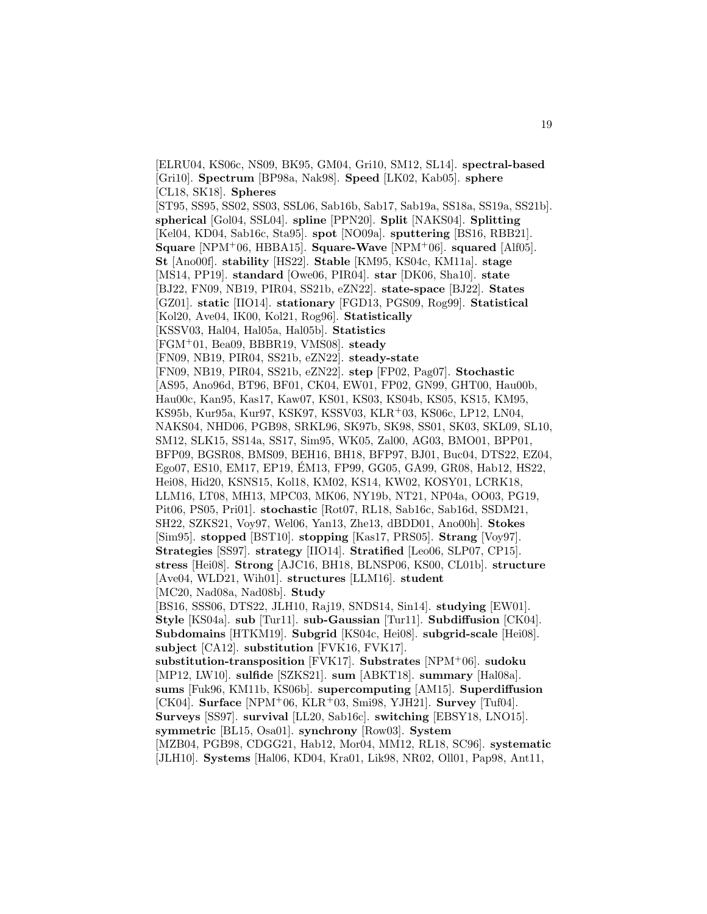[ELRU04, KS06c, NS09, BK95, GM04, Gri10, SM12, SL14]. **spectral-based** [Gri10]. **Spectrum** [BP98a, Nak98]. **Speed** [LK02, Kab05]. **sphere** [CL18, SK18]. **Spheres** [ST95, SS95, SS02, SS03, SSL06, Sab16b, Sab17, Sab19a, SS18a, SS19a, SS21b]. **spherical** [Gol04, SSL04]. **spline** [PPN20]. **Split** [NAKS04]. **Splitting** [Kel04, KD04, Sab16c, Sta95]. **spot** [NO09a]. **sputtering** [BS16, RBB21]. **Square** [NPM+06, HBBA15]. **Square-Wave** [NPM+06]. **squared** [Alf05]. **St** [Ano00f]. **stability** [HS22]. **Stable** [KM95, KS04c, KM11a]. **stage** [MS14, PP19]. **standard** [Owe06, PIR04]. **star** [DK06, Sha10]. **state** [BJ22, FN09, NB19, PIR04, SS21b, eZN22]. **state-space** [BJ22]. **States** [GZ01]. **static** [IIO14]. **stationary** [FGD13, PGS09, Rog99]. **Statistical** [Kol20, Ave04, IK00, Kol21, Rog96]. **Statistically** [KSSV03, Hal04, Hal05a, Hal05b]. **Statistics** [FGM+01, Bea09, BBBR19, VMS08]. **steady** [FN09, NB19, PIR04, SS21b, eZN22]. **steady-state** [FN09, NB19, PIR04, SS21b, eZN22]. **step** [FP02, Pag07]. **Stochastic** [AS95, Ano96d, BT96, BF01, CK04, EW01, FP02, GN99, GHT00, Hau00b, Hau00c, Kan95, Kas17, Kaw07, KS01, KS03, KS04b, KS05, KS15, KM95, KS95b, Kur95a, Kur97, KSK97, KSSV03, KLR+03, KS06c, LP12, LN04, NAKS04, NHD06, PGB98, SRKL96, SK97b, SK98, SS01, SK03, SKL09, SL10, SM12, SLK15, SS14a, SS17, Sim95, WK05, Zal00, AG03, BMO01, BPP01, BFP09, BGSR08, BMS09, BEH16, BH18, BFP97, BJ01, Buc04, DTS22, EZ04, Ego07, ES10, EM17, EP19, ÉM13, FP99, GG05, GA99, GR08, Hab12, HS22, Hei08, Hid20, KSNS15, Kol18, KM02, KS14, KW02, KOSY01, LCRK18, LLM16, LT08, MH13, MPC03, MK06, NY19b, NT21, NP04a, OO03, PG19, Pit06, PS05, Pri01]. **stochastic** [Rot07, RL18, Sab16c, Sab16d, SSDM21, SH22, SZKS21, Voy97, Wel06, Yan13, Zhe13, dBDD01, Ano00h]. **Stokes** [Sim95]. **stopped** [BST10]. **stopping** [Kas17, PRS05]. **Strang** [Voy97]. **Strategies** [SS97]. **strategy** [IIO14]. **Stratified** [Leo06, SLP07, CP15]. **stress** [Hei08]. **Strong** [AJC16, BH18, BLNSP06, KS00, CL01b]. **structure** [Ave04, WLD21, Wih01]. **structures** [LLM16]. **student** [MC20, Nad08a, Nad08b]. **Study** [BS16, SSS06, DTS22, JLH10, Raj19, SNDS14, Sin14]. **studying** [EW01]. **Style** [KS04a]. **sub** [Tur11]. **sub-Gaussian** [Tur11]. **Subdiffusion** [CK04]. **Subdomains** [HTKM19]. **Subgrid** [KS04c, Hei08]. **subgrid-scale** [Hei08]. **subject** [CA12]. **substitution** [FVK16, FVK17]. **substitution-transposition** [FVK17]. **Substrates** [NPM+06]. **sudoku** [MP12, LW10]. **sulfide** [SZKS21]. **sum** [ABKT18]. **summary** [Hal08a]. **sums** [Fuk96, KM11b, KS06b]. **supercomputing** [AM15]. **Superdiffusion** [CK04]. **Surface** [NPM+06, KLR+03, Smi98, YJH21]. **Survey** [Tuf04]. **Surveys** [SS97]. **survival** [LL20, Sab16c]. **switching** [EBSY18, LNO15]. **symmetric** [BL15, Osa01]. **synchrony** [Row03]. **System** [MZB04, PGB98, CDGG21, Hab12, Mor04, MM12, RL18, SC96]. **systematic** [JLH10]. **Systems** [Hal06, KD04, Kra01, Lik98, NR02, Oll01, Pap98, Ant11,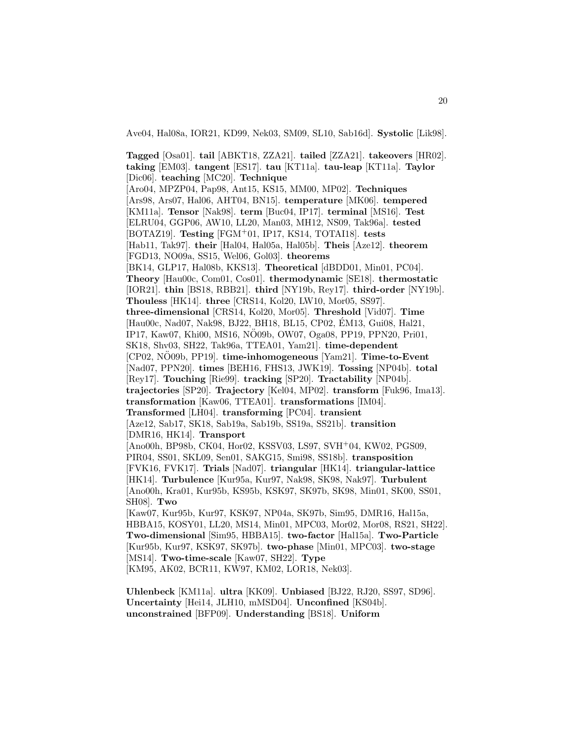Ave04, Hal08a, IOR21, KD99, Nek03, SM09, SL10, Sab16d]. **Systolic** [Lik98].

**Tagged** [Osa01]. **tail** [ABKT18, ZZA21]. **tailed** [ZZA21]. **takeovers** [HR02]. **taking** [EM03]. **tangent** [ES17]. **tau** [KT11a]. **tau-leap** [KT11a]. **Taylor** [Dic06]. **teaching** [MC20]. **Technique** [Aro04, MPZP04, Pap98, Ant15, KS15, MM00, MP02]. **Techniques** [Ars98, Ars07, Hal06, AHT04, BN15]. **temperature** [MK06]. **tempered** [KM11a]. **Tensor** [Nak98]. **term** [Buc04, IP17]. **terminal** [MS16]. **Test** [ELRU04, GGP06, AW10, LL20, Man03, MH12, NS09, Tak96a]. **tested** [BOTAZ19]. **Testing** [FGM+01, IP17, KS14, TOTAI18]. **tests** [Hab11, Tak97]. **their** [Hal04, Hal05a, Hal05b]. **Theis** [Aze12]. **theorem** [FGD13, NO09a, SS15, Wel06, Gol03]. **theorems** [BK14, GLP17, Hal08b, KKS13]. **Theoretical** [dBDD01, Min01, PC04]. **Theory** [Hau00c, Com01, Cos01]. **thermodynamic** [SE18]. **thermostatic** [IOR21]. **thin** [BS18, RBB21]. **third** [NY19b, Rey17]. **third-order** [NY19b]. **Thouless** [HK14]. **three** [CRS14, Kol20, LW10, Mor05, SS97]. **three-dimensional** [CRS14, Kol20, Mor05]. **Threshold** [Vid07]. **Time** [Hau00c, Nad07, Nak98, BJ22, BH18, BL15, CP02, ÉM13, Gui08, Hal21, IP17, Kaw07, Khi00, MS16, NÖ09b, OW07, Oga08, PP19, PPN20, Pri01, SK18, Shv03, SH22, Tak96a, TTEA01, Yam21]. **time-dependent** [CP02, NÖ09b, PP19]. **time-inhomogeneous** [Yam21]. **Time-to-Event** [Nad07, PPN20]. **times** [BEH16, FHS13, JWK19]. **Tossing** [NP04b]. **total** [Rey17]. **Touching** [Rie99]. **tracking** [SP20]. **Tractability** [NP04b]. **trajectories** [SP20]. **Trajectory** [Kel04, MP02]. **transform** [Fuk96, Ima13]. **transformation** [Kaw06, TTEA01]. **transformations** [IM04]. **Transformed** [LH04]. **transforming** [PC04]. **transient** [Aze12, Sab17, SK18, Sab19a, Sab19b, SS19a, SS21b]. **transition** [DMR16, HK14]. **Transport** [Ano00h, BP98b, CK04, Hor02, KSSV03, LS97, SVH+04, KW02, PGS09, PIR04, SS01, SKL09, Sen01, SAKG15, Smi98, SS18b]. **transposition** [FVK16, FVK17]. **Trials** [Nad07]. **triangular** [HK14]. **triangular-lattice** [HK14]. **Turbulence** [Kur95a, Kur97, Nak98, SK98, Nak97]. **Turbulent** [Ano00h, Kra01, Kur95b, KS95b, KSK97, SK97b, SK98, Min01, SK00, SS01, SH08]. **Two** [Kaw07, Kur95b, Kur97, KSK97, NP04a, SK97b, Sim95, DMR16, Hal15a, HBBA15, KOSY01, LL20, MS14, Min01, MPC03, Mor02, Mor08, RS21, SH22]. **Two-dimensional** [Sim95, HBBA15]. **two-factor** [Hal15a]. **Two-Particle** [Kur95b, Kur97, KSK97, SK97b]. **two-phase** [Min01, MPC03]. **two-stage** [MS14]. **Two-time-scale** [Kaw07, SH22]. **Type** [KM95, AK02, BCR11, KW97, KM02, LOR18, Nek03].

**Uhlenbeck** [KM11a]. **ultra** [KK09]. **Unbiased** [BJ22, RJ20, SS97, SD96]. **Uncertainty** [Hei14, JLH10, mMSD04]. **Unconfined** [KS04b]. **unconstrained** [BFP09]. **Understanding** [BS18]. **Uniform**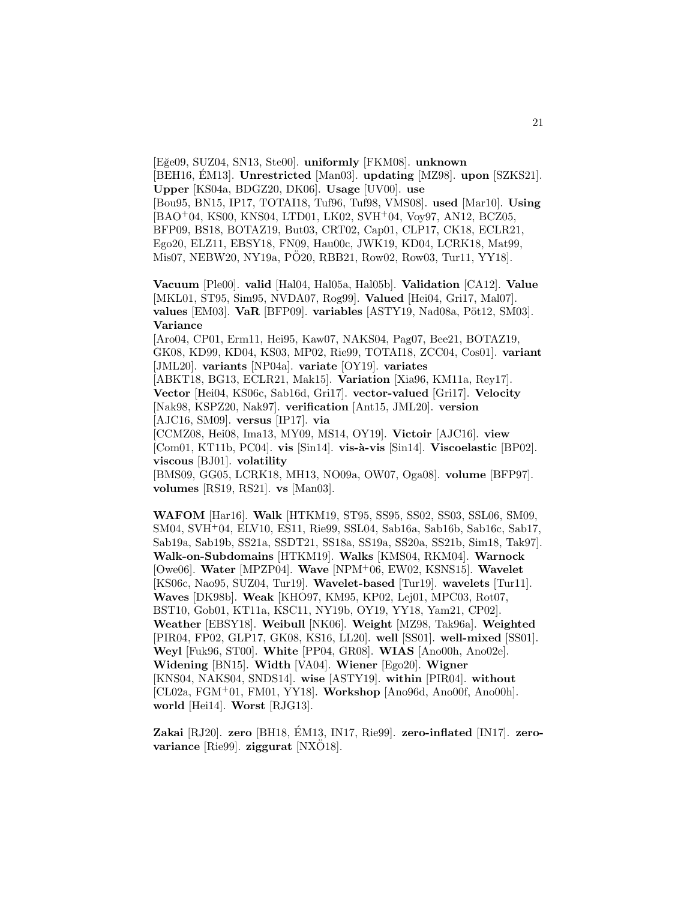[Eğe09, SUZ04, SN13, Ste00]. **uniformly** [FKM08]. **unknown** [BEH16, ÉM13]. **Unrestricted** [Man03]. **updating** [MZ98]. **upon** [SZKS21]. **Upper** [KS04a, BDGZ20, DK06]. **Usage** [UV00]. **use** [Bou95, BN15, IP17, TOTAI18, Tuf96, Tuf98, VMS08]. **used** [Mar10]. **Using** [BAO+04, KS00, KNS04, LTD01, LK02, SVH+04, Voy97, AN12, BCZ05, BFP09, BS18, BOTAZ19, But03, CRT02, Cap01, CLP17, CK18, ECLR21, Ego20, ELZ11, EBSY18, FN09, Hau00c, JWK19, KD04, LCRK18, Mat99, Mis07, NEBW20, NY19a, PÖ20, RBB21, Row02, Row03, Tur11, YY18].

**Vacuum** [Ple00]. **valid** [Hal04, Hal05a, Hal05b]. **Validation** [CA12]. **Value** [MKL01, ST95, Sim95, NVDA07, Rog99]. **Valued** [Hei04, Gri17, Mal07]. **values** [EM03]. **VaR** [BFP09]. **variables** [ASTY19, Nad08a, Pöt12, SM03]. **Variance** [Aro04, CP01, Erm11, Hei95, Kaw07, NAKS04, Pag07, Bee21, BOTAZ19, GK08, KD99, KD04, KS03, MP02, Rie99, TOTAI18, ZCC04, Cos01]. **variant** [JML20]. **variants** [NP04a]. **variate** [OY19]. **variates** [ABKT18, BG13, ECLR21, Mak15]. **Variation** [Xia96, KM11a, Rey17]. **Vector** [Hei04, KS06c, Sab16d, Gri17]. **vector-valued** [Gri17]. **Velocity** [Nak98, KSPZ20, Nak97]. **verification** [Ant15, JML20]. **version** [AJC16, SM09]. **versus** [IP17]. **via** [CCMZ08, Hei08, Ima13, MY09, MS14, OY19]. **Victoir** [AJC16]. **view** [Com01, KT11b, PC04]. **vis** [Sin14]. **vis-à-vis** [Sin14]. **Viscoelastic** [BP02]. **viscous** [BJ01]. **volatility** [BMS09, GG05, LCRK18, MH13, NO09a, OW07, Oga08]. **volume** [BFP97]. **volumes** [RS19, RS21]. **vs** [Man03].

**WAFOM** [Har16]. **Walk** [HTKM19, ST95, SS95, SS02, SS03, SSL06, SM09, SM04, SVH+04, ELV10, ES11, Rie99, SSL04, Sab16a, Sab16b, Sab16c, Sab17, Sab19a, Sab19b, SS21a, SSDT21, SS18a, SS19a, SS20a, SS21b, Sim18, Tak97]. **Walk-on-Subdomains** [HTKM19]. **Walks** [KMS04, RKM04]. **Warnock** [Owe06]. **Water** [MPZP04]. **Wave** [NPM+06, EW02, KSNS15]. **Wavelet** [KS06c, Nao95, SUZ04, Tur19]. **Wavelet-based** [Tur19]. **wavelets** [Tur11]. **Waves** [DK98b]. **Weak** [KHO97, KM95, KP02, Lej01, MPC03, Rot07, BST10, Gob01, KT11a, KSC11, NY19b, OY19, YY18, Yam21, CP02]. **Weather** [EBSY18]. **Weibull** [NK06]. **Weight** [MZ98, Tak96a]. **Weighted** [PIR04, FP02, GLP17, GK08, KS16, LL20]. **well** [SS01]. **well-mixed** [SS01]. **Weyl** [Fuk96, ST00]. **White** [PP04, GR08]. **WIAS** [Ano00h, Ano02e]. **Widening** [BN15]. **Width** [VA04]. **Wiener** [Ego20]. **Wigner** [KNS04, NAKS04, SNDS14]. **wise** [ASTY19]. **within** [PIR04]. **without** [CL02a, FGM+01, FM01, YY18]. **Workshop** [Ano96d, Ano00f, Ano00h]. **world** [Hei14]. **Worst** [RJG13].

**Zakai** [RJ20]. **zero** [BH18, ÉM13, IN17, Rie99]. **zero-inflated** [IN17]. **zero-variance** [Rie99]. **ziggurat** [NXÖ18].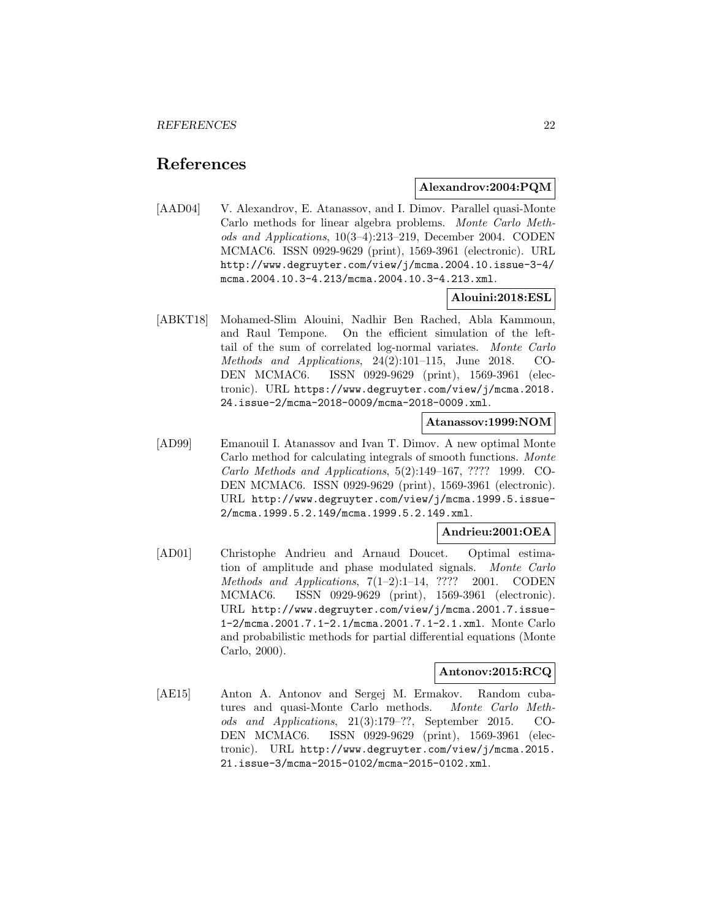# References

**Alexandrov:2004:PQM**

[AAD04] V. Alexandrov, E. Atanassov, and I. Dimov. Parallel quasi-Monte Carlo methods for linear algebra problems. *Monte Carlo Methods and Applications*, 10(3–4):213–219, December 2004. CODEN MCMAC6. ISSN 0929-9629 (print), 1569-3961 (electronic). URL http://www.degruyter.com/view/j/mcma.2004.10.issue-3-4/mcma.2004.10.3-4.213/mcma.2004.10.3-4.213.xml.

**Alouini:2018:ESL**

[ABKT18] Mohamed-Slim Alouini, Nadhir Ben Rached, Abla Kammoun, and Raul Tempone. On the efficient simulation of the left-tail of the sum of correlated log-normal variates. *Monte Carlo Methods and Applications*, 24(2):101–115, June 2018. CODEN MCMAC6. ISSN 0929-9629 (print), 1569-3961 (electronic). URL https://www.degruyter.com/view/j/mcma.2018.24.issue-2/mcma-2018-0009/mcma-2018-0009.xml.

**Atanassov:1999:NOM**

[AD99] Emanouil I. Atanassov and Ivan T. Dimov. A new optimal Monte Carlo method for calculating integrals of smooth functions. *Monte Carlo Methods and Applications*, 5(2):149–167, ???? 1999. CODEN MCMAC6. ISSN 0929-9629 (print), 1569-3961 (electronic). URL http://www.degruyter.com/view/j/mcma.1999.5.issue-2/mcma.1999.5.2.149/mcma.1999.5.2.149.xml.

**Andrieu:2001:OEA**

[AD01] Christophe Andrieu and Arnaud Doucet. Optimal estimation of amplitude and phase modulated signals. *Monte Carlo Methods and Applications*, 7(1–2):1–14, ???? 2001. CODEN MCMAC6. ISSN 0929-9629 (print), 1569-3961 (electronic). URL http://www.degruyter.com/view/j/mcma.2001.7.issue-1-2/mcma.2001.7.1-2.1/mcma.2001.7.1-2.1.xml. Monte Carlo and probabilistic methods for partial differential equations (Monte Carlo, 2000).

**Antonov:2015:RCQ**

[AE15] Anton A. Antonov and Sergej M. Ermakov. Random cubatures and quasi-Monte Carlo methods. *Monte Carlo Methods and Applications*, 21(3):179–??, September 2015. CODEN MCMAC6. ISSN 0929-9629 (print), 1569-3961 (electronic). URL http://www.degruyter.com/view/j/mcma.2015.21.issue-3/mcma-2015-0102/mcma-2015-0102.xml.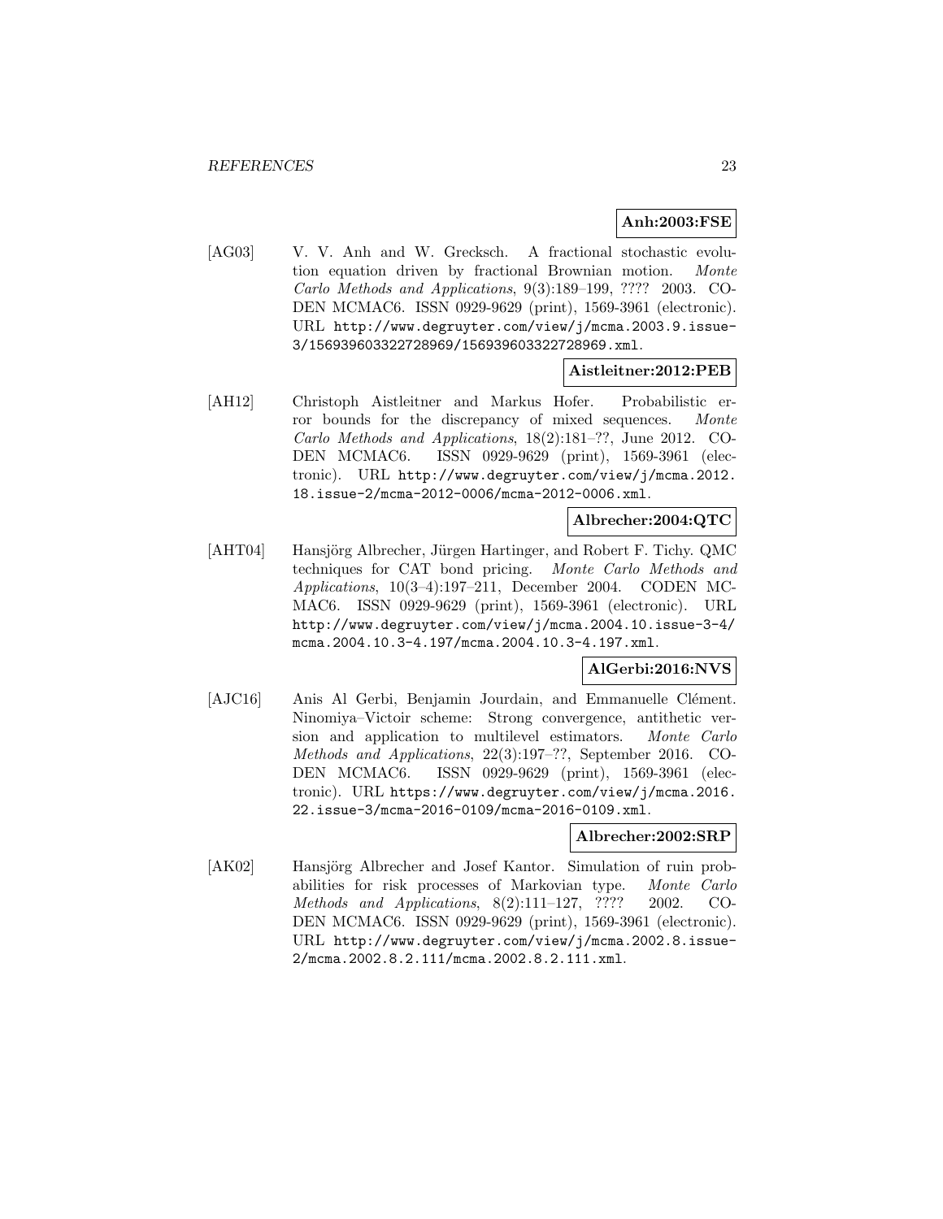**Anh:2003:FSE**

[AG03] V. V. Anh and W. Grecksch. A fractional stochastic evolution equation driven by fractional Brownian motion. *Monte Carlo Methods and Applications*, 9(3):189–199, ???? 2003. CODEN MCMAC6. ISSN 0929-9629 (print), 1569-3961 (electronic). URL `http://www.degruyter.com/view/j/mcma.2003.9.issue-3/156939603322728969/156939603322728969.xml`.

**Aistleitner:2012:PEB**

[AH12] Christoph Aistleitner and Markus Hofer. Probabilistic error bounds for the discrepancy of mixed sequences. *Monte Carlo Methods and Applications*, 18(2):181–??, June 2012. CODEN MCMAC6. ISSN 0929-9629 (print), 1569-3961 (electronic). URL `http://www.degruyter.com/view/j/mcma.2012.18.issue-2/mcma-2012-0006/mcma-2012-0006.xml`.

**Albrecher:2004:QTC**

[AHT04] Hansjörg Albrecher, Jürgen Hartinger, and Robert F. Tichy. QMC techniques for CAT bond pricing. *Monte Carlo Methods and Applications*, 10(3–4):197–211, December 2004. CODEN MCMAC6. ISSN 0929-9629 (print), 1569-3961 (electronic). URL `http://www.degruyter.com/view/j/mcma.2004.10.issue-3-4/mcma.2004.10.3-4.197/mcma.2004.10.3-4.197.xml`.

**AlGerbi:2016:NVS**

[AJC16] Anis Al Gerbi, Benjamin Jourdain, and Emmanuelle Clément. Ninomiya–Victoir scheme: Strong convergence, antithetic version and application to multilevel estimators. *Monte Carlo Methods and Applications*, 22(3):197–??, September 2016. CODEN MCMAC6. ISSN 0929-9629 (print), 1569-3961 (electronic). URL `https://www.degruyter.com/view/j/mcma.2016.22.issue-3/mcma-2016-0109/mcma-2016-0109.xml`.

**Albrecher:2002:SRP**

[AK02] Hansjörg Albrecher and Josef Kantor. Simulation of ruin probabilities for risk processes of Markovian type. *Monte Carlo Methods and Applications*, 8(2):111–127, ???? 2002. CODEN MCMAC6. ISSN 0929-9629 (print), 1569-3961 (electronic). URL `http://www.degruyter.com/view/j/mcma.2002.8.issue-2/mcma.2002.8.2.111/mcma.2002.8.2.111.xml`.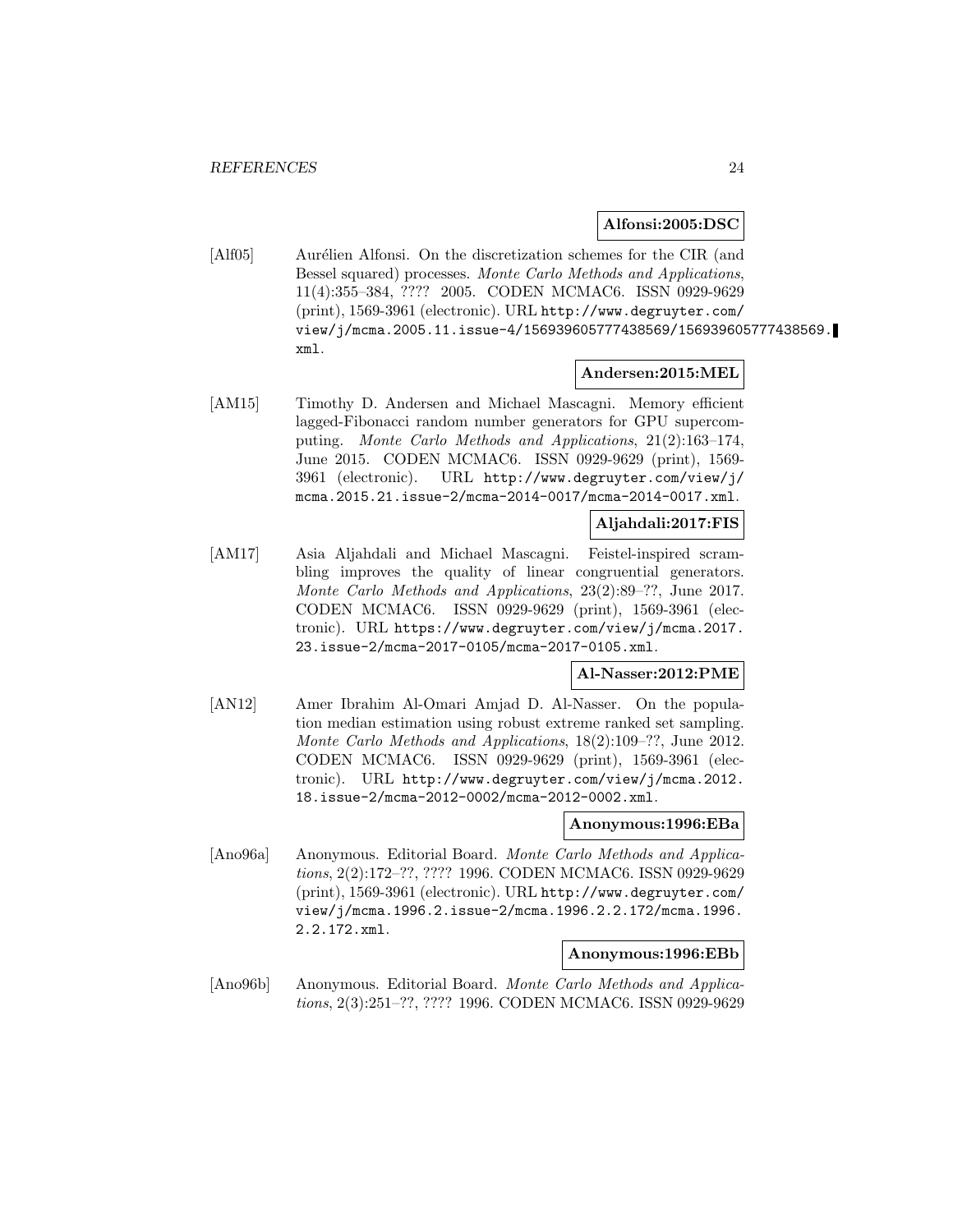**Alfonsi:2005:DSC**

[Alf05] Aurélien Alfonsi. On the discretization schemes for the CIR (and Bessel squared) processes. *Monte Carlo Methods and Applications*, 11(4):355–384, ???? 2005. CODEN MCMAC6. ISSN 0929-9629 (print), 1569-3961 (electronic). URL http://www.degruyter.com/view/j/mcma.2005.11.issue-4/156939605777438569/156939605777438569.xml.

**Andersen:2015:MEL**

[AM15] Timothy D. Andersen and Michael Mascagni. Memory efficient lagged-Fibonacci random number generators for GPU supercomputing. *Monte Carlo Methods and Applications*, 21(2):163–174, June 2015. CODEN MCMAC6. ISSN 0929-9629 (print), 1569-3961 (electronic). URL http://www.degruyter.com/view/j/mcma.2015.21.issue-2/mcma-2014-0017/mcma-2014-0017.xml.

**Aljahdali:2017:FIS**

[AM17] Asia Aljahdali and Michael Mascagni. Feistel-inspired scrambling improves the quality of linear congruential generators. *Monte Carlo Methods and Applications*, 23(2):89–??, June 2017. CODEN MCMAC6. ISSN 0929-9629 (print), 1569-3961 (electronic). URL https://www.degruyter.com/view/j/mcma.2017.23.issue-2/mcma-2017-0105/mcma-2017-0105.xml.

**Al-Nasser:2012:PME**

[AN12] Amer Ibrahim Al-Omari Amjad D. Al-Nasser. On the population median estimation using robust extreme ranked set sampling. *Monte Carlo Methods and Applications*, 18(2):109–??, June 2012. CODEN MCMAC6. ISSN 0929-9629 (print), 1569-3961 (electronic). URL http://www.degruyter.com/view/j/mcma.2012.18.issue-2/mcma-2012-0002/mcma-2012-0002.xml.

**Anonymous:1996:EBa**

[Ano96a] Anonymous. Editorial Board. *Monte Carlo Methods and Applications*, 2(2):172–??, ???? 1996. CODEN MCMAC6. ISSN 0929-9629 (print), 1569-3961 (electronic). URL http://www.degruyter.com/view/j/mcma.1996.2.issue-2/mcma.1996.2.2.172/mcma.1996.2.2.172.xml.

**Anonymous:1996:EBb**

[Ano96b] Anonymous. Editorial Board. *Monte Carlo Methods and Applications*, 2(3):251–??, ???? 1996. CODEN MCMAC6. ISSN 0929-9629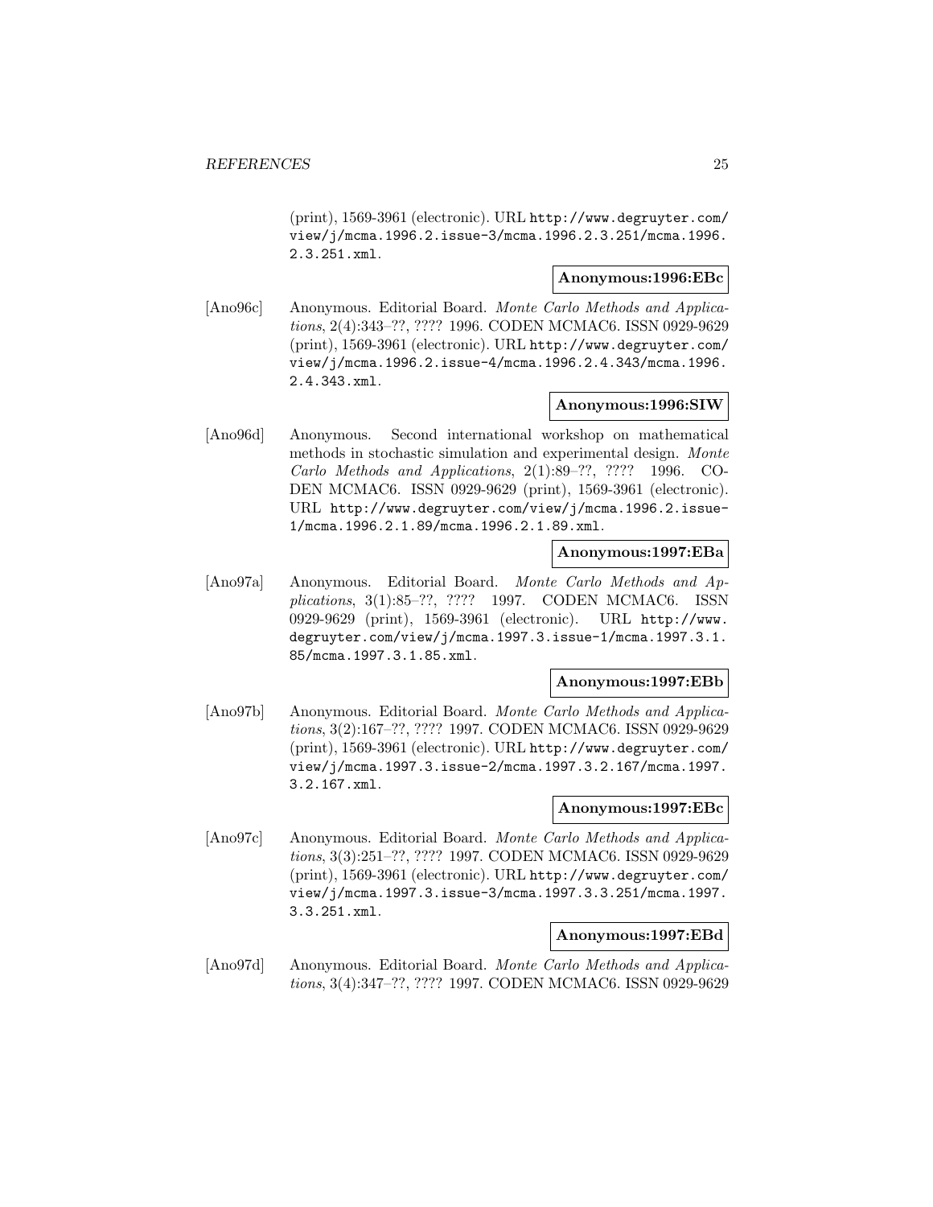(print), 1569-3961 (electronic). URL http://www.degruyter.com/view/j/mcma.1996.2.issue-3/mcma.1996.2.3.251/mcma.1996.2.3.251.xml.

**Anonymous:1996:EBc**

[Ano96c] Anonymous. Editorial Board. *Monte Carlo Methods and Applications*, 2(4):343–??, ???? 1996. CODEN MCMAC6. ISSN 0929-9629 (print), 1569-3961 (electronic). URL http://www.degruyter.com/view/j/mcma.1996.2.issue-4/mcma.1996.2.4.343/mcma.1996.2.4.343.xml.

**Anonymous:1996:SIW**

[Ano96d] Anonymous. Second international workshop on mathematical methods in stochastic simulation and experimental design. *Monte Carlo Methods and Applications*, 2(1):89–??, ???? 1996. CODEN MCMAC6. ISSN 0929-9629 (print), 1569-3961 (electronic). URL http://www.degruyter.com/view/j/mcma.1996.2.issue-1/mcma.1996.2.1.89/mcma.1996.2.1.89.xml.

**Anonymous:1997:EBa**

[Ano97a] Anonymous. Editorial Board. *Monte Carlo Methods and Applications*, 3(1):85–??, ???? 1997. CODEN MCMAC6. ISSN 0929-9629 (print), 1569-3961 (electronic). URL http://www.degruyter.com/view/j/mcma.1997.3.issue-1/mcma.1997.3.1.85/mcma.1997.3.1.85.xml.

**Anonymous:1997:EBb**

[Ano97b] Anonymous. Editorial Board. *Monte Carlo Methods and Applications*, 3(2):167–??, ???? 1997. CODEN MCMAC6. ISSN 0929-9629 (print), 1569-3961 (electronic). URL http://www.degruyter.com/view/j/mcma.1997.3.issue-2/mcma.1997.3.2.167/mcma.1997.3.2.167.xml.

**Anonymous:1997:EBc**

[Ano97c] Anonymous. Editorial Board. *Monte Carlo Methods and Applications*, 3(3):251–??, ???? 1997. CODEN MCMAC6. ISSN 0929-9629 (print), 1569-3961 (electronic). URL http://www.degruyter.com/view/j/mcma.1997.3.issue-3/mcma.1997.3.3.251/mcma.1997.3.3.251.xml.

**Anonymous:1997:EBd**

[Ano97d] Anonymous. Editorial Board. *Monte Carlo Methods and Applications*, 3(4):347–??, ???? 1997. CODEN MCMAC6. ISSN 0929-9629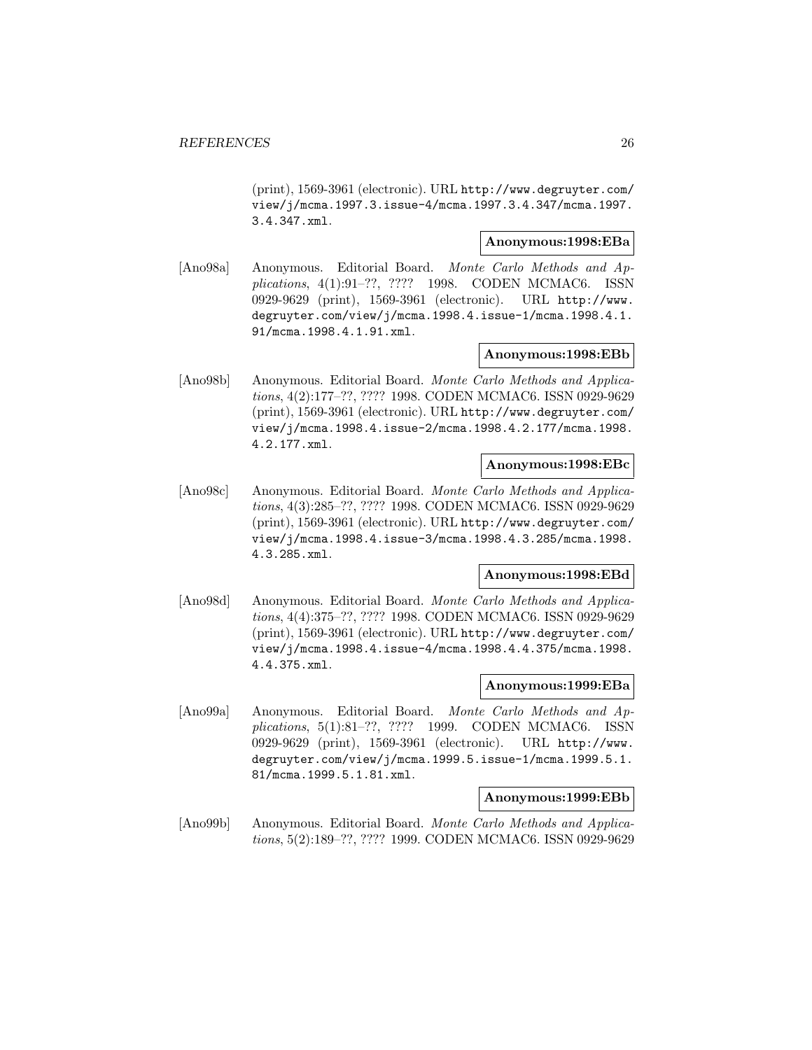(print), 1569-3961 (electronic). URL http://www.degruyter.com/view/j/mcma.1997.3.issue-4/mcma.1997.3.4.347/mcma.1997.3.4.347.xml.

**Anonymous:1998:EBa**

[Ano98a] Anonymous. Editorial Board. *Monte Carlo Methods and Applications*, 4(1):91–??, ???? 1998. CODEN MCMAC6. ISSN 0929-9629 (print), 1569-3961 (electronic). URL http://www.degruyter.com/view/j/mcma.1998.4.issue-1/mcma.1998.4.1.91/mcma.1998.4.1.91.xml.

**Anonymous:1998:EBb**

[Ano98b] Anonymous. Editorial Board. *Monte Carlo Methods and Applications*, 4(2):177–??, ???? 1998. CODEN MCMAC6. ISSN 0929-9629 (print), 1569-3961 (electronic). URL http://www.degruyter.com/view/j/mcma.1998.4.issue-2/mcma.1998.4.2.177/mcma.1998.4.2.177.xml.

**Anonymous:1998:EBc**

[Ano98c] Anonymous. Editorial Board. *Monte Carlo Methods and Applications*, 4(3):285–??, ???? 1998. CODEN MCMAC6. ISSN 0929-9629 (print), 1569-3961 (electronic). URL http://www.degruyter.com/view/j/mcma.1998.4.issue-3/mcma.1998.4.3.285/mcma.1998.4.3.285.xml.

**Anonymous:1998:EBd**

[Ano98d] Anonymous. Editorial Board. *Monte Carlo Methods and Applications*, 4(4):375–??, ???? 1998. CODEN MCMAC6. ISSN 0929-9629 (print), 1569-3961 (electronic). URL http://www.degruyter.com/view/j/mcma.1998.4.issue-4/mcma.1998.4.4.375/mcma.1998.4.4.375.xml.

**Anonymous:1999:EBa**

[Ano99a] Anonymous. Editorial Board. *Monte Carlo Methods and Applications*, 5(1):81–??, ???? 1999. CODEN MCMAC6. ISSN 0929-9629 (print), 1569-3961 (electronic). URL http://www.degruyter.com/view/j/mcma.1999.5.issue-1/mcma.1999.5.1.81/mcma.1999.5.1.81.xml.

**Anonymous:1999:EBb**

[Ano99b] Anonymous. Editorial Board. *Monte Carlo Methods and Applications*, 5(2):189–??, ???? 1999. CODEN MCMAC6. ISSN 0929-9629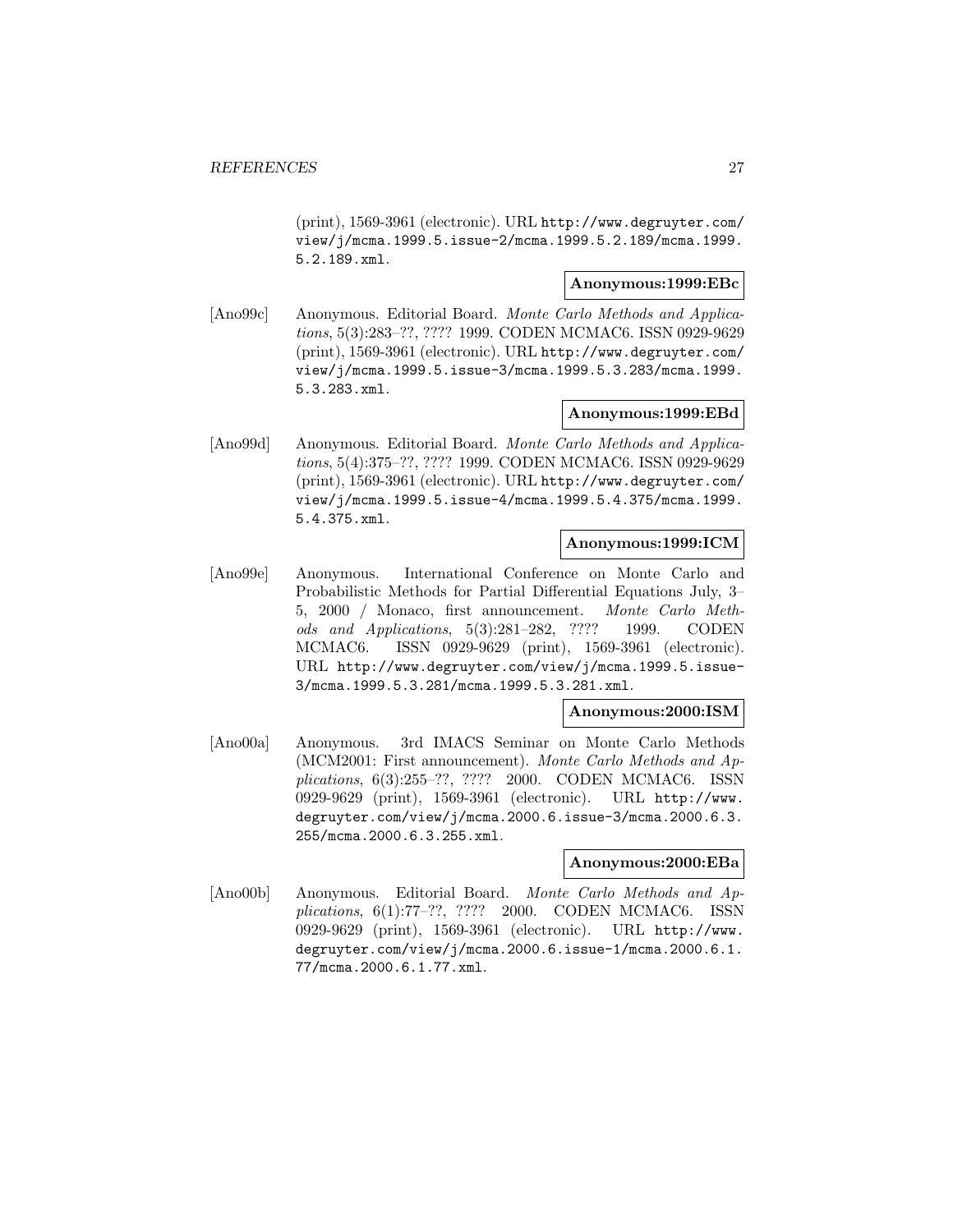(print), 1569-3961 (electronic). URL http://www.degruyter.com/view/j/mcma.1999.5.issue-2/mcma.1999.5.2.189/mcma.1999.5.2.189.xml.

**Anonymous:1999:EBc**

[Ano99c] Anonymous. Editorial Board. *Monte Carlo Methods and Applications*, 5(3):283–??, ???? 1999. CODEN MCMAC6. ISSN 0929-9629 (print), 1569-3961 (electronic). URL http://www.degruyter.com/view/j/mcma.1999.5.issue-3/mcma.1999.5.3.283/mcma.1999.5.3.283.xml.

**Anonymous:1999:EBd**

[Ano99d] Anonymous. Editorial Board. *Monte Carlo Methods and Applications*, 5(4):375–??, ???? 1999. CODEN MCMAC6. ISSN 0929-9629 (print), 1569-3961 (electronic). URL http://www.degruyter.com/view/j/mcma.1999.5.issue-4/mcma.1999.5.4.375/mcma.1999.5.4.375.xml.

**Anonymous:1999:ICM**

[Ano99e] Anonymous. International Conference on Monte Carlo and Probabilistic Methods for Partial Differential Equations July, 3–5, 2000 / Monaco, first announcement. *Monte Carlo Methods and Applications*, 5(3):281–282, ???? 1999. CODEN MCMAC6. ISSN 0929-9629 (print), 1569-3961 (electronic). URL http://www.degruyter.com/view/j/mcma.1999.5.issue-3/mcma.1999.5.3.281/mcma.1999.5.3.281.xml.

**Anonymous:2000:ISM**

[Ano00a] Anonymous. 3rd IMACS Seminar on Monte Carlo Methods (MCM2001: First announcement). *Monte Carlo Methods and Applications*, 6(3):255–??, ???? 2000. CODEN MCMAC6. ISSN 0929-9629 (print), 1569-3961 (electronic). URL http://www.degruyter.com/view/j/mcma.2000.6.issue-3/mcma.2000.6.3.255/mcma.2000.6.3.255.xml.

**Anonymous:2000:EBa**

[Ano00b] Anonymous. Editorial Board. *Monte Carlo Methods and Applications*, 6(1):77–??, ???? 2000. CODEN MCMAC6. ISSN 0929-9629 (print), 1569-3961 (electronic). URL http://www.degruyter.com/view/j/mcma.2000.6.issue-1/mcma.2000.6.1.77/mcma.2000.6.1.77.xml.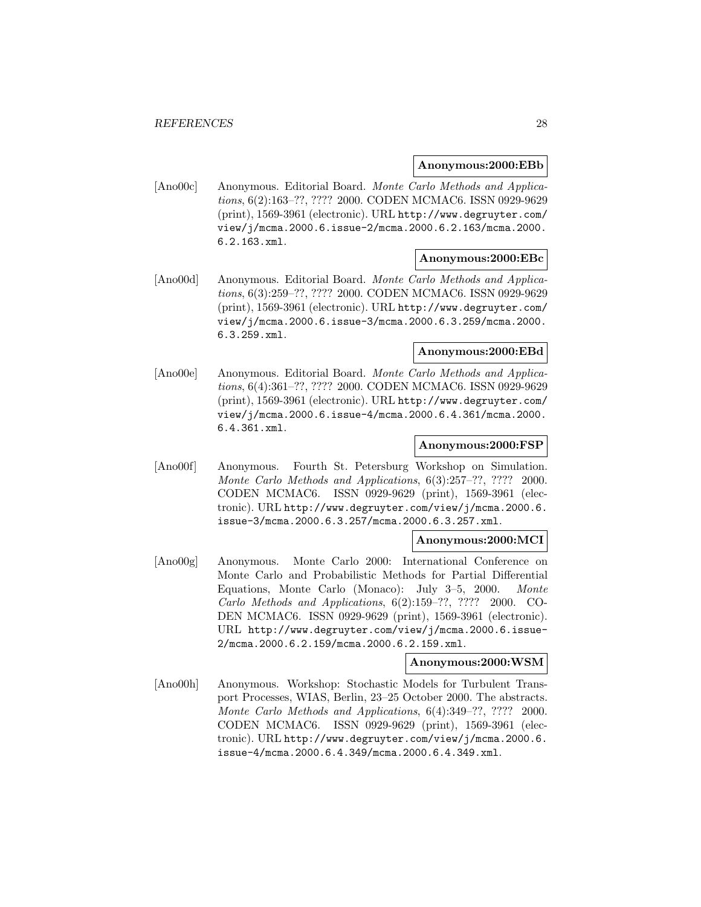**Anonymous:2000:EBb**

[Ano00c] Anonymous. Editorial Board. *Monte Carlo Methods and Applications*, 6(2):163–??, ???? 2000. CODEN MCMAC6. ISSN 0929-9629 (print), 1569-3961 (electronic). URL http://www.degruyter.com/view/j/mcma.2000.6.issue-2/mcma.2000.6.2.163/mcma.2000.6.2.163.xml.

**Anonymous:2000:EBc**

[Ano00d] Anonymous. Editorial Board. *Monte Carlo Methods and Applications*, 6(3):259–??, ???? 2000. CODEN MCMAC6. ISSN 0929-9629 (print), 1569-3961 (electronic). URL http://www.degruyter.com/view/j/mcma.2000.6.issue-3/mcma.2000.6.3.259/mcma.2000.6.3.259.xml.

**Anonymous:2000:EBd**

[Ano00e] Anonymous. Editorial Board. *Monte Carlo Methods and Applications*, 6(4):361–??, ???? 2000. CODEN MCMAC6. ISSN 0929-9629 (print), 1569-3961 (electronic). URL http://www.degruyter.com/view/j/mcma.2000.6.issue-4/mcma.2000.6.4.361/mcma.2000.6.4.361.xml.

**Anonymous:2000:FSP**

[Ano00f] Anonymous. Fourth St. Petersburg Workshop on Simulation. *Monte Carlo Methods and Applications*, 6(3):257–??, ???? 2000. CODEN MCMAC6. ISSN 0929-9629 (print), 1569-3961 (electronic). URL http://www.degruyter.com/view/j/mcma.2000.6.issue-3/mcma.2000.6.3.257/mcma.2000.6.3.257.xml.

**Anonymous:2000:MCI**

[Ano00g] Anonymous. Monte Carlo 2000: International Conference on Monte Carlo and Probabilistic Methods for Partial Differential Equations, Monte Carlo (Monaco): July 3–5, 2000. *Monte Carlo Methods and Applications*, 6(2):159–??, ???? 2000. CODEN MCMAC6. ISSN 0929-9629 (print), 1569-3961 (electronic). URL http://www.degruyter.com/view/j/mcma.2000.6.issue-2/mcma.2000.6.2.159/mcma.2000.6.2.159.xml.

**Anonymous:2000:WSM**

[Ano00h] Anonymous. Workshop: Stochastic Models for Turbulent Transport Processes, WIAS, Berlin, 23–25 October 2000. The abstracts. *Monte Carlo Methods and Applications*, 6(4):349–??, ???? 2000. CODEN MCMAC6. ISSN 0929-9629 (print), 1569-3961 (electronic). URL http://www.degruyter.com/view/j/mcma.2000.6.issue-4/mcma.2000.6.4.349/mcma.2000.6.4.349.xml.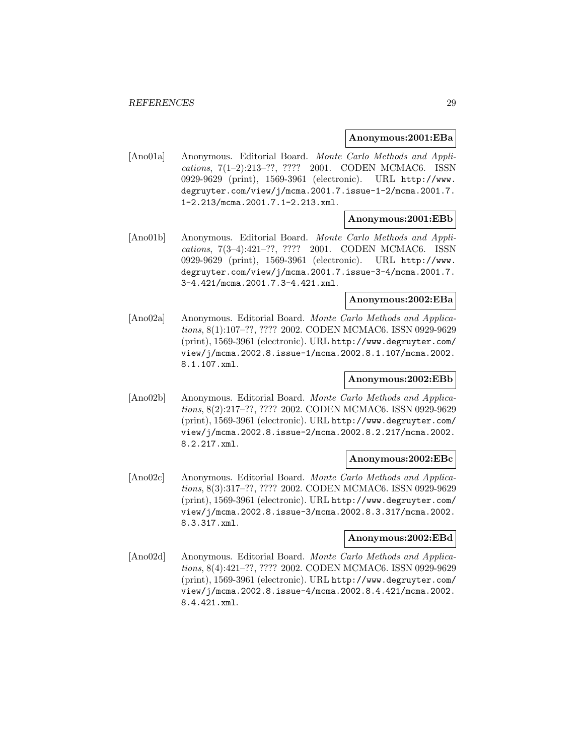**Anonymous:2001:EBa**

[Ano01a] Anonymous. Editorial Board. *Monte Carlo Methods and Applications*, 7(1–2):213–??, ???? 2001. CODEN MCMAC6. ISSN 0929-9629 (print), 1569-3961 (electronic). URL http://www.degruyter.com/view/j/mcma.2001.7.issue-1-2/mcma.2001.7.1-2.213/mcma.2001.7.1-2.213.xml.

**Anonymous:2001:EBb**

[Ano01b] Anonymous. Editorial Board. *Monte Carlo Methods and Applications*, 7(3–4):421–??, ???? 2001. CODEN MCMAC6. ISSN 0929-9629 (print), 1569-3961 (electronic). URL http://www.degruyter.com/view/j/mcma.2001.7.issue-3-4/mcma.2001.7.3-4.421/mcma.2001.7.3-4.421.xml.

**Anonymous:2002:EBa**

[Ano02a] Anonymous. Editorial Board. *Monte Carlo Methods and Applications*, 8(1):107–??, ???? 2002. CODEN MCMAC6. ISSN 0929-9629 (print), 1569-3961 (electronic). URL http://www.degruyter.com/view/j/mcma.2002.8.issue-1/mcma.2002.8.1.107/mcma.2002.8.1.107.xml.

**Anonymous:2002:EBb**

[Ano02b] Anonymous. Editorial Board. *Monte Carlo Methods and Applications*, 8(2):217–??, ???? 2002. CODEN MCMAC6. ISSN 0929-9629 (print), 1569-3961 (electronic). URL http://www.degruyter.com/view/j/mcma.2002.8.issue-2/mcma.2002.8.2.217/mcma.2002.8.2.217.xml.

**Anonymous:2002:EBc**

[Ano02c] Anonymous. Editorial Board. *Monte Carlo Methods and Applications*, 8(3):317–??, ???? 2002. CODEN MCMAC6. ISSN 0929-9629 (print), 1569-3961 (electronic). URL http://www.degruyter.com/view/j/mcma.2002.8.issue-3/mcma.2002.8.3.317/mcma.2002.8.3.317.xml.

**Anonymous:2002:EBd**

[Ano02d] Anonymous. Editorial Board. *Monte Carlo Methods and Applications*, 8(4):421–??, ???? 2002. CODEN MCMAC6. ISSN 0929-9629 (print), 1569-3961 (electronic). URL http://www.degruyter.com/view/j/mcma.2002.8.issue-4/mcma.2002.8.4.421/mcma.2002.8.4.421.xml.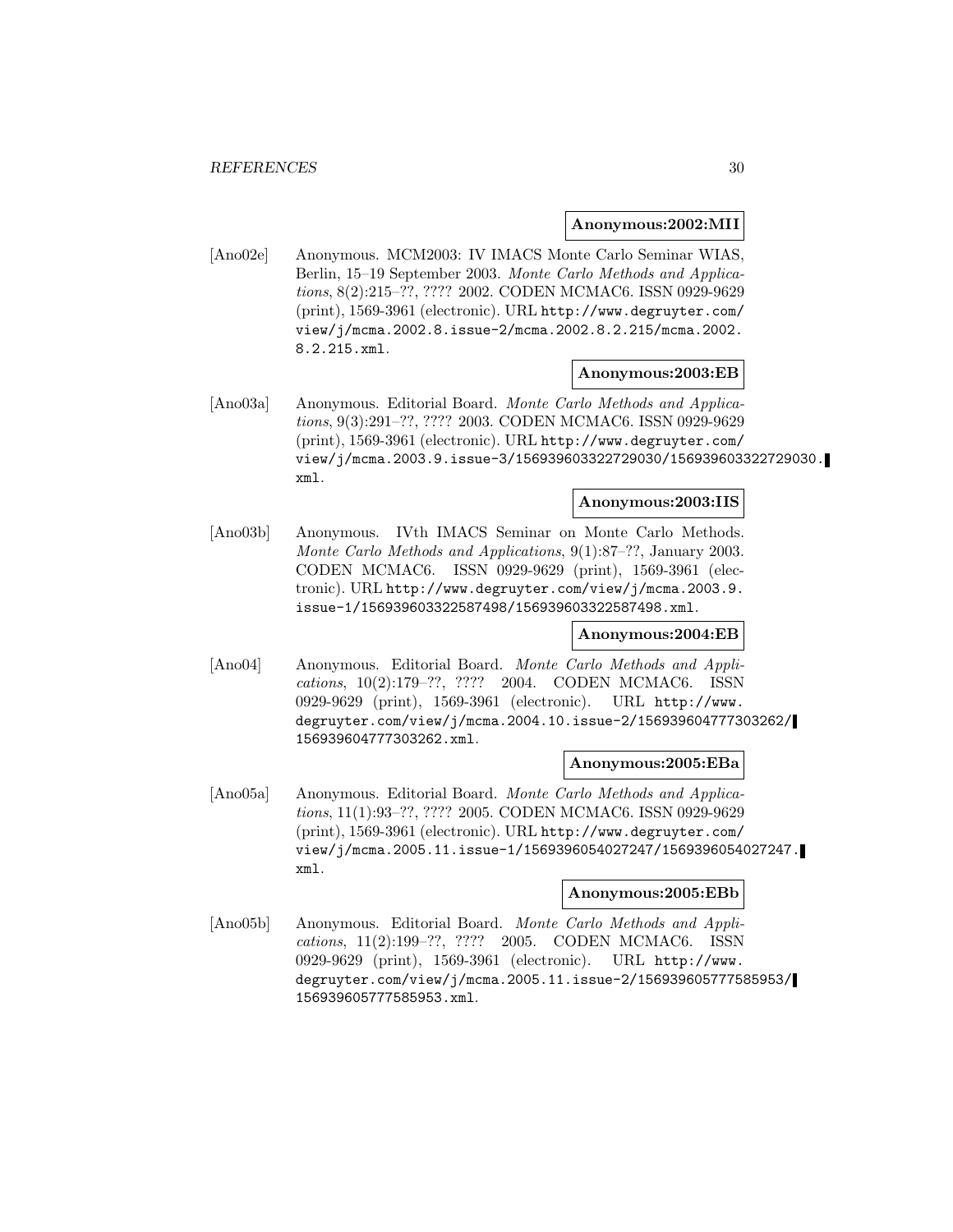**Anonymous:2002:MII**

[Ano02e] Anonymous. MCM2003: IV IMACS Monte Carlo Seminar WIAS, Berlin, 15–19 September 2003. *Monte Carlo Methods and Applications*, 8(2):215–??, ???? 2002. CODEN MCMAC6. ISSN 0929-9629 (print), 1569-3961 (electronic). URL http://www.degruyter.com/view/j/mcma.2002.8.issue-2/mcma.2002.8.2.215/mcma.2002.8.2.215.xml.

**Anonymous:2003:EB**

[Ano03a] Anonymous. Editorial Board. *Monte Carlo Methods and Applications*, 9(3):291–??, ???? 2003. CODEN MCMAC6. ISSN 0929-9629 (print), 1569-3961 (electronic). URL http://www.degruyter.com/view/j/mcma.2003.9.issue-3/156939603322729030/156939603322729030.xml.

**Anonymous:2003:IIS**

[Ano03b] Anonymous. IVth IMACS Seminar on Monte Carlo Methods. *Monte Carlo Methods and Applications*, 9(1):87–??, January 2003. CODEN MCMAC6. ISSN 0929-9629 (print), 1569-3961 (electronic). URL http://www.degruyter.com/view/j/mcma.2003.9.issue-1/156939603322587498/156939603322587498.xml.

**Anonymous:2004:EB**

[Ano04] Anonymous. Editorial Board. *Monte Carlo Methods and Applications*, 10(2):179–??, ???? 2004. CODEN MCMAC6. ISSN 0929-9629 (print), 1569-3961 (electronic). URL http://www.degruyter.com/view/j/mcma.2004.10.issue-2/156939604777303262/156939604777303262.xml.

**Anonymous:2005:EBa**

[Ano05a] Anonymous. Editorial Board. *Monte Carlo Methods and Applications*, 11(1):93–??, ???? 2005. CODEN MCMAC6. ISSN 0929-9629 (print), 1569-3961 (electronic). URL http://www.degruyter.com/view/j/mcma.2005.11.issue-1/1569396054027247/1569396054027247.xml.

**Anonymous:2005:EBb**

[Ano05b] Anonymous. Editorial Board. *Monte Carlo Methods and Applications*, 11(2):199–??, ???? 2005. CODEN MCMAC6. ISSN 0929-9629 (print), 1569-3961 (electronic). URL http://www.degruyter.com/view/j/mcma.2005.11.issue-2/156939605777585953/156939605777585953.xml.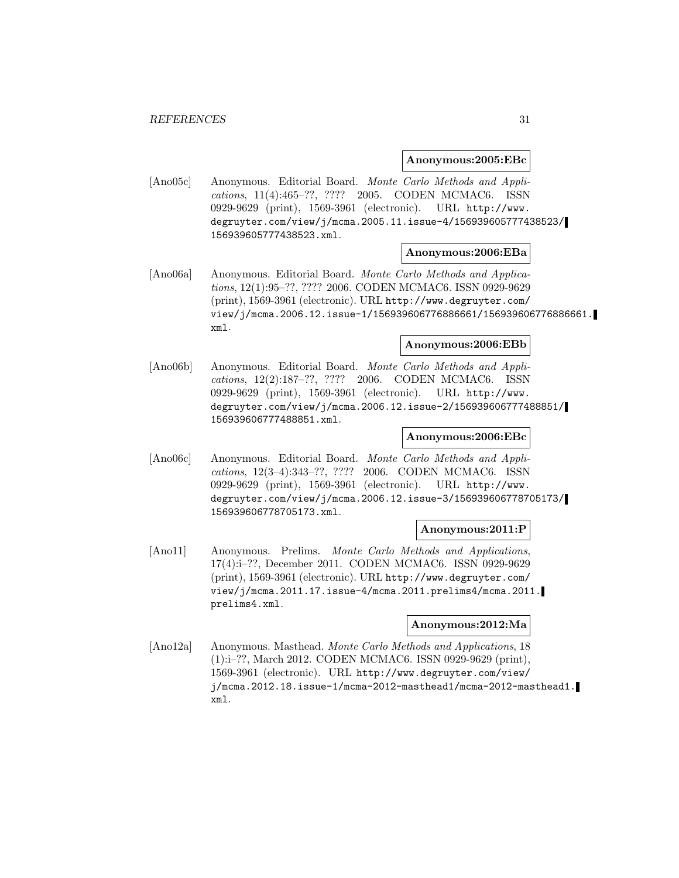**Anonymous:2005:EBc**

[Ano05c] Anonymous. Editorial Board. *Monte Carlo Methods and Applications*, 11(4):465–??, ???? 2005. CODEN MCMAC6. ISSN 0929-9629 (print), 1569-3961 (electronic). URL http://www.degruyter.com/view/j/mcma.2005.11.issue-4/156939605777438523/156939605777438523.xml.

**Anonymous:2006:EBa**

[Ano06a] Anonymous. Editorial Board. *Monte Carlo Methods and Applications*, 12(1):95–??, ???? 2006. CODEN MCMAC6. ISSN 0929-9629 (print), 1569-3961 (electronic). URL http://www.degruyter.com/view/j/mcma.2006.12.issue-1/156939606776886661/156939606776886661.xml.

**Anonymous:2006:EBb**

[Ano06b] Anonymous. Editorial Board. *Monte Carlo Methods and Applications*, 12(2):187–??, ???? 2006. CODEN MCMAC6. ISSN 0929-9629 (print), 1569-3961 (electronic). URL http://www.degruyter.com/view/j/mcma.2006.12.issue-2/156939606777488851/156939606777488851.xml.

**Anonymous:2006:EBc**

[Ano06c] Anonymous. Editorial Board. *Monte Carlo Methods and Applications*, 12(3–4):343–??, ???? 2006. CODEN MCMAC6. ISSN 0929-9629 (print), 1569-3961 (electronic). URL http://www.degruyter.com/view/j/mcma.2006.12.issue-3/156939606778705173/156939606778705173.xml.

**Anonymous:2011:P**

[Ano11] Anonymous. Prelims. *Monte Carlo Methods and Applications*, 17(4):i–??, December 2011. CODEN MCMAC6. ISSN 0929-9629 (print), 1569-3961 (electronic). URL http://www.degruyter.com/view/j/mcma.2011.17.issue-4/mcma.2011.prelims4/mcma.2011.prelims4.xml.

**Anonymous:2012:Ma**

[Ano12a] Anonymous. Masthead. *Monte Carlo Methods and Applications*, 18 (1):i–??, March 2012. CODEN MCMAC6. ISSN 0929-9629 (print), 1569-3961 (electronic). URL http://www.degruyter.com/view/j/mcma.2012.18.issue-1/mcma-2012-masthead1/mcma-2012-masthead1.xml.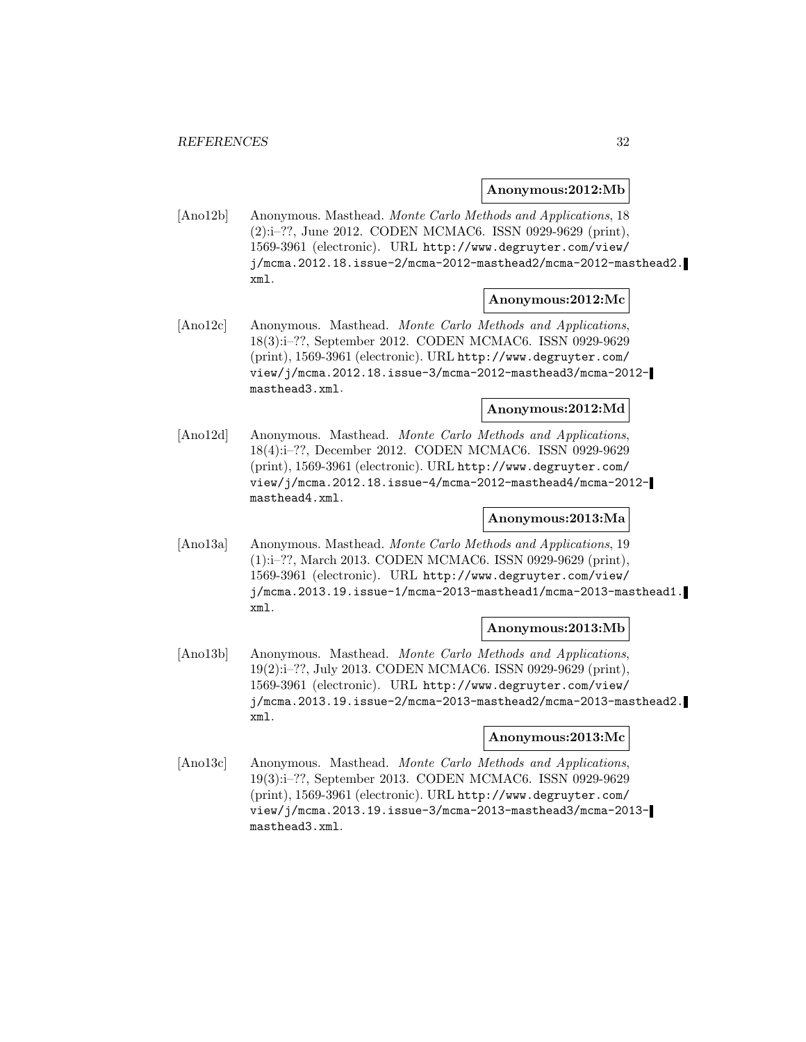**Anonymous:2012:Mb**

[Ano12b] Anonymous. Masthead. *Monte Carlo Methods and Applications*, 18 (2):i–??, June 2012. CODEN MCMAC6. ISSN 0929-9629 (print), 1569-3961 (electronic). URL `http://www.degruyter.com/view/j/mcma.2012.18.issue-2/mcma-2012-masthead2/mcma-2012-masthead2.xml`.

**Anonymous:2012:Mc**

[Ano12c] Anonymous. Masthead. *Monte Carlo Methods and Applications*, 18(3):i–??, September 2012. CODEN MCMAC6. ISSN 0929-9629 (print), 1569-3961 (electronic). URL `http://www.degruyter.com/view/j/mcma.2012.18.issue-3/mcma-2012-masthead3/mcma-2012-masthead3.xml`.

**Anonymous:2012:Md**

[Ano12d] Anonymous. Masthead. *Monte Carlo Methods and Applications*, 18(4):i–??, December 2012. CODEN MCMAC6. ISSN 0929-9629 (print), 1569-3961 (electronic). URL `http://www.degruyter.com/view/j/mcma.2012.18.issue-4/mcma-2012-masthead4/mcma-2012-masthead4.xml`.

**Anonymous:2013:Ma**

[Ano13a] Anonymous. Masthead. *Monte Carlo Methods and Applications*, 19 (1):i–??, March 2013. CODEN MCMAC6. ISSN 0929-9629 (print), 1569-3961 (electronic). URL `http://www.degruyter.com/view/j/mcma.2013.19.issue-1/mcma-2013-masthead1/mcma-2013-masthead1.xml`.

**Anonymous:2013:Mb**

[Ano13b] Anonymous. Masthead. *Monte Carlo Methods and Applications*, 19(2):i–??, July 2013. CODEN MCMAC6. ISSN 0929-9629 (print), 1569-3961 (electronic). URL `http://www.degruyter.com/view/j/mcma.2013.19.issue-2/mcma-2013-masthead2/mcma-2013-masthead2.xml`.

**Anonymous:2013:Mc**

[Ano13c] Anonymous. Masthead. *Monte Carlo Methods and Applications*, 19(3):i–??, September 2013. CODEN MCMAC6. ISSN 0929-9629 (print), 1569-3961 (electronic). URL `http://www.degruyter.com/view/j/mcma.2013.19.issue-3/mcma-2013-masthead3/mcma-2013-masthead3.xml`.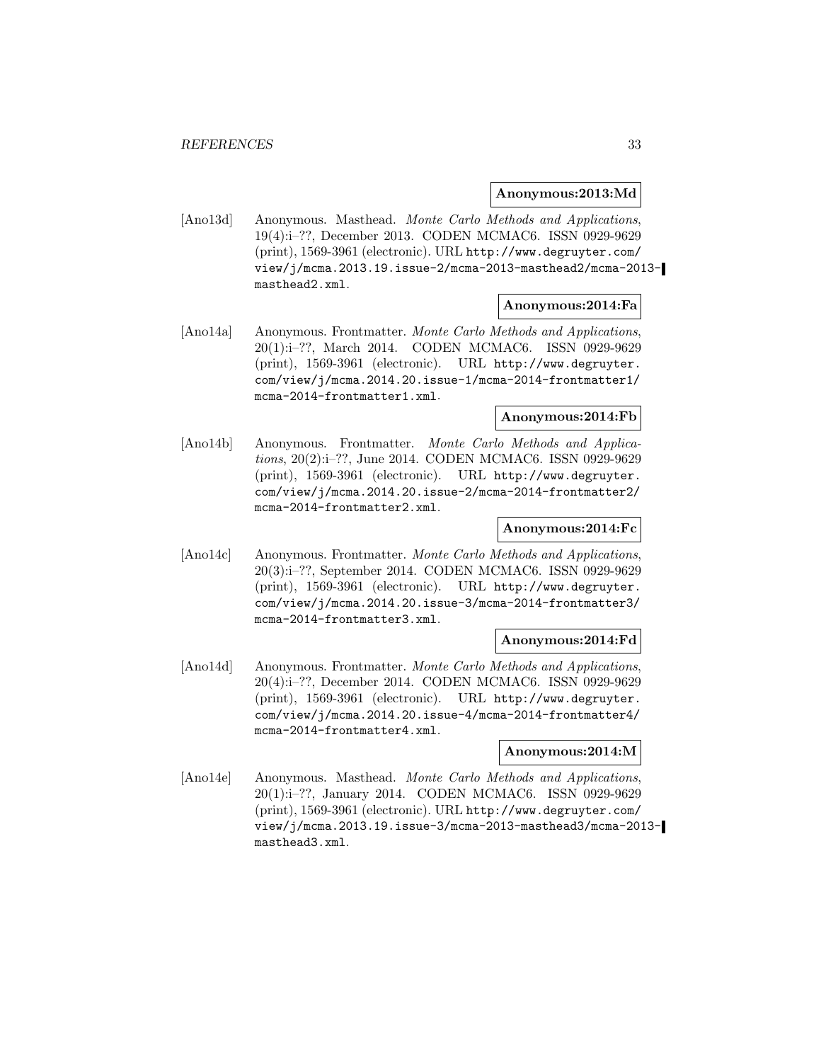**Anonymous:2013:Md**

[Ano13d] Anonymous. Masthead. *Monte Carlo Methods and Applications*, 19(4):i–??, December 2013. CODEN MCMAC6. ISSN 0929-9629 (print), 1569-3961 (electronic). URL `http://www.degruyter.com/view/j/mcma.2013.19.issue-2/mcma-2013-masthead2/mcma-2013-masthead2.xml`.

**Anonymous:2014:Fa**

[Ano14a] Anonymous. Frontmatter. *Monte Carlo Methods and Applications*, 20(1):i–??, March 2014. CODEN MCMAC6. ISSN 0929-9629 (print), 1569-3961 (electronic). URL `http://www.degruyter.com/view/j/mcma.2014.20.issue-1/mcma-2014-frontmatter1/mcma-2014-frontmatter1.xml`.

**Anonymous:2014:Fb**

[Ano14b] Anonymous. Frontmatter. *Monte Carlo Methods and Applications*, 20(2):i–??, June 2014. CODEN MCMAC6. ISSN 0929-9629 (print), 1569-3961 (electronic). URL `http://www.degruyter.com/view/j/mcma.2014.20.issue-2/mcma-2014-frontmatter2/mcma-2014-frontmatter2.xml`.

**Anonymous:2014:Fc**

[Ano14c] Anonymous. Frontmatter. *Monte Carlo Methods and Applications*, 20(3):i–??, September 2014. CODEN MCMAC6. ISSN 0929-9629 (print), 1569-3961 (electronic). URL `http://www.degruyter.com/view/j/mcma.2014.20.issue-3/mcma-2014-frontmatter3/mcma-2014-frontmatter3.xml`.

**Anonymous:2014:Fd**

[Ano14d] Anonymous. Frontmatter. *Monte Carlo Methods and Applications*, 20(4):i–??, December 2014. CODEN MCMAC6. ISSN 0929-9629 (print), 1569-3961 (electronic). URL `http://www.degruyter.com/view/j/mcma.2014.20.issue-4/mcma-2014-frontmatter4/mcma-2014-frontmatter4.xml`.

**Anonymous:2014:M**

[Ano14e] Anonymous. Masthead. *Monte Carlo Methods and Applications*, 20(1):i–??, January 2014. CODEN MCMAC6. ISSN 0929-9629 (print), 1569-3961 (electronic). URL `http://www.degruyter.com/view/j/mcma.2013.19.issue-3/mcma-2013-masthead3/mcma-2013-masthead3.xml`.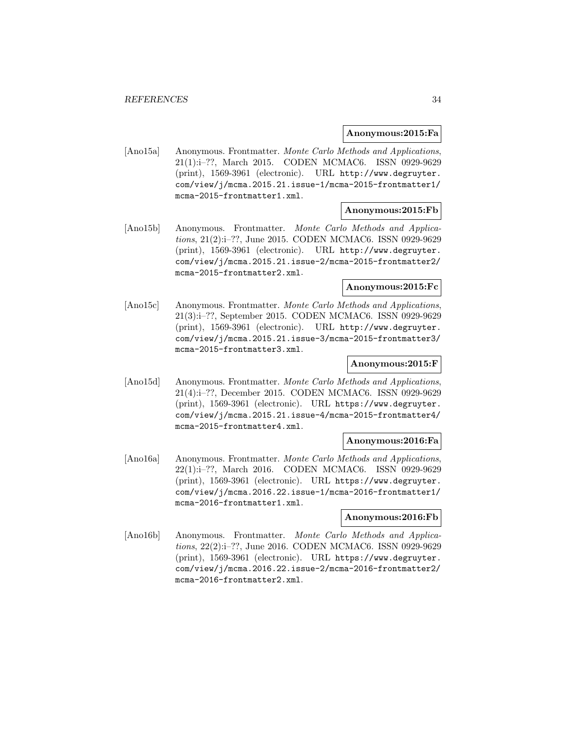**Anonymous:2015:Fa**

[Ano15a] Anonymous. Frontmatter. *Monte Carlo Methods and Applications*, 21(1):i–??, March 2015. CODEN MCMAC6. ISSN 0929-9629 (print), 1569-3961 (electronic). URL `http://www.degruyter.com/view/j/mcma.2015.21.issue-1/mcma-2015-frontmatter1/mcma-2015-frontmatter1.xml`.

**Anonymous:2015:Fb**

[Ano15b] Anonymous. Frontmatter. *Monte Carlo Methods and Applications*, 21(2):i–??, June 2015. CODEN MCMAC6. ISSN 0929-9629 (print), 1569-3961 (electronic). URL `http://www.degruyter.com/view/j/mcma.2015.21.issue-2/mcma-2015-frontmatter2/mcma-2015-frontmatter2.xml`.

**Anonymous:2015:Fc**

[Ano15c] Anonymous. Frontmatter. *Monte Carlo Methods and Applications*, 21(3):i–??, September 2015. CODEN MCMAC6. ISSN 0929-9629 (print), 1569-3961 (electronic). URL `http://www.degruyter.com/view/j/mcma.2015.21.issue-3/mcma-2015-frontmatter3/mcma-2015-frontmatter3.xml`.

**Anonymous:2015:F**

[Ano15d] Anonymous. Frontmatter. *Monte Carlo Methods and Applications*, 21(4):i–??, December 2015. CODEN MCMAC6. ISSN 0929-9629 (print), 1569-3961 (electronic). URL `https://www.degruyter.com/view/j/mcma.2015.21.issue-4/mcma-2015-frontmatter4/mcma-2015-frontmatter4.xml`.

**Anonymous:2016:Fa**

[Ano16a] Anonymous. Frontmatter. *Monte Carlo Methods and Applications*, 22(1):i–??, March 2016. CODEN MCMAC6. ISSN 0929-9629 (print), 1569-3961 (electronic). URL `https://www.degruyter.com/view/j/mcma.2016.22.issue-1/mcma-2016-frontmatter1/mcma-2016-frontmatter1.xml`.

**Anonymous:2016:Fb**

[Ano16b] Anonymous. Frontmatter. *Monte Carlo Methods and Applications*, 22(2):i–??, June 2016. CODEN MCMAC6. ISSN 0929-9629 (print), 1569-3961 (electronic). URL `https://www.degruyter.com/view/j/mcma.2016.22.issue-2/mcma-2016-frontmatter2/mcma-2016-frontmatter2.xml`.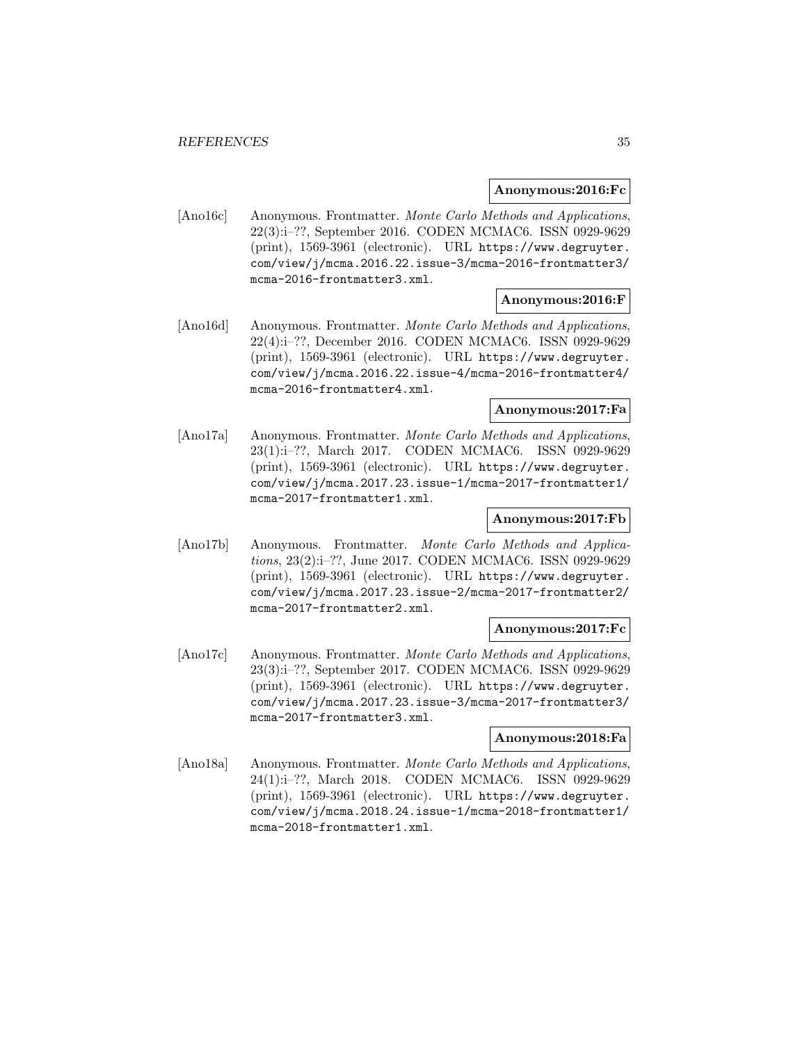**Anonymous:2016:Fc**

[Ano16c] Anonymous. Frontmatter. *Monte Carlo Methods and Applications*, 22(3):i–??, September 2016. CODEN MCMAC6. ISSN 0929-9629 (print), 1569-3961 (electronic). URL `https://www.degruyter.com/view/j/mcma.2016.22.issue-3/mcma-2016-frontmatter3/mcma-2016-frontmatter3.xml`.

**Anonymous:2016:F**

[Ano16d] Anonymous. Frontmatter. *Monte Carlo Methods and Applications*, 22(4):i–??, December 2016. CODEN MCMAC6. ISSN 0929-9629 (print), 1569-3961 (electronic). URL `https://www.degruyter.com/view/j/mcma.2016.22.issue-4/mcma-2016-frontmatter4/mcma-2016-frontmatter4.xml`.

**Anonymous:2017:Fa**

[Ano17a] Anonymous. Frontmatter. *Monte Carlo Methods and Applications*, 23(1):i–??, March 2017. CODEN MCMAC6. ISSN 0929-9629 (print), 1569-3961 (electronic). URL `https://www.degruyter.com/view/j/mcma.2017.23.issue-1/mcma-2017-frontmatter1/mcma-2017-frontmatter1.xml`.

**Anonymous:2017:Fb**

[Ano17b] Anonymous. Frontmatter. *Monte Carlo Methods and Applications*, 23(2):i–??, June 2017. CODEN MCMAC6. ISSN 0929-9629 (print), 1569-3961 (electronic). URL `https://www.degruyter.com/view/j/mcma.2017.23.issue-2/mcma-2017-frontmatter2/mcma-2017-frontmatter2.xml`.

**Anonymous:2017:Fc**

[Ano17c] Anonymous. Frontmatter. *Monte Carlo Methods and Applications*, 23(3):i–??, September 2017. CODEN MCMAC6. ISSN 0929-9629 (print), 1569-3961 (electronic). URL `https://www.degruyter.com/view/j/mcma.2017.23.issue-3/mcma-2017-frontmatter3/mcma-2017-frontmatter3.xml`.

**Anonymous:2018:Fa**

[Ano18a] Anonymous. Frontmatter. *Monte Carlo Methods and Applications*, 24(1):i–??, March 2018. CODEN MCMAC6. ISSN 0929-9629 (print), 1569-3961 (electronic). URL `https://www.degruyter.com/view/j/mcma.2018.24.issue-1/mcma-2018-frontmatter1/mcma-2018-frontmatter1.xml`.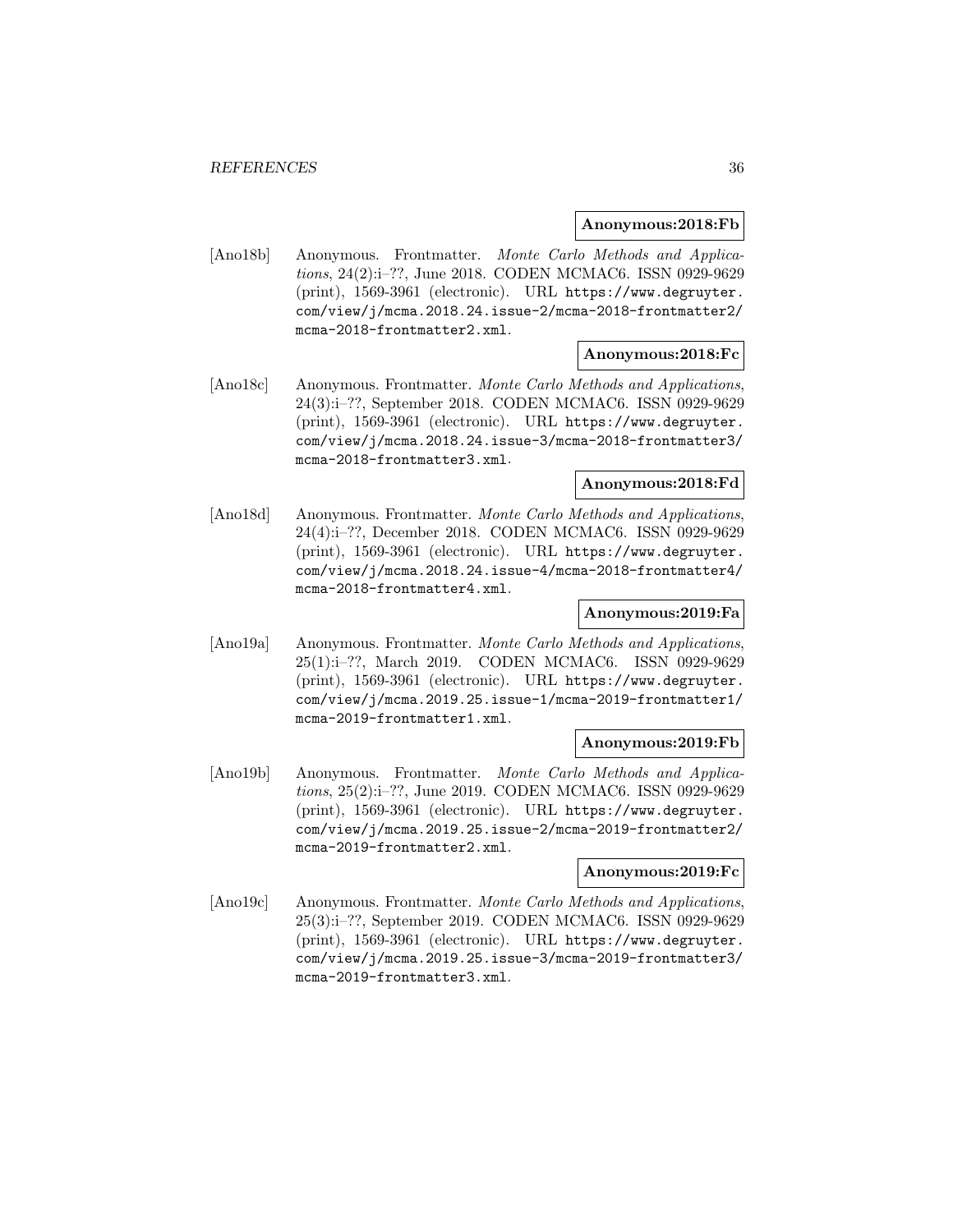**Anonymous:2018:Fb**

[Ano18b] Anonymous. Frontmatter. *Monte Carlo Methods and Applications*, 24(2):i–??, June 2018. CODEN MCMAC6. ISSN 0929-9629 (print), 1569-3961 (electronic). URL https://www.degruyter.com/view/j/mcma.2018.24.issue-2/mcma-2018-frontmatter2/mcma-2018-frontmatter2.xml.

**Anonymous:2018:Fc**

[Ano18c] Anonymous. Frontmatter. *Monte Carlo Methods and Applications*, 24(3):i–??, September 2018. CODEN MCMAC6. ISSN 0929-9629 (print), 1569-3961 (electronic). URL https://www.degruyter.com/view/j/mcma.2018.24.issue-3/mcma-2018-frontmatter3/mcma-2018-frontmatter3.xml.

**Anonymous:2018:Fd**

[Ano18d] Anonymous. Frontmatter. *Monte Carlo Methods and Applications*, 24(4):i–??, December 2018. CODEN MCMAC6. ISSN 0929-9629 (print), 1569-3961 (electronic). URL https://www.degruyter.com/view/j/mcma.2018.24.issue-4/mcma-2018-frontmatter4/mcma-2018-frontmatter4.xml.

**Anonymous:2019:Fa**

[Ano19a] Anonymous. Frontmatter. *Monte Carlo Methods and Applications*, 25(1):i–??, March 2019. CODEN MCMAC6. ISSN 0929-9629 (print), 1569-3961 (electronic). URL https://www.degruyter.com/view/j/mcma.2019.25.issue-1/mcma-2019-frontmatter1/mcma-2019-frontmatter1.xml.

**Anonymous:2019:Fb**

[Ano19b] Anonymous. Frontmatter. *Monte Carlo Methods and Applications*, 25(2):i–??, June 2019. CODEN MCMAC6. ISSN 0929-9629 (print), 1569-3961 (electronic). URL https://www.degruyter.com/view/j/mcma.2019.25.issue-2/mcma-2019-frontmatter2/mcma-2019-frontmatter2.xml.

**Anonymous:2019:Fc**

[Ano19c] Anonymous. Frontmatter. *Monte Carlo Methods and Applications*, 25(3):i–??, September 2019. CODEN MCMAC6. ISSN 0929-9629 (print), 1569-3961 (electronic). URL https://www.degruyter.com/view/j/mcma.2019.25.issue-3/mcma-2019-frontmatter3/mcma-2019-frontmatter3.xml.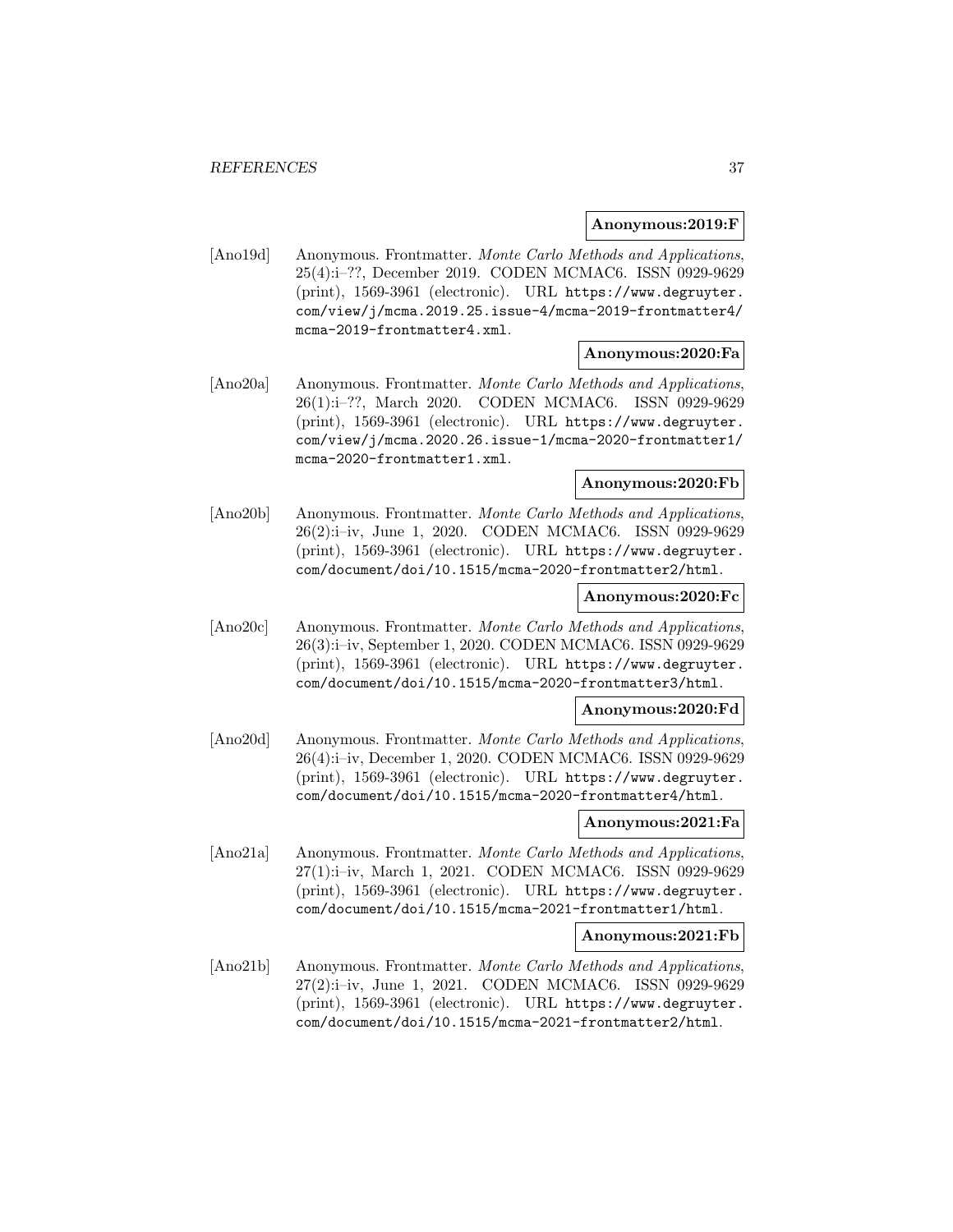**Anonymous:2019:F**

[Ano19d] Anonymous. Frontmatter. *Monte Carlo Methods and Applications*, 25(4):i–??, December 2019. CODEN MCMAC6. ISSN 0929-9629 (print), 1569-3961 (electronic). URL https://www.degruyter.com/view/j/mcma.2019.25.issue-4/mcma-2019-frontmatter4/mcma-2019-frontmatter4.xml.

**Anonymous:2020:Fa**

[Ano20a] Anonymous. Frontmatter. *Monte Carlo Methods and Applications*, 26(1):i–??, March 2020. CODEN MCMAC6. ISSN 0929-9629 (print), 1569-3961 (electronic). URL https://www.degruyter.com/view/j/mcma.2020.26.issue-1/mcma-2020-frontmatter1/mcma-2020-frontmatter1.xml.

**Anonymous:2020:Fb**

[Ano20b] Anonymous. Frontmatter. *Monte Carlo Methods and Applications*, 26(2):i–iv, June 1, 2020. CODEN MCMAC6. ISSN 0929-9629 (print), 1569-3961 (electronic). URL https://www.degruyter.com/document/doi/10.1515/mcma-2020-frontmatter2/html.

**Anonymous:2020:Fc**

[Ano20c] Anonymous. Frontmatter. *Monte Carlo Methods and Applications*, 26(3):i–iv, September 1, 2020. CODEN MCMAC6. ISSN 0929-9629 (print), 1569-3961 (electronic). URL https://www.degruyter.com/document/doi/10.1515/mcma-2020-frontmatter3/html.

**Anonymous:2020:Fd**

[Ano20d] Anonymous. Frontmatter. *Monte Carlo Methods and Applications*, 26(4):i–iv, December 1, 2020. CODEN MCMAC6. ISSN 0929-9629 (print), 1569-3961 (electronic). URL https://www.degruyter.com/document/doi/10.1515/mcma-2020-frontmatter4/html.

**Anonymous:2021:Fa**

[Ano21a] Anonymous. Frontmatter. *Monte Carlo Methods and Applications*, 27(1):i–iv, March 1, 2021. CODEN MCMAC6. ISSN 0929-9629 (print), 1569-3961 (electronic). URL https://www.degruyter.com/document/doi/10.1515/mcma-2021-frontmatter1/html.

**Anonymous:2021:Fb**

[Ano21b] Anonymous. Frontmatter. *Monte Carlo Methods and Applications*, 27(2):i–iv, June 1, 2021. CODEN MCMAC6. ISSN 0929-9629 (print), 1569-3961 (electronic). URL https://www.degruyter.com/document/doi/10.1515/mcma-2021-frontmatter2/html.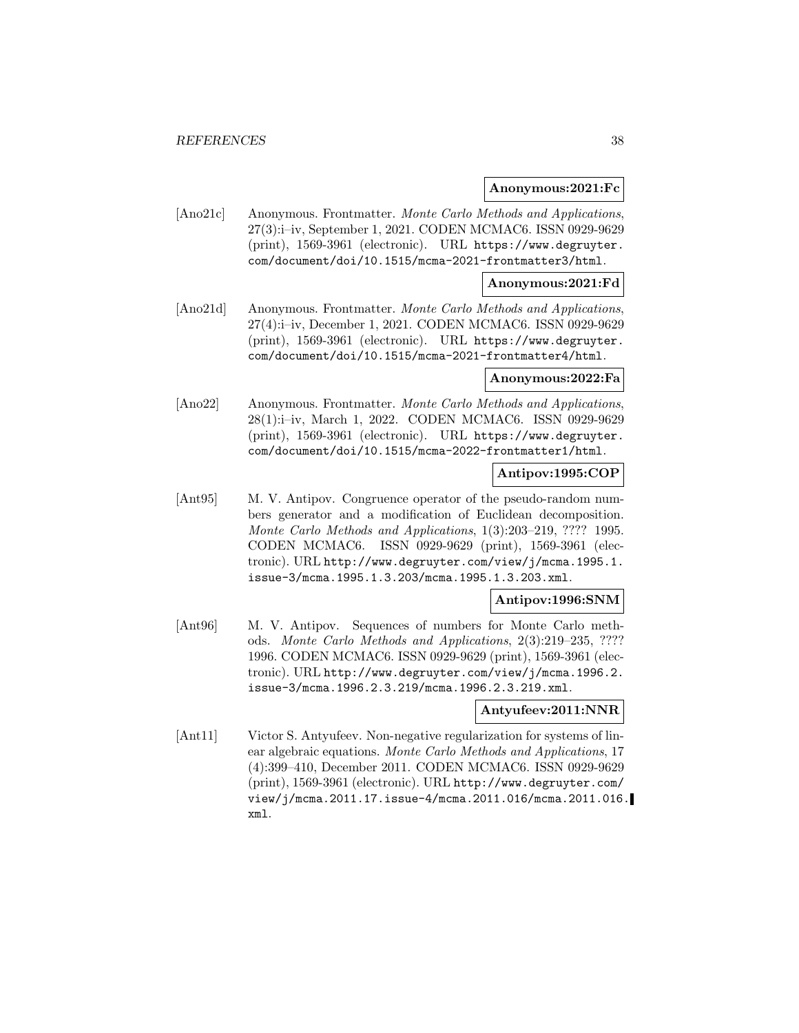**Anonymous:2021:Fc**

[Ano21c] Anonymous. Frontmatter. *Monte Carlo Methods and Applications*, 27(3):i–iv, September 1, 2021. CODEN MCMAC6. ISSN 0929-9629 (print), 1569-3961 (electronic). URL `https://www.degruyter.com/document/doi/10.1515/mcma-2021-frontmatter3/html`.

**Anonymous:2021:Fd**

[Ano21d] Anonymous. Frontmatter. *Monte Carlo Methods and Applications*, 27(4):i–iv, December 1, 2021. CODEN MCMAC6. ISSN 0929-9629 (print), 1569-3961 (electronic). URL `https://www.degruyter.com/document/doi/10.1515/mcma-2021-frontmatter4/html`.

**Anonymous:2022:Fa**

[Ano22] Anonymous. Frontmatter. *Monte Carlo Methods and Applications*, 28(1):i–iv, March 1, 2022. CODEN MCMAC6. ISSN 0929-9629 (print), 1569-3961 (electronic). URL `https://www.degruyter.com/document/doi/10.1515/mcma-2022-frontmatter1/html`.

**Antipov:1995:COP**

[Ant95] M. V. Antipov. Congruence operator of the pseudo-random numbers generator and a modification of Euclidean decomposition. *Monte Carlo Methods and Applications*, 1(3):203–219, ???? 1995. CODEN MCMAC6. ISSN 0929-9629 (print), 1569-3961 (electronic). URL `http://www.degruyter.com/view/j/mcma.1995.1.issue-3/mcma.1995.1.3.203/mcma.1995.1.3.203.xml`.

**Antipov:1996:SNM**

[Ant96] M. V. Antipov. Sequences of numbers for Monte Carlo methods. *Monte Carlo Methods and Applications*, 2(3):219–235, ???? 1996. CODEN MCMAC6. ISSN 0929-9629 (print), 1569-3961 (electronic). URL `http://www.degruyter.com/view/j/mcma.1996.2.issue-3/mcma.1996.2.3.219/mcma.1996.2.3.219.xml`.

**Antyufeev:2011:NNR**

[Ant11] Victor S. Antyufeev. Non-negative regularization for systems of linear algebraic equations. *Monte Carlo Methods and Applications*, 17 (4):399–410, December 2011. CODEN MCMAC6. ISSN 0929-9629 (print), 1569-3961 (electronic). URL `http://www.degruyter.com/view/j/mcma.2011.17.issue-4/mcma.2011.016/mcma.2011.016.xml`.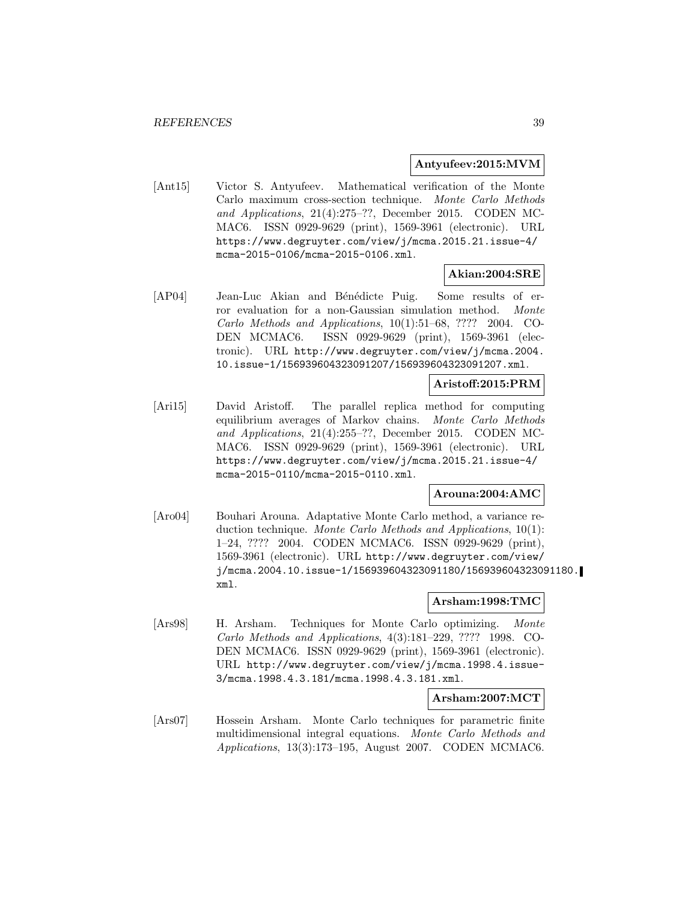**Antyufeev:2015:MVM**

[Ant15] Victor S. Antyufeev. Mathematical verification of the Monte Carlo maximum cross-section technique. *Monte Carlo Methods and Applications*, 21(4):275–??, December 2015. CODEN MCMAC6. ISSN 0929-9629 (print), 1569-3961 (electronic). URL https://www.degruyter.com/view/j/mcma.2015.21.issue-4/mcma-2015-0106/mcma-2015-0106.xml.

**Akian:2004:SRE**

[AP04] Jean-Luc Akian and Bénédicte Puig. Some results of error evaluation for a non-Gaussian simulation method. *Monte Carlo Methods and Applications*, 10(1):51–68, ???? 2004. CODEN MCMAC6. ISSN 0929-9629 (print), 1569-3961 (electronic). URL http://www.degruyter.com/view/j/mcma.2004.10.issue-1/156939604323091207/156939604323091207.xml.

**Aristoff:2015:PRM**

[Ari15] David Aristoff. The parallel replica method for computing equilibrium averages of Markov chains. *Monte Carlo Methods and Applications*, 21(4):255–??, December 2015. CODEN MCMAC6. ISSN 0929-9629 (print), 1569-3961 (electronic). URL https://www.degruyter.com/view/j/mcma.2015.21.issue-4/mcma-2015-0110/mcma-2015-0110.xml.

**Arouna:2004:AMC**

[Aro04] Bouhari Arouna. Adaptative Monte Carlo method, a variance reduction technique. *Monte Carlo Methods and Applications*, 10(1):1–24, ???? 2004. CODEN MCMAC6. ISSN 0929-9629 (print), 1569-3961 (electronic). URL http://www.degruyter.com/view/j/mcma.2004.10.issue-1/156939604323091180/156939604323091180.xml.

**Arsham:1998:TMC**

[Ars98] H. Arsham. Techniques for Monte Carlo optimizing. *Monte Carlo Methods and Applications*, 4(3):181–229, ???? 1998. CODEN MCMAC6. ISSN 0929-9629 (print), 1569-3961 (electronic). URL http://www.degruyter.com/view/j/mcma.1998.4.issue-3/mcma.1998.4.3.181/mcma.1998.4.3.181.xml.

**Arsham:2007:MCT**

[Ars07] Hossein Arsham. Monte Carlo techniques for parametric finite multidimensional integral equations. *Monte Carlo Methods and Applications*, 13(3):173–195, August 2007. CODEN MCMAC6.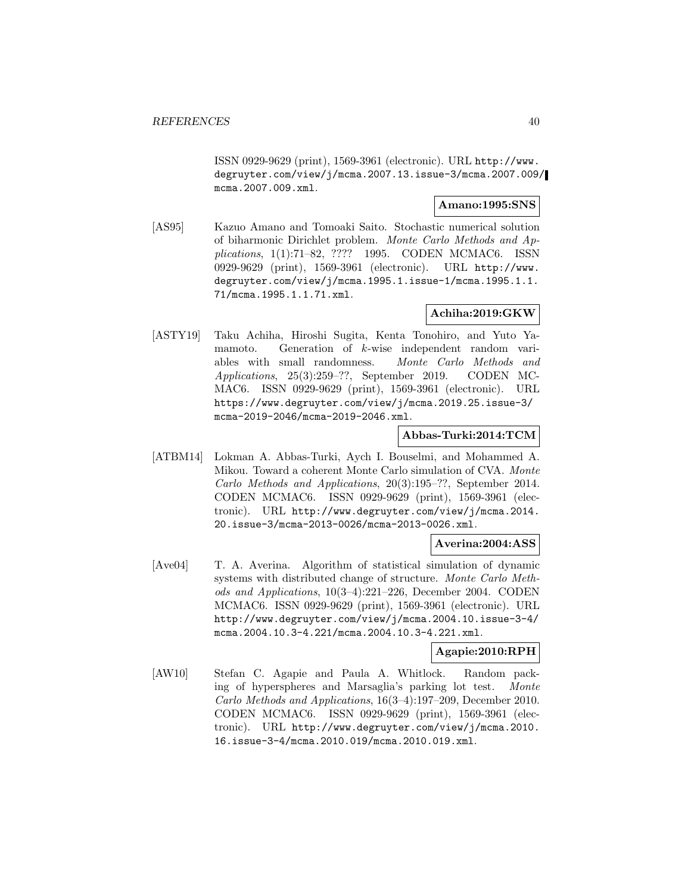ISSN 0929-9629 (print), 1569-3961 (electronic). URL http://www.degruyter.com/view/j/mcma.2007.13.issue-3/mcma.2007.009/mcma.2007.009.xml.

**Amano:1995:SNS**

[AS95] Kazuo Amano and Tomoaki Saito. Stochastic numerical solution of biharmonic Dirichlet problem. *Monte Carlo Methods and Applications*, 1(1):71–82, ???? 1995. CODEN MCMAC6. ISSN 0929-9629 (print), 1569-3961 (electronic). URL http://www.degruyter.com/view/j/mcma.1995.1.issue-1/mcma.1995.1.1.71/mcma.1995.1.1.71.xml.

**Achiha:2019:GKW**

[ASTY19] Taku Achiha, Hiroshi Sugita, Kenta Tonohiro, and Yuto Yamamoto. Generation of $k$-wise independent random variables with small randomness. *Monte Carlo Methods and Applications*, 25(3):259–??, September 2019. CODEN MCMAC6. ISSN 0929-9629 (print), 1569-3961 (electronic). URL https://www.degruyter.com/view/j/mcma.2019.25.issue-3/mcma-2019-2046/mcma-2019-2046.xml.

**Abbas-Turki:2014:TCM**

[ATBM14] Lokman A. Abbas-Turki, Aych I. Bouselmi, and Mohammed A. Mikou. Toward a coherent Monte Carlo simulation of CVA. *Monte Carlo Methods and Applications*, 20(3):195–??, September 2014. CODEN MCMAC6. ISSN 0929-9629 (print), 1569-3961 (electronic). URL http://www.degruyter.com/view/j/mcma.2014.20.issue-3/mcma-2013-0026/mcma-2013-0026.xml.

**Averina:2004:ASS**

[Ave04] T. A. Averina. Algorithm of statistical simulation of dynamic systems with distributed change of structure. *Monte Carlo Methods and Applications*, 10(3–4):221–226, December 2004. CODEN MCMAC6. ISSN 0929-9629 (print), 1569-3961 (electronic). URL http://www.degruyter.com/view/j/mcma.2004.10.issue-3-4/mcma.2004.10.3-4.221/mcma.2004.10.3-4.221.xml.

**Agapie:2010:RPH**

[AW10] Stefan C. Agapie and Paula A. Whitlock. Random packing of hyperspheres and Marsaglia's parking lot test. *Monte Carlo Methods and Applications*, 16(3–4):197–209, December 2010. CODEN MCMAC6. ISSN 0929-9629 (print), 1569-3961 (electronic). URL http://www.degruyter.com/view/j/mcma.2010.16.issue-3-4/mcma.2010.019/mcma.2010.019.xml.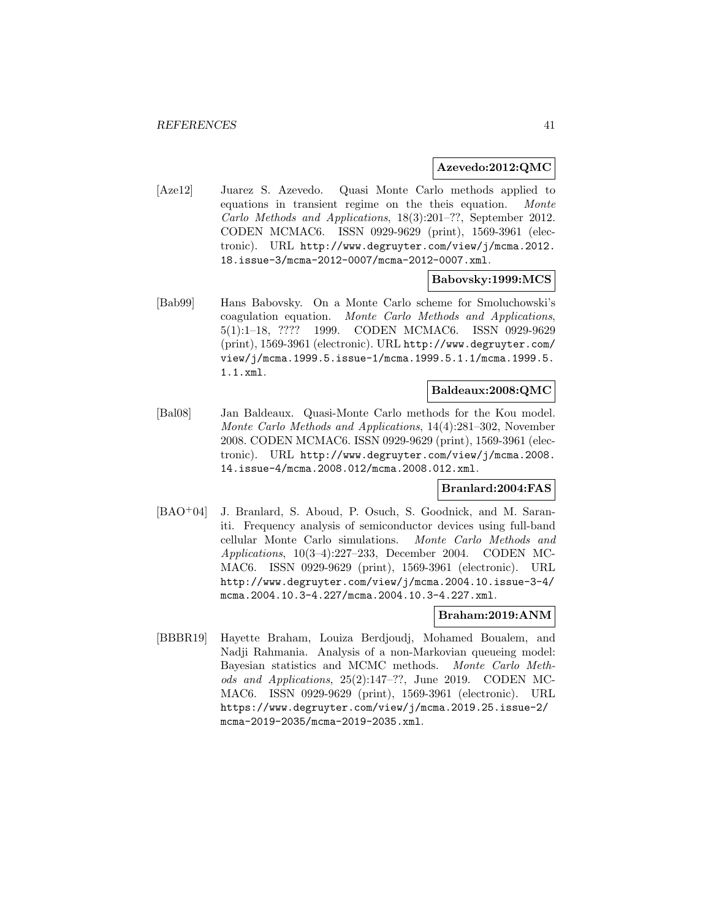**Azevedo:2012:QMC**

[Aze12] Juarez S. Azevedo. Quasi Monte Carlo methods applied to equations in transient regime on the theis equation. *Monte Carlo Methods and Applications*, 18(3):201–??, September 2012. CODEN MCMAC6. ISSN 0929-9629 (print), 1569-3961 (electronic). URL http://www.degruyter.com/view/j/mcma.2012.18.issue-3/mcma-2012-0007/mcma-2012-0007.xml.

**Babovsky:1999:MCS**

[Bab99] Hans Babovsky. On a Monte Carlo scheme for Smoluchowski's coagulation equation. *Monte Carlo Methods and Applications*, 5(1):1–18, ???? 1999. CODEN MCMAC6. ISSN 0929-9629 (print), 1569-3961 (electronic). URL http://www.degruyter.com/view/j/mcma.1999.5.issue-1/mcma.1999.5.1.1/mcma.1999.5.1.1.xml.

**Baldeaux:2008:QMC**

[Bal08] Jan Baldeaux. Quasi-Monte Carlo methods for the Kou model. *Monte Carlo Methods and Applications*, 14(4):281–302, November 2008. CODEN MCMAC6. ISSN 0929-9629 (print), 1569-3961 (electronic). URL http://www.degruyter.com/view/j/mcma.2008.14.issue-4/mcma.2008.012/mcma.2008.012.xml.

**Branlard:2004:FAS**

[BAO+04] J. Branlard, S. Aboud, P. Osuch, S. Goodnick, and M. Saraniti. Frequency analysis of semiconductor devices using full-band cellular Monte Carlo simulations. *Monte Carlo Methods and Applications*, 10(3–4):227–233, December 2004. CODEN MCMAC6. ISSN 0929-9629 (print), 1569-3961 (electronic). URL http://www.degruyter.com/view/j/mcma.2004.10.issue-3-4/mcma.2004.10.3-4.227/mcma.2004.10.3-4.227.xml.

**Braham:2019:ANM**

[BBBR19] Hayette Braham, Louiza Berdjoudj, Mohamed Boualem, and Nadji Rahmania. Analysis of a non-Markovian queueing model: Bayesian statistics and MCMC methods. *Monte Carlo Methods and Applications*, 25(2):147–??, June 2019. CODEN MCMAC6. ISSN 0929-9629 (print), 1569-3961 (electronic). URL https://www.degruyter.com/view/j/mcma.2019.25.issue-2/mcma-2019-2035/mcma-2019-2035.xml.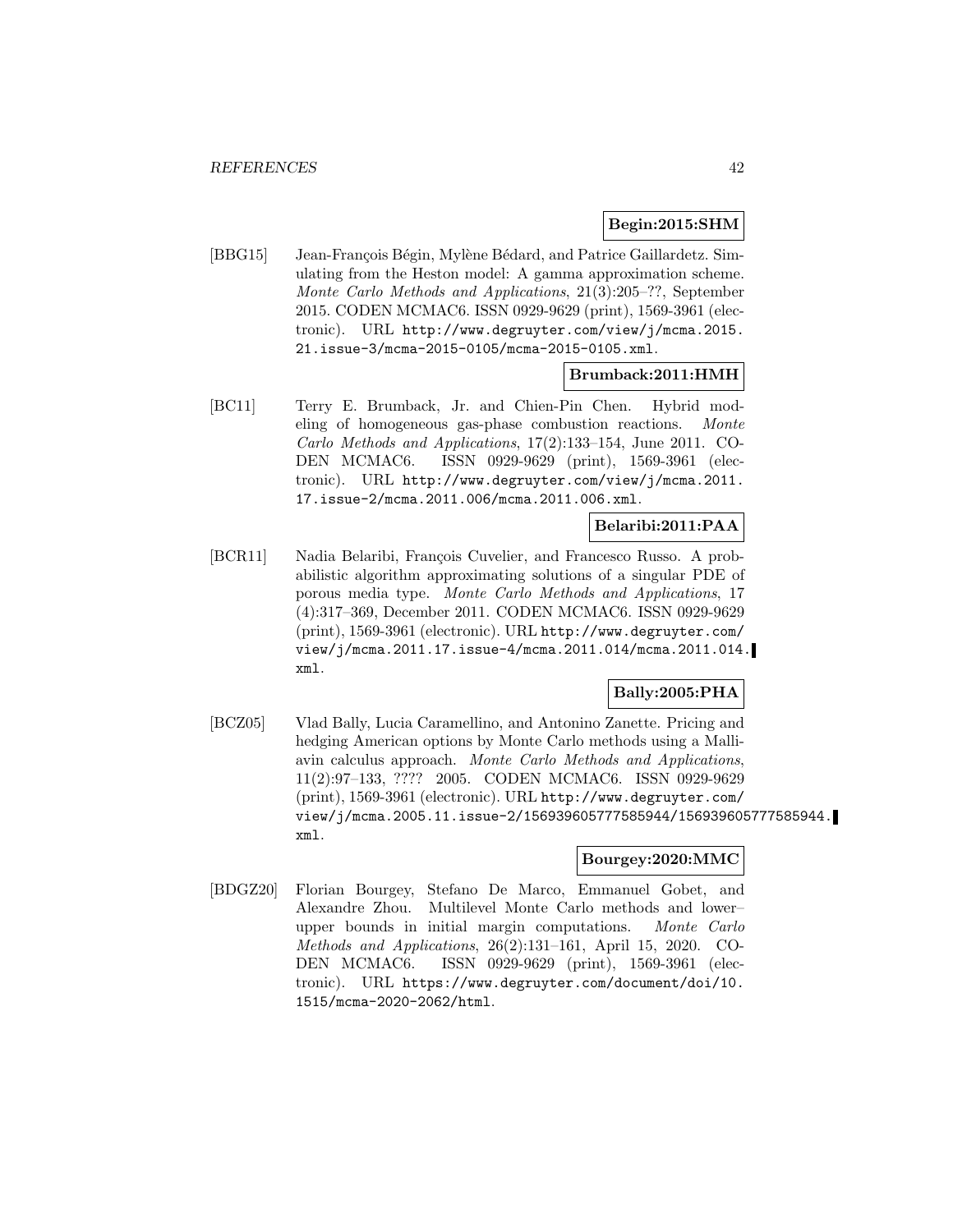**Begin:2015:SHM**

[BBG15] Jean-François Bégin, Mylène Bédard, and Patrice Gaillardetz. Simulating from the Heston model: A gamma approximation scheme. *Monte Carlo Methods and Applications*, 21(3):205–??, September 2015. CODEN MCMAC6. ISSN 0929-9629 (print), 1569-3961 (electronic). URL `http://www.degruyter.com/view/j/mcma.2015.21.issue-3/mcma-2015-0105/mcma-2015-0105.xml`.

**Brumback:2011:HMH**

[BC11] Terry E. Brumback, Jr. and Chien-Pin Chen. Hybrid modeling of homogeneous gas-phase combustion reactions. *Monte Carlo Methods and Applications*, 17(2):133–154, June 2011. CODEN MCMAC6. ISSN 0929-9629 (print), 1569-3961 (electronic). URL `http://www.degruyter.com/view/j/mcma.2011.17.issue-2/mcma.2011.006/mcma.2011.006.xml`.

**Belaribi:2011:PAA**

[BCR11] Nadia Belaribi, François Cuvelier, and Francesco Russo. A probabilistic algorithm approximating solutions of a singular PDE of porous media type. *Monte Carlo Methods and Applications*, 17 (4):317–369, December 2011. CODEN MCMAC6. ISSN 0929-9629 (print), 1569-3961 (electronic). URL `http://www.degruyter.com/view/j/mcma.2011.17.issue-4/mcma.2011.014/mcma.2011.014.xml`.

**Bally:2005:PHA**

[BCZ05] Vlad Bally, Lucia Caramellino, and Antonino Zanette. Pricing and hedging American options by Monte Carlo methods using a Malliavin calculus approach. *Monte Carlo Methods and Applications*, 11(2):97–133, ???? 2005. CODEN MCMAC6. ISSN 0929-9629 (print), 1569-3961 (electronic). URL `http://www.degruyter.com/view/j/mcma.2005.11.issue-2/156939605777585944/156939605777585944.xml`.

**Bourgey:2020:MMC**

[BDGZ20] Florian Bourgey, Stefano De Marco, Emmanuel Gobet, and Alexandre Zhou. Multilevel Monte Carlo methods and lower–upper bounds in initial margin computations. *Monte Carlo Methods and Applications*, 26(2):131–161, April 15, 2020. CODEN MCMAC6. ISSN 0929-9629 (print), 1569-3961 (electronic). URL `https://www.degruyter.com/document/doi/10.1515/mcma-2020-2062/html`.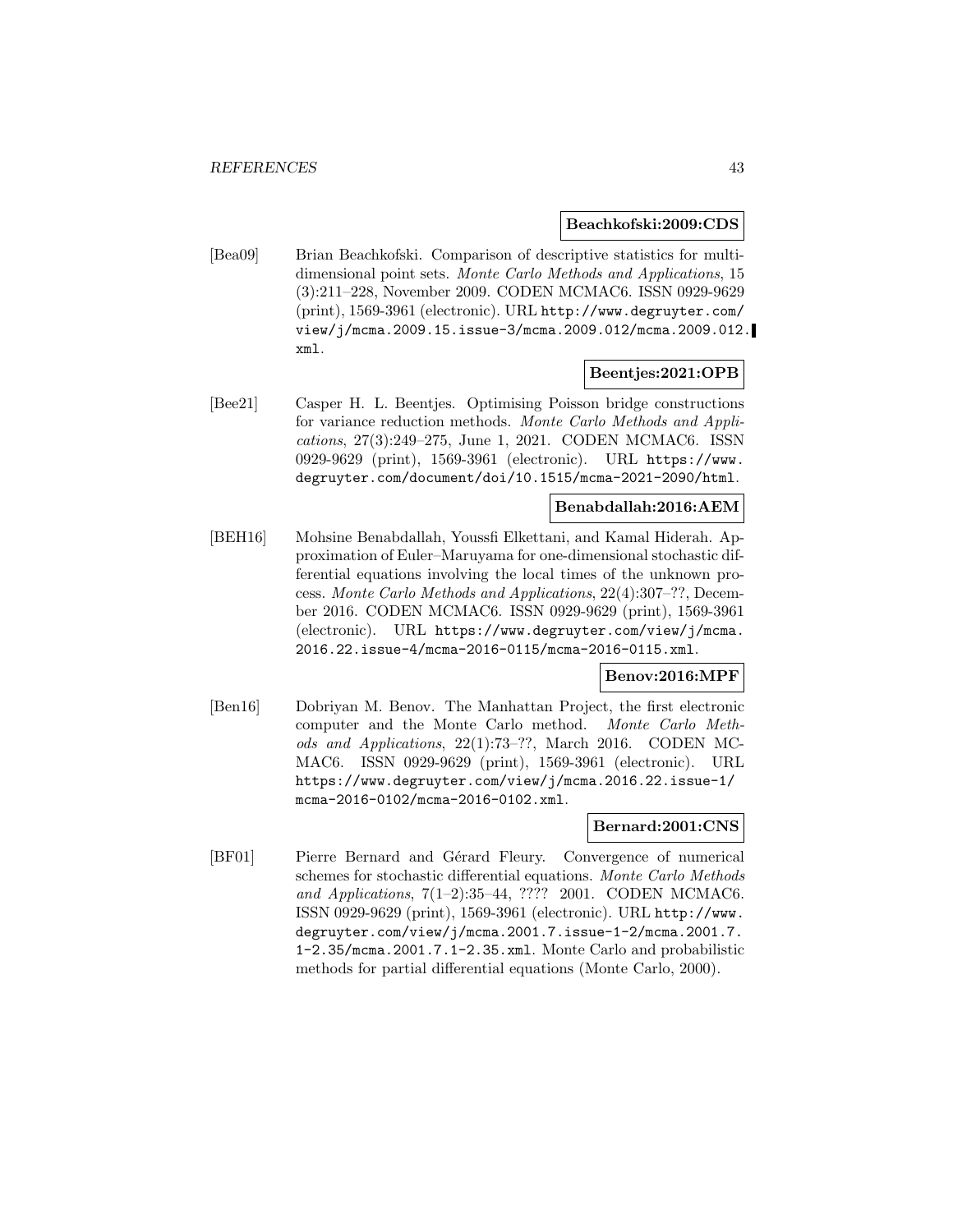**Beachkofski:2009:CDS**

[Bea09] Brian Beachkofski. Comparison of descriptive statistics for multidimensional point sets. *Monte Carlo Methods and Applications*, 15 (3):211–228, November 2009. CODEN MCMAC6. ISSN 0929-9629 (print), 1569-3961 (electronic). URL http://www.degruyter.com/view/j/mcma.2009.15.issue-3/mcma.2009.012/mcma.2009.012.xml.

**Beentjes:2021:OPB**

[Bee21] Casper H. L. Beentjes. Optimising Poisson bridge constructions for variance reduction methods. *Monte Carlo Methods and Applications*, 27(3):249–275, June 1, 2021. CODEN MCMAC6. ISSN 0929-9629 (print), 1569-3961 (electronic). URL https://www.degruyter.com/document/doi/10.1515/mcma-2021-2090/html.

**Benabdallah:2016:AEM**

[BEH16] Mohsine Benabdallah, Youssfi Elkettani, and Kamal Hiderah. Approximation of Euler–Maruyama for one-dimensional stochastic differential equations involving the local times of the unknown process. *Monte Carlo Methods and Applications*, 22(4):307–??, December 2016. CODEN MCMAC6. ISSN 0929-9629 (print), 1569-3961 (electronic). URL https://www.degruyter.com/view/j/mcma.2016.22.issue-4/mcma-2016-0115/mcma-2016-0115.xml.

**Benov:2016:MPF**

[Ben16] Dobriyan M. Benov. The Manhattan Project, the first electronic computer and the Monte Carlo method. *Monte Carlo Methods and Applications*, 22(1):73–??, March 2016. CODEN MCMAC6. ISSN 0929-9629 (print), 1569-3961 (electronic). URL https://www.degruyter.com/view/j/mcma.2016.22.issue-1/mcma-2016-0102/mcma-2016-0102.xml.

**Bernard:2001:CNS**

[BF01] Pierre Bernard and Gérard Fleury. Convergence of numerical schemes for stochastic differential equations. *Monte Carlo Methods and Applications*, 7(1–2):35–44, ???? 2001. CODEN MCMAC6. ISSN 0929-9629 (print), 1569-3961 (electronic). URL http://www.degruyter.com/view/j/mcma.2001.7.issue-1-2/mcma.2001.7.1-2.35/mcma.2001.7.1-2.35.xml. Monte Carlo and probabilistic methods for partial differential equations (Monte Carlo, 2000).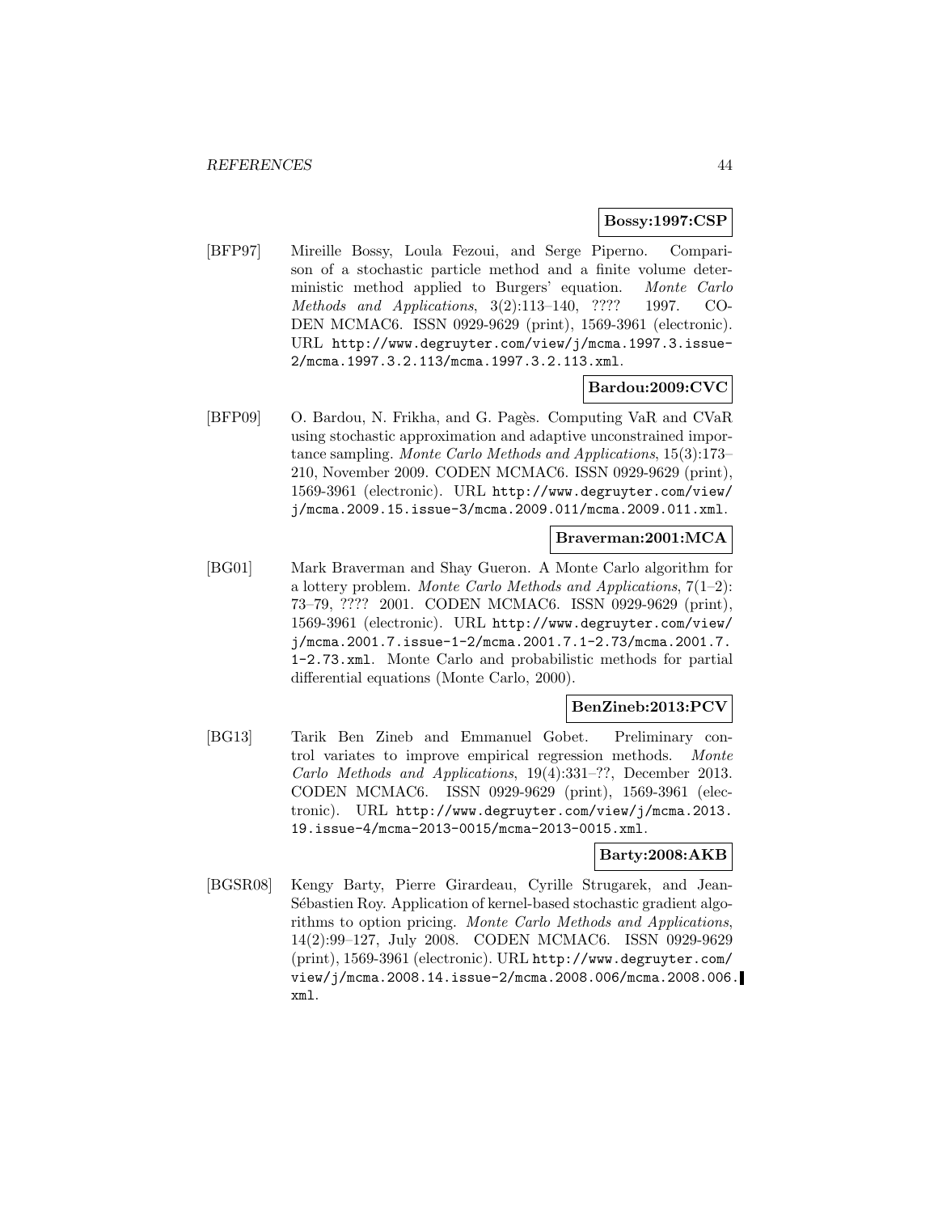**Bossy:1997:CSP**

[BFP97] Mireille Bossy, Loula Fezoui, and Serge Piperno. Comparison of a stochastic particle method and a finite volume deterministic method applied to Burgers' equation. *Monte Carlo Methods and Applications*, 3(2):113–140, ???? 1997. CODEN MCMAC6. ISSN 0929-9629 (print), 1569-3961 (electronic). URL http://www.degruyter.com/view/j/mcma.1997.3.issue-2/mcma.1997.3.2.113/mcma.1997.3.2.113.xml.

**Bardou:2009:CVC**

[BFP09] O. Bardou, N. Frikha, and G. Pagès. Computing VaR and CVaR using stochastic approximation and adaptive unconstrained importance sampling. *Monte Carlo Methods and Applications*, 15(3):173–210, November 2009. CODEN MCMAC6. ISSN 0929-9629 (print), 1569-3961 (electronic). URL http://www.degruyter.com/view/j/mcma.2009.15.issue-3/mcma.2009.011/mcma.2009.011.xml.

**Braverman:2001:MCA**

[BG01] Mark Braverman and Shay Gueron. A Monte Carlo algorithm for a lottery problem. *Monte Carlo Methods and Applications*, 7(1–2):73–79, ???? 2001. CODEN MCMAC6. ISSN 0929-9629 (print), 1569-3961 (electronic). URL http://www.degruyter.com/view/j/mcma.2001.7.issue-1-2/mcma.2001.7.1-2.73/mcma.2001.7.1-2.73.xml. Monte Carlo and probabilistic methods for partial differential equations (Monte Carlo, 2000).

**BenZineb:2013:PCV**

[BG13] Tarik Ben Zineb and Emmanuel Gobet. Preliminary control variates to improve empirical regression methods. *Monte Carlo Methods and Applications*, 19(4):331–??, December 2013. CODEN MCMAC6. ISSN 0929-9629 (print), 1569-3961 (electronic). URL http://www.degruyter.com/view/j/mcma.2013.19.issue-4/mcma-2013-0015/mcma-2013-0015.xml.

**Barty:2008:AKB**

[BGSR08] Kengy Barty, Pierre Girardeau, Cyrille Strugarek, and Jean-Sébastien Roy. Application of kernel-based stochastic gradient algorithms to option pricing. *Monte Carlo Methods and Applications*, 14(2):99–127, July 2008. CODEN MCMAC6. ISSN 0929-9629 (print), 1569-3961 (electronic). URL http://www.degruyter.com/view/j/mcma.2008.14.issue-2/mcma.2008.006/mcma.2008.006.xml.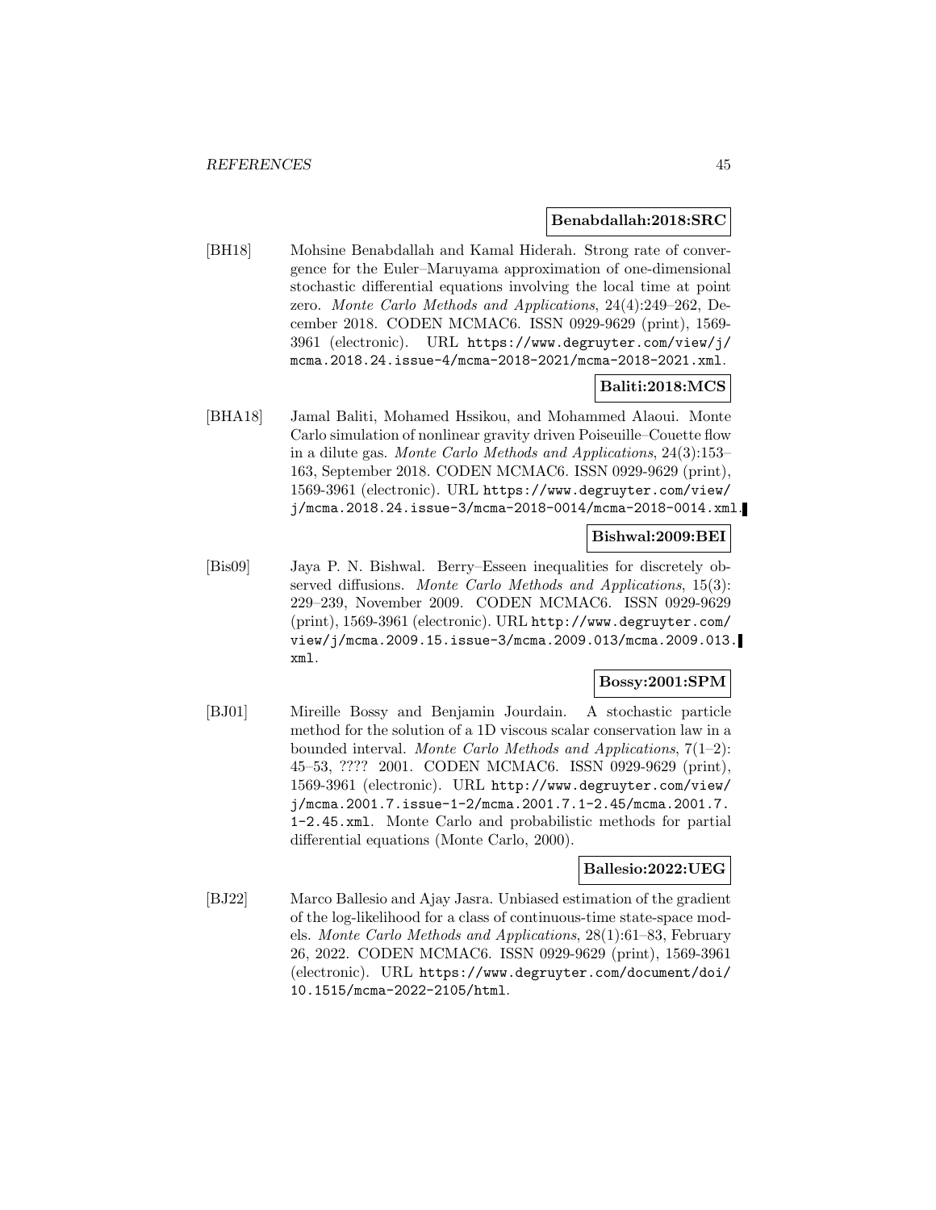**Benabdallah:2018:SRC**

[BH18] Mohsine Benabdallah and Kamal Hiderah. Strong rate of convergence for the Euler–Maruyama approximation of one-dimensional stochastic differential equations involving the local time at point zero. *Monte Carlo Methods and Applications*, 24(4):249–262, December 2018. CODEN MCMAC6. ISSN 0929-9629 (print), 1569-3961 (electronic). URL https://www.degruyter.com/view/j/mcma.2018.24.issue-4/mcma-2018-2021/mcma-2018-2021.xml.

**Baliti:2018:MCS**

[BHA18] Jamal Baliti, Mohamed Hssikou, and Mohammed Alaoui. Monte Carlo simulation of nonlinear gravity driven Poiseuille–Couette flow in a dilute gas. *Monte Carlo Methods and Applications*, 24(3):153–163, September 2018. CODEN MCMAC6. ISSN 0929-9629 (print), 1569-3961 (electronic). URL https://www.degruyter.com/view/j/mcma.2018.24.issue-3/mcma-2018-0014/mcma-2018-0014.xml.

**Bishwal:2009:BEI**

[Bis09] Jaya P. N. Bishwal. Berry–Esseen inequalities for discretely observed diffusions. *Monte Carlo Methods and Applications*, 15(3): 229–239, November 2009. CODEN MCMAC6. ISSN 0929-9629 (print), 1569-3961 (electronic). URL http://www.degruyter.com/view/j/mcma.2009.15.issue-3/mcma.2009.013/mcma.2009.013.xml.

**Bossy:2001:SPM**

[BJ01] Mireille Bossy and Benjamin Jourdain. A stochastic particle method for the solution of a 1D viscous scalar conservation law in a bounded interval. *Monte Carlo Methods and Applications*, 7(1–2): 45–53, ???? 2001. CODEN MCMAC6. ISSN 0929-9629 (print), 1569-3961 (electronic). URL http://www.degruyter.com/view/j/mcma.2001.7.issue-1-2/mcma.2001.7.1-2.45/mcma.2001.7.1-2.45.xml. Monte Carlo and probabilistic methods for partial differential equations (Monte Carlo, 2000).

**Ballesio:2022:UEG**

[BJ22] Marco Ballesio and Ajay Jasra. Unbiased estimation of the gradient of the log-likelihood for a class of continuous-time state-space models. *Monte Carlo Methods and Applications*, 28(1):61–83, February 26, 2022. CODEN MCMAC6. ISSN 0929-9629 (print), 1569-3961 (electronic). URL https://www.degruyter.com/document/doi/10.1515/mcma-2022-2105/html.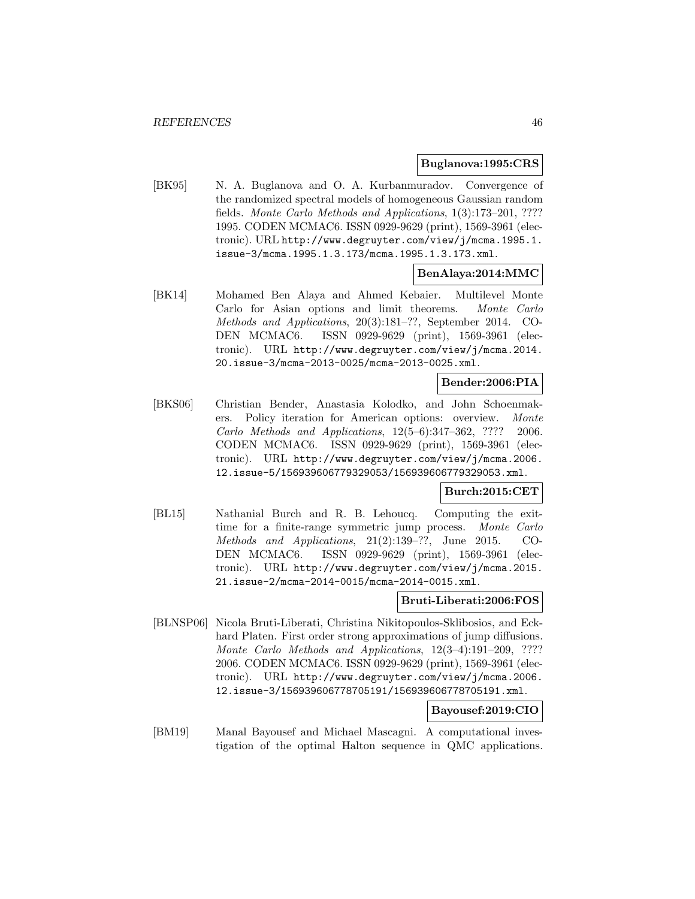**Buglanova:1995:CRS**

[BK95] N. A. Buglanova and O. A. Kurbanmuradov. Convergence of the randomized spectral models of homogeneous Gaussian random fields. *Monte Carlo Methods and Applications*, 1(3):173–201, ???? 1995. CODEN MCMAC6. ISSN 0929-9629 (print), 1569-3961 (electronic). URL http://www.degruyter.com/view/j/mcma.1995.1.issue-3/mcma.1995.1.3.173/mcma.1995.1.3.173.xml.

**BenAlaya:2014:MMC**

[BK14] Mohamed Ben Alaya and Ahmed Kebaier. Multilevel Monte Carlo for Asian options and limit theorems. *Monte Carlo Methods and Applications*, 20(3):181–??, September 2014. CODEN MCMAC6. ISSN 0929-9629 (print), 1569-3961 (electronic). URL http://www.degruyter.com/view/j/mcma.2014.20.issue-3/mcma-2013-0025/mcma-2013-0025.xml.

**Bender:2006:PIA**

[BKS06] Christian Bender, Anastasia Kolodko, and John Schoenmakers. Policy iteration for American options: overview. *Monte Carlo Methods and Applications*, 12(5–6):347–362, ???? 2006. CODEN MCMAC6. ISSN 0929-9629 (print), 1569-3961 (electronic). URL http://www.degruyter.com/view/j/mcma.2006.12.issue-5/156939606779329053/156939606779329053.xml.

**Burch:2015:CET**

[BL15] Nathanial Burch and R. B. Lehoucq. Computing the exit-time for a finite-range symmetric jump process. *Monte Carlo Methods and Applications*, 21(2):139–??, June 2015. CODEN MCMAC6. ISSN 0929-9629 (print), 1569-3961 (electronic). URL http://www.degruyter.com/view/j/mcma.2015.21.issue-2/mcma-2014-0015/mcma-2014-0015.xml.

**Bruti-Liberati:2006:FOS**

[BLNSP06] Nicola Bruti-Liberati, Christina Nikitopoulos-Sklibosios, and Eckhard Platen. First order strong approximations of jump diffusions. *Monte Carlo Methods and Applications*, 12(3–4):191–209, ???? 2006. CODEN MCMAC6. ISSN 0929-9629 (print), 1569-3961 (electronic). URL http://www.degruyter.com/view/j/mcma.2006.12.issue-3/156939606778705191/156939606778705191.xml.

**Bayousef:2019:CIO**

[BM19] Manal Bayousef and Michael Mascagni. A computational investigation of the optimal Halton sequence in QMC applications.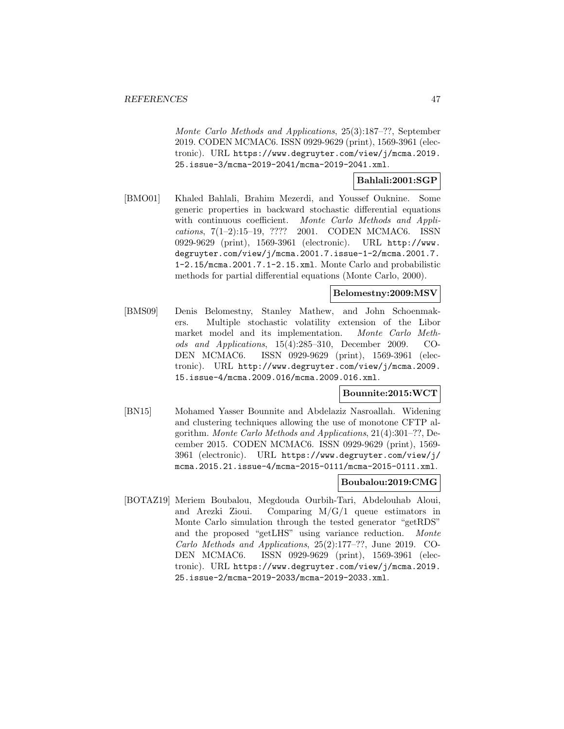*Monte Carlo Methods and Applications*, 25(3):187–??, September 2019. CODEN MCMAC6. ISSN 0929-9629 (print), 1569-3961 (electronic). URL https://www.degruyter.com/view/j/mcma.2019.25.issue-3/mcma-2019-2041/mcma-2019-2041.xml.

**Bahlali:2001:SGP**

[BMO01] Khaled Bahlali, Brahim Mezerdi, and Youssef Ouknine. Some generic properties in backward stochastic differential equations with continuous coefficient. *Monte Carlo Methods and Applications*, 7(1–2):15–19, ???? 2001. CODEN MCMAC6. ISSN 0929-9629 (print), 1569-3961 (electronic). URL http://www.degruyter.com/view/j/mcma.2001.7.issue-1-2/mcma.2001.7.1-2.15/mcma.2001.7.1-2.15.xml. Monte Carlo and probabilistic methods for partial differential equations (Monte Carlo, 2000).

**Belomestny:2009:MSV**

[BMS09] Denis Belomestny, Stanley Mathew, and John Schoenmakers. Multiple stochastic volatility extension of the Libor market model and its implementation. *Monte Carlo Methods and Applications*, 15(4):285–310, December 2009. CODEN MCMAC6. ISSN 0929-9629 (print), 1569-3961 (electronic). URL http://www.degruyter.com/view/j/mcma.2009.15.issue-4/mcma.2009.016/mcma.2009.016.xml.

**Bounnite:2015:WCT**

[BN15] Mohamed Yasser Bounnite and Abdelaziz Nasroallah. Widening and clustering techniques allowing the use of monotone CFTP algorithm. *Monte Carlo Methods and Applications*, 21(4):301–??, December 2015. CODEN MCMAC6. ISSN 0929-9629 (print), 1569-3961 (electronic). URL https://www.degruyter.com/view/j/mcma.2015.21.issue-4/mcma-2015-0111/mcma-2015-0111.xml.

**Boubalou:2019:CMG**

[BOTAZ19] Meriem Boubalou, Megdouda Ourbih-Tari, Abdelouhab Aloui, and Arezki Zioui. Comparing M/G/1 queue estimators in Monte Carlo simulation through the tested generator "getRDS" and the proposed "getLHS" using variance reduction. *Monte Carlo Methods and Applications*, 25(2):177–??, June 2019. CODEN MCMAC6. ISSN 0929-9629 (print), 1569-3961 (electronic). URL https://www.degruyter.com/view/j/mcma.2019.25.issue-2/mcma-2019-2033/mcma-2019-2033.xml.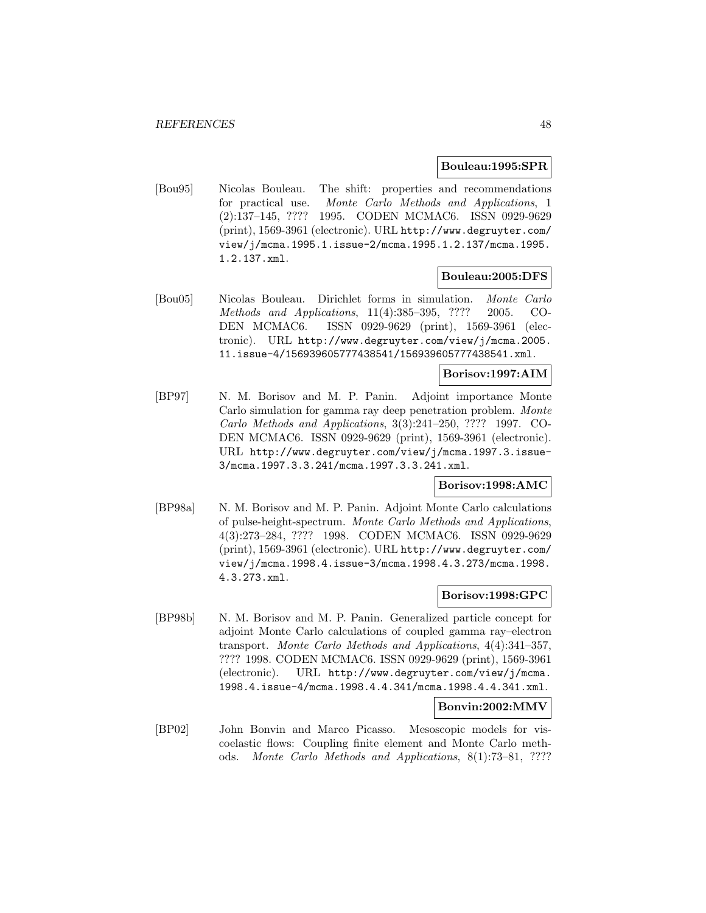**Bouleau:1995:SPR**

[Bou95] Nicolas Bouleau. The shift: properties and recommendations for practical use. *Monte Carlo Methods and Applications*, 1 (2):137–145, ???? 1995. CODEN MCMAC6. ISSN 0929-9629 (print), 1569-3961 (electronic). URL http://www.degruyter.com/view/j/mcma.1995.1.issue-2/mcma.1995.1.2.137/mcma.1995.1.2.137.xml.

**Bouleau:2005:DFS**

[Bou05] Nicolas Bouleau. Dirichlet forms in simulation. *Monte Carlo Methods and Applications*, 11(4):385–395, ???? 2005. CODEN MCMAC6. ISSN 0929-9629 (print), 1569-3961 (electronic). URL http://www.degruyter.com/view/j/mcma.2005.11.issue-4/156939605777438541/156939605777438541.xml.

**Borisov:1997:AIM**

[BP97] N. M. Borisov and M. P. Panin. Adjoint importance Monte Carlo simulation for gamma ray deep penetration problem. *Monte Carlo Methods and Applications*, 3(3):241–250, ???? 1997. CODEN MCMAC6. ISSN 0929-9629 (print), 1569-3961 (electronic). URL http://www.degruyter.com/view/j/mcma.1997.3.issue-3/mcma.1997.3.3.241/mcma.1997.3.3.241.xml.

**Borisov:1998:AMC**

[BP98a] N. M. Borisov and M. P. Panin. Adjoint Monte Carlo calculations of pulse-height-spectrum. *Monte Carlo Methods and Applications*, 4(3):273–284, ???? 1998. CODEN MCMAC6. ISSN 0929-9629 (print), 1569-3961 (electronic). URL http://www.degruyter.com/view/j/mcma.1998.4.issue-3/mcma.1998.4.3.273/mcma.1998.4.3.273.xml.

**Borisov:1998:GPC**

[BP98b] N. M. Borisov and M. P. Panin. Generalized particle concept for adjoint Monte Carlo calculations of coupled gamma ray–electron transport. *Monte Carlo Methods and Applications*, 4(4):341–357, ???? 1998. CODEN MCMAC6. ISSN 0929-9629 (print), 1569-3961 (electronic). URL http://www.degruyter.com/view/j/mcma.1998.4.issue-4/mcma.1998.4.4.341/mcma.1998.4.4.341.xml.

**Bonvin:2002:MMV**

[BP02] John Bonvin and Marco Picasso. Mesoscopic models for viscoelastic flows: Coupling finite element and Monte Carlo methods. *Monte Carlo Methods and Applications*, 8(1):73–81, ????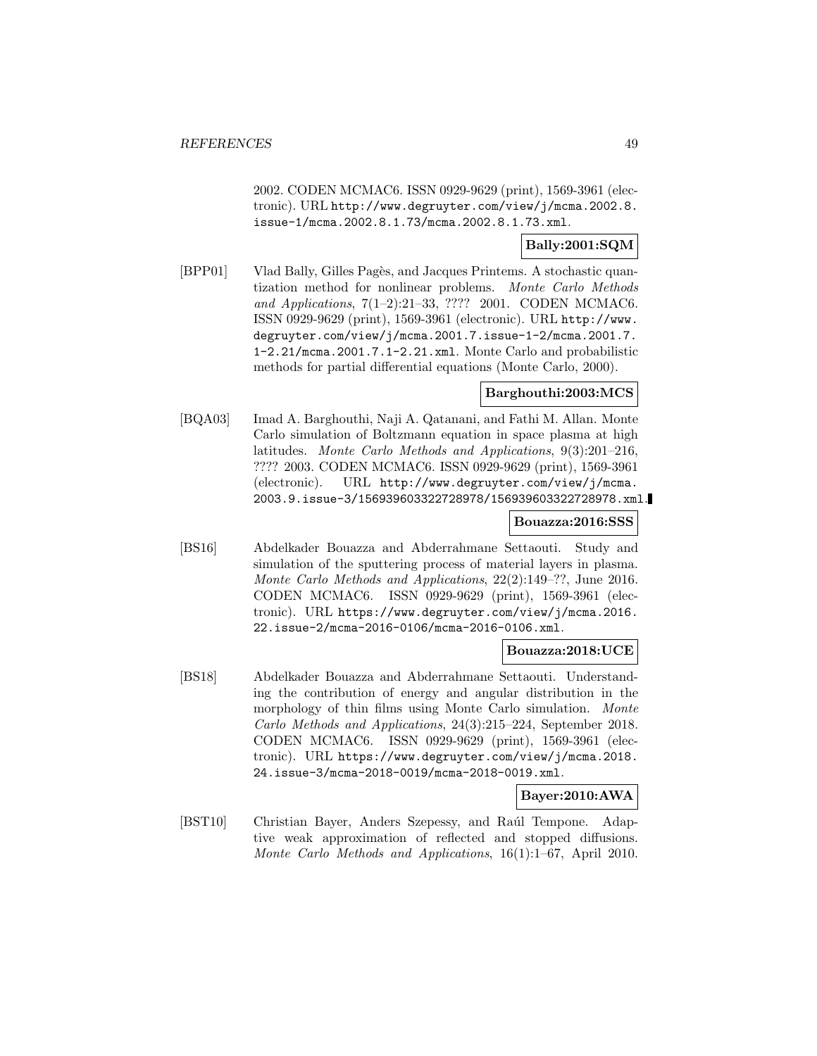2002. CODEN MCMAC6. ISSN 0929-9629 (print), 1569-3961 (electronic). URL `http://www.degruyter.com/view/j/mcma.2002.8.issue-1/mcma.2002.8.1.73/mcma.2002.8.1.73.xml`.

**Bally:2001:SQM**

[BPP01] Vlad Bally, Gilles Pagès, and Jacques Printems. A stochastic quantization method for nonlinear problems. *Monte Carlo Methods and Applications*, 7(1–2):21–33, ???? 2001. CODEN MCMAC6. ISSN 0929-9629 (print), 1569-3961 (electronic). URL `http://www.degruyter.com/view/j/mcma.2001.7.issue-1-2/mcma.2001.7.1-2.21/mcma.2001.7.1-2.21.xml`. Monte Carlo and probabilistic methods for partial differential equations (Monte Carlo, 2000).

**Barghouthi:2003:MCS**

[BQA03] Imad A. Barghouthi, Naji A. Qatanani, and Fathi M. Allan. Monte Carlo simulation of Boltzmann equation in space plasma at high latitudes. *Monte Carlo Methods and Applications*, 9(3):201–216, ???? 2003. CODEN MCMAC6. ISSN 0929-9629 (print), 1569-3961 (electronic). URL `http://www.degruyter.com/view/j/mcma.2003.9.issue-3/156939603322728978/156939603322728978.xml`.

**Bouazza:2016:SSS**

[BS16] Abdelkader Bouazza and Abderrahmane Settaouti. Study and simulation of the sputtering process of material layers in plasma. *Monte Carlo Methods and Applications*, 22(2):149–??, June 2016. CODEN MCMAC6. ISSN 0929-9629 (print), 1569-3961 (electronic). URL `https://www.degruyter.com/view/j/mcma.2016.22.issue-2/mcma-2016-0106/mcma-2016-0106.xml`.

**Bouazza:2018:UCE**

[BS18] Abdelkader Bouazza and Abderrahmane Settaouti. Understanding the contribution of energy and angular distribution in the morphology of thin films using Monte Carlo simulation. *Monte Carlo Methods and Applications*, 24(3):215–224, September 2018. CODEN MCMAC6. ISSN 0929-9629 (print), 1569-3961 (electronic). URL `https://www.degruyter.com/view/j/mcma.2018.24.issue-3/mcma-2018-0019/mcma-2018-0019.xml`.

**Bayer:2010:AWA**

[BST10] Christian Bayer, Anders Szepessy, and Raúl Tempone. Adaptive weak approximation of reflected and stopped diffusions. *Monte Carlo Methods and Applications*, 16(1):1–67, April 2010.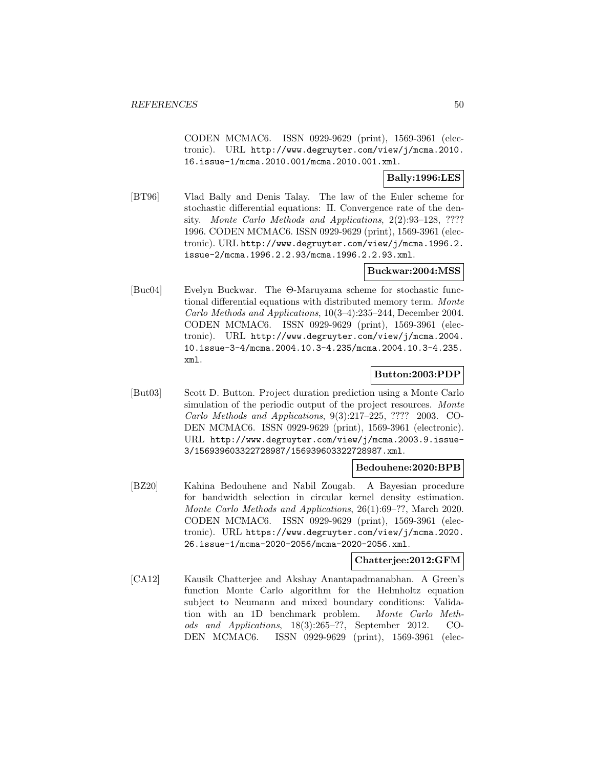CODEN MCMAC6. ISSN 0929-9629 (print), 1569-3961 (electronic). URL http://www.degruyter.com/view/j/mcma.2010.16.issue-1/mcma.2010.001/mcma.2010.001.xml.

**Bally:1996:LES**

[BT96] Vlad Bally and Denis Talay. The law of the Euler scheme for stochastic differential equations: II. Convergence rate of the density. *Monte Carlo Methods and Applications*, 2(2):93–128, ???? 1996. CODEN MCMAC6. ISSN 0929-9629 (print), 1569-3961 (electronic). URL http://www.degruyter.com/view/j/mcma.1996.2.issue-2/mcma.1996.2.2.93/mcma.1996.2.2.93.xml.

**Buckwar:2004:MSS**

[Buc04] Evelyn Buckwar. The Θ-Maruyama scheme for stochastic functional differential equations with distributed memory term. *Monte Carlo Methods and Applications*, 10(3–4):235–244, December 2004. CODEN MCMAC6. ISSN 0929-9629 (print), 1569-3961 (electronic). URL http://www.degruyter.com/view/j/mcma.2004.10.issue-3-4/mcma.2004.10.3-4.235/mcma.2004.10.3-4.235.xml.

**Button:2003:PDP**

[But03] Scott D. Button. Project duration prediction using a Monte Carlo simulation of the periodic output of the project resources. *Monte Carlo Methods and Applications*, 9(3):217–225, ???? 2003. CODEN MCMAC6. ISSN 0929-9629 (print), 1569-3961 (electronic). URL http://www.degruyter.com/view/j/mcma.2003.9.issue-3/156939603322728987/156939603322728987.xml.

**Bedouhene:2020:BPB**

[BZ20] Kahina Bedouhene and Nabil Zougab. A Bayesian procedure for bandwidth selection in circular kernel density estimation. *Monte Carlo Methods and Applications*, 26(1):69–??, March 2020. CODEN MCMAC6. ISSN 0929-9629 (print), 1569-3961 (electronic). URL https://www.degruyter.com/view/j/mcma.2020.26.issue-1/mcma-2020-2056/mcma-2020-2056.xml.

**Chatterjee:2012:GFM**

[CA12] Kausik Chatterjee and Akshay Anantapadmanabhan. A Green's function Monte Carlo algorithm for the Helmholtz equation subject to Neumann and mixed boundary conditions: Validation with an 1D benchmark problem. *Monte Carlo Methods and Applications*, 18(3):265–??, September 2012. CODEN MCMAC6. ISSN 0929-9629 (print), 1569-3961 (elec-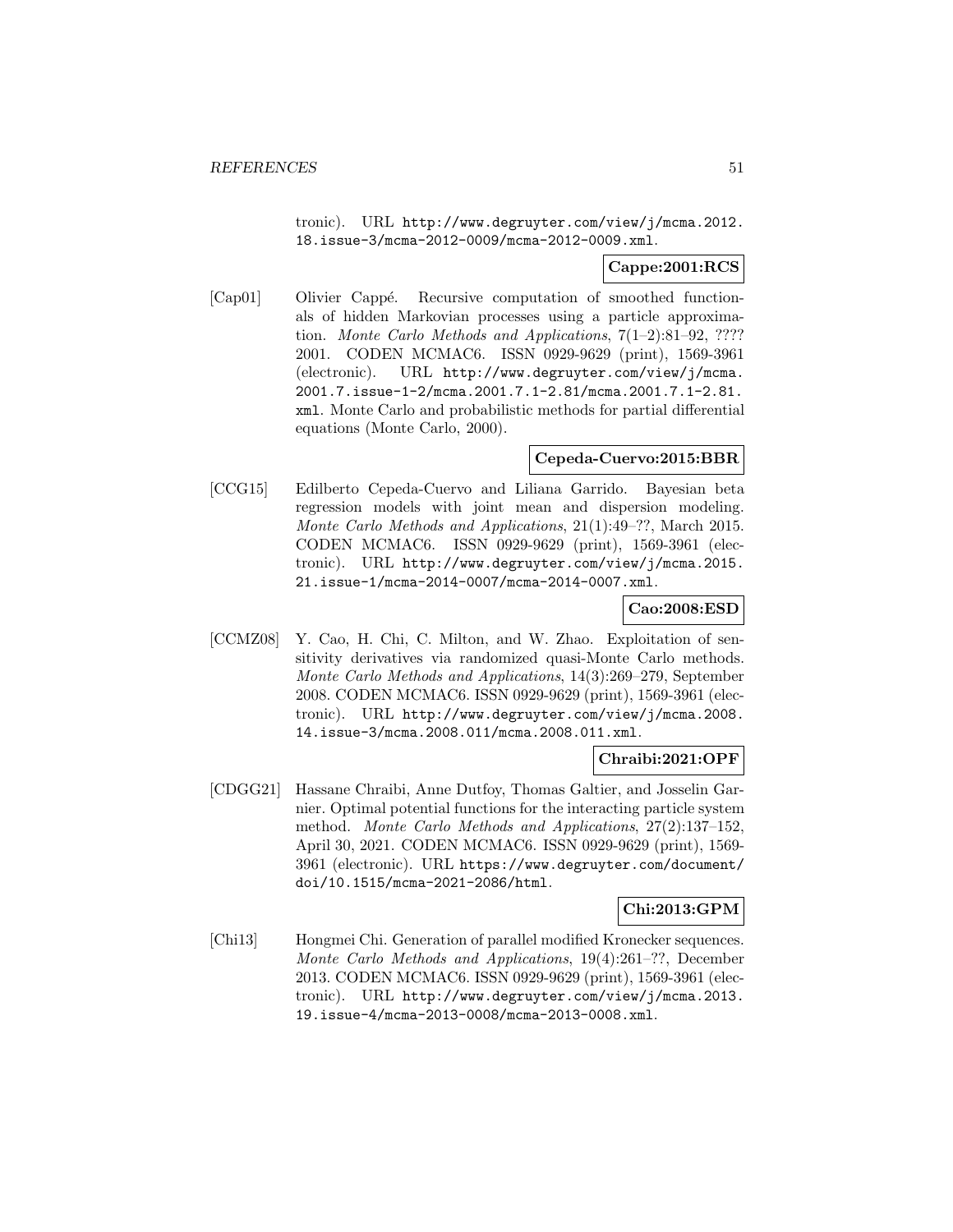tronic). URL http://www.degruyter.com/view/j/mcma.2012.18.issue-3/mcma-2012-0009/mcma-2012-0009.xml.

**Cappe:2001:RCS**

[Cap01] Olivier Cappé. Recursive computation of smoothed functionals of hidden Markovian processes using a particle approximation. *Monte Carlo Methods and Applications*, 7(1–2):81–92, ???? 2001. CODEN MCMAC6. ISSN 0929-9629 (print), 1569-3961 (electronic). URL http://www.degruyter.com/view/j/mcma.2001.7.issue-1-2/mcma.2001.7.1-2.81/mcma.2001.7.1-2.81.xml. Monte Carlo and probabilistic methods for partial differential equations (Monte Carlo, 2000).

**Cepeda-Cuervo:2015:BBR**

[CCG15] Edilberto Cepeda-Cuervo and Liliana Garrido. Bayesian beta regression models with joint mean and dispersion modeling. *Monte Carlo Methods and Applications*, 21(1):49–??, March 2015. CODEN MCMAC6. ISSN 0929-9629 (print), 1569-3961 (electronic). URL http://www.degruyter.com/view/j/mcma.2015.21.issue-1/mcma-2014-0007/mcma-2014-0007.xml.

**Cao:2008:ESD**

[CCMZ08] Y. Cao, H. Chi, C. Milton, and W. Zhao. Exploitation of sensitivity derivatives via randomized quasi-Monte Carlo methods. *Monte Carlo Methods and Applications*, 14(3):269–279, September 2008. CODEN MCMAC6. ISSN 0929-9629 (print), 1569-3961 (electronic). URL http://www.degruyter.com/view/j/mcma.2008.14.issue-3/mcma.2008.011/mcma.2008.011.xml.

**Chraibi:2021:OPF**

[CDGG21] Hassane Chraibi, Anne Dutfoy, Thomas Galtier, and Josselin Garnier. Optimal potential functions for the interacting particle system method. *Monte Carlo Methods and Applications*, 27(2):137–152, April 30, 2021. CODEN MCMAC6. ISSN 0929-9629 (print), 1569-3961 (electronic). URL https://www.degruyter.com/document/doi/10.1515/mcma-2021-2086/html.

**Chi:2013:GPM**

[Chi13] Hongmei Chi. Generation of parallel modified Kronecker sequences. *Monte Carlo Methods and Applications*, 19(4):261–??, December 2013. CODEN MCMAC6. ISSN 0929-9629 (print), 1569-3961 (electronic). URL http://www.degruyter.com/view/j/mcma.2013.19.issue-4/mcma-2013-0008/mcma-2013-0008.xml.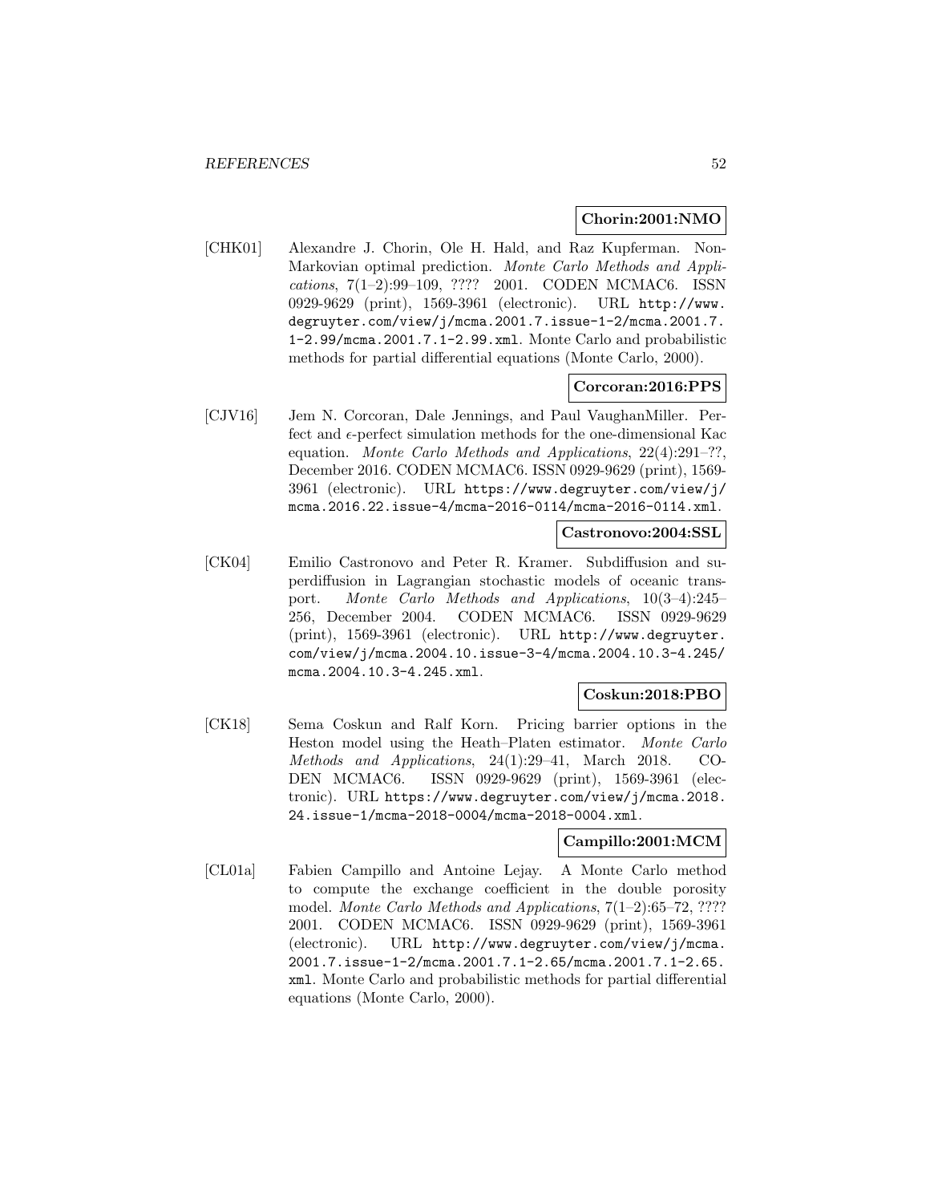**Chorin:2001:NMO**

[CHK01] Alexandre J. Chorin, Ole H. Hald, and Raz Kupferman. Non-Markovian optimal prediction. *Monte Carlo Methods and Applications*, 7(1–2):99–109, ???? 2001. CODEN MCMAC6. ISSN 0929-9629 (print), 1569-3961 (electronic). URL http://www.degruyter.com/view/j/mcma.2001.7.issue-1-2/mcma.2001.7.1-2.99/mcma.2001.7.1-2.99.xml. Monte Carlo and probabilistic methods for partial differential equations (Monte Carlo, 2000).

**Corcoran:2016:PPS**

[CJV16] Jem N. Corcoran, Dale Jennings, and Paul VaughanMiller. Perfect and $\epsilon$-perfect simulation methods for the one-dimensional Kac equation. *Monte Carlo Methods and Applications*, 22(4):291–??, December 2016. CODEN MCMAC6. ISSN 0929-9629 (print), 1569-3961 (electronic). URL https://www.degruyter.com/view/j/mcma.2016.22.issue-4/mcma-2016-0114/mcma-2016-0114.xml.

**Castronovo:2004:SSL**

[CK04] Emilio Castronovo and Peter R. Kramer. Subdiffusion and superdiffusion in Lagrangian stochastic models of oceanic transport. *Monte Carlo Methods and Applications*, 10(3–4):245–256, December 2004. CODEN MCMAC6. ISSN 0929-9629 (print), 1569-3961 (electronic). URL http://www.degruyter.com/view/j/mcma.2004.10.issue-3-4/mcma.2004.10.3-4.245/mcma.2004.10.3-4.245.xml.

**Coskun:2018:PBO**

[CK18] Sema Coskun and Ralf Korn. Pricing barrier options in the Heston model using the Heath–Platen estimator. *Monte Carlo Methods and Applications*, 24(1):29–41, March 2018. CODEN MCMAC6. ISSN 0929-9629 (print), 1569-3961 (electronic). URL https://www.degruyter.com/view/j/mcma.2018.24.issue-1/mcma-2018-0004/mcma-2018-0004.xml.

**Campillo:2001:MCM**

[CL01a] Fabien Campillo and Antoine Lejay. A Monte Carlo method to compute the exchange coefficient in the double porosity model. *Monte Carlo Methods and Applications*, 7(1–2):65–72, ???? 2001. CODEN MCMAC6. ISSN 0929-9629 (print), 1569-3961 (electronic). URL http://www.degruyter.com/view/j/mcma.2001.7.issue-1-2/mcma.2001.7.1-2.65/mcma.2001.7.1-2.65.xml. Monte Carlo and probabilistic methods for partial differential equations (Monte Carlo, 2000).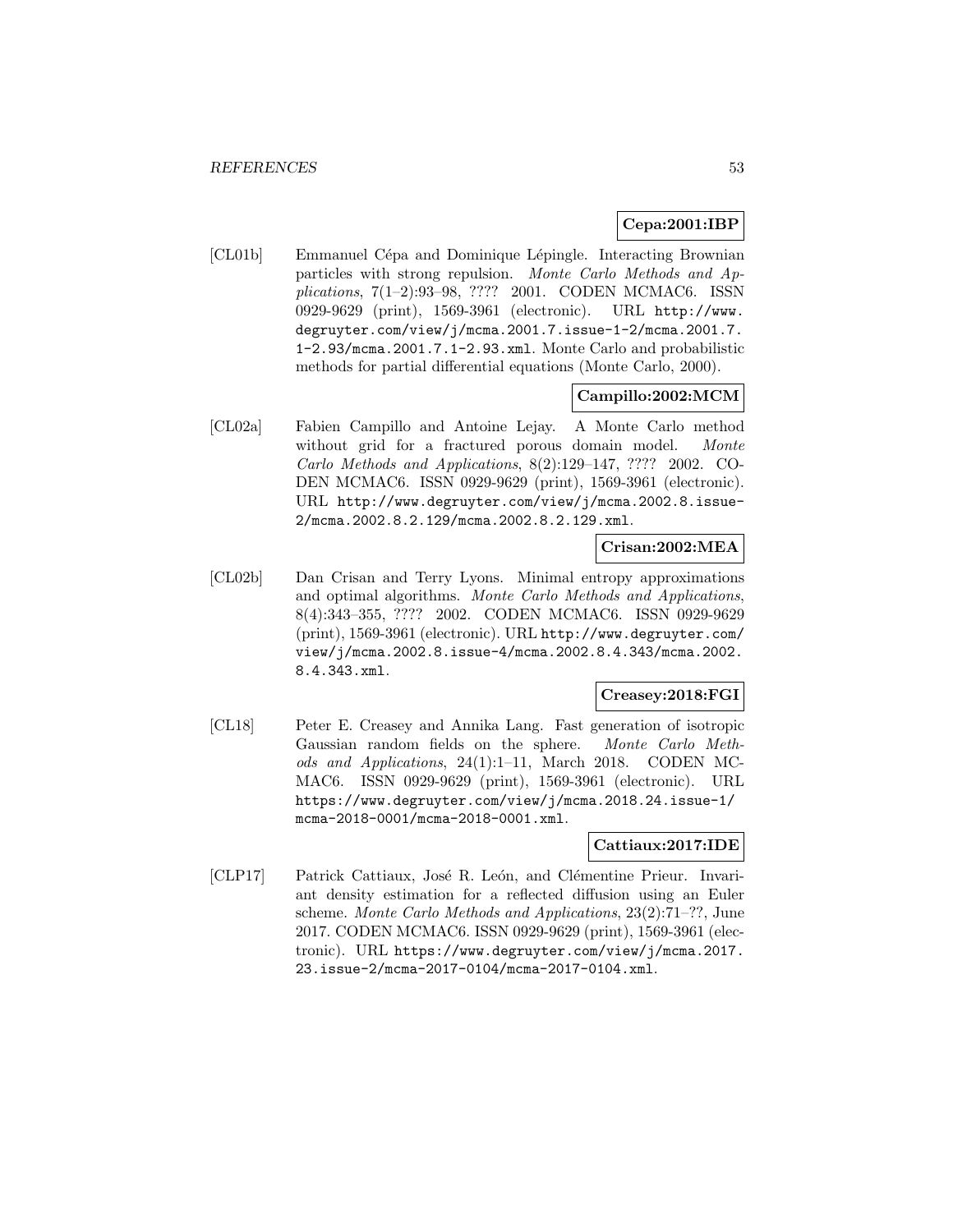**Cepa:2001:IBP**

[CL01b] Emmanuel Cépa and Dominique Lépingle. Interacting Brownian particles with strong repulsion. *Monte Carlo Methods and Applications*, 7(1–2):93–98, ???? 2001. CODEN MCMAC6. ISSN 0929-9629 (print), 1569-3961 (electronic). URL http://www.degruyter.com/view/j/mcma.2001.7.issue-1-2/mcma.2001.7.1-2.93/mcma.2001.7.1-2.93.xml. Monte Carlo and probabilistic methods for partial differential equations (Monte Carlo, 2000).

**Campillo:2002:MCM**

[CL02a] Fabien Campillo and Antoine Lejay. A Monte Carlo method without grid for a fractured porous domain model. *Monte Carlo Methods and Applications*, 8(2):129–147, ???? 2002. CODEN MCMAC6. ISSN 0929-9629 (print), 1569-3961 (electronic). URL http://www.degruyter.com/view/j/mcma.2002.8.issue-2/mcma.2002.8.2.129/mcma.2002.8.2.129.xml.

**Crisan:2002:MEA**

[CL02b] Dan Crisan and Terry Lyons. Minimal entropy approximations and optimal algorithms. *Monte Carlo Methods and Applications*, 8(4):343–355, ???? 2002. CODEN MCMAC6. ISSN 0929-9629 (print), 1569-3961 (electronic). URL http://www.degruyter.com/view/j/mcma.2002.8.issue-4/mcma.2002.8.4.343/mcma.2002.8.4.343.xml.

**Creasey:2018:FGI**

[CL18] Peter E. Creasey and Annika Lang. Fast generation of isotropic Gaussian random fields on the sphere. *Monte Carlo Methods and Applications*, 24(1):1–11, March 2018. CODEN MCMAC6. ISSN 0929-9629 (print), 1569-3961 (electronic). URL https://www.degruyter.com/view/j/mcma.2018.24.issue-1/mcma-2018-0001/mcma-2018-0001.xml.

**Cattiaux:2017:IDE**

[CLP17] Patrick Cattiaux, José R. León, and Clémentine Prieur. Invariant density estimation for a reflected diffusion using an Euler scheme. *Monte Carlo Methods and Applications*, 23(2):71–??, June 2017. CODEN MCMAC6. ISSN 0929-9629 (print), 1569-3961 (electronic). URL https://www.degruyter.com/view/j/mcma.2017.23.issue-2/mcma-2017-0104/mcma-2017-0104.xml.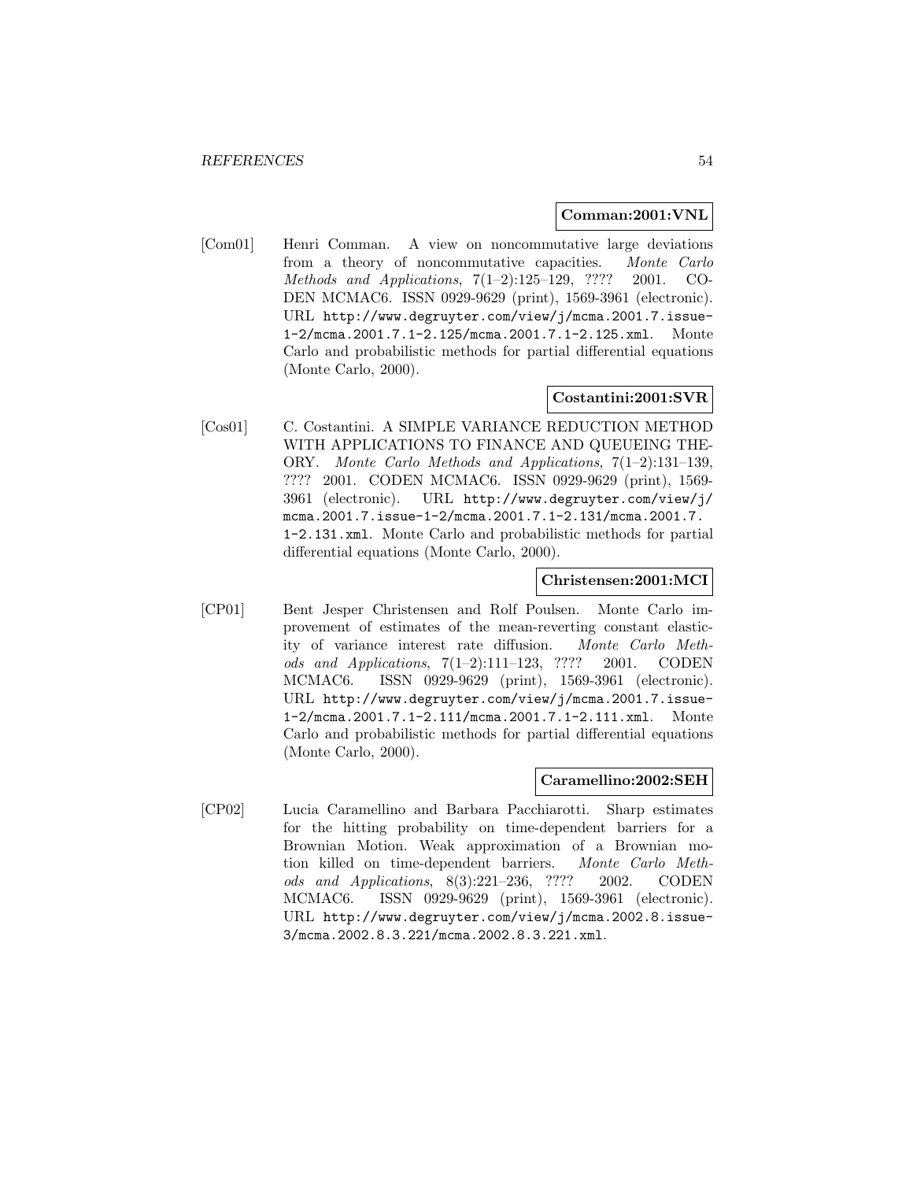**Comman:2001:VNL**

[Com01] Henri Comman. A view on noncommutative large deviations from a theory of noncommutative capacities. *Monte Carlo Methods and Applications*, 7(1–2):125–129, ???? 2001. CODEN MCMAC6. ISSN 0929-9629 (print), 1569-3961 (electronic). URL `http://www.degruyter.com/view/j/mcma.2001.7.issue-1-2/mcma.2001.7.1-2.125/mcma.2001.7.1-2.125.xml`. Monte Carlo and probabilistic methods for partial differential equations (Monte Carlo, 2000).

**Costantini:2001:SVR**

[Cos01] C. Costantini. A SIMPLE VARIANCE REDUCTION METHOD WITH APPLICATIONS TO FINANCE AND QUEUEING THEORY. *Monte Carlo Methods and Applications*, 7(1–2):131–139, ???? 2001. CODEN MCMAC6. ISSN 0929-9629 (print), 1569-3961 (electronic). URL `http://www.degruyter.com/view/j/mcma.2001.7.issue-1-2/mcma.2001.7.1-2.131/mcma.2001.7.1-2.131.xml`. Monte Carlo and probabilistic methods for partial differential equations (Monte Carlo, 2000).

**Christensen:2001:MCI**

[CP01] Bent Jesper Christensen and Rolf Poulsen. Monte Carlo improvement of estimates of the mean-reverting constant elasticity of variance interest rate diffusion. *Monte Carlo Methods and Applications*, 7(1–2):111–123, ???? 2001. CODEN MCMAC6. ISSN 0929-9629 (print), 1569-3961 (electronic). URL `http://www.degruyter.com/view/j/mcma.2001.7.issue-1-2/mcma.2001.7.1-2.111/mcma.2001.7.1-2.111.xml`. Monte Carlo and probabilistic methods for partial differential equations (Monte Carlo, 2000).

**Caramellino:2002:SEH**

[CP02] Lucia Caramellino and Barbara Pacchiarotti. Sharp estimates for the hitting probability on time-dependent barriers for a Brownian Motion. Weak approximation of a Brownian motion killed on time-dependent barriers. *Monte Carlo Methods and Applications*, 8(3):221–236, ???? 2002. CODEN MCMAC6. ISSN 0929-9629 (print), 1569-3961 (electronic). URL `http://www.degruyter.com/view/j/mcma.2002.8.issue-3/mcma.2002.8.3.221/mcma.2002.8.3.221.xml`.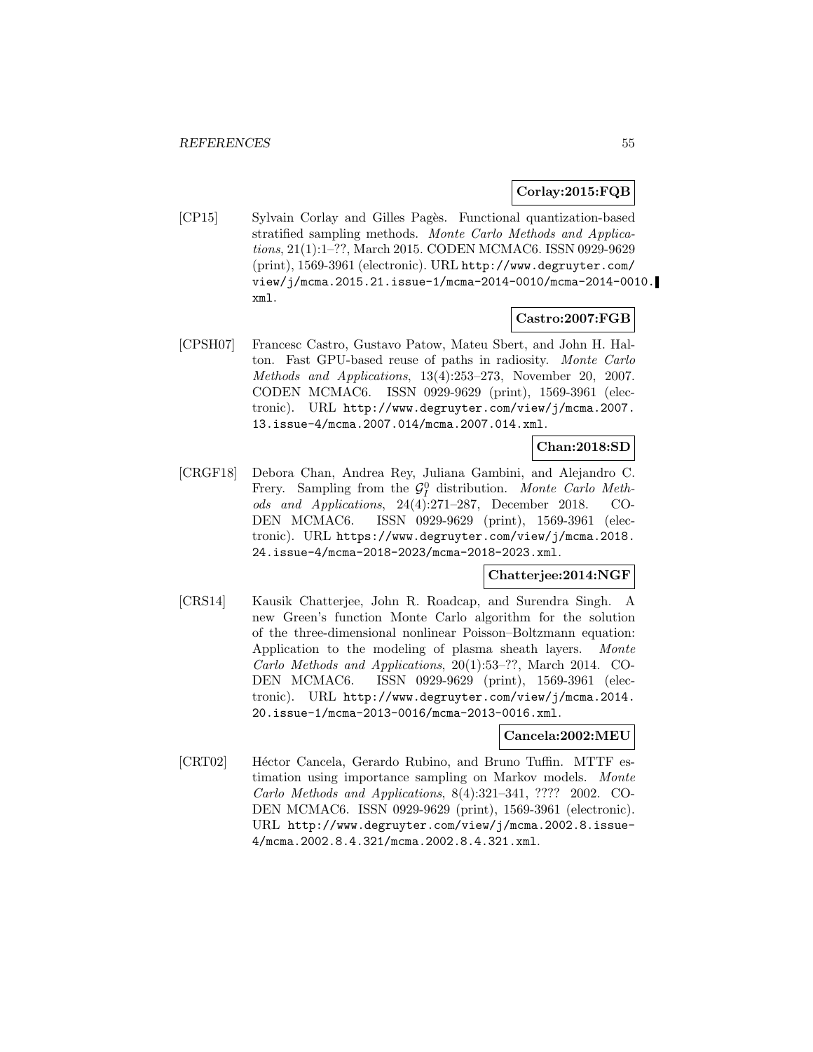**Corlay:2015:FQB**

[CP15] Sylvain Corlay and Gilles Pagès. Functional quantization-based stratified sampling methods. *Monte Carlo Methods and Applications*, 21(1):1–??, March 2015. CODEN MCMAC6. ISSN 0929-9629 (print), 1569-3961 (electronic). URL `http://www.degruyter.com/view/j/mcma.2015.21.issue-1/mcma-2014-0010/mcma-2014-0010.xml`.

**Castro:2007:FGB**

[CPSH07] Francesc Castro, Gustavo Patow, Mateu Sbert, and John H. Halton. Fast GPU-based reuse of paths in radiosity. *Monte Carlo Methods and Applications*, 13(4):253–273, November 20, 2007. CODEN MCMAC6. ISSN 0929-9629 (print), 1569-3961 (electronic). URL `http://www.degruyter.com/view/j/mcma.2007.13.issue-4/mcma.2007.014/mcma.2007.014.xml`.

**Chan:2018:SD**

[CRGF18] Debora Chan, Andrea Rey, Juliana Gambini, and Alejandro C. Frery. Sampling from the $\mathcal{G}_I^0$ distribution. *Monte Carlo Methods and Applications*, 24(4):271–287, December 2018. CODEN MCMAC6. ISSN 0929-9629 (print), 1569-3961 (electronic). URL `https://www.degruyter.com/view/j/mcma.2018.24.issue-4/mcma-2018-2023/mcma-2018-2023.xml`.

**Chatterjee:2014:NGF**

[CRS14] Kausik Chatterjee, John R. Roadcap, and Surendra Singh. A new Green's function Monte Carlo algorithm for the solution of the three-dimensional nonlinear Poisson–Boltzmann equation: Application to the modeling of plasma sheath layers. *Monte Carlo Methods and Applications*, 20(1):53–??, March 2014. CODEN MCMAC6. ISSN 0929-9629 (print), 1569-3961 (electronic). URL `http://www.degruyter.com/view/j/mcma.2014.20.issue-1/mcma-2013-0016/mcma-2013-0016.xml`.

**Cancela:2002:MEU**

[CRT02] Héctor Cancela, Gerardo Rubino, and Bruno Tuffin. MTTF estimation using importance sampling on Markov models. *Monte Carlo Methods and Applications*, 8(4):321–341, ???? 2002. CODEN MCMAC6. ISSN 0929-9629 (print), 1569-3961 (electronic). URL `http://www.degruyter.com/view/j/mcma.2002.8.issue-4/mcma.2002.8.4.321/mcma.2002.8.4.321.xml`.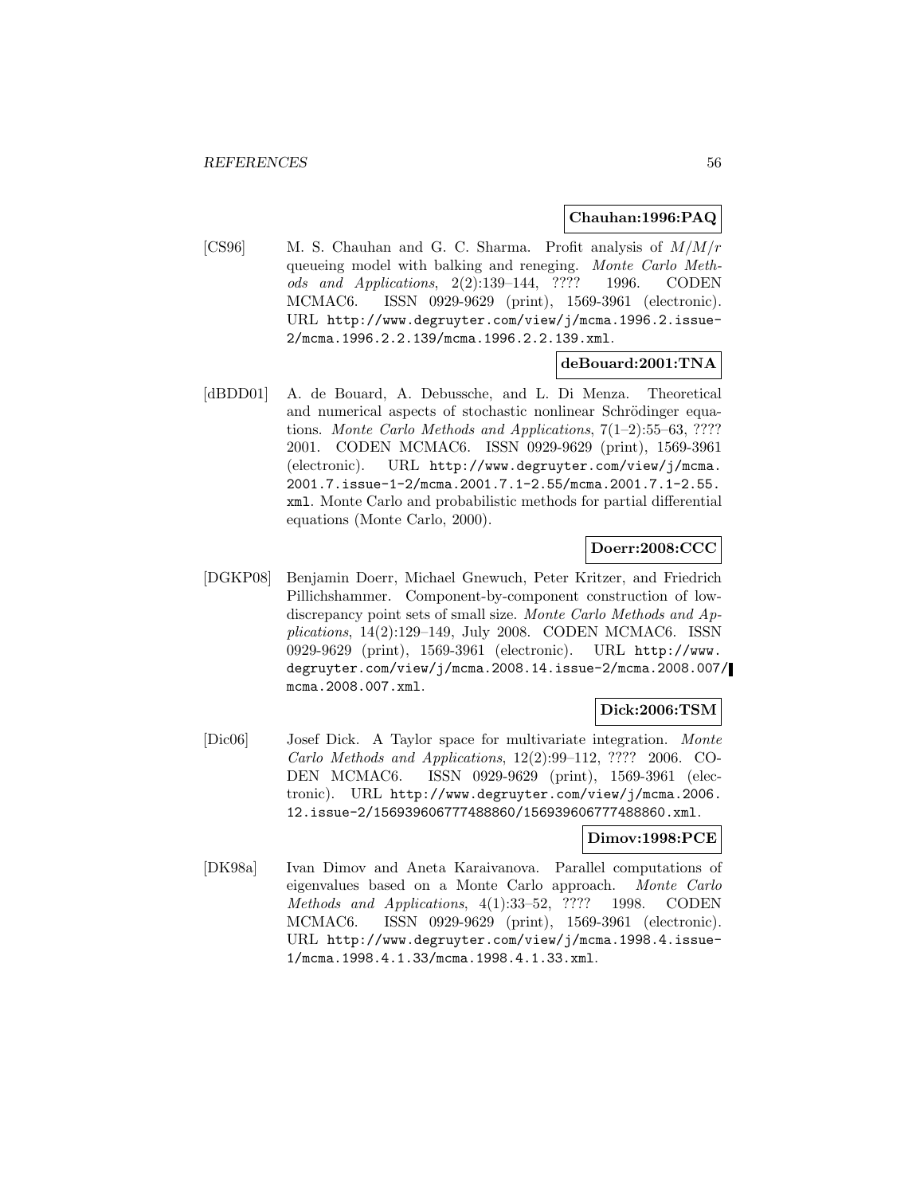**Chauhan:1996:PAQ**

[CS96] M. S. Chauhan and G. C. Sharma. Profit analysis of $M/M/r$ queueing model with balking and reneging. *Monte Carlo Methods and Applications*, 2(2):139–144, ???? 1996. CODEN MCMAC6. ISSN 0929-9629 (print), 1569-3961 (electronic). URL http://www.degruyter.com/view/j/mcma.1996.2.issue-2/mcma.1996.2.2.139/mcma.1996.2.2.139.xml.

**deBouard:2001:TNA**

[dBDD01] A. de Bouard, A. Debussche, and L. Di Menza. Theoretical and numerical aspects of stochastic nonlinear Schrödinger equations. *Monte Carlo Methods and Applications*, 7(1–2):55–63, ???? 2001. CODEN MCMAC6. ISSN 0929-9629 (print), 1569-3961 (electronic). URL http://www.degruyter.com/view/j/mcma.2001.7.issue-1-2/mcma.2001.7.1-2.55/mcma.2001.7.1-2.55.xml. Monte Carlo and probabilistic methods for partial differential equations (Monte Carlo, 2000).

**Doerr:2008:CCC**

[DGKP08] Benjamin Doerr, Michael Gnewuch, Peter Kritzer, and Friedrich Pillichshammer. Component-by-component construction of low-discrepancy point sets of small size. *Monte Carlo Methods and Applications*, 14(2):129–149, July 2008. CODEN MCMAC6. ISSN 0929-9629 (print), 1569-3961 (electronic). URL http://www.degruyter.com/view/j/mcma.2008.14.issue-2/mcma.2008.007/mcma.2008.007.xml.

**Dick:2006:TSM**

[Dic06] Josef Dick. A Taylor space for multivariate integration. *Monte Carlo Methods and Applications*, 12(2):99–112, ???? 2006. CODEN MCMAC6. ISSN 0929-9629 (print), 1569-3961 (electronic). URL http://www.degruyter.com/view/j/mcma.2006.12.issue-2/156939606777488860/156939606777488860.xml.

**Dimov:1998:PCE**

[DK98a] Ivan Dimov and Aneta Karaivanova. Parallel computations of eigenvalues based on a Monte Carlo approach. *Monte Carlo Methods and Applications*, 4(1):33–52, ???? 1998. CODEN MCMAC6. ISSN 0929-9629 (print), 1569-3961 (electronic). URL http://www.degruyter.com/view/j/mcma.1998.4.issue-1/mcma.1998.4.1.33/mcma.1998.4.1.33.xml.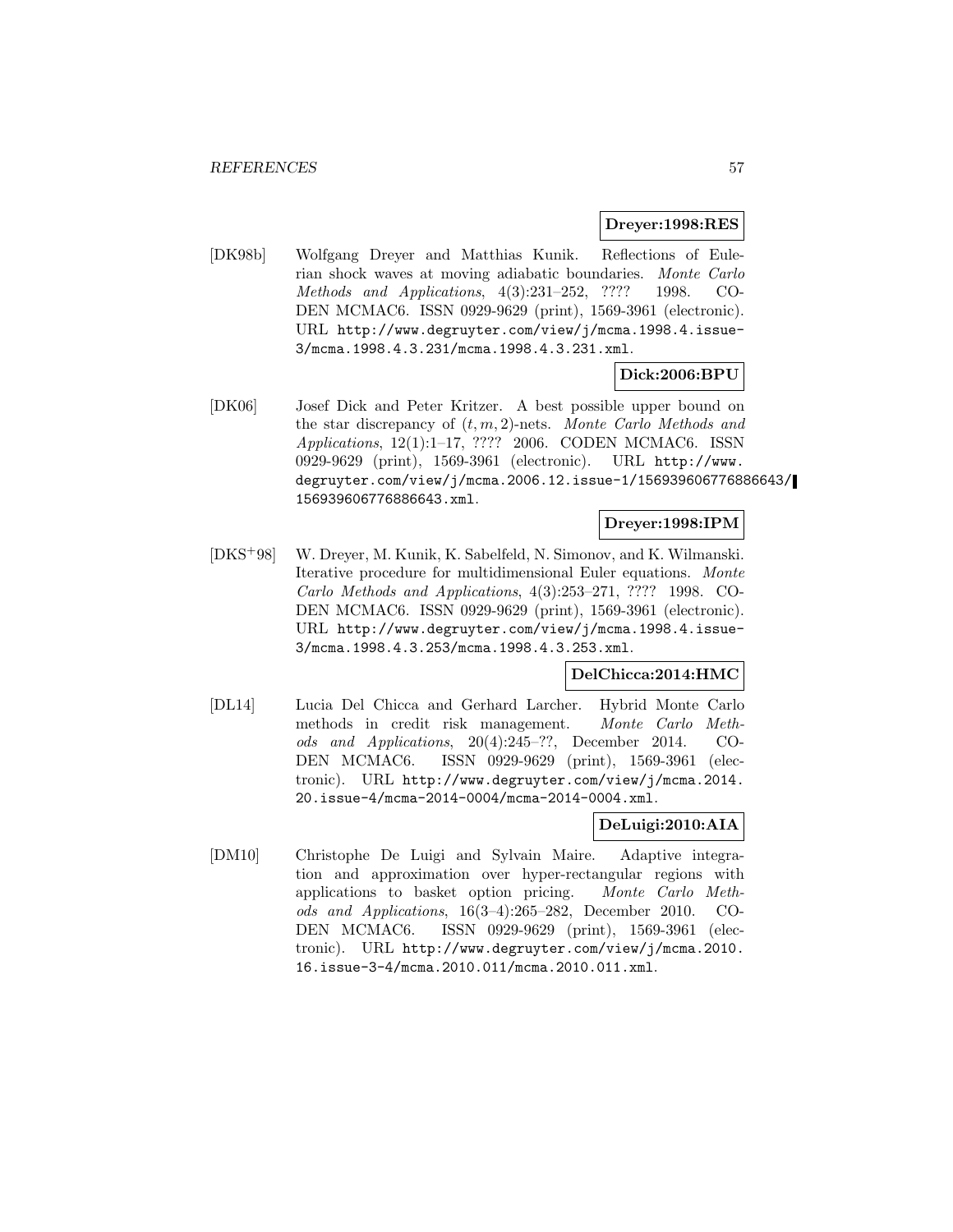**Dreyer:1998:RES**

[DK98b] Wolfgang Dreyer and Matthias Kunik. Reflections of Eulerian shock waves at moving adiabatic boundaries. *Monte Carlo Methods and Applications*, 4(3):231–252, ???? 1998. CODEN MCMAC6. ISSN 0929-9629 (print), 1569-3961 (electronic). URL http://www.degruyter.com/view/j/mcma.1998.4.issue-3/mcma.1998.4.3.231/mcma.1998.4.3.231.xml.

**Dick:2006:BPU**

[DK06] Josef Dick and Peter Kritzer. A best possible upper bound on the star discrepancy of $(t, m, 2)$-nets. *Monte Carlo Methods and Applications*, 12(1):1–17, ???? 2006. CODEN MCMAC6. ISSN 0929-9629 (print), 1569-3961 (electronic). URL http://www.degruyter.com/view/j/mcma.2006.12.issue-1/156939606776886643/156939606776886643.xml.

**Dreyer:1998:IPM**

[DKS+98] W. Dreyer, M. Kunik, K. Sabelfeld, N. Simonov, and K. Wilmanski. Iterative procedure for multidimensional Euler equations. *Monte Carlo Methods and Applications*, 4(3):253–271, ???? 1998. CODEN MCMAC6. ISSN 0929-9629 (print), 1569-3961 (electronic). URL http://www.degruyter.com/view/j/mcma.1998.4.issue-3/mcma.1998.4.3.253/mcma.1998.4.3.253.xml.

**DelChicca:2014:HMC**

[DL14] Lucia Del Chicca and Gerhard Larcher. Hybrid Monte Carlo methods in credit risk management. *Monte Carlo Methods and Applications*, 20(4):245–??, December 2014. CODEN MCMAC6. ISSN 0929-9629 (print), 1569-3961 (electronic). URL http://www.degruyter.com/view/j/mcma.2014.20.issue-4/mcma-2014-0004/mcma-2014-0004.xml.

**DeLuigi:2010:AIA**

[DM10] Christophe De Luigi and Sylvain Maire. Adaptive integration and approximation over hyper-rectangular regions with applications to basket option pricing. *Monte Carlo Methods and Applications*, 16(3–4):265–282, December 2010. CODEN MCMAC6. ISSN 0929-9629 (print), 1569-3961 (electronic). URL http://www.degruyter.com/view/j/mcma.2010.16.issue-3-4/mcma.2010.011/mcma.2010.011.xml.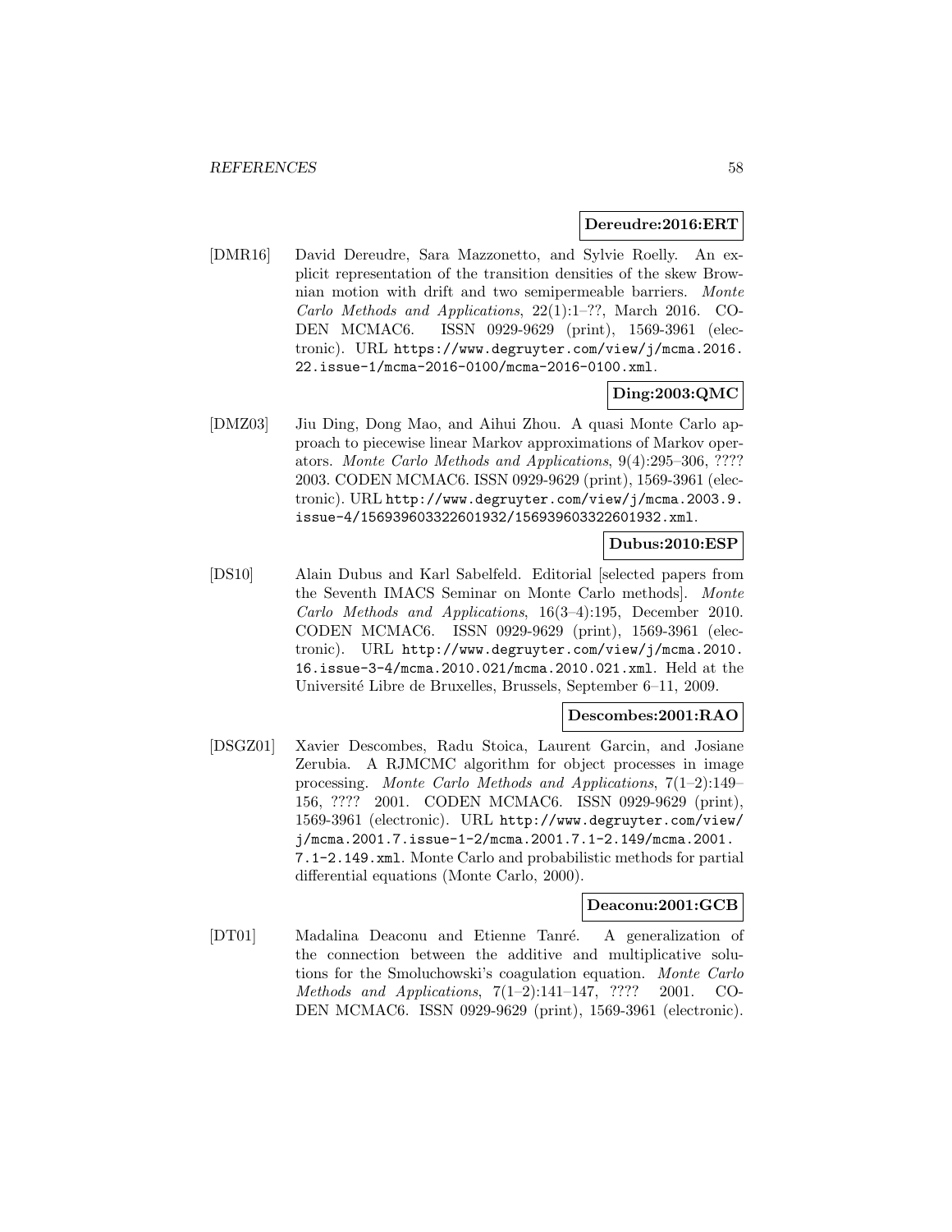**Dereudre:2016:ERT**

[DMR16] David Dereudre, Sara Mazzonetto, and Sylvie Roelly. An explicit representation of the transition densities of the skew Brownian motion with drift and two semipermeable barriers. *Monte Carlo Methods and Applications*, 22(1):1–??, March 2016. CODEN MCMAC6. ISSN 0929-9629 (print), 1569-3961 (electronic). URL https://www.degruyter.com/view/j/mcma.2016.22.issue-1/mcma-2016-0100/mcma-2016-0100.xml.

**Ding:2003:QMC**

[DMZ03] Jiu Ding, Dong Mao, and Aihui Zhou. A quasi Monte Carlo approach to piecewise linear Markov approximations of Markov operators. *Monte Carlo Methods and Applications*, 9(4):295–306, ???? 2003. CODEN MCMAC6. ISSN 0929-9629 (print), 1569-3961 (electronic). URL http://www.degruyter.com/view/j/mcma.2003.9.issue-4/156939603322601932/156939603322601932.xml.

**Dubus:2010:ESP**

[DS10] Alain Dubus and Karl Sabelfeld. Editorial [selected papers from the Seventh IMACS Seminar on Monte Carlo methods]. *Monte Carlo Methods and Applications*, 16(3–4):195, December 2010. CODEN MCMAC6. ISSN 0929-9629 (print), 1569-3961 (electronic). URL http://www.degruyter.com/view/j/mcma.2010.16.issue-3-4/mcma.2010.021/mcma.2010.021.xml. Held at the Université Libre de Bruxelles, Brussels, September 6–11, 2009.

**Descombes:2001:RAO**

[DSGZ01] Xavier Descombes, Radu Stoica, Laurent Garcin, and Josiane Zerubia. A RJMCMC algorithm for object processes in image processing. *Monte Carlo Methods and Applications*, 7(1–2):149–156, ???? 2001. CODEN MCMAC6. ISSN 0929-9629 (print), 1569-3961 (electronic). URL http://www.degruyter.com/view/j/mcma.2001.7.issue-1-2/mcma.2001.7.1-2.149/mcma.2001.7.1-2.149.xml. Monte Carlo and probabilistic methods for partial differential equations (Monte Carlo, 2000).

**Deaconu:2001:GCB**

[DT01] Madalina Deaconu and Etienne Tanré. A generalization of the connection between the additive and multiplicative solutions for the Smoluchowski's coagulation equation. *Monte Carlo Methods and Applications*, 7(1–2):141–147, ???? 2001. CODEN MCMAC6. ISSN 0929-9629 (print), 1569-3961 (electronic).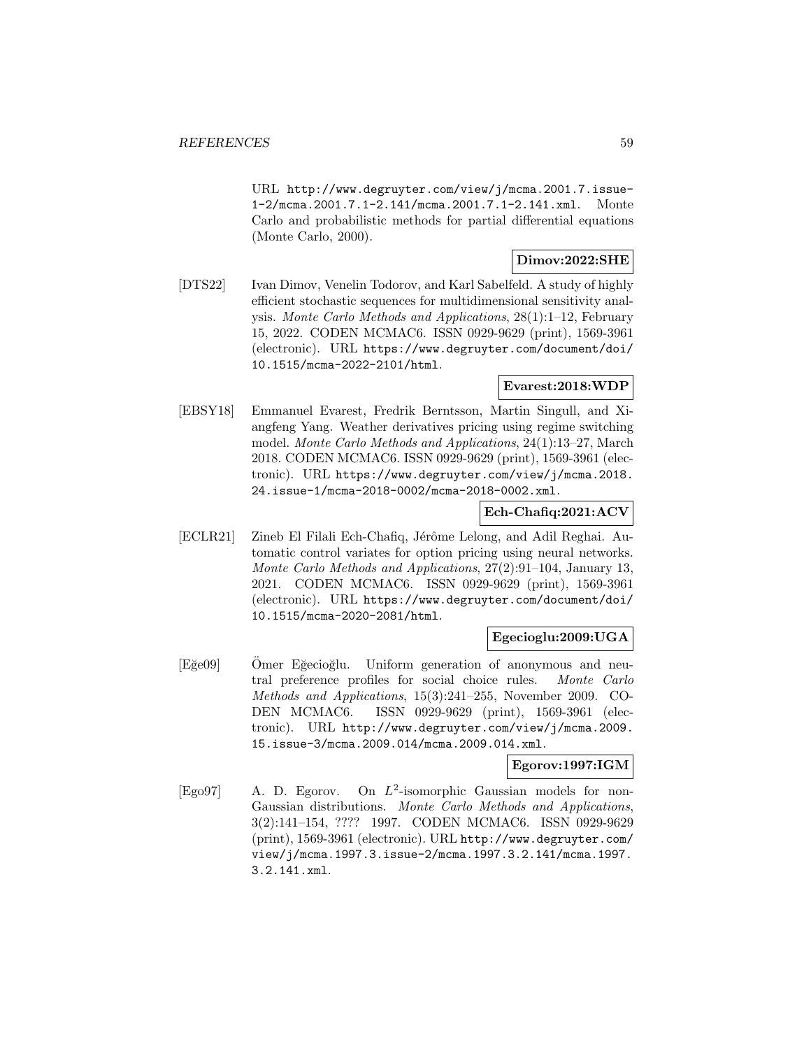URL http://www.degruyter.com/view/j/mcma.2001.7.issue-1-2/mcma.2001.7.1-2.141/mcma.2001.7.1-2.141.xml. Monte Carlo and probabilistic methods for partial differential equations (Monte Carlo, 2000).

**Dimov:2022:SHE**

[DTS22] Ivan Dimov, Venelin Todorov, and Karl Sabelfeld. A study of highly efficient stochastic sequences for multidimensional sensitivity analysis. *Monte Carlo Methods and Applications*, 28(1):1–12, February 15, 2022. CODEN MCMAC6. ISSN 0929-9629 (print), 1569-3961 (electronic). URL https://www.degruyter.com/document/doi/10.1515/mcma-2022-2101/html.

**Evarest:2018:WDP**

[EBSY18] Emmanuel Evarest, Fredrik Berntsson, Martin Singull, and Xiangfeng Yang. Weather derivatives pricing using regime switching model. *Monte Carlo Methods and Applications*, 24(1):13–27, March 2018. CODEN MCMAC6. ISSN 0929-9629 (print), 1569-3961 (electronic). URL https://www.degruyter.com/view/j/mcma.2018.24.issue-1/mcma-2018-0002/mcma-2018-0002.xml.

**Ech-Chafiq:2021:ACV**

[ECLR21] Zineb El Filali Ech-Chafiq, Jérôme Lelong, and Adil Reghai. Automatic control variates for option pricing using neural networks. *Monte Carlo Methods and Applications*, 27(2):91–104, January 13, 2021. CODEN MCMAC6. ISSN 0929-9629 (print), 1569-3961 (electronic). URL https://www.degruyter.com/document/doi/10.1515/mcma-2020-2081/html.

**Egecioglu:2009:UGA**

[Eğe09] Ömer Eğecioğlu. Uniform generation of anonymous and neutral preference profiles for social choice rules. *Monte Carlo Methods and Applications*, 15(3):241–255, November 2009. CODEN MCMAC6. ISSN 0929-9629 (print), 1569-3961 (electronic). URL http://www.degruyter.com/view/j/mcma.2009.15.issue-3/mcma.2009.014/mcma.2009.014.xml.

**Egorov:1997:IGM**

[Ego97] A. D. Egorov. On $L^2$-isomorphic Gaussian models for non-Gaussian distributions. *Monte Carlo Methods and Applications*, 3(2):141–154, ???? 1997. CODEN MCMAC6. ISSN 0929-9629 (print), 1569-3961 (electronic). URL http://www.degruyter.com/view/j/mcma.1997.3.issue-2/mcma.1997.3.2.141/mcma.1997.3.2.141.xml.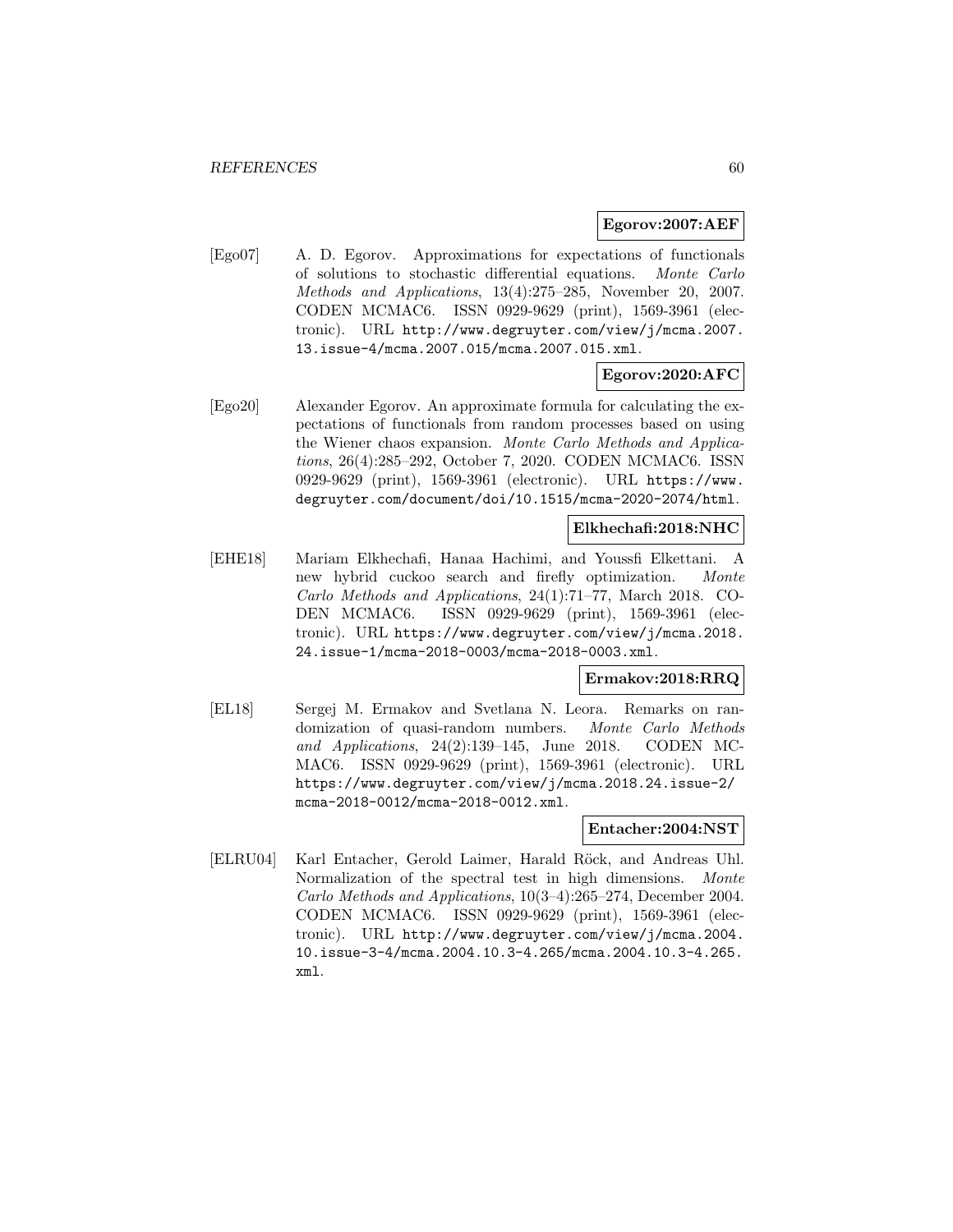**Egorov:2007:AEF**

[Ego07] A. D. Egorov. Approximations for expectations of functionals of solutions to stochastic differential equations. *Monte Carlo Methods and Applications*, 13(4):275–285, November 20, 2007. CODEN MCMAC6. ISSN 0929-9629 (print), 1569-3961 (electronic). URL http://www.degruyter.com/view/j/mcma.2007.13.issue-4/mcma.2007.015/mcma.2007.015.xml.

**Egorov:2020:AFC**

[Ego20] Alexander Egorov. An approximate formula for calculating the expectations of functionals from random processes based on using the Wiener chaos expansion. *Monte Carlo Methods and Applications*, 26(4):285–292, October 7, 2020. CODEN MCMAC6. ISSN 0929-9629 (print), 1569-3961 (electronic). URL https://www.degruyter.com/document/doi/10.1515/mcma-2020-2074/html.

**Elkhechafi:2018:NHC**

[EHE18] Mariam Elkhechafi, Hanaa Hachimi, and Youssfi Elkettani. A new hybrid cuckoo search and firefly optimization. *Monte Carlo Methods and Applications*, 24(1):71–77, March 2018. CODEN MCMAC6. ISSN 0929-9629 (print), 1569-3961 (electronic). URL https://www.degruyter.com/view/j/mcma.2018.24.issue-1/mcma-2018-0003/mcma-2018-0003.xml.

**Ermakov:2018:RRQ**

[EL18] Sergej M. Ermakov and Svetlana N. Leora. Remarks on randomization of quasi-random numbers. *Monte Carlo Methods and Applications*, 24(2):139–145, June 2018. CODEN MCMAC6. ISSN 0929-9629 (print), 1569-3961 (electronic). URL https://www.degruyter.com/view/j/mcma.2018.24.issue-2/mcma-2018-0012/mcma-2018-0012.xml.

**Entacher:2004:NST**

[ELRU04] Karl Entacher, Gerold Laimer, Harald Röck, and Andreas Uhl. Normalization of the spectral test in high dimensions. *Monte Carlo Methods and Applications*, 10(3–4):265–274, December 2004. CODEN MCMAC6. ISSN 0929-9629 (print), 1569-3961 (electronic). URL http://www.degruyter.com/view/j/mcma.2004.10.issue-3-4/mcma.2004.10.3-4.265/mcma.2004.10.3-4.265.xml.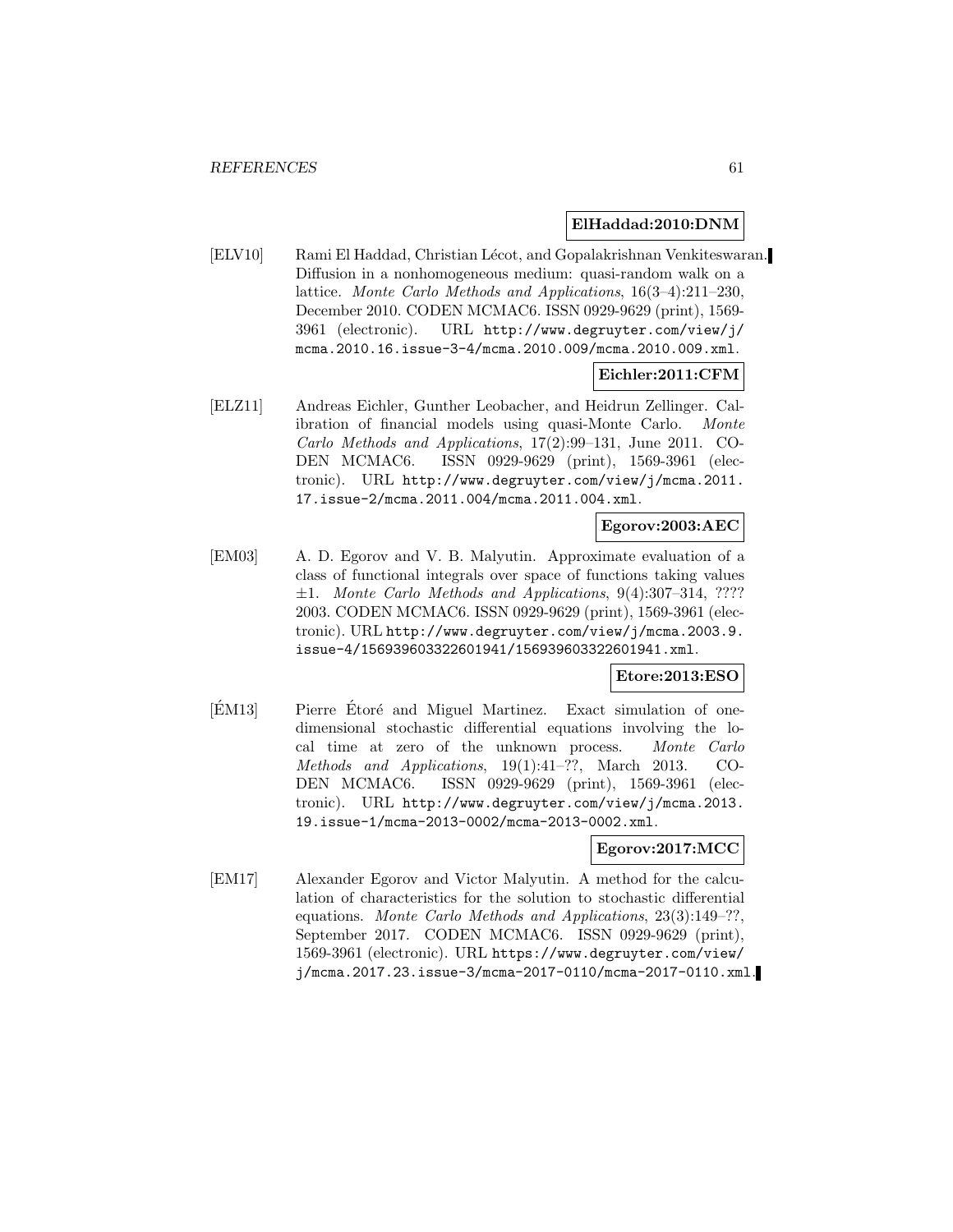**ElHaddad:2010:DNM**

[ELV10] Rami El Haddad, Christian Lécot, and Gopalakrishnan Venkiteswaran. Diffusion in a nonhomogeneous medium: quasi-random walk on a lattice. *Monte Carlo Methods and Applications*, 16(3–4):211–230, December 2010. CODEN MCMAC6. ISSN 0929-9629 (print), 1569-3961 (electronic). URL http://www.degruyter.com/view/j/mcma.2010.16.issue-3-4/mcma.2010.009/mcma.2010.009.xml.

**Eichler:2011:CFM**

[ELZ11] Andreas Eichler, Gunther Leobacher, and Heidrun Zellinger. Calibration of financial models using quasi-Monte Carlo. *Monte Carlo Methods and Applications*, 17(2):99–131, June 2011. CODEN MCMAC6. ISSN 0929-9629 (print), 1569-3961 (electronic). URL http://www.degruyter.com/view/j/mcma.2011.17.issue-2/mcma.2011.004/mcma.2011.004.xml.

**Egorov:2003:AEC**

[EM03] A. D. Egorov and V. B. Malyutin. Approximate evaluation of a class of functional integrals over space of functions taking values $\pm 1$. *Monte Carlo Methods and Applications*, 9(4):307–314, ???? 2003. CODEN MCMAC6. ISSN 0929-9629 (print), 1569-3961 (electronic). URL http://www.degruyter.com/view/j/mcma.2003.9.issue-4/156939603322601941/156939603322601941.xml.

**Etore:2013:ESO**

[ÉM13] Pierre Étoré and Miguel Martinez. Exact simulation of one-dimensional stochastic differential equations involving the local time at zero of the unknown process. *Monte Carlo Methods and Applications*, 19(1):41–??, March 2013. CODEN MCMAC6. ISSN 0929-9629 (print), 1569-3961 (electronic). URL http://www.degruyter.com/view/j/mcma.2013.19.issue-1/mcma-2013-0002/mcma-2013-0002.xml.

**Egorov:2017:MCC**

[EM17] Alexander Egorov and Victor Malyutin. A method for the calculation of characteristics for the solution to stochastic differential equations. *Monte Carlo Methods and Applications*, 23(3):149–??, September 2017. CODEN MCMAC6. ISSN 0929-9629 (print), 1569-3961 (electronic). URL https://www.degruyter.com/view/j/mcma.2017.23.issue-3/mcma-2017-0110/mcma-2017-0110.xml.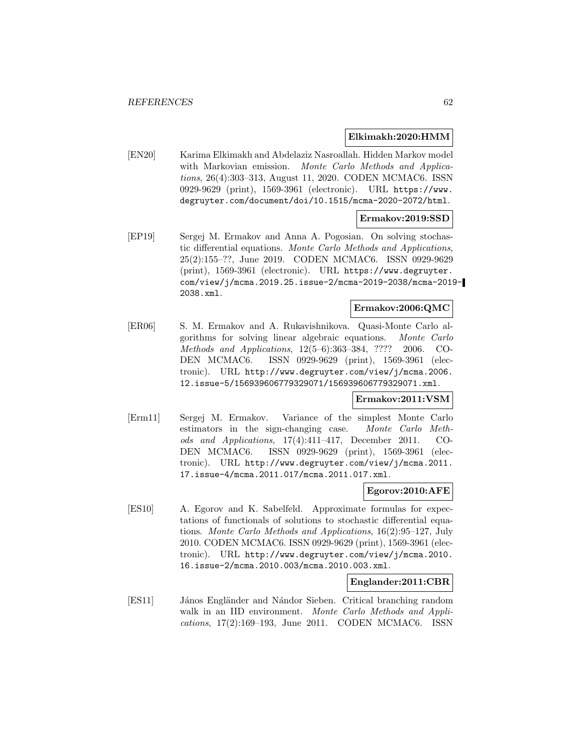**Elkimakh:2020:HMM**

[EN20] Karima Elkimakh and Abdelaziz Nasroallah. Hidden Markov model with Markovian emission. *Monte Carlo Methods and Applications*, 26(4):303–313, August 11, 2020. CODEN MCMAC6. ISSN 0929-9629 (print), 1569-3961 (electronic). URL https://www.degruyter.com/document/doi/10.1515/mcma-2020-2072/html.

**Ermakov:2019:SSD**

[EP19] Sergej M. Ermakov and Anna A. Pogosian. On solving stochastic differential equations. *Monte Carlo Methods and Applications*, 25(2):155–??, June 2019. CODEN MCMAC6. ISSN 0929-9629 (print), 1569-3961 (electronic). URL https://www.degruyter.com/view/j/mcma.2019.25.issue-2/mcma-2019-2038/mcma-2019-2038.xml.

**Ermakov:2006:QMC**

[ER06] S. M. Ermakov and A. Rukavishnikova. Quasi-Monte Carlo algorithms for solving linear algebraic equations. *Monte Carlo Methods and Applications*, 12(5–6):363–384, ???? 2006. CODEN MCMAC6. ISSN 0929-9629 (print), 1569-3961 (electronic). URL http://www.degruyter.com/view/j/mcma.2006.12.issue-5/156939606779329071/156939606779329071.xml.

**Ermakov:2011:VSM**

[Erm11] Sergej M. Ermakov. Variance of the simplest Monte Carlo estimators in the sign-changing case. *Monte Carlo Methods and Applications*, 17(4):411–417, December 2011. CODEN MCMAC6. ISSN 0929-9629 (print), 1569-3961 (electronic). URL http://www.degruyter.com/view/j/mcma.2011.17.issue-4/mcma.2011.017/mcma.2011.017.xml.

**Egorov:2010:AFE**

[ES10] A. Egorov and K. Sabelfeld. Approximate formulas for expectations of functionals of solutions to stochastic differential equations. *Monte Carlo Methods and Applications*, 16(2):95–127, July 2010. CODEN MCMAC6. ISSN 0929-9629 (print), 1569-3961 (electronic). URL http://www.degruyter.com/view/j/mcma.2010.16.issue-2/mcma.2010.003/mcma.2010.003.xml.

**Englander:2011:CBR**

[ES11] János Engländer and Nándor Sieben. Critical branching random walk in an IID environment. *Monte Carlo Methods and Applications*, 17(2):169–193, June 2011. CODEN MCMAC6. ISSN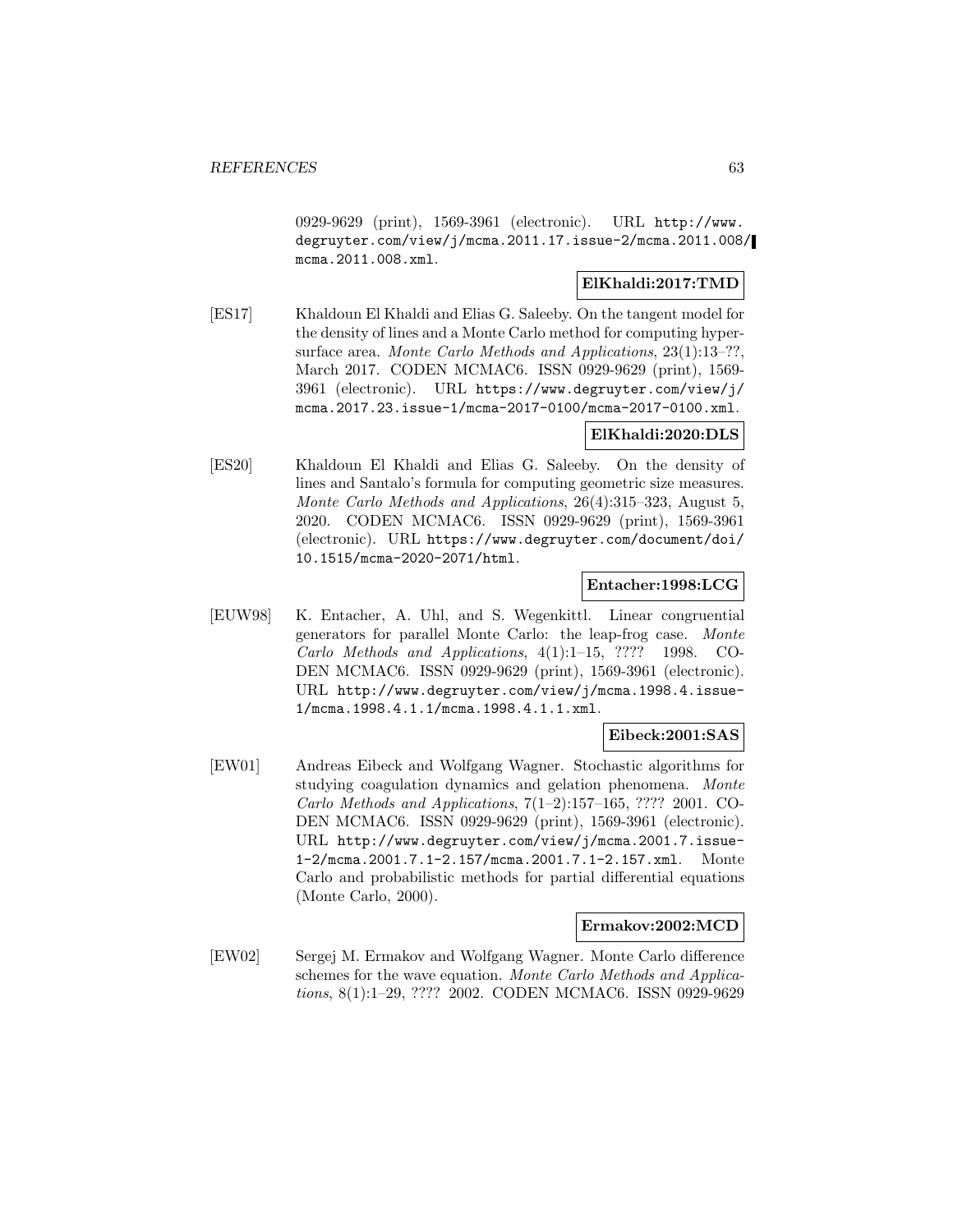0929-9629 (print), 1569-3961 (electronic). URL http://www.degruyter.com/view/j/mcma.2011.17.issue-2/mcma.2011.008/mcma.2011.008.xml.

**ElKhaldi:2017:TMD**

[ES17] Khaldoun El Khaldi and Elias G. Saleeby. On the tangent model for the density of lines and a Monte Carlo method for computing hypersurface area. *Monte Carlo Methods and Applications*, 23(1):13–??, March 2017. CODEN MCMAC6. ISSN 0929-9629 (print), 1569-3961 (electronic). URL https://www.degruyter.com/view/j/mcma.2017.23.issue-1/mcma-2017-0100/mcma-2017-0100.xml.

**ElKhaldi:2020:DLS**

[ES20] Khaldoun El Khaldi and Elias G. Saleeby. On the density of lines and Santalo's formula for computing geometric size measures. *Monte Carlo Methods and Applications*, 26(4):315–323, August 5, 2020. CODEN MCMAC6. ISSN 0929-9629 (print), 1569-3961 (electronic). URL https://www.degruyter.com/document/doi/10.1515/mcma-2020-2071/html.

**Entacher:1998:LCG**

[EUW98] K. Entacher, A. Uhl, and S. Wegenkittl. Linear congruential generators for parallel Monte Carlo: the leap-frog case. *Monte Carlo Methods and Applications*, 4(1):1–15, ???? 1998. CODEN MCMAC6. ISSN 0929-9629 (print), 1569-3961 (electronic). URL http://www.degruyter.com/view/j/mcma.1998.4.issue-1/mcma.1998.4.1.1/mcma.1998.4.1.1.xml.

**Eibeck:2001:SAS**

[EW01] Andreas Eibeck and Wolfgang Wagner. Stochastic algorithms for studying coagulation dynamics and gelation phenomena. *Monte Carlo Methods and Applications*, 7(1–2):157–165, ???? 2001. CODEN MCMAC6. ISSN 0929-9629 (print), 1569-3961 (electronic). URL http://www.degruyter.com/view/j/mcma.2001.7.issue-1-2/mcma.2001.7.1-2.157/mcma.2001.7.1-2.157.xml. Monte Carlo and probabilistic methods for partial differential equations (Monte Carlo, 2000).

**Ermakov:2002:MCD**

[EW02] Sergej M. Ermakov and Wolfgang Wagner. Monte Carlo difference schemes for the wave equation. *Monte Carlo Methods and Applications*, 8(1):1–29, ???? 2002. CODEN MCMAC6. ISSN 0929-9629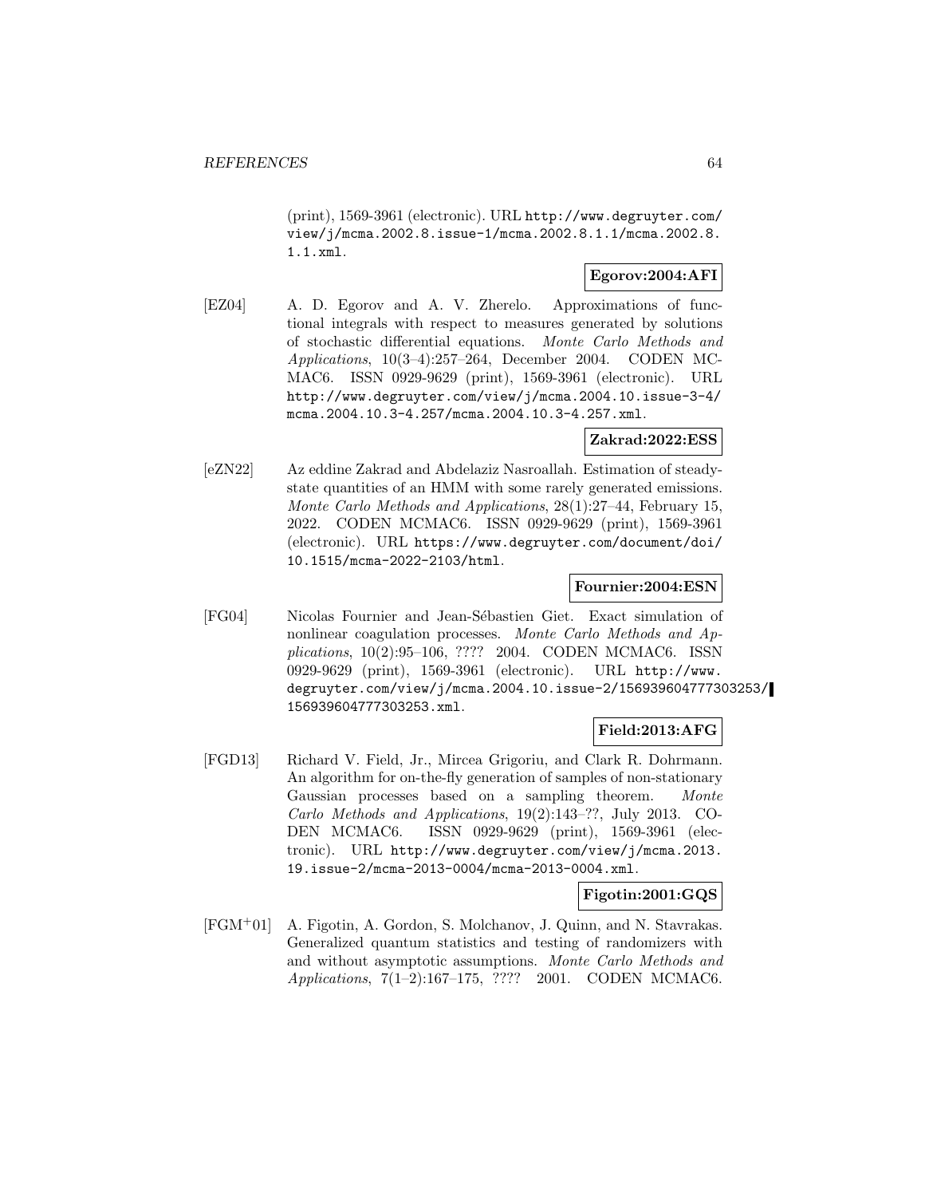(print), 1569-3961 (electronic). URL http://www.degruyter.com/view/j/mcma.2002.8.issue-1/mcma.2002.8.1.1/mcma.2002.8.1.1.xml.

**Egorov:2004:AFI**

[EZ04] A. D. Egorov and A. V. Zherelo. Approximations of functional integrals with respect to measures generated by solutions of stochastic differential equations. *Monte Carlo Methods and Applications*, 10(3–4):257–264, December 2004. CODEN MCMAC6. ISSN 0929-9629 (print), 1569-3961 (electronic). URL http://www.degruyter.com/view/j/mcma.2004.10.issue-3-4/mcma.2004.10.3-4.257/mcma.2004.10.3-4.257.xml.

**Zakrad:2022:ESS**

[eZN22] Az eddine Zakrad and Abdelaziz Nasroallah. Estimation of steady-state quantities of an HMM with some rarely generated emissions. *Monte Carlo Methods and Applications*, 28(1):27–44, February 15, 2022. CODEN MCMAC6. ISSN 0929-9629 (print), 1569-3961 (electronic). URL https://www.degruyter.com/document/doi/10.1515/mcma-2022-2103/html.

**Fournier:2004:ESN**

[FG04] Nicolas Fournier and Jean-Sébastien Giet. Exact simulation of nonlinear coagulation processes. *Monte Carlo Methods and Applications*, 10(2):95–106, ???? 2004. CODEN MCMAC6. ISSN 0929-9629 (print), 1569-3961 (electronic). URL http://www.degruyter.com/view/j/mcma.2004.10.issue-2/156939604777303253/156939604777303253.xml.

**Field:2013:AFG**

[FGD13] Richard V. Field, Jr., Mircea Grigoriu, and Clark R. Dohrmann. An algorithm for on-the-fly generation of samples of non-stationary Gaussian processes based on a sampling theorem. *Monte Carlo Methods and Applications*, 19(2):143–??, July 2013. CODEN MCMAC6. ISSN 0929-9629 (print), 1569-3961 (electronic). URL http://www.degruyter.com/view/j/mcma.2013.19.issue-2/mcma-2013-0004/mcma-2013-0004.xml.

**Figotin:2001:GQS**

[FGM+01] A. Figotin, A. Gordon, S. Molchanov, J. Quinn, and N. Stavrakas. Generalized quantum statistics and testing of randomizers with and without asymptotic assumptions. *Monte Carlo Methods and Applications*, 7(1–2):167–175, ???? 2001. CODEN MCMAC6.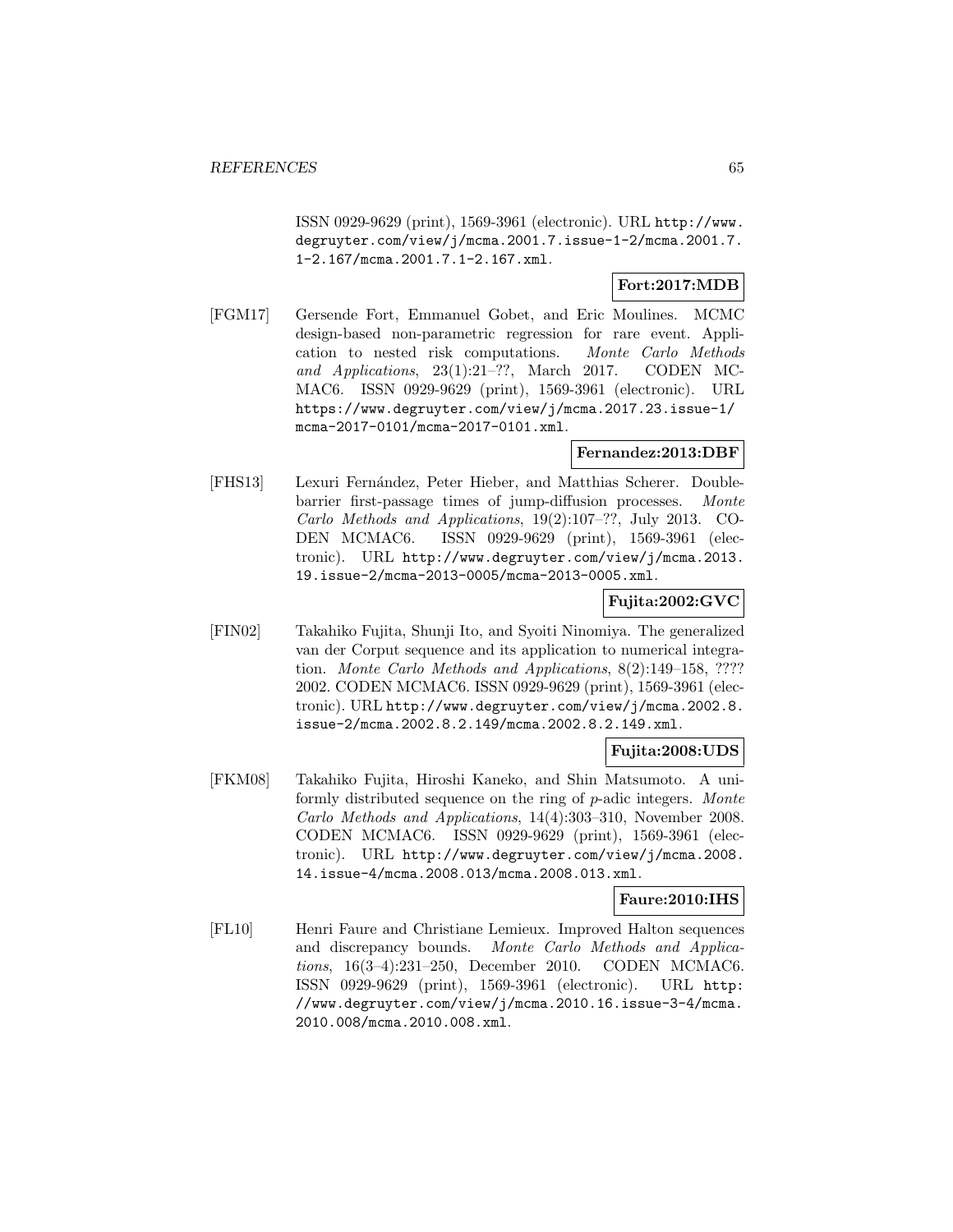ISSN 0929-9629 (print), 1569-3961 (electronic). URL http://www.degruyter.com/view/j/mcma.2001.7.issue-1-2/mcma.2001.7.1-2.167/mcma.2001.7.1-2.167.xml.

**Fort:2017:MDB**

[FGM17] Gersende Fort, Emmanuel Gobet, and Eric Moulines. MCMC design-based non-parametric regression for rare event. Application to nested risk computations. *Monte Carlo Methods and Applications*, 23(1):21–??, March 2017. CODEN MCMAC6. ISSN 0929-9629 (print), 1569-3961 (electronic). URL https://www.degruyter.com/view/j/mcma.2017.23.issue-1/mcma-2017-0101/mcma-2017-0101.xml.

**Fernandez:2013:DBF**

[FHS13] Lexuri Fernández, Peter Hieber, and Matthias Scherer. Double-barrier first-passage times of jump-diffusion processes. *Monte Carlo Methods and Applications*, 19(2):107–??, July 2013. CODEN MCMAC6. ISSN 0929-9629 (print), 1569-3961 (electronic). URL http://www.degruyter.com/view/j/mcma.2013.19.issue-2/mcma-2013-0005/mcma-2013-0005.xml.

**Fujita:2002:GVC**

[FIN02] Takahiko Fujita, Shunji Ito, and Syoiti Ninomiya. The generalized van der Corput sequence and its application to numerical integration. *Monte Carlo Methods and Applications*, 8(2):149–158, ???? 2002. CODEN MCMAC6. ISSN 0929-9629 (print), 1569-3961 (electronic). URL http://www.degruyter.com/view/j/mcma.2002.8.issue-2/mcma.2002.8.2.149/mcma.2002.8.2.149.xml.

**Fujita:2008:UDS**

[FKM08] Takahiko Fujita, Hiroshi Kaneko, and Shin Matsumoto. A uniformly distributed sequence on the ring of $p$-adic integers. *Monte Carlo Methods and Applications*, 14(4):303–310, November 2008. CODEN MCMAC6. ISSN 0929-9629 (print), 1569-3961 (electronic). URL http://www.degruyter.com/view/j/mcma.2008.14.issue-4/mcma.2008.013/mcma.2008.013.xml.

**Faure:2010:IHS**

[FL10] Henri Faure and Christiane Lemieux. Improved Halton sequences and discrepancy bounds. *Monte Carlo Methods and Applications*, 16(3–4):231–250, December 2010. CODEN MCMAC6. ISSN 0929-9629 (print), 1569-3961 (electronic). URL http://www.degruyter.com/view/j/mcma.2010.16.issue-3-4/mcma.2010.008/mcma.2010.008.xml.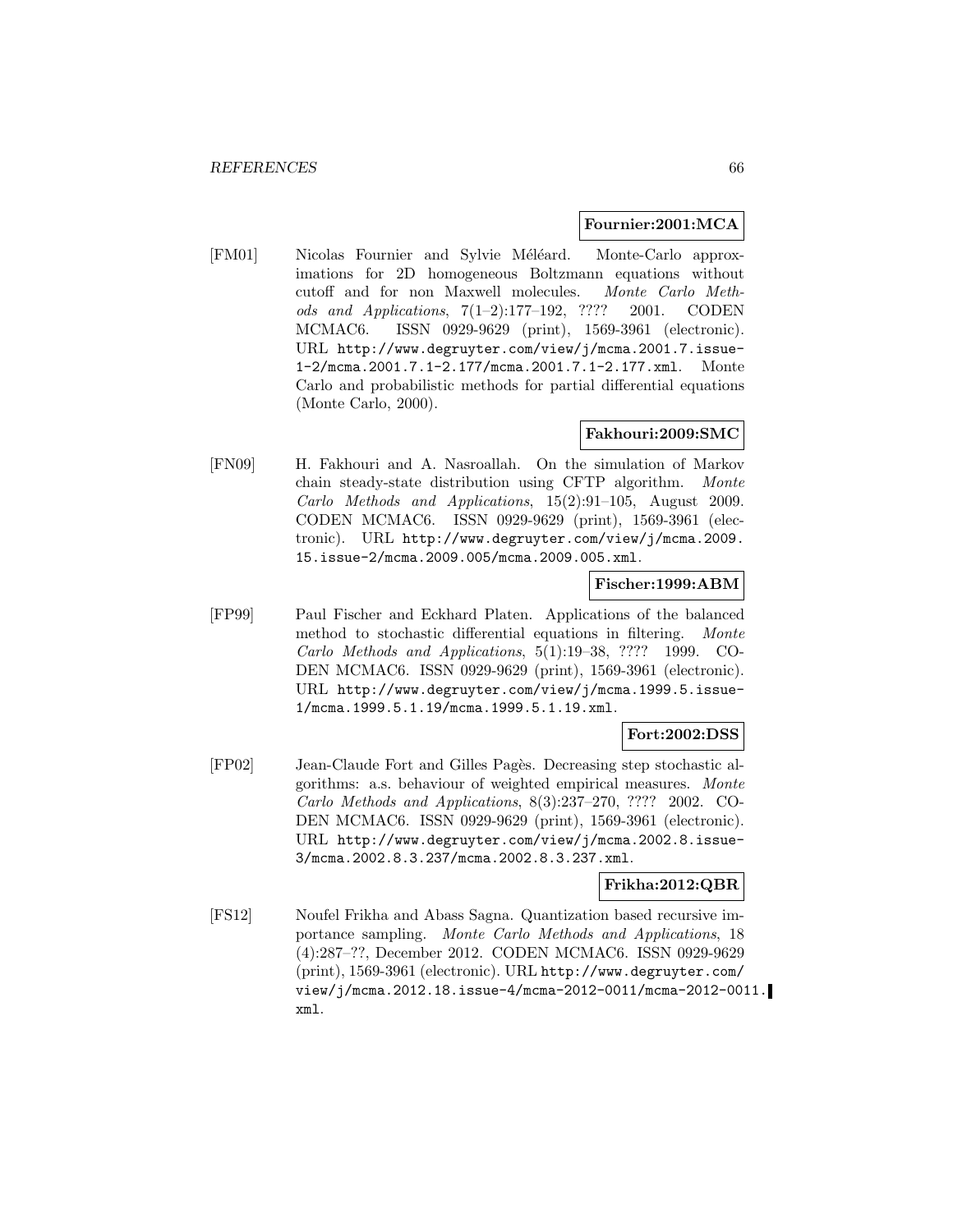**Fournier:2001:MCA**

[FM01] Nicolas Fournier and Sylvie Méléard. Monte-Carlo approximations for 2D homogeneous Boltzmann equations without cutoff and for non Maxwell molecules. *Monte Carlo Methods and Applications*, 7(1–2):177–192, ???? 2001. CODEN MCMAC6. ISSN 0929-9629 (print), 1569-3961 (electronic). URL http://www.degruyter.com/view/j/mcma.2001.7.issue-1-2/mcma.2001.7.1-2.177/mcma.2001.7.1-2.177.xml. Monte Carlo and probabilistic methods for partial differential equations (Monte Carlo, 2000).

**Fakhouri:2009:SMC**

[FN09] H. Fakhouri and A. Nasroallah. On the simulation of Markov chain steady-state distribution using CFTP algorithm. *Monte Carlo Methods and Applications*, 15(2):91–105, August 2009. CODEN MCMAC6. ISSN 0929-9629 (print), 1569-3961 (electronic). URL http://www.degruyter.com/view/j/mcma.2009.15.issue-2/mcma.2009.005/mcma.2009.005.xml.

**Fischer:1999:ABM**

[FP99] Paul Fischer and Eckhard Platen. Applications of the balanced method to stochastic differential equations in filtering. *Monte Carlo Methods and Applications*, 5(1):19–38, ???? 1999. CODEN MCMAC6. ISSN 0929-9629 (print), 1569-3961 (electronic). URL http://www.degruyter.com/view/j/mcma.1999.5.issue-1/mcma.1999.5.1.19/mcma.1999.5.1.19.xml.

**Fort:2002:DSS**

[FP02] Jean-Claude Fort and Gilles Pagès. Decreasing step stochastic algorithms: a.s. behaviour of weighted empirical measures. *Monte Carlo Methods and Applications*, 8(3):237–270, ???? 2002. CODEN MCMAC6. ISSN 0929-9629 (print), 1569-3961 (electronic). URL http://www.degruyter.com/view/j/mcma.2002.8.issue-3/mcma.2002.8.3.237/mcma.2002.8.3.237.xml.

**Frikha:2012:QBR**

[FS12] Noufel Frikha and Abass Sagna. Quantization based recursive importance sampling. *Monte Carlo Methods and Applications*, 18 (4):287–??, December 2012. CODEN MCMAC6. ISSN 0929-9629 (print), 1569-3961 (electronic). URL http://www.degruyter.com/view/j/mcma.2012.18.issue-4/mcma-2012-0011/mcma-2012-0011.xml.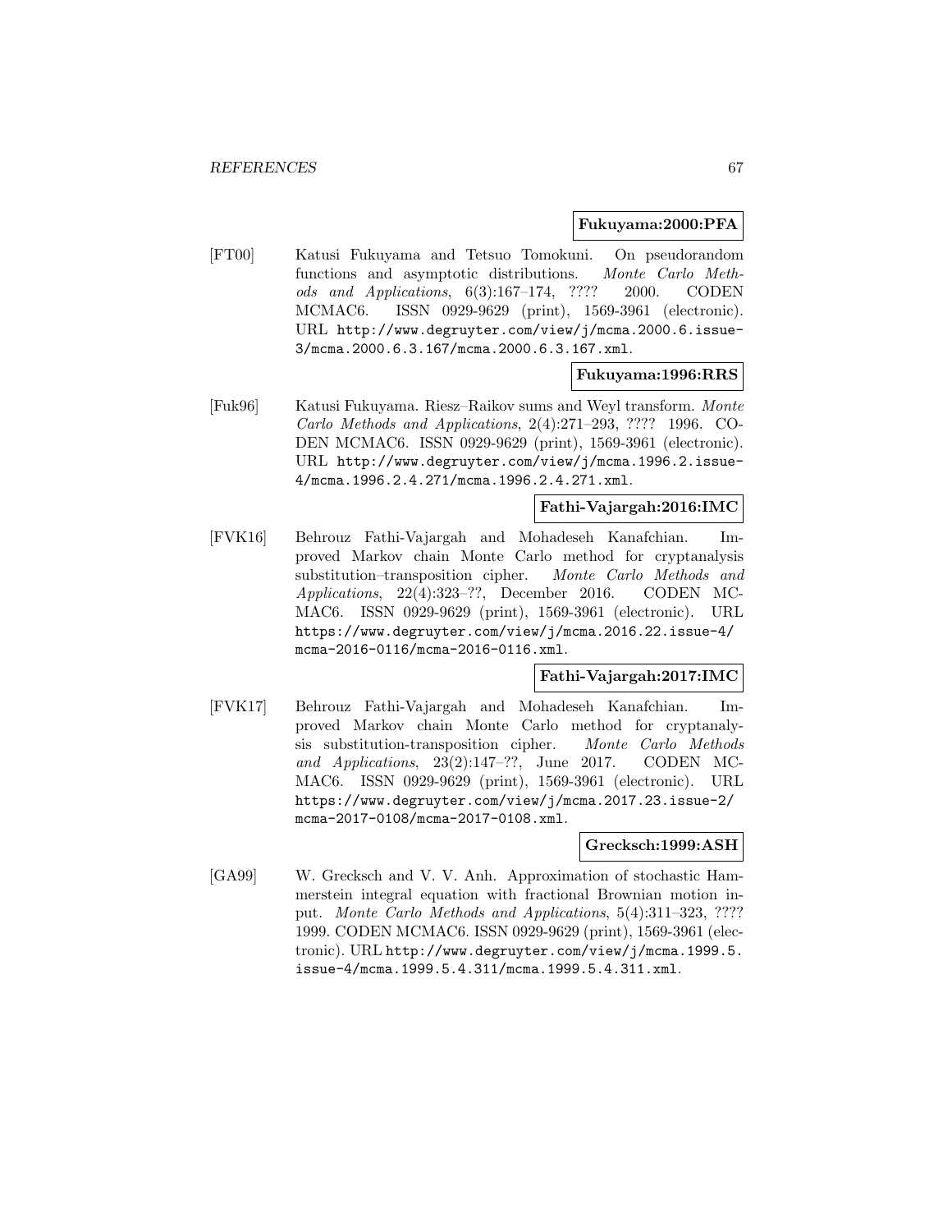**Fukuyama:2000:PFA**

[FT00] Katusi Fukuyama and Tetsuo Tomokuni. On pseudorandom functions and asymptotic distributions. *Monte Carlo Methods and Applications*, 6(3):167–174, ???? 2000. CODEN MCMAC6. ISSN 0929-9629 (print), 1569-3961 (electronic). URL http://www.degruyter.com/view/j/mcma.2000.6.issue-3/mcma.2000.6.3.167/mcma.2000.6.3.167.xml.

**Fukuyama:1996:RRS**

[Fuk96] Katusi Fukuyama. Riesz–Raikov sums and Weyl transform. *Monte Carlo Methods and Applications*, 2(4):271–293, ???? 1996. CODEN MCMAC6. ISSN 0929-9629 (print), 1569-3961 (electronic). URL http://www.degruyter.com/view/j/mcma.1996.2.issue-4/mcma.1996.2.4.271/mcma.1996.2.4.271.xml.

**Fathi-Vajargah:2016:IMC**

[FVK16] Behrouz Fathi-Vajargah and Mohadeseh Kanafchian. Improved Markov chain Monte Carlo method for cryptanalysis substitution–transposition cipher. *Monte Carlo Methods and Applications*, 22(4):323–??, December 2016. CODEN MCMAC6. ISSN 0929-9629 (print), 1569-3961 (electronic). URL https://www.degruyter.com/view/j/mcma.2016.22.issue-4/mcma-2016-0116/mcma-2016-0116.xml.

**Fathi-Vajargah:2017:IMC**

[FVK17] Behrouz Fathi-Vajargah and Mohadeseh Kanafchian. Improved Markov chain Monte Carlo method for cryptanalysis substitution-transposition cipher. *Monte Carlo Methods and Applications*, 23(2):147–??, June 2017. CODEN MCMAC6. ISSN 0929-9629 (print), 1569-3961 (electronic). URL https://www.degruyter.com/view/j/mcma.2017.23.issue-2/mcma-2017-0108/mcma-2017-0108.xml.

**Grecksch:1999:ASH**

[GA99] W. Grecksch and V. V. Anh. Approximation of stochastic Hammerstein integral equation with fractional Brownian motion input. *Monte Carlo Methods and Applications*, 5(4):311–323, ???? 1999. CODEN MCMAC6. ISSN 0929-9629 (print), 1569-3961 (electronic). URL http://www.degruyter.com/view/j/mcma.1999.5.issue-4/mcma.1999.5.4.311/mcma.1999.5.4.311.xml.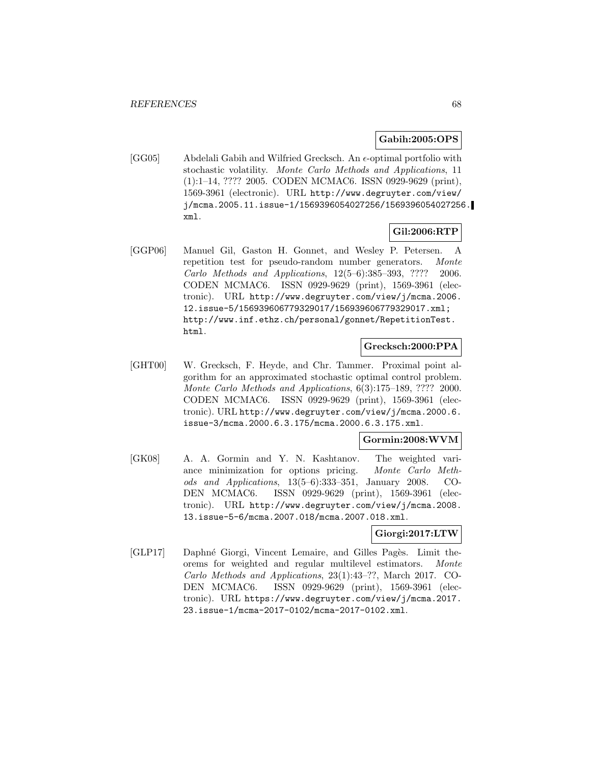**Gabih:2005:OPS**

[GG05] Abdelali Gabih and Wilfried Grecksch. An $\epsilon$-optimal portfolio with stochastic volatility. *Monte Carlo Methods and Applications*, 11 (1):1–14, ???? 2005. CODEN MCMAC6. ISSN 0929-9629 (print), 1569-3961 (electronic). URL `http://www.degruyter.com/view/j/mcma.2005.11.issue-1/1569396054027256/1569396054027256.xml`.

**Gil:2006:RTP**

[GGP06] Manuel Gil, Gaston H. Gonnet, and Wesley P. Petersen. A repetition test for pseudo-random number generators. *Monte Carlo Methods and Applications*, 12(5–6):385–393, ???? 2006. CODEN MCMAC6. ISSN 0929-9629 (print), 1569-3961 (electronic). URL `http://www.degruyter.com/view/j/mcma.2006.12.issue-5/156939606779329017/156939606779329017.xml`; `http://www.inf.ethz.ch/personal/gonnet/RepetitionTest.html`.

**Grecksch:2000:PPA**

[GHT00] W. Grecksch, F. Heyde, and Chr. Tammer. Proximal point algorithm for an approximated stochastic optimal control problem. *Monte Carlo Methods and Applications*, 6(3):175–189, ???? 2000. CODEN MCMAC6. ISSN 0929-9629 (print), 1569-3961 (electronic). URL `http://www.degruyter.com/view/j/mcma.2000.6.issue-3/mcma.2000.6.3.175/mcma.2000.6.3.175.xml`.

**Gormin:2008:WVM**

[GK08] A. A. Gormin and Y. N. Kashtanov. The weighted variance minimization for options pricing. *Monte Carlo Methods and Applications*, 13(5–6):333–351, January 2008. CODEN MCMAC6. ISSN 0929-9629 (print), 1569-3961 (electronic). URL `http://www.degruyter.com/view/j/mcma.2008.13.issue-5-6/mcma.2007.018/mcma.2007.018.xml`.

**Giorgi:2017:LTW**

[GLP17] Daphné Giorgi, Vincent Lemaire, and Gilles Pagès. Limit theorems for weighted and regular multilevel estimators. *Monte Carlo Methods and Applications*, 23(1):43–??, March 2017. CODEN MCMAC6. ISSN 0929-9629 (print), 1569-3961 (electronic). URL `https://www.degruyter.com/view/j/mcma.2017.23.issue-1/mcma-2017-0102/mcma-2017-0102.xml`.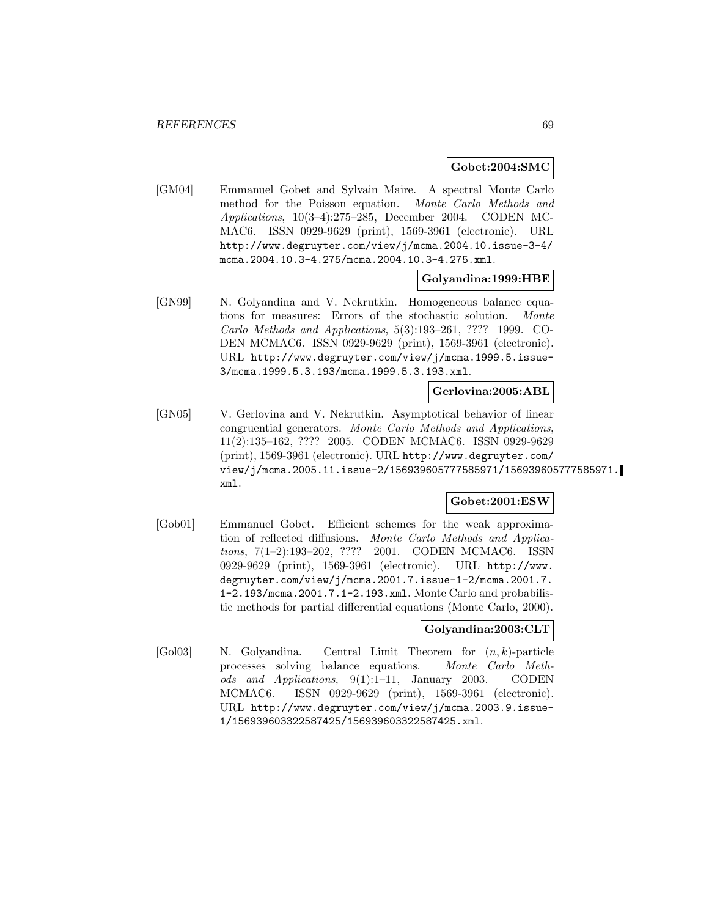**Gobet:2004:SMC**

[GM04] Emmanuel Gobet and Sylvain Maire. A spectral Monte Carlo method for the Poisson equation. *Monte Carlo Methods and Applications*, 10(3–4):275–285, December 2004. CODEN MCMAC6. ISSN 0929-9629 (print), 1569-3961 (electronic). URL http://www.degruyter.com/view/j/mcma.2004.10.issue-3-4/mcma.2004.10.3-4.275/mcma.2004.10.3-4.275.xml.

**Golyandina:1999:HBE**

[GN99] N. Golyandina and V. Nekrutkin. Homogeneous balance equations for measures: Errors of the stochastic solution. *Monte Carlo Methods and Applications*, 5(3):193–261, ???? 1999. CODEN MCMAC6. ISSN 0929-9629 (print), 1569-3961 (electronic). URL http://www.degruyter.com/view/j/mcma.1999.5.issue-3/mcma.1999.5.3.193/mcma.1999.5.3.193.xml.

**Gerlovina:2005:ABL**

[GN05] V. Gerlovina and V. Nekrutkin. Asymptotical behavior of linear congruential generators. *Monte Carlo Methods and Applications*, 11(2):135–162, ???? 2005. CODEN MCMAC6. ISSN 0929-9629 (print), 1569-3961 (electronic). URL http://www.degruyter.com/view/j/mcma.2005.11.issue-2/156939605777585971/156939605777585971.xml.

**Gobet:2001:ESW**

[Gob01] Emmanuel Gobet. Efficient schemes for the weak approximation of reflected diffusions. *Monte Carlo Methods and Applications*, 7(1–2):193–202, ???? 2001. CODEN MCMAC6. ISSN 0929-9629 (print), 1569-3961 (electronic). URL http://www.degruyter.com/view/j/mcma.2001.7.issue-1-2/mcma.2001.7.1-2.193/mcma.2001.7.1-2.193.xml. Monte Carlo and probabilistic methods for partial differential equations (Monte Carlo, 2000).

**Golyandina:2003:CLT**

[Gol03] N. Golyandina. Central Limit Theorem for $(n, k)$-particle processes solving balance equations. *Monte Carlo Methods and Applications*, 9(1):1–11, January 2003. CODEN MCMAC6. ISSN 0929-9629 (print), 1569-3961 (electronic). URL http://www.degruyter.com/view/j/mcma.2003.9.issue-1/156939603322587425/156939603322587425.xml.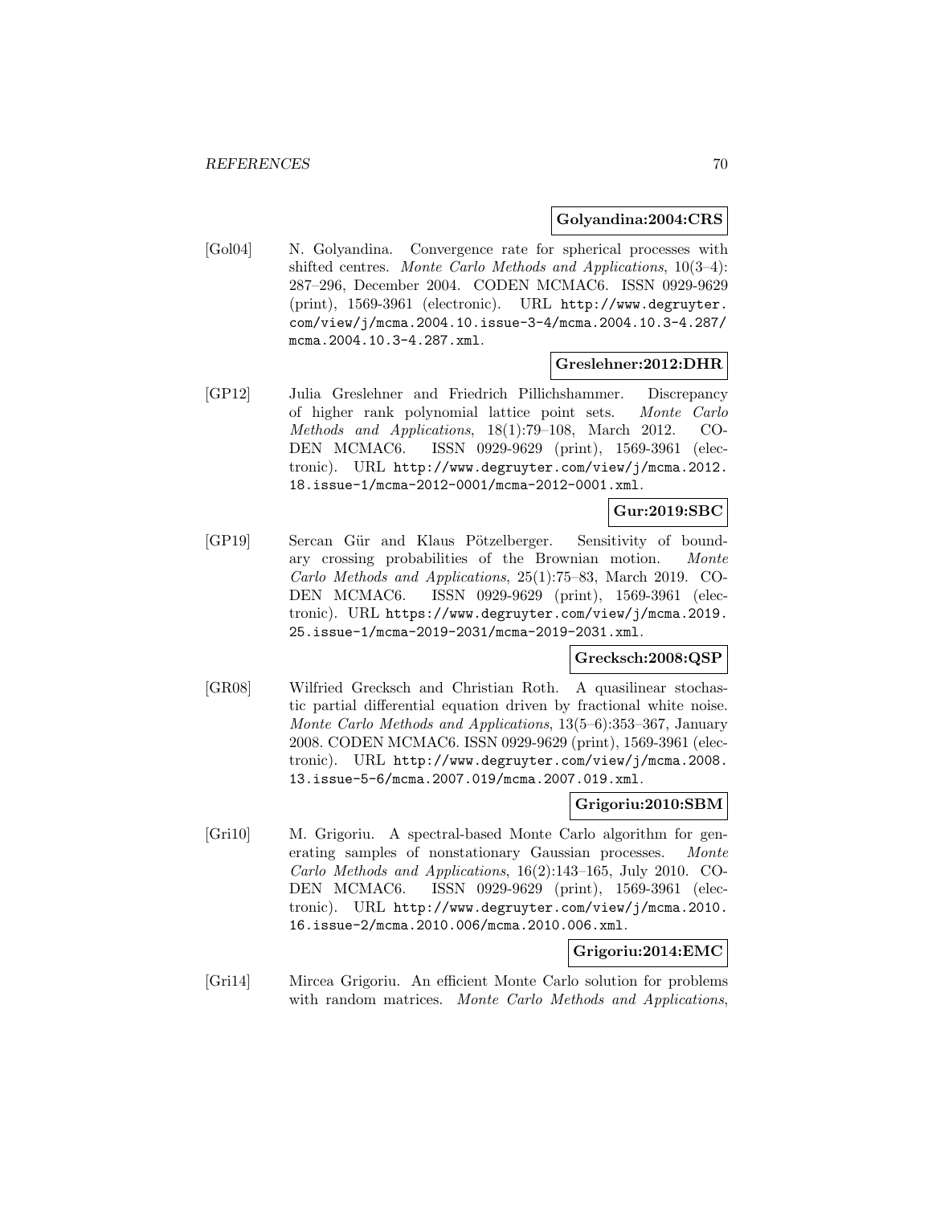**Golyandina:2004:CRS**

[Gol04] N. Golyandina. Convergence rate for spherical processes with shifted centres. *Monte Carlo Methods and Applications*, 10(3–4): 287–296, December 2004. CODEN MCMAC6. ISSN 0929-9629 (print), 1569-3961 (electronic). URL http://www.degruyter.com/view/j/mcma.2004.10.issue-3-4/mcma.2004.10.3-4.287/mcma.2004.10.3-4.287.xml.

**Greslehner:2012:DHR**

[GP12] Julia Greslehner and Friedrich Pillichshammer. Discrepancy of higher rank polynomial lattice point sets. *Monte Carlo Methods and Applications*, 18(1):79–108, March 2012. CODEN MCMAC6. ISSN 0929-9629 (print), 1569-3961 (electronic). URL http://www.degruyter.com/view/j/mcma.2012.18.issue-1/mcma-2012-0001/mcma-2012-0001.xml.

**Gur:2019:SBC**

[GP19] Sercan Gür and Klaus Pötzelberger. Sensitivity of boundary crossing probabilities of the Brownian motion. *Monte Carlo Methods and Applications*, 25(1):75–83, March 2019. CODEN MCMAC6. ISSN 0929-9629 (print), 1569-3961 (electronic). URL https://www.degruyter.com/view/j/mcma.2019.25.issue-1/mcma-2019-2031/mcma-2019-2031.xml.

**Grecksch:2008:QSP**

[GR08] Wilfried Grecksch and Christian Roth. A quasilinear stochastic partial differential equation driven by fractional white noise. *Monte Carlo Methods and Applications*, 13(5–6):353–367, January 2008. CODEN MCMAC6. ISSN 0929-9629 (print), 1569-3961 (electronic). URL http://www.degruyter.com/view/j/mcma.2008.13.issue-5-6/mcma.2007.019/mcma.2007.019.xml.

**Grigoriu:2010:SBM**

[Gri10] M. Grigoriu. A spectral-based Monte Carlo algorithm for generating samples of nonstationary Gaussian processes. *Monte Carlo Methods and Applications*, 16(2):143–165, July 2010. CODEN MCMAC6. ISSN 0929-9629 (print), 1569-3961 (electronic). URL http://www.degruyter.com/view/j/mcma.2010.16.issue-2/mcma.2010.006/mcma.2010.006.xml.

**Grigoriu:2014:EMC**

[Gri14] Mircea Grigoriu. An efficient Monte Carlo solution for problems with random matrices. *Monte Carlo Methods and Applications*,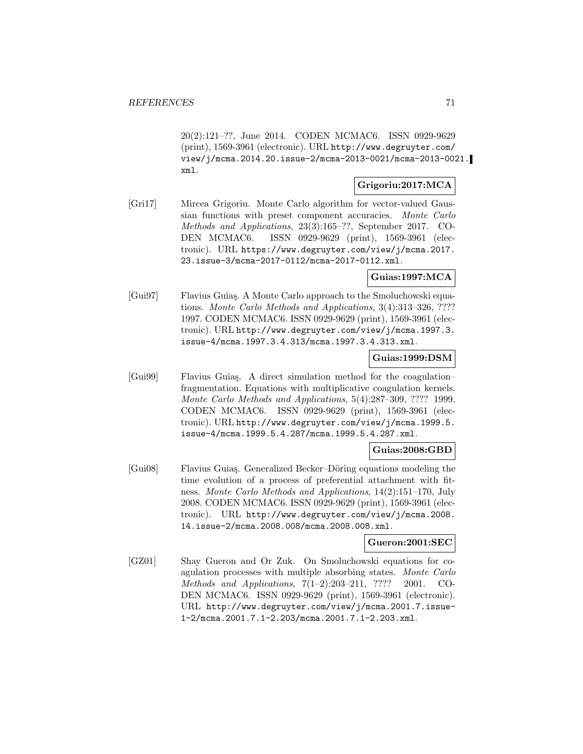20(2):121–??, June 2014. CODEN MCMAC6. ISSN 0929-9629 (print), 1569-3961 (electronic). URL http://www.degruyter.com/view/j/mcma.2014.20.issue-2/mcma-2013-0021/mcma-2013-0021.xml.

**Grigoriu:2017:MCA**

[Gri17] Mircea Grigoriu. Monte Carlo algorithm for vector-valued Gaussian functions with preset component accuracies. *Monte Carlo Methods and Applications*, 23(3):165–??, September 2017. CODEN MCMAC6. ISSN 0929-9629 (print), 1569-3961 (electronic). URL https://www.degruyter.com/view/j/mcma.2017.23.issue-3/mcma-2017-0112/mcma-2017-0112.xml.

**Guias:1997:MCA**

[Gui97] Flavius Guiaş. A Monte Carlo approach to the Smoluchowski equations. *Monte Carlo Methods and Applications*, 3(4):313–326, ???? 1997. CODEN MCMAC6. ISSN 0929-9629 (print), 1569-3961 (electronic). URL http://www.degruyter.com/view/j/mcma.1997.3.issue-4/mcma.1997.3.4.313/mcma.1997.3.4.313.xml.

**Guias:1999:DSM**

[Gui99] Flavius Guiaş. A direct simulation method for the coagulation–fragmentation. Equations with multiplicative coagulation kernels. *Monte Carlo Methods and Applications*, 5(4):287–309, ???? 1999. CODEN MCMAC6. ISSN 0929-9629 (print), 1569-3961 (electronic). URL http://www.degruyter.com/view/j/mcma.1999.5.issue-4/mcma.1999.5.4.287/mcma.1999.5.4.287.xml.

**Guias:2008:GBD**

[Gui08] Flavius Guiaş. Generalized Becker–Döring equations modeling the time evolution of a process of preferential attachment with fitness. *Monte Carlo Methods and Applications*, 14(2):151–170, July 2008. CODEN MCMAC6. ISSN 0929-9629 (print), 1569-3961 (electronic). URL http://www.degruyter.com/view/j/mcma.2008.14.issue-2/mcma.2008.008/mcma.2008.008.xml.

**Gueron:2001:SEC**

[GZ01] Shay Gueron and Or Zuk. On Smoluchowski equations for coagulation processes with multiple absorbing states. *Monte Carlo Methods and Applications*, 7(1–2):203–211, ???? 2001. CODEN MCMAC6. ISSN 0929-9629 (print), 1569-3961 (electronic). URL http://www.degruyter.com/view/j/mcma.2001.7.issue-1-2/mcma.2001.7.1-2.203/mcma.2001.7.1-2.203.xml.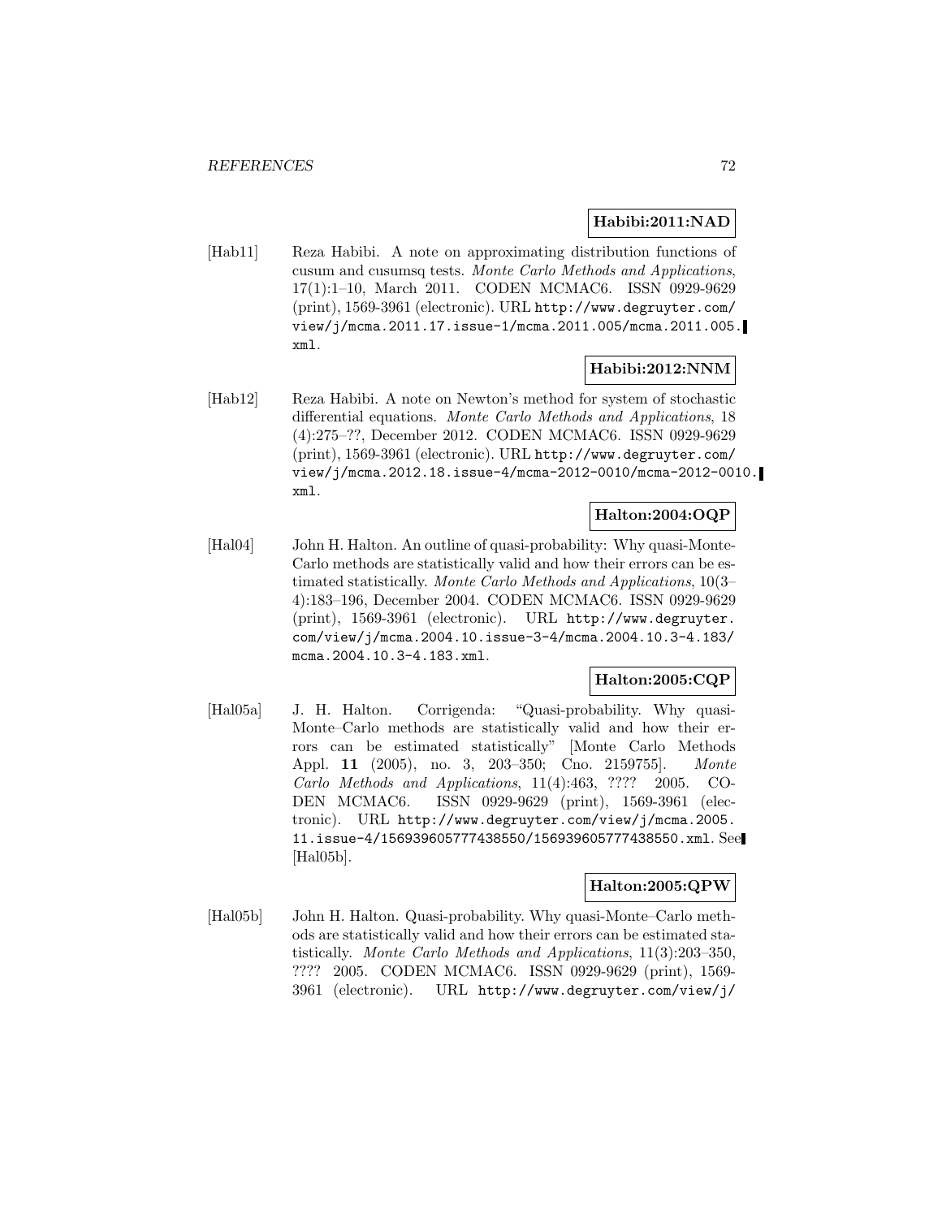**Habibi:2011:NAD**

[Hab11] Reza Habibi. A note on approximating distribution functions of cusum and cusumsq tests. *Monte Carlo Methods and Applications*, 17(1):1–10, March 2011. CODEN MCMAC6. ISSN 0929-9629 (print), 1569-3961 (electronic). URL http://www.degruyter.com/view/j/mcma.2011.17.issue-1/mcma.2011.005/mcma.2011.005.xml.

**Habibi:2012:NNM**

[Hab12] Reza Habibi. A note on Newton's method for system of stochastic differential equations. *Monte Carlo Methods and Applications*, 18 (4):275–??, December 2012. CODEN MCMAC6. ISSN 0929-9629 (print), 1569-3961 (electronic). URL http://www.degruyter.com/view/j/mcma.2012.18.issue-4/mcma-2012-0010/mcma-2012-0010.xml.

**Halton:2004:OQP**

[Hal04] John H. Halton. An outline of quasi-probability: Why quasi-Monte-Carlo methods are statistically valid and how their errors can be estimated statistically. *Monte Carlo Methods and Applications*, 10(3–4):183–196, December 2004. CODEN MCMAC6. ISSN 0929-9629 (print), 1569-3961 (electronic). URL http://www.degruyter.com/view/j/mcma.2004.10.issue-3-4/mcma.2004.10.3-4.183/mcma.2004.10.3-4.183.xml.

**Halton:2005:CQP**

[Hal05a] J. H. Halton. Corrigenda: "Quasi-probability. Why quasi-Monte–Carlo methods are statistically valid and how their errors can be estimated statistically" [Monte Carlo Methods Appl. **11** (2005), no. 3, 203–350; Cno. 2159755]. *Monte Carlo Methods and Applications*, 11(4):463, ???? 2005. CODEN MCMAC6. ISSN 0929-9629 (print), 1569-3961 (electronic). URL http://www.degruyter.com/view/j/mcma.2005.11.issue-4/156939605777438550/156939605777438550.xml. See [Hal05b].

**Halton:2005:QPW**

[Hal05b] John H. Halton. Quasi-probability. Why quasi-Monte–Carlo methods are statistically valid and how their errors can be estimated statistically. *Monte Carlo Methods and Applications*, 11(3):203–350, ???? 2005. CODEN MCMAC6. ISSN 0929-9629 (print), 1569-3961 (electronic). URL http://www.degruyter.com/view/j/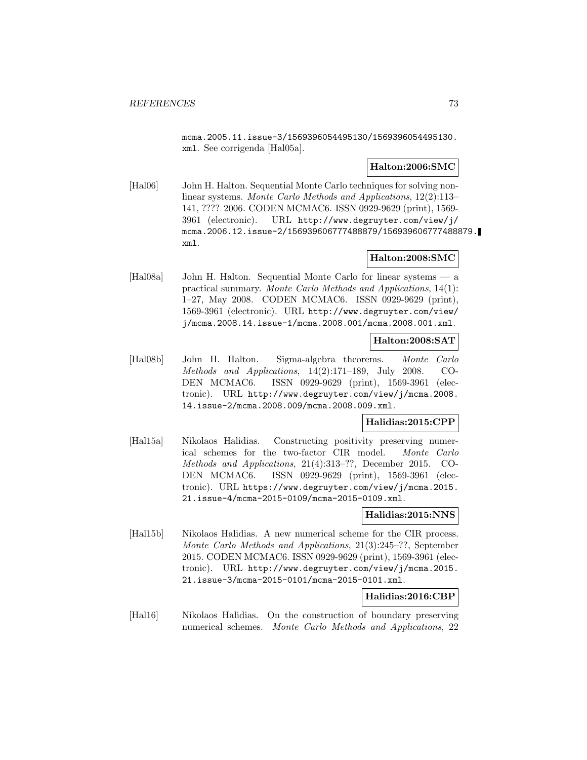mcma.2005.11.issue-3/1569396054495130/1569396054495130.xml. See corrigenda [Hal05a].

**Halton:2006:SMC**

[Hal06] John H. Halton. Sequential Monte Carlo techniques for solving nonlinear systems. *Monte Carlo Methods and Applications*, 12(2):113–141, ???? 2006. CODEN MCMAC6. ISSN 0929-9629 (print), 1569-3961 (electronic). URL http://www.degruyter.com/view/j/mcma.2006.12.issue-2/156939606777488879/156939606777488879.xml.

**Halton:2008:SMC**

[Hal08a] John H. Halton. Sequential Monte Carlo for linear systems — a practical summary. *Monte Carlo Methods and Applications*, 14(1):1–27, May 2008. CODEN MCMAC6. ISSN 0929-9629 (print), 1569-3961 (electronic). URL http://www.degruyter.com/view/j/mcma.2008.14.issue-1/mcma.2008.001/mcma.2008.001.xml.

**Halton:2008:SAT**

[Hal08b] John H. Halton. Sigma-algebra theorems. *Monte Carlo Methods and Applications*, 14(2):171–189, July 2008. CODEN MCMAC6. ISSN 0929-9629 (print), 1569-3961 (electronic). URL http://www.degruyter.com/view/j/mcma.2008.14.issue-2/mcma.2008.009/mcma.2008.009.xml.

**Halidias:2015:CPP**

[Hal15a] Nikolaos Halidias. Constructing positivity preserving numerical schemes for the two-factor CIR model. *Monte Carlo Methods and Applications*, 21(4):313–??, December 2015. CODEN MCMAC6. ISSN 0929-9629 (print), 1569-3961 (electronic). URL https://www.degruyter.com/view/j/mcma.2015.21.issue-4/mcma-2015-0109/mcma-2015-0109.xml.

**Halidias:2015:NNS**

[Hal15b] Nikolaos Halidias. A new numerical scheme for the CIR process. *Monte Carlo Methods and Applications*, 21(3):245–??, September 2015. CODEN MCMAC6. ISSN 0929-9629 (print), 1569-3961 (electronic). URL http://www.degruyter.com/view/j/mcma.2015.21.issue-3/mcma-2015-0101/mcma-2015-0101.xml.

**Halidias:2016:CBP**

[Hal16] Nikolaos Halidias. On the construction of boundary preserving numerical schemes. *Monte Carlo Methods and Applications*, 22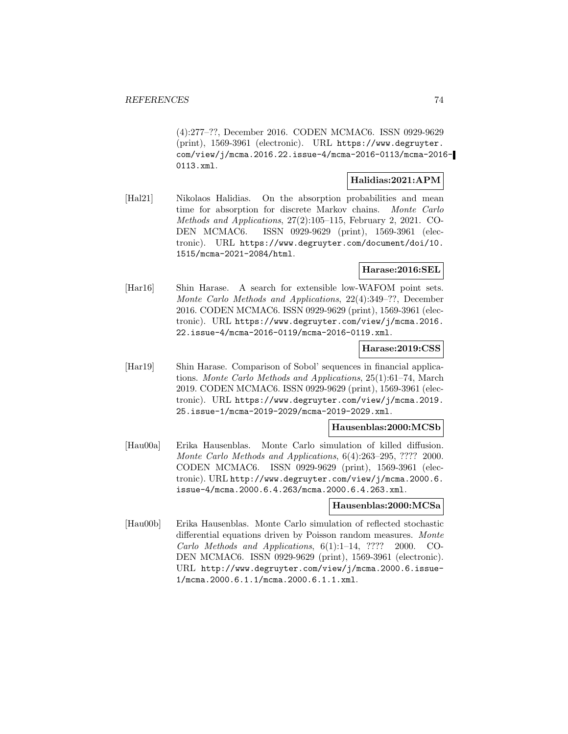(4):277–??, December 2016. CODEN MCMAC6. ISSN 0929-9629 (print), 1569-3961 (electronic). URL https://www.degruyter.com/view/j/mcma.2016.22.issue-4/mcma-2016-0113/mcma-2016-0113.xml.

**Halidias:2021:APM**

[Hal21] Nikolaos Halidias. On the absorption probabilities and mean time for absorption for discrete Markov chains. *Monte Carlo Methods and Applications*, 27(2):105–115, February 2, 2021. CODEN MCMAC6. ISSN 0929-9629 (print), 1569-3961 (electronic). URL https://www.degruyter.com/document/doi/10.1515/mcma-2021-2084/html.

**Harase:2016:SEL**

[Har16] Shin Harase. A search for extensible low-WAFOM point sets. *Monte Carlo Methods and Applications*, 22(4):349–??, December 2016. CODEN MCMAC6. ISSN 0929-9629 (print), 1569-3961 (electronic). URL https://www.degruyter.com/view/j/mcma.2016.22.issue-4/mcma-2016-0119/mcma-2016-0119.xml.

**Harase:2019:CSS**

[Har19] Shin Harase. Comparison of Sobol' sequences in financial applications. *Monte Carlo Methods and Applications*, 25(1):61–74, March 2019. CODEN MCMAC6. ISSN 0929-9629 (print), 1569-3961 (electronic). URL https://www.degruyter.com/view/j/mcma.2019.25.issue-1/mcma-2019-2029/mcma-2019-2029.xml.

**Hausenblas:2000:MCSb**

[Hau00a] Erika Hausenblas. Monte Carlo simulation of killed diffusion. *Monte Carlo Methods and Applications*, 6(4):263–295, ???? 2000. CODEN MCMAC6. ISSN 0929-9629 (print), 1569-3961 (electronic). URL http://www.degruyter.com/view/j/mcma.2000.6.issue-4/mcma.2000.6.4.263/mcma.2000.6.4.263.xml.

**Hausenblas:2000:MCSa**

[Hau00b] Erika Hausenblas. Monte Carlo simulation of reflected stochastic differential equations driven by Poisson random measures. *Monte Carlo Methods and Applications*, 6(1):1–14, ???? 2000. CODEN MCMAC6. ISSN 0929-9629 (print), 1569-3961 (electronic). URL http://www.degruyter.com/view/j/mcma.2000.6.issue-1/mcma.2000.6.1.1/mcma.2000.6.1.1.xml.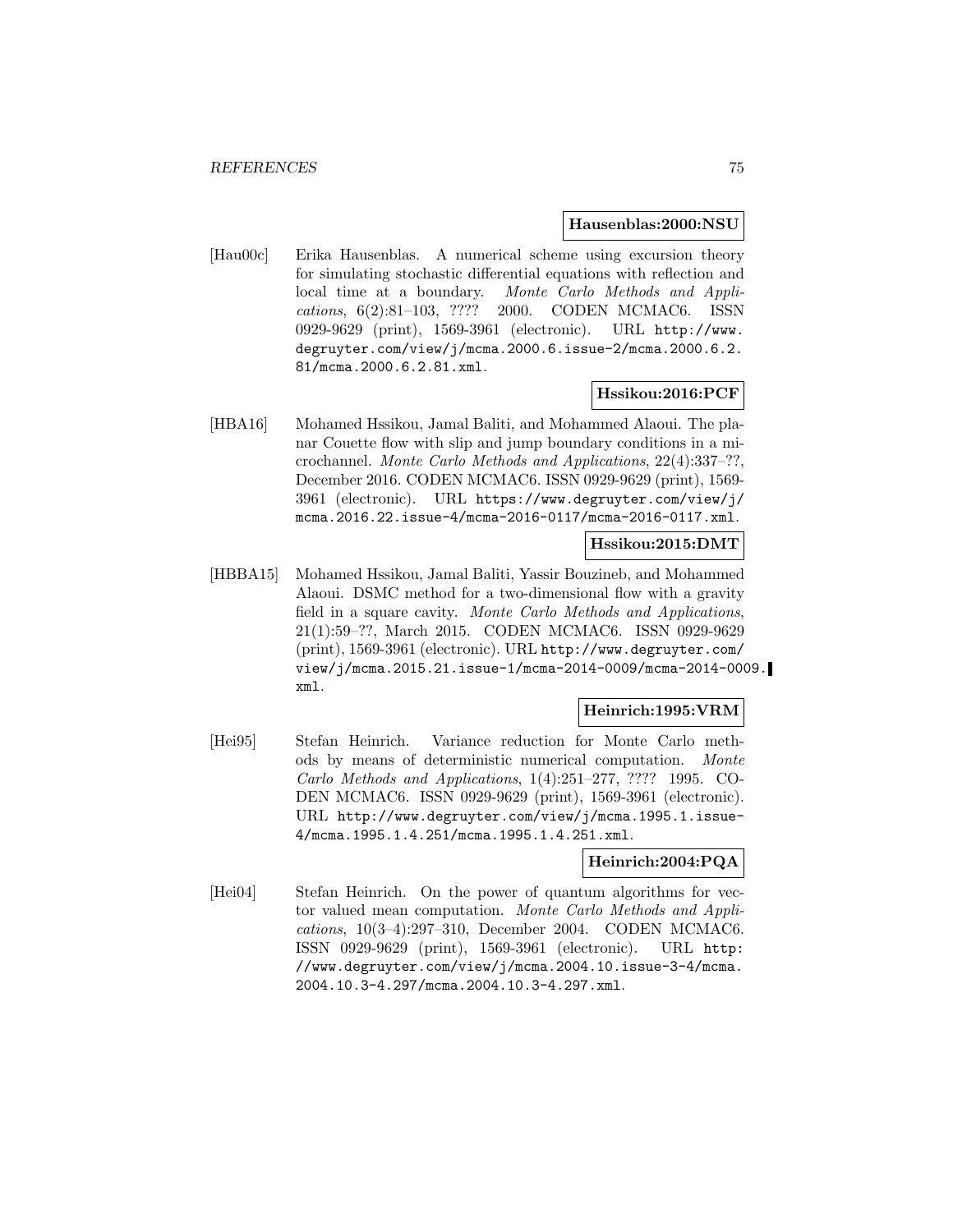**Hausenblas:2000:NSU**

[Hau00c] Erika Hausenblas. A numerical scheme using excursion theory for simulating stochastic differential equations with reflection and local time at a boundary. *Monte Carlo Methods and Applications*, 6(2):81–103, ???? 2000. CODEN MCMAC6. ISSN 0929-9629 (print), 1569-3961 (electronic). URL `http://www.degruyter.com/view/j/mcma.2000.6.issue-2/mcma.2000.6.2.81/mcma.2000.6.2.81.xml`.

**Hssikou:2016:PCF**

[HBA16] Mohamed Hssikou, Jamal Baliti, and Mohammed Alaoui. The planar Couette flow with slip and jump boundary conditions in a microchannel. *Monte Carlo Methods and Applications*, 22(4):337–??, December 2016. CODEN MCMAC6. ISSN 0929-9629 (print), 1569-3961 (electronic). URL `https://www.degruyter.com/view/j/mcma.2016.22.issue-4/mcma-2016-0117/mcma-2016-0117.xml`.

**Hssikou:2015:DMT**

[HBBA15] Mohamed Hssikou, Jamal Baliti, Yassir Bouzineb, and Mohammed Alaoui. DSMC method for a two-dimensional flow with a gravity field in a square cavity. *Monte Carlo Methods and Applications*, 21(1):59–??, March 2015. CODEN MCMAC6. ISSN 0929-9629 (print), 1569-3961 (electronic). URL `http://www.degruyter.com/view/j/mcma.2015.21.issue-1/mcma-2014-0009/mcma-2014-0009.xml`.

**Heinrich:1995:VRM**

[Hei95] Stefan Heinrich. Variance reduction for Monte Carlo methods by means of deterministic numerical computation. *Monte Carlo Methods and Applications*, 1(4):251–277, ???? 1995. CODEN MCMAC6. ISSN 0929-9629 (print), 1569-3961 (electronic). URL `http://www.degruyter.com/view/j/mcma.1995.1.issue-4/mcma.1995.1.4.251/mcma.1995.1.4.251.xml`.

**Heinrich:2004:PQA**

[Hei04] Stefan Heinrich. On the power of quantum algorithms for vector valued mean computation. *Monte Carlo Methods and Applications*, 10(3–4):297–310, December 2004. CODEN MCMAC6. ISSN 0929-9629 (print), 1569-3961 (electronic). URL `http://www.degruyter.com/view/j/mcma.2004.10.issue-3-4/mcma.2004.10.3-4.297/mcma.2004.10.3-4.297.xml`.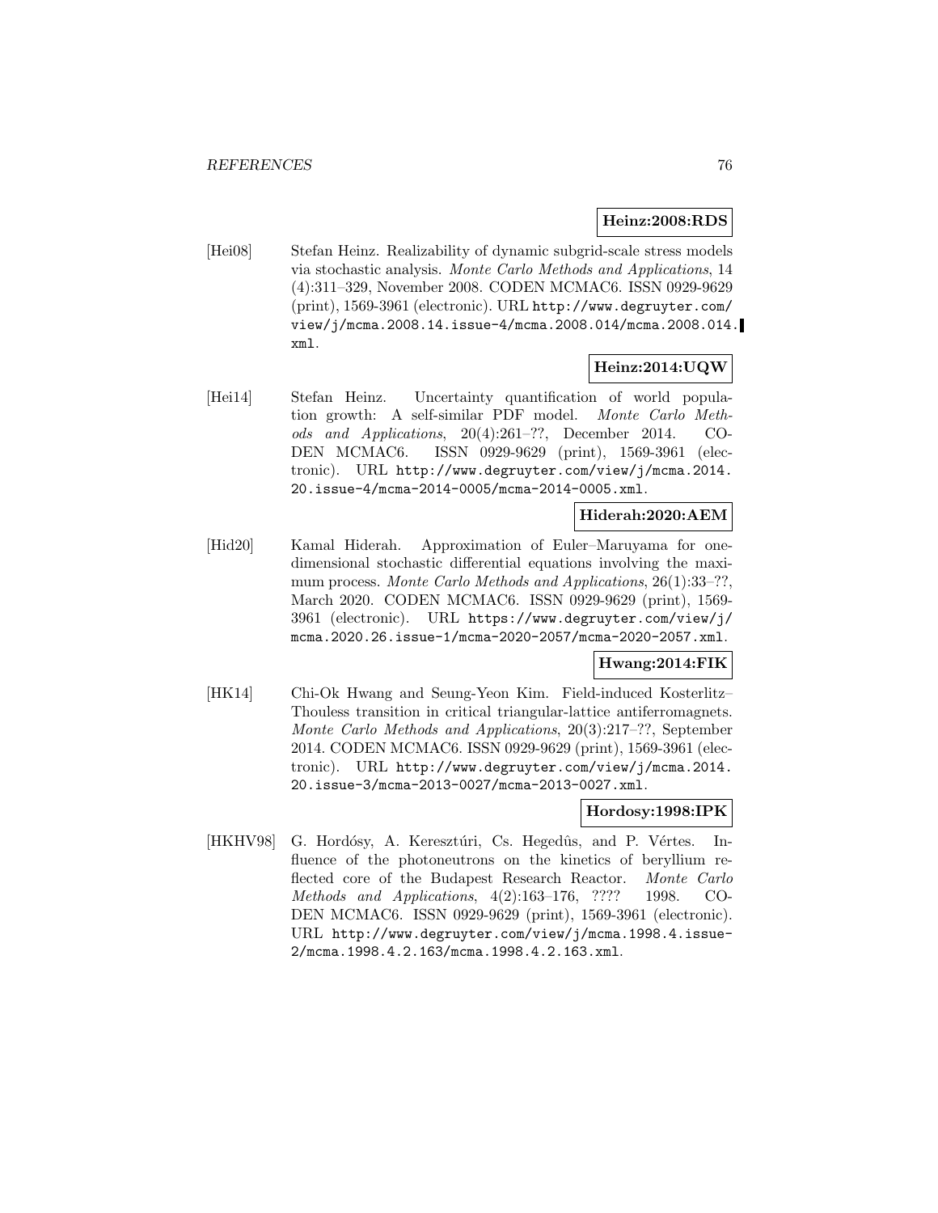**Heinz:2008:RDS**

[Hei08] Stefan Heinz. Realizability of dynamic subgrid-scale stress models via stochastic analysis. *Monte Carlo Methods and Applications*, 14 (4):311–329, November 2008. CODEN MCMAC6. ISSN 0929-9629 (print), 1569-3961 (electronic). URL `http://www.degruyter.com/view/j/mcma.2008.14.issue-4/mcma.2008.014/mcma.2008.014.xml`.

**Heinz:2014:UQW**

[Hei14] Stefan Heinz. Uncertainty quantification of world population growth: A self-similar PDF model. *Monte Carlo Methods and Applications*, 20(4):261–??, December 2014. CODEN MCMAC6. ISSN 0929-9629 (print), 1569-3961 (electronic). URL `http://www.degruyter.com/view/j/mcma.2014.20.issue-4/mcma-2014-0005/mcma-2014-0005.xml`.

**Hiderah:2020:AEM**

[Hid20] Kamal Hiderah. Approximation of Euler–Maruyama for one-dimensional stochastic differential equations involving the maximum process. *Monte Carlo Methods and Applications*, 26(1):33–??, March 2020. CODEN MCMAC6. ISSN 0929-9629 (print), 1569-3961 (electronic). URL `https://www.degruyter.com/view/j/mcma.2020.26.issue-1/mcma-2020-2057/mcma-2020-2057.xml`.

**Hwang:2014:FIK**

[HK14] Chi-Ok Hwang and Seung-Yeon Kim. Field-induced Kosterlitz–Thouless transition in critical triangular-lattice antiferromagnets. *Monte Carlo Methods and Applications*, 20(3):217–??, September 2014. CODEN MCMAC6. ISSN 0929-9629 (print), 1569-3961 (electronic). URL `http://www.degruyter.com/view/j/mcma.2014.20.issue-3/mcma-2013-0027/mcma-2013-0027.xml`.

**Hordosy:1998:IPK**

[HKHV98] G. Hordósy, A. Keresztúri, Cs. Hegedûs, and P. Vértes. Influence of the photoneutrons on the kinetics of beryllium reflected core of the Budapest Research Reactor. *Monte Carlo Methods and Applications*, 4(2):163–176, ???? 1998. CODEN MCMAC6. ISSN 0929-9629 (print), 1569-3961 (electronic). URL `http://www.degruyter.com/view/j/mcma.1998.4.issue-2/mcma.1998.4.2.163/mcma.1998.4.2.163.xml`.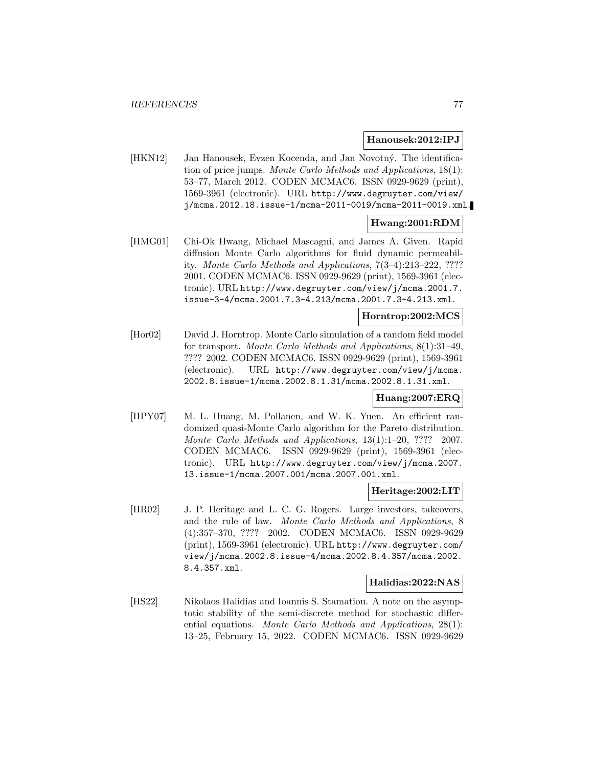**Hanousek:2012:IPJ**

[HKN12] Jan Hanousek, Evzen Kocenda, and Jan Novotný. The identification of price jumps. *Monte Carlo Methods and Applications*, 18(1): 53–77, March 2012. CODEN MCMAC6. ISSN 0929-9629 (print), 1569-3961 (electronic). URL http://www.degruyter.com/view/j/mcma.2012.18.issue-1/mcma-2011-0019/mcma-2011-0019.xml.

**Hwang:2001:RDM**

[HMG01] Chi-Ok Hwang, Michael Mascagni, and James A. Given. Rapid diffusion Monte Carlo algorithms for fluid dynamic permeability. *Monte Carlo Methods and Applications*, 7(3–4):213–222, ???? 2001. CODEN MCMAC6. ISSN 0929-9629 (print), 1569-3961 (electronic). URL http://www.degruyter.com/view/j/mcma.2001.7.issue-3-4/mcma.2001.7.3-4.213/mcma.2001.7.3-4.213.xml.

**Horntrop:2002:MCS**

[Hor02] David J. Horntrop. Monte Carlo simulation of a random field model for transport. *Monte Carlo Methods and Applications*, 8(1):31–49, ???? 2002. CODEN MCMAC6. ISSN 0929-9629 (print), 1569-3961 (electronic). URL http://www.degruyter.com/view/j/mcma.2002.8.issue-1/mcma.2002.8.1.31/mcma.2002.8.1.31.xml.

**Huang:2007:ERQ**

[HPY07] M. L. Huang, M. Pollanen, and W. K. Yuen. An efficient randomized quasi-Monte Carlo algorithm for the Pareto distribution. *Monte Carlo Methods and Applications*, 13(1):1–20, ???? 2007. CODEN MCMAC6. ISSN 0929-9629 (print), 1569-3961 (electronic). URL http://www.degruyter.com/view/j/mcma.2007.13.issue-1/mcma.2007.001/mcma.2007.001.xml.

**Heritage:2002:LIT**

[HR02] J. P. Heritage and L. C. G. Rogers. Large investors, takeovers, and the rule of law. *Monte Carlo Methods and Applications*, 8 (4):357–370, ???? 2002. CODEN MCMAC6. ISSN 0929-9629 (print), 1569-3961 (electronic). URL http://www.degruyter.com/view/j/mcma.2002.8.issue-4/mcma.2002.8.4.357/mcma.2002.8.4.357.xml.

**Halidias:2022:NAS**

[HS22] Nikolaos Halidias and Ioannis S. Stamatiou. A note on the asymptotic stability of the semi-discrete method for stochastic differential equations. *Monte Carlo Methods and Applications*, 28(1): 13–25, February 15, 2022. CODEN MCMAC6. ISSN 0929-9629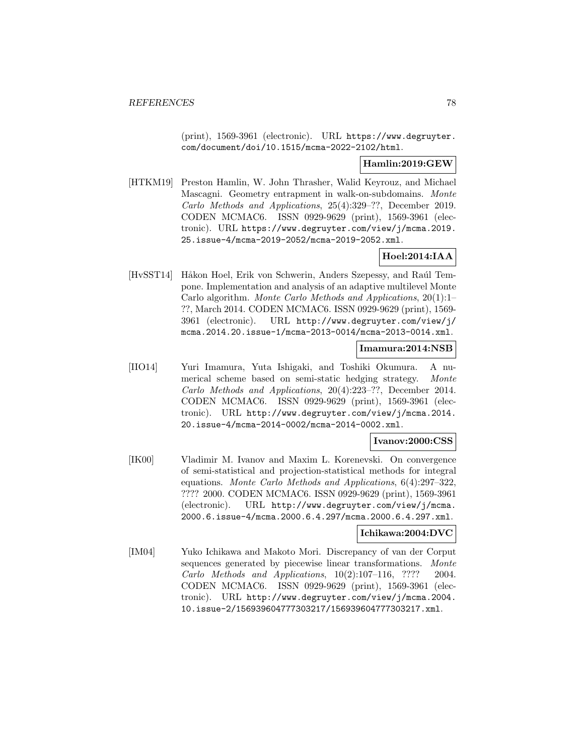(print), 1569-3961 (electronic). URL https://www.degruyter.com/document/doi/10.1515/mcma-2022-2102/html.

**Hamlin:2019:GEW**

[HTKM19] Preston Hamlin, W. John Thrasher, Walid Keyrouz, and Michael Mascagni. Geometry entrapment in walk-on-subdomains. *Monte Carlo Methods and Applications*, 25(4):329–??, December 2019. CODEN MCMAC6. ISSN 0929-9629 (print), 1569-3961 (electronic). URL https://www.degruyter.com/view/j/mcma.2019.25.issue-4/mcma-2019-2052/mcma-2019-2052.xml.

**Hoel:2014:IAA**

[HvSST14] Håkon Hoel, Erik von Schwerin, Anders Szepessy, and Raúl Tempone. Implementation and analysis of an adaptive multilevel Monte Carlo algorithm. *Monte Carlo Methods and Applications*, 20(1):1–??, March 2014. CODEN MCMAC6. ISSN 0929-9629 (print), 1569-3961 (electronic). URL http://www.degruyter.com/view/j/mcma.2014.20.issue-1/mcma-2013-0014/mcma-2013-0014.xml.

**Imamura:2014:NSB**

[IIO14] Yuri Imamura, Yuta Ishigaki, and Toshiki Okumura. A numerical scheme based on semi-static hedging strategy. *Monte Carlo Methods and Applications*, 20(4):223–??, December 2014. CODEN MCMAC6. ISSN 0929-9629 (print), 1569-3961 (electronic). URL http://www.degruyter.com/view/j/mcma.2014.20.issue-4/mcma-2014-0002/mcma-2014-0002.xml.

**Ivanov:2000:CSS**

[IK00] Vladimir M. Ivanov and Maxim L. Korenevski. On convergence of semi-statistical and projection-statistical methods for integral equations. *Monte Carlo Methods and Applications*, 6(4):297–322, ???? 2000. CODEN MCMAC6. ISSN 0929-9629 (print), 1569-3961 (electronic). URL http://www.degruyter.com/view/j/mcma.2000.6.issue-4/mcma.2000.6.4.297/mcma.2000.6.4.297.xml.

**Ichikawa:2004:DVC**

[IM04] Yuko Ichikawa and Makoto Mori. Discrepancy of van der Corput sequences generated by piecewise linear transformations. *Monte Carlo Methods and Applications*, 10(2):107–116, ???? 2004. CODEN MCMAC6. ISSN 0929-9629 (print), 1569-3961 (electronic). URL http://www.degruyter.com/view/j/mcma.2004.10.issue-2/156939604777303217/156939604777303217.xml.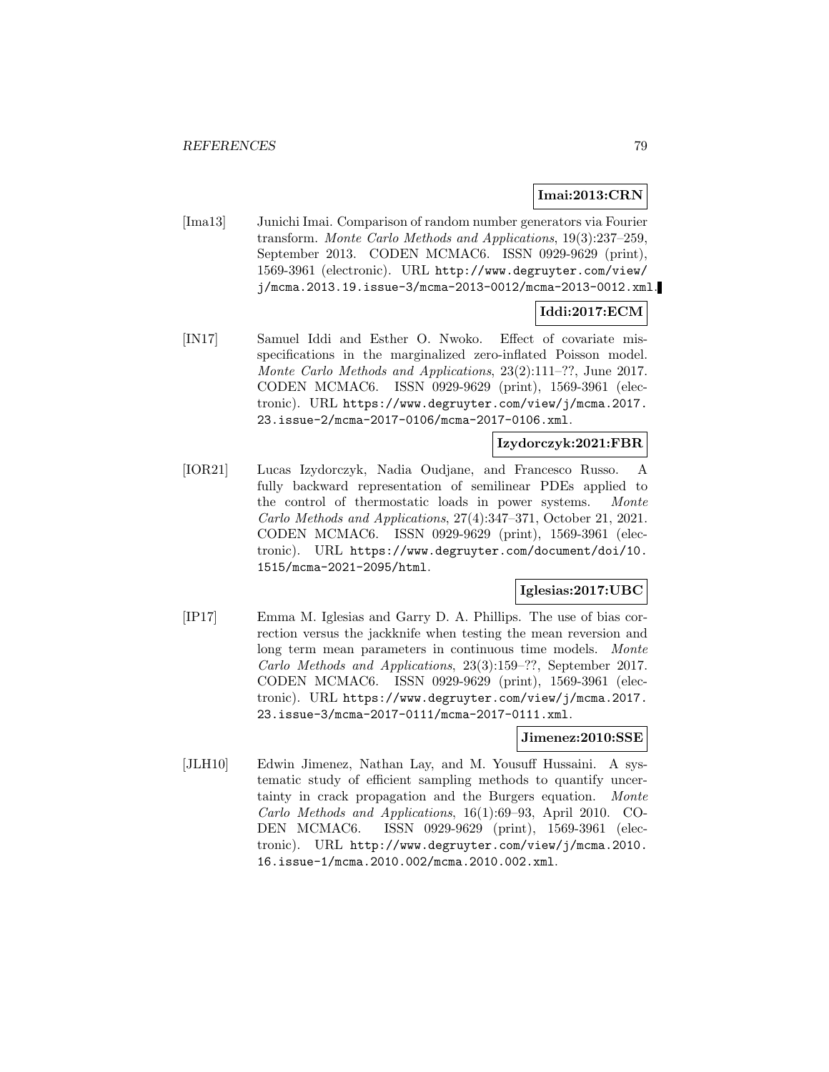**Imai:2013:CRN**

[Ima13] Junichi Imai. Comparison of random number generators via Fourier transform. *Monte Carlo Methods and Applications*, 19(3):237–259, September 2013. CODEN MCMAC6. ISSN 0929-9629 (print), 1569-3961 (electronic). URL http://www.degruyter.com/view/j/mcma.2013.19.issue-3/mcma-2013-0012/mcma-2013-0012.xml.

**Iddi:2017:ECM**

[IN17] Samuel Iddi and Esther O. Nwoko. Effect of covariate misspecifications in the marginalized zero-inflated Poisson model. *Monte Carlo Methods and Applications*, 23(2):111–??, June 2017. CODEN MCMAC6. ISSN 0929-9629 (print), 1569-3961 (electronic). URL https://www.degruyter.com/view/j/mcma.2017.23.issue-2/mcma-2017-0106/mcma-2017-0106.xml.

**Izydorczyk:2021:FBR**

[IOR21] Lucas Izydorczyk, Nadia Oudjane, and Francesco Russo. A fully backward representation of semilinear PDEs applied to the control of thermostatic loads in power systems. *Monte Carlo Methods and Applications*, 27(4):347–371, October 21, 2021. CODEN MCMAC6. ISSN 0929-9629 (print), 1569-3961 (electronic). URL https://www.degruyter.com/document/doi/10.1515/mcma-2021-2095/html.

**Iglesias:2017:UBC**

[IP17] Emma M. Iglesias and Garry D. A. Phillips. The use of bias correction versus the jackknife when testing the mean reversion and long term mean parameters in continuous time models. *Monte Carlo Methods and Applications*, 23(3):159–??, September 2017. CODEN MCMAC6. ISSN 0929-9629 (print), 1569-3961 (electronic). URL https://www.degruyter.com/view/j/mcma.2017.23.issue-3/mcma-2017-0111/mcma-2017-0111.xml.

**Jimenez:2010:SSE**

[JLH10] Edwin Jimenez, Nathan Lay, and M. Yousuff Hussaini. A systematic study of efficient sampling methods to quantify uncertainty in crack propagation and the Burgers equation. *Monte Carlo Methods and Applications*, 16(1):69–93, April 2010. CODEN MCMAC6. ISSN 0929-9629 (print), 1569-3961 (electronic). URL http://www.degruyter.com/view/j/mcma.2010.16.issue-1/mcma.2010.002/mcma.2010.002.xml.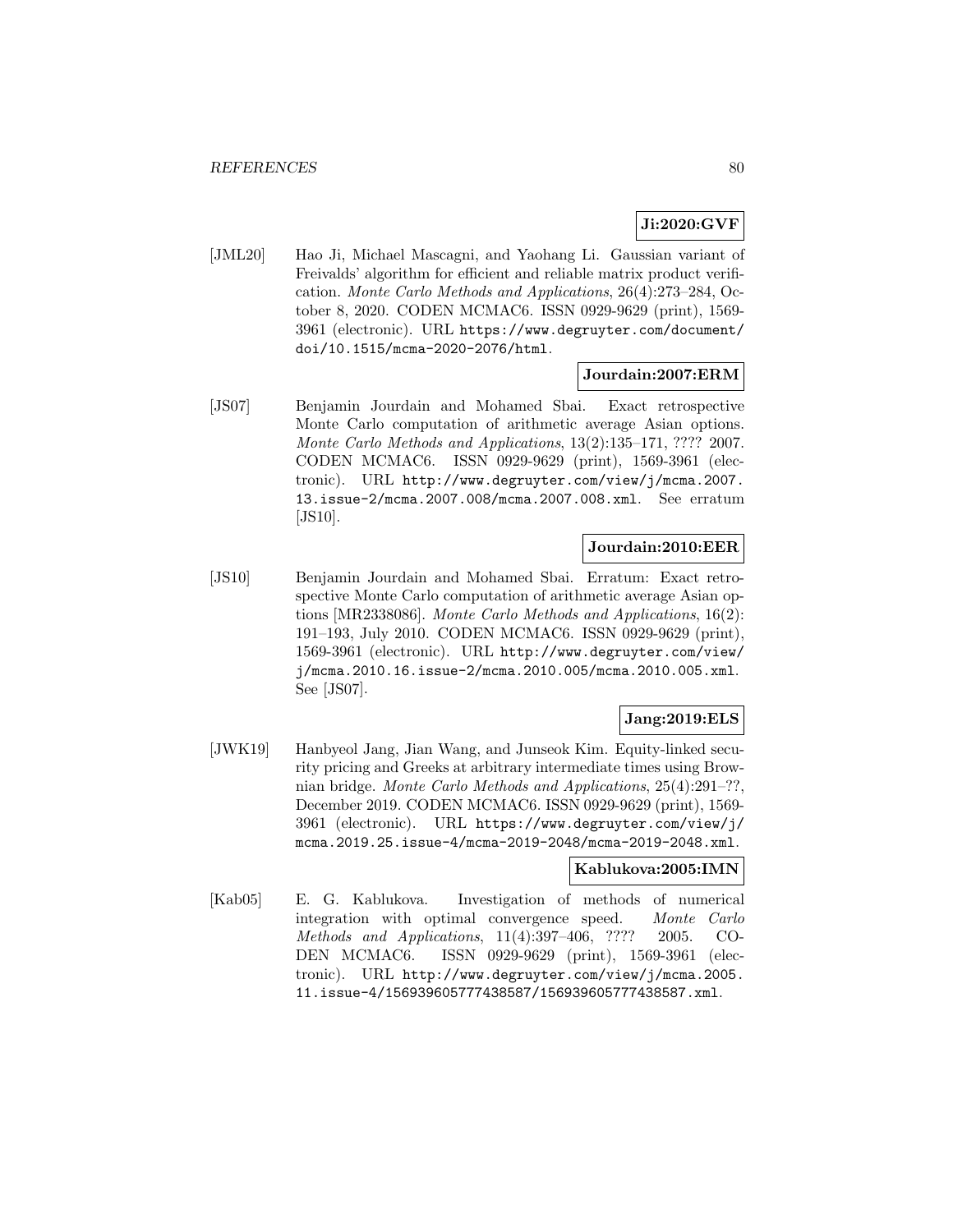**Ji:2020:GVF**

[JML20] Hao Ji, Michael Mascagni, and Yaohang Li. Gaussian variant of Freivalds' algorithm for efficient and reliable matrix product verification. *Monte Carlo Methods and Applications*, 26(4):273–284, October 8, 2020. CODEN MCMAC6. ISSN 0929-9629 (print), 1569-3961 (electronic). URL https://www.degruyter.com/document/doi/10.1515/mcma-2020-2076/html.

**Jourdain:2007:ERM**

[JS07] Benjamin Jourdain and Mohamed Sbai. Exact retrospective Monte Carlo computation of arithmetic average Asian options. *Monte Carlo Methods and Applications*, 13(2):135–171, ???? 2007. CODEN MCMAC6. ISSN 0929-9629 (print), 1569-3961 (electronic). URL http://www.degruyter.com/view/j/mcma.2007.13.issue-2/mcma.2007.008/mcma.2007.008.xml. See erratum [JS10].

**Jourdain:2010:EER**

[JS10] Benjamin Jourdain and Mohamed Sbai. Erratum: Exact retrospective Monte Carlo computation of arithmetic average Asian options [MR2338086]. *Monte Carlo Methods and Applications*, 16(2): 191–193, July 2010. CODEN MCMAC6. ISSN 0929-9629 (print), 1569-3961 (electronic). URL http://www.degruyter.com/view/j/mcma.2010.16.issue-2/mcma.2010.005/mcma.2010.005.xml. See [JS07].

**Jang:2019:ELS**

[JWK19] Hanbyeol Jang, Jian Wang, and Junseok Kim. Equity-linked security pricing and Greeks at arbitrary intermediate times using Brownian bridge. *Monte Carlo Methods and Applications*, 25(4):291–??, December 2019. CODEN MCMAC6. ISSN 0929-9629 (print), 1569-3961 (electronic). URL https://www.degruyter.com/view/j/mcma.2019.25.issue-4/mcma-2019-2048/mcma-2019-2048.xml.

**Kablukova:2005:IMN**

[Kab05] E. G. Kablukova. Investigation of methods of numerical integration with optimal convergence speed. *Monte Carlo Methods and Applications*, 11(4):397–406, ???? 2005. CODEN MCMAC6. ISSN 0929-9629 (print), 1569-3961 (electronic). URL http://www.degruyter.com/view/j/mcma.2005.11.issue-4/156939605777438587/156939605777438587.xml.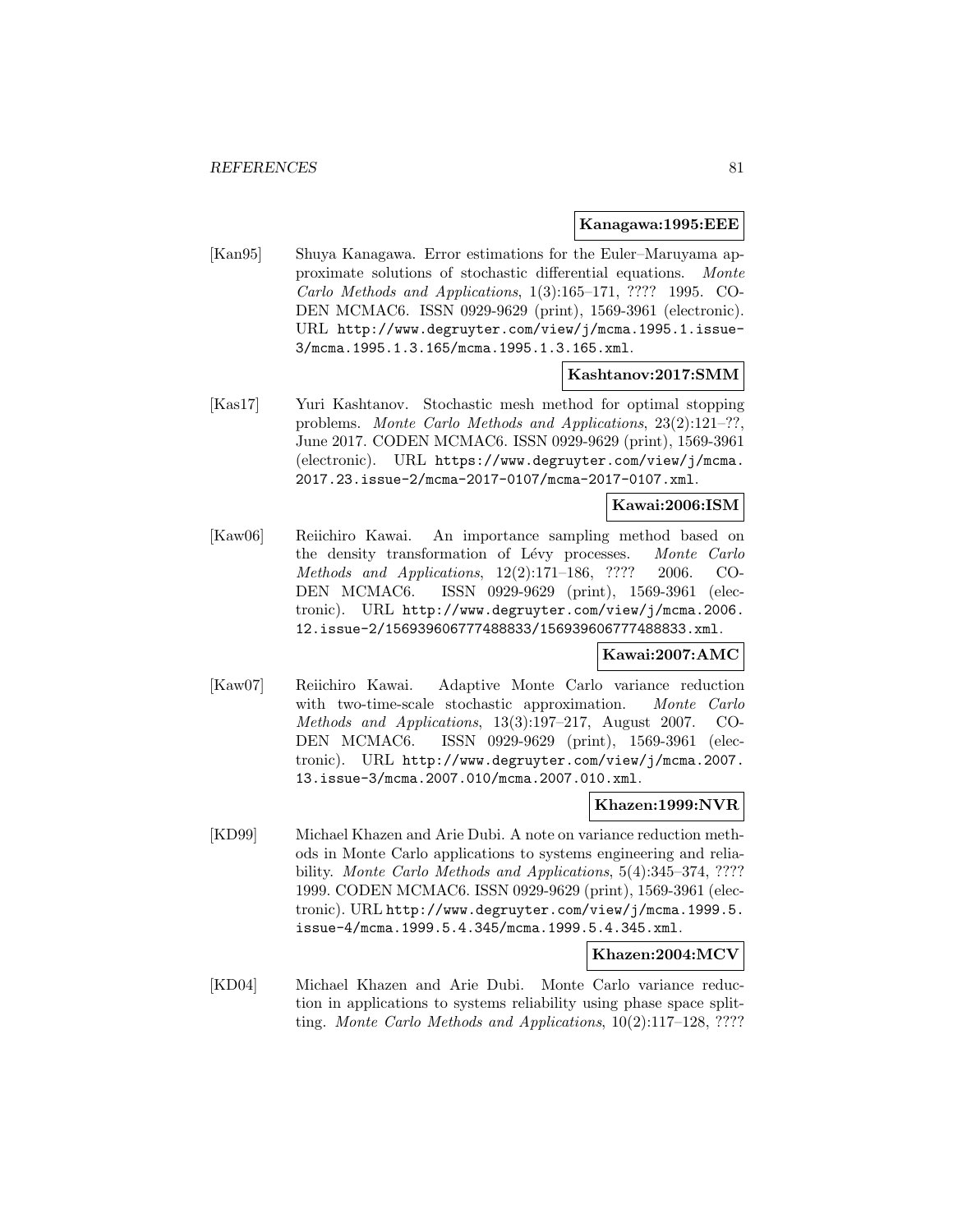**Kanagawa:1995:EEE**

[Kan95] Shuya Kanagawa. Error estimations for the Euler–Maruyama approximate solutions of stochastic differential equations. *Monte Carlo Methods and Applications*, 1(3):165–171, ???? 1995. CODEN MCMAC6. ISSN 0929-9629 (print), 1569-3961 (electronic). URL http://www.degruyter.com/view/j/mcma.1995.1.issue-3/mcma.1995.1.3.165/mcma.1995.1.3.165.xml.

**Kashtanov:2017:SMM**

[Kas17] Yuri Kashtanov. Stochastic mesh method for optimal stopping problems. *Monte Carlo Methods and Applications*, 23(2):121–??, June 2017. CODEN MCMAC6. ISSN 0929-9629 (print), 1569-3961 (electronic). URL https://www.degruyter.com/view/j/mcma.2017.23.issue-2/mcma-2017-0107/mcma-2017-0107.xml.

**Kawai:2006:ISM**

[Kaw06] Reiichiro Kawai. An importance sampling method based on the density transformation of Lévy processes. *Monte Carlo Methods and Applications*, 12(2):171–186, ???? 2006. CODEN MCMAC6. ISSN 0929-9629 (print), 1569-3961 (electronic). URL http://www.degruyter.com/view/j/mcma.2006.12.issue-2/156939606777488833/156939606777488833.xml.

**Kawai:2007:AMC**

[Kaw07] Reiichiro Kawai. Adaptive Monte Carlo variance reduction with two-time-scale stochastic approximation. *Monte Carlo Methods and Applications*, 13(3):197–217, August 2007. CODEN MCMAC6. ISSN 0929-9629 (print), 1569-3961 (electronic). URL http://www.degruyter.com/view/j/mcma.2007.13.issue-3/mcma.2007.010/mcma.2007.010.xml.

**Khazen:1999:NVR**

[KD99] Michael Khazen and Arie Dubi. A note on variance reduction methods in Monte Carlo applications to systems engineering and reliability. *Monte Carlo Methods and Applications*, 5(4):345–374, ???? 1999. CODEN MCMAC6. ISSN 0929-9629 (print), 1569-3961 (electronic). URL http://www.degruyter.com/view/j/mcma.1999.5.issue-4/mcma.1999.5.4.345/mcma.1999.5.4.345.xml.

**Khazen:2004:MCV**

[KD04] Michael Khazen and Arie Dubi. Monte Carlo variance reduction in applications to systems reliability using phase space splitting. *Monte Carlo Methods and Applications*, 10(2):117–128, ????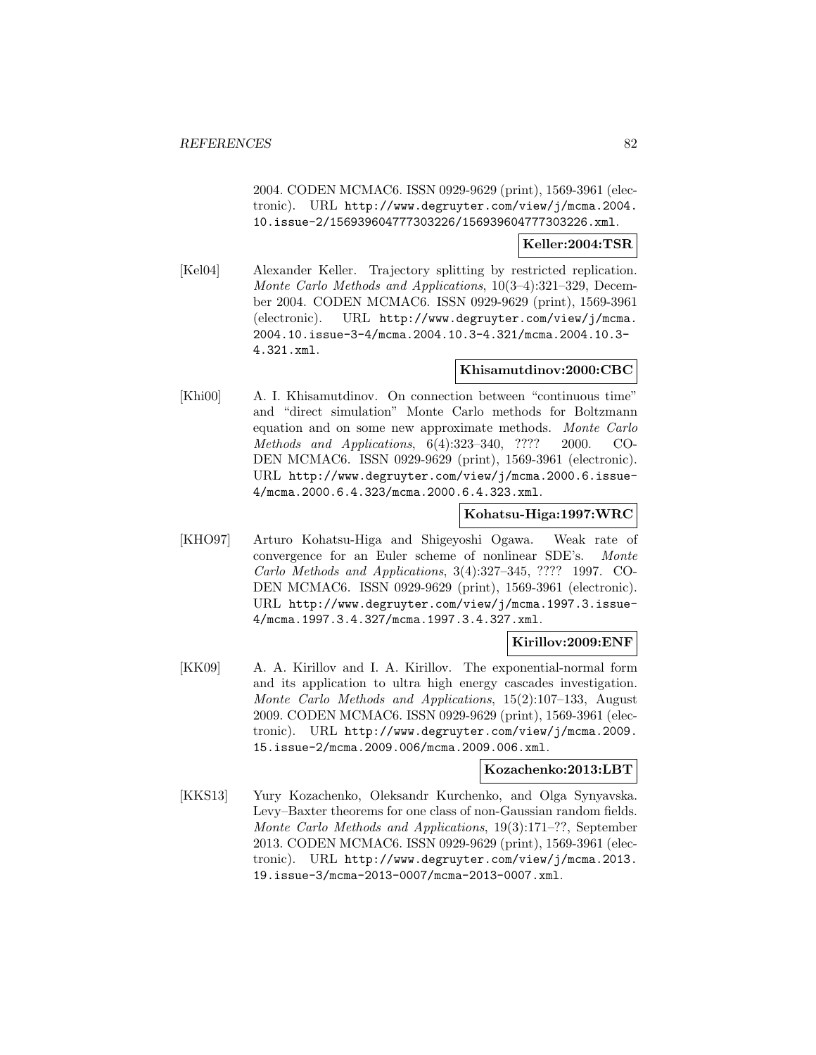2004. CODEN MCMAC6. ISSN 0929-9629 (print), 1569-3961 (electronic). URL http://www.degruyter.com/view/j/mcma.2004.10.issue-2/156939604777303226/156939604777303226.xml.

**Keller:2004:TSR**

[Kel04] Alexander Keller. Trajectory splitting by restricted replication. *Monte Carlo Methods and Applications*, 10(3–4):321–329, December 2004. CODEN MCMAC6. ISSN 0929-9629 (print), 1569-3961 (electronic). URL http://www.degruyter.com/view/j/mcma.2004.10.issue-3-4/mcma.2004.10.3-4.321/mcma.2004.10.3-4.321.xml.

**Khisamutdinov:2000:CBC**

[Khi00] A. I. Khisamutdinov. On connection between "continuous time" and "direct simulation" Monte Carlo methods for Boltzmann equation and on some new approximate methods. *Monte Carlo Methods and Applications*, 6(4):323–340, ???? 2000. CODEN MCMAC6. ISSN 0929-9629 (print), 1569-3961 (electronic). URL http://www.degruyter.com/view/j/mcma.2000.6.issue-4/mcma.2000.6.4.323/mcma.2000.6.4.323.xml.

**Kohatsu-Higa:1997:WRC**

[KHO97] Arturo Kohatsu-Higa and Shigeyoshi Ogawa. Weak rate of convergence for an Euler scheme of nonlinear SDE's. *Monte Carlo Methods and Applications*, 3(4):327–345, ???? 1997. CODEN MCMAC6. ISSN 0929-9629 (print), 1569-3961 (electronic). URL http://www.degruyter.com/view/j/mcma.1997.3.issue-4/mcma.1997.3.4.327/mcma.1997.3.4.327.xml.

**Kirillov:2009:ENF**

[KK09] A. A. Kirillov and I. A. Kirillov. The exponential-normal form and its application to ultra high energy cascades investigation. *Monte Carlo Methods and Applications*, 15(2):107–133, August 2009. CODEN MCMAC6. ISSN 0929-9629 (print), 1569-3961 (electronic). URL http://www.degruyter.com/view/j/mcma.2009.15.issue-2/mcma.2009.006/mcma.2009.006.xml.

**Kozachenko:2013:LBT**

[KKS13] Yury Kozachenko, Oleksandr Kurchenko, and Olga Synyavska. Levy–Baxter theorems for one class of non-Gaussian random fields. *Monte Carlo Methods and Applications*, 19(3):171–??, September 2013. CODEN MCMAC6. ISSN 0929-9629 (print), 1569-3961 (electronic). URL http://www.degruyter.com/view/j/mcma.2013.19.issue-3/mcma-2013-0007/mcma-2013-0007.xml.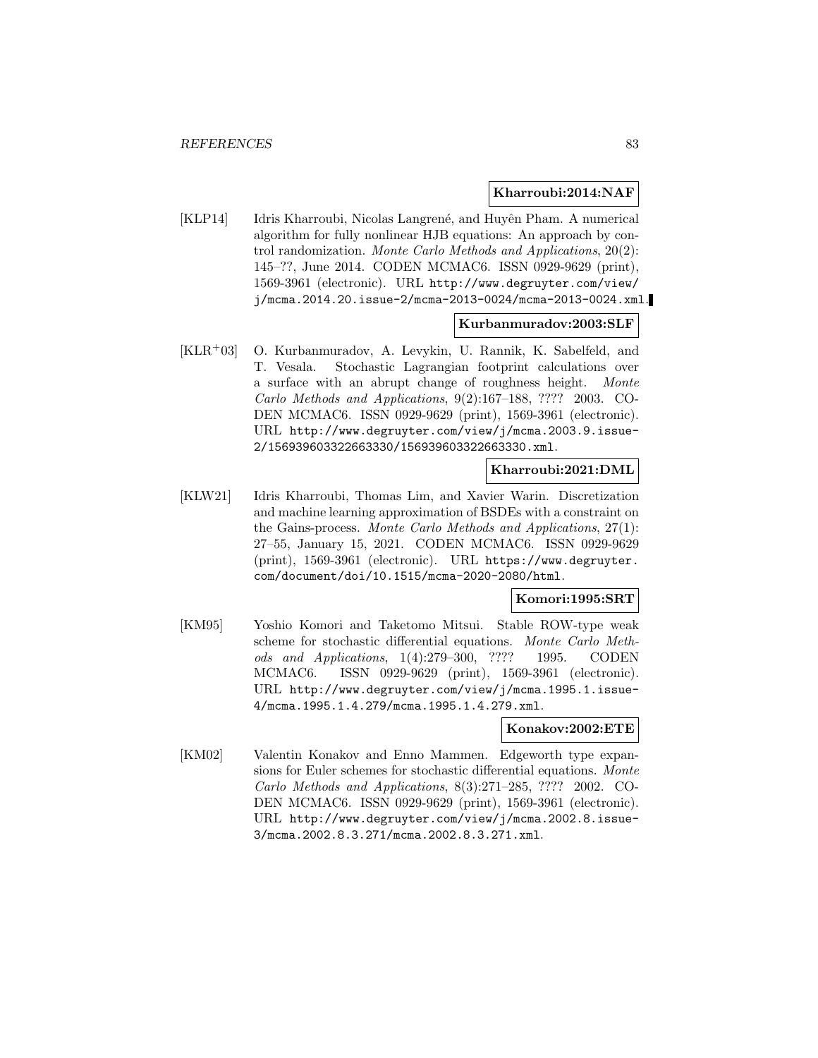**Kharroubi:2014:NAF**

[KLP14] Idris Kharroubi, Nicolas Langrené, and Huyên Pham. A numerical algorithm for fully nonlinear HJB equations: An approach by control randomization. *Monte Carlo Methods and Applications*, 20(2): 145–??, June 2014. CODEN MCMAC6. ISSN 0929-9629 (print), 1569-3961 (electronic). URL http://www.degruyter.com/view/j/mcma.2014.20.issue-2/mcma-2013-0024/mcma-2013-0024.xml.

**Kurbanmuradov:2003:SLF**

[KLR+03] O. Kurbanmuradov, A. Levykin, U. Rannik, K. Sabelfeld, and T. Vesala. Stochastic Lagrangian footprint calculations over a surface with an abrupt change of roughness height. *Monte Carlo Methods and Applications*, 9(2):167–188, ???? 2003. CODEN MCMAC6. ISSN 0929-9629 (print), 1569-3961 (electronic). URL http://www.degruyter.com/view/j/mcma.2003.9.issue-2/156939603322663330/156939603322663330.xml.

**Kharroubi:2021:DML**

[KLW21] Idris Kharroubi, Thomas Lim, and Xavier Warin. Discretization and machine learning approximation of BSDEs with a constraint on the Gains-process. *Monte Carlo Methods and Applications*, 27(1): 27–55, January 15, 2021. CODEN MCMAC6. ISSN 0929-9629 (print), 1569-3961 (electronic). URL https://www.degruyter.com/document/doi/10.1515/mcma-2020-2080/html.

**Komori:1995:SRT**

[KM95] Yoshio Komori and Taketomo Mitsui. Stable ROW-type weak scheme for stochastic differential equations. *Monte Carlo Methods and Applications*, 1(4):279–300, ???? 1995. CODEN MCMAC6. ISSN 0929-9629 (print), 1569-3961 (electronic). URL http://www.degruyter.com/view/j/mcma.1995.1.issue-4/mcma.1995.1.4.279/mcma.1995.1.4.279.xml.

**Konakov:2002:ETE**

[KM02] Valentin Konakov and Enno Mammen. Edgeworth type expansions for Euler schemes for stochastic differential equations. *Monte Carlo Methods and Applications*, 8(3):271–285, ???? 2002. CODEN MCMAC6. ISSN 0929-9629 (print), 1569-3961 (electronic). URL http://www.degruyter.com/view/j/mcma.2002.8.issue-3/mcma.2002.8.3.271/mcma.2002.8.3.271.xml.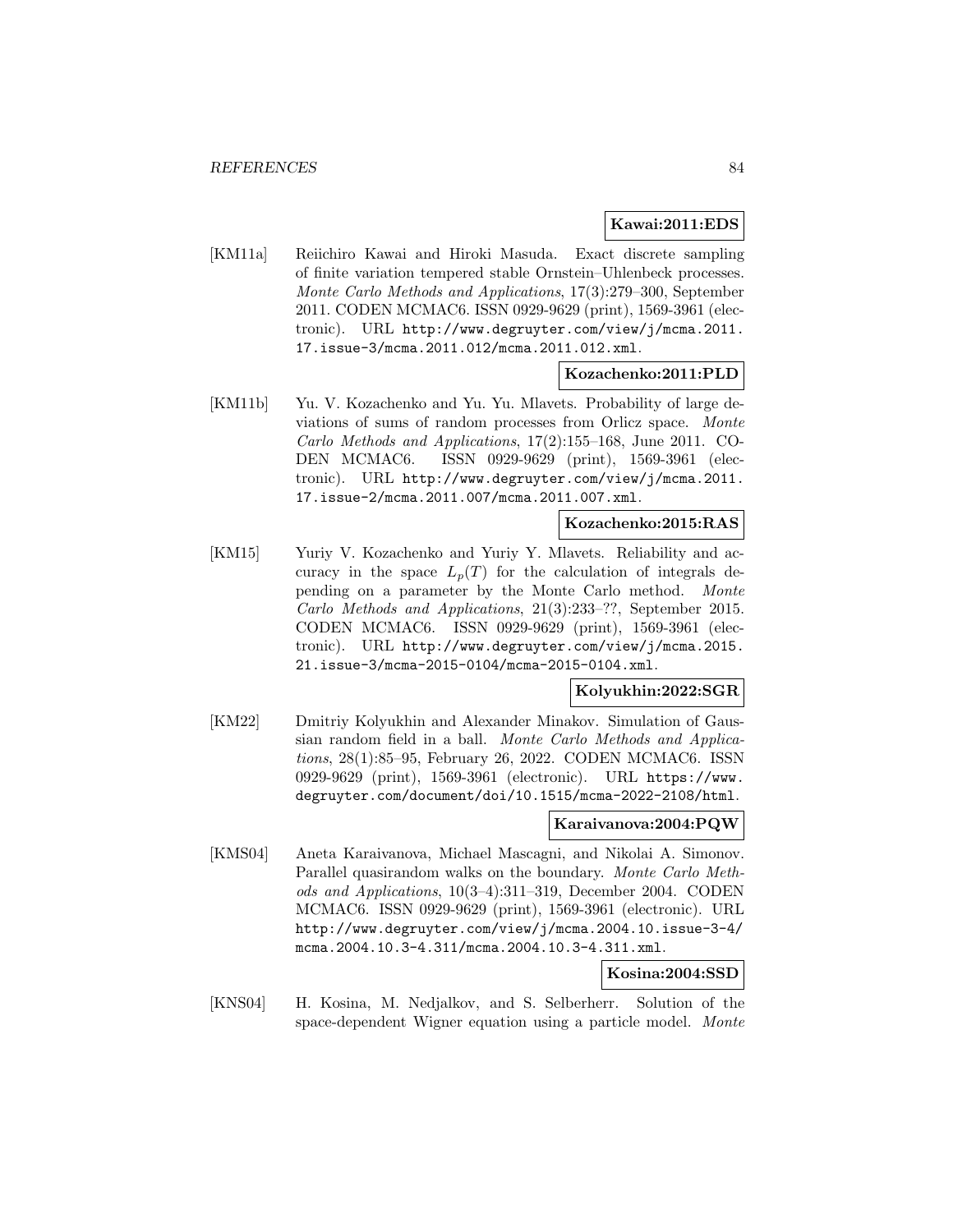**Kawai:2011:EDS**

[KM11a] Reiichiro Kawai and Hiroki Masuda. Exact discrete sampling of finite variation tempered stable Ornstein–Uhlenbeck processes. *Monte Carlo Methods and Applications*, 17(3):279–300, September 2011. CODEN MCMAC6. ISSN 0929-9629 (print), 1569-3961 (electronic). URL http://www.degruyter.com/view/j/mcma.2011.17.issue-3/mcma.2011.012/mcma.2011.012.xml.

**Kozachenko:2011:PLD**

[KM11b] Yu. V. Kozachenko and Yu. Yu. Mlavets. Probability of large deviations of sums of random processes from Orlicz space. *Monte Carlo Methods and Applications*, 17(2):155–168, June 2011. CODEN MCMAC6. ISSN 0929-9629 (print), 1569-3961 (electronic). URL http://www.degruyter.com/view/j/mcma.2011.17.issue-2/mcma.2011.007/mcma.2011.007.xml.

**Kozachenko:2015:RAS**

[KM15] Yuriy V. Kozachenko and Yuriy Y. Mlavets. Reliability and accuracy in the space $L_p(T)$ for the calculation of integrals depending on a parameter by the Monte Carlo method. *Monte Carlo Methods and Applications*, 21(3):233–??, September 2015. CODEN MCMAC6. ISSN 0929-9629 (print), 1569-3961 (electronic). URL http://www.degruyter.com/view/j/mcma.2015.21.issue-3/mcma-2015-0104/mcma-2015-0104.xml.

**Kolyukhin:2022:SGR**

[KM22] Dmitriy Kolyukhin and Alexander Minakov. Simulation of Gaussian random field in a ball. *Monte Carlo Methods and Applications*, 28(1):85–95, February 26, 2022. CODEN MCMAC6. ISSN 0929-9629 (print), 1569-3961 (electronic). URL https://www.degruyter.com/document/doi/10.1515/mcma-2022-2108/html.

**Karaivanova:2004:PQW**

[KMS04] Aneta Karaivanova, Michael Mascagni, and Nikolai A. Simonov. Parallel quasirandom walks on the boundary. *Monte Carlo Methods and Applications*, 10(3–4):311–319, December 2004. CODEN MCMAC6. ISSN 0929-9629 (print), 1569-3961 (electronic). URL http://www.degruyter.com/view/j/mcma.2004.10.issue-3-4/mcma.2004.10.3-4.311/mcma.2004.10.3-4.311.xml.

**Kosina:2004:SSD**

[KNS04] H. Kosina, M. Nedjalkov, and S. Selberherr. Solution of the space-dependent Wigner equation using a particle model. *Monte*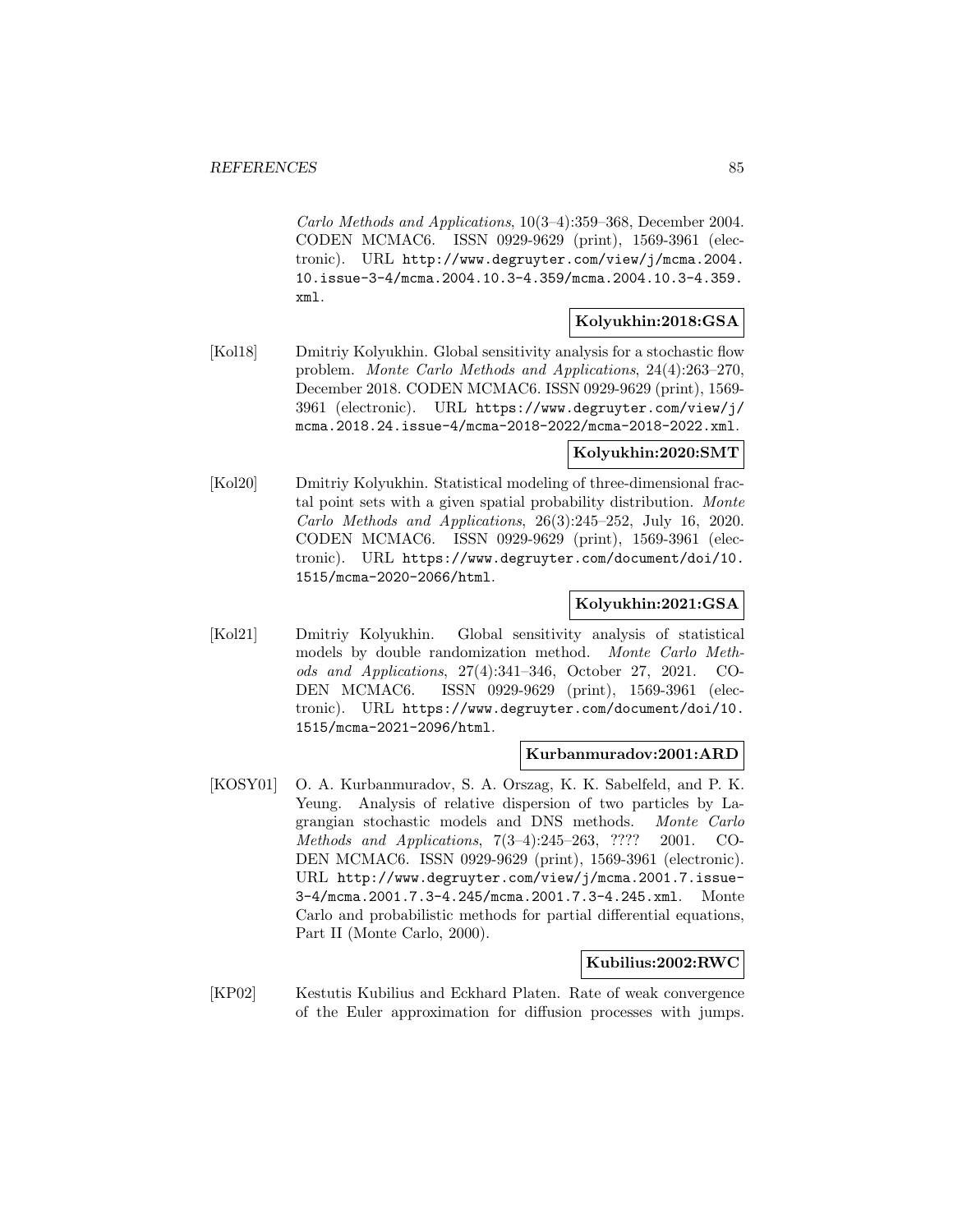*Carlo Methods and Applications*, 10(3–4):359–368, December 2004. CODEN MCMAC6. ISSN 0929-9629 (print), 1569-3961 (electronic). URL http://www.degruyter.com/view/j/mcma.2004.10.issue-3-4/mcma.2004.10.3-4.359/mcma.2004.10.3-4.359.xml.

**Kolyukhin:2018:GSA**

[Kol18] Dmitriy Kolyukhin. Global sensitivity analysis for a stochastic flow problem. *Monte Carlo Methods and Applications*, 24(4):263–270, December 2018. CODEN MCMAC6. ISSN 0929-9629 (print), 1569-3961 (electronic). URL https://www.degruyter.com/view/j/mcma.2018.24.issue-4/mcma-2018-2022/mcma-2018-2022.xml.

**Kolyukhin:2020:SMT**

[Kol20] Dmitriy Kolyukhin. Statistical modeling of three-dimensional fractal point sets with a given spatial probability distribution. *Monte Carlo Methods and Applications*, 26(3):245–252, July 16, 2020. CODEN MCMAC6. ISSN 0929-9629 (print), 1569-3961 (electronic). URL https://www.degruyter.com/document/doi/10.1515/mcma-2020-2066/html.

**Kolyukhin:2021:GSA**

[Kol21] Dmitriy Kolyukhin. Global sensitivity analysis of statistical models by double randomization method. *Monte Carlo Methods and Applications*, 27(4):341–346, October 27, 2021. CODEN MCMAC6. ISSN 0929-9629 (print), 1569-3961 (electronic). URL https://www.degruyter.com/document/doi/10.1515/mcma-2021-2096/html.

**Kurbanmuradov:2001:ARD**

[KOSY01] O. A. Kurbanmuradov, S. A. Orszag, K. K. Sabelfeld, and P. K. Yeung. Analysis of relative dispersion of two particles by Lagrangian stochastic models and DNS methods. *Monte Carlo Methods and Applications*, 7(3–4):245–263, ???? 2001. CODEN MCMAC6. ISSN 0929-9629 (print), 1569-3961 (electronic). URL http://www.degruyter.com/view/j/mcma.2001.7.issue-3-4/mcma.2001.7.3-4.245/mcma.2001.7.3-4.245.xml. Monte Carlo and probabilistic methods for partial differential equations, Part II (Monte Carlo, 2000).

**Kubilius:2002:RWC**

[KP02] Kestutis Kubilius and Eckhard Platen. Rate of weak convergence of the Euler approximation for diffusion processes with jumps.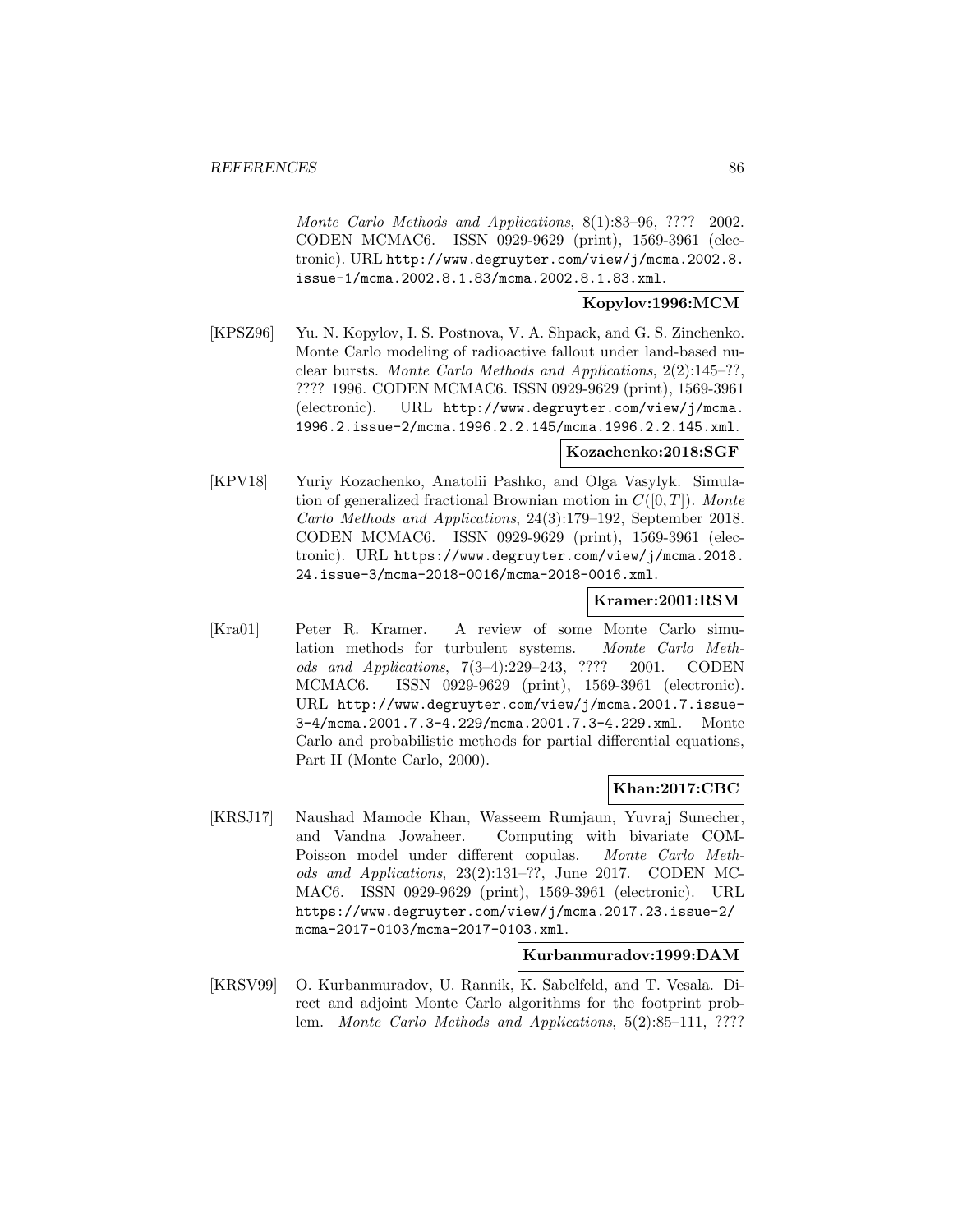*Monte Carlo Methods and Applications*, 8(1):83–96, ???? 2002. CODEN MCMAC6. ISSN 0929-9629 (print), 1569-3961 (electronic). URL http://www.degruyter.com/view/j/mcma.2002.8.issue-1/mcma.2002.8.1.83/mcma.2002.8.1.83.xml.

**Kopylov:1996:MCM**

[KPSZ96] Yu. N. Kopylov, I. S. Postnova, V. A. Shpack, and G. S. Zinchenko. Monte Carlo modeling of radioactive fallout under land-based nuclear bursts. *Monte Carlo Methods and Applications*, 2(2):145–??, ???? 1996. CODEN MCMAC6. ISSN 0929-9629 (print), 1569-3961 (electronic). URL http://www.degruyter.com/view/j/mcma.1996.2.issue-2/mcma.1996.2.2.145/mcma.1996.2.2.145.xml.

**Kozachenko:2018:SGF**

[KPV18] Yuriy Kozachenko, Anatolii Pashko, and Olga Vasylyk. Simulation of generalized fractional Brownian motion in $C([0,T])$. *Monte Carlo Methods and Applications*, 24(3):179–192, September 2018. CODEN MCMAC6. ISSN 0929-9629 (print), 1569-3961 (electronic). URL https://www.degruyter.com/view/j/mcma.2018.24.issue-3/mcma-2018-0016/mcma-2018-0016.xml.

**Kramer:2001:RSM**

[Kra01] Peter R. Kramer. A review of some Monte Carlo simulation methods for turbulent systems. *Monte Carlo Methods and Applications*, 7(3–4):229–243, ???? 2001. CODEN MCMAC6. ISSN 0929-9629 (print), 1569-3961 (electronic). URL http://www.degruyter.com/view/j/mcma.2001.7.issue-3-4/mcma.2001.7.3-4.229/mcma.2001.7.3-4.229.xml. Monte Carlo and probabilistic methods for partial differential equations, Part II (Monte Carlo, 2000).

**Khan:2017:CBC**

[KRSJ17] Naushad Mamode Khan, Wasseem Rumjaun, Yuvraj Sunecher, and Vandna Jowaheer. Computing with bivariate COM-Poisson model under different copulas. *Monte Carlo Methods and Applications*, 23(2):131–??, June 2017. CODEN MCMAC6. ISSN 0929-9629 (print), 1569-3961 (electronic). URL https://www.degruyter.com/view/j/mcma.2017.23.issue-2/mcma-2017-0103/mcma-2017-0103.xml.

**Kurbanmuradov:1999:DAM**

[KRSV99] O. Kurbanmuradov, U. Rannik, K. Sabelfeld, and T. Vesala. Direct and adjoint Monte Carlo algorithms for the footprint problem. *Monte Carlo Methods and Applications*, 5(2):85–111, ????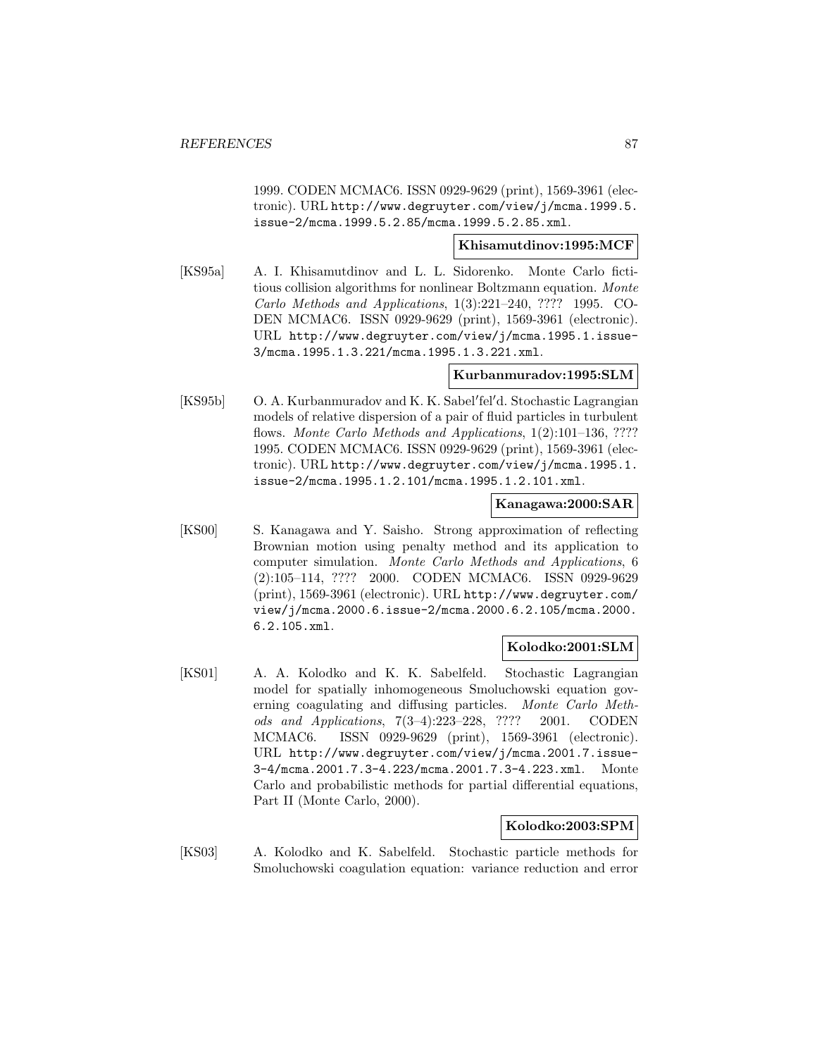1999. CODEN MCMAC6. ISSN 0929-9629 (print), 1569-3961 (electronic). URL http://www.degruyter.com/view/j/mcma.1999.5.issue-2/mcma.1999.5.2.85/mcma.1999.5.2.85.xml.

**Khisamutdinov:1995:MCF**

[KS95a] A. I. Khisamutdinov and L. L. Sidorenko. Monte Carlo fictitious collision algorithms for nonlinear Boltzmann equation. *Monte Carlo Methods and Applications*, 1(3):221–240, ???? 1995. CODEN MCMAC6. ISSN 0929-9629 (print), 1569-3961 (electronic). URL http://www.degruyter.com/view/j/mcma.1995.1.issue-3/mcma.1995.1.3.221/mcma.1995.1.3.221.xml.

**Kurbanmuradov:1995:SLM**

[KS95b] O. A. Kurbanmuradov and K. K. Sabel′fel′d. Stochastic Lagrangian models of relative dispersion of a pair of fluid particles in turbulent flows. *Monte Carlo Methods and Applications*, 1(2):101–136, ???? 1995. CODEN MCMAC6. ISSN 0929-9629 (print), 1569-3961 (electronic). URL http://www.degruyter.com/view/j/mcma.1995.1.issue-2/mcma.1995.1.2.101/mcma.1995.1.2.101.xml.

**Kanagawa:2000:SAR**

[KS00] S. Kanagawa and Y. Saisho. Strong approximation of reflecting Brownian motion using penalty method and its application to computer simulation. *Monte Carlo Methods and Applications*, 6 (2):105–114, ???? 2000. CODEN MCMAC6. ISSN 0929-9629 (print), 1569-3961 (electronic). URL http://www.degruyter.com/view/j/mcma.2000.6.issue-2/mcma.2000.6.2.105/mcma.2000.6.2.105.xml.

**Kolodko:2001:SLM**

[KS01] A. A. Kolodko and K. K. Sabelfeld. Stochastic Lagrangian model for spatially inhomogeneous Smoluchowski equation governing coagulating and diffusing particles. *Monte Carlo Methods and Applications*, 7(3–4):223–228, ???? 2001. CODEN MCMAC6. ISSN 0929-9629 (print), 1569-3961 (electronic). URL http://www.degruyter.com/view/j/mcma.2001.7.issue-3-4/mcma.2001.7.3-4.223/mcma.2001.7.3-4.223.xml. Monte Carlo and probabilistic methods for partial differential equations, Part II (Monte Carlo, 2000).

**Kolodko:2003:SPM**

[KS03] A. Kolodko and K. Sabelfeld. Stochastic particle methods for Smoluchowski coagulation equation: variance reduction and error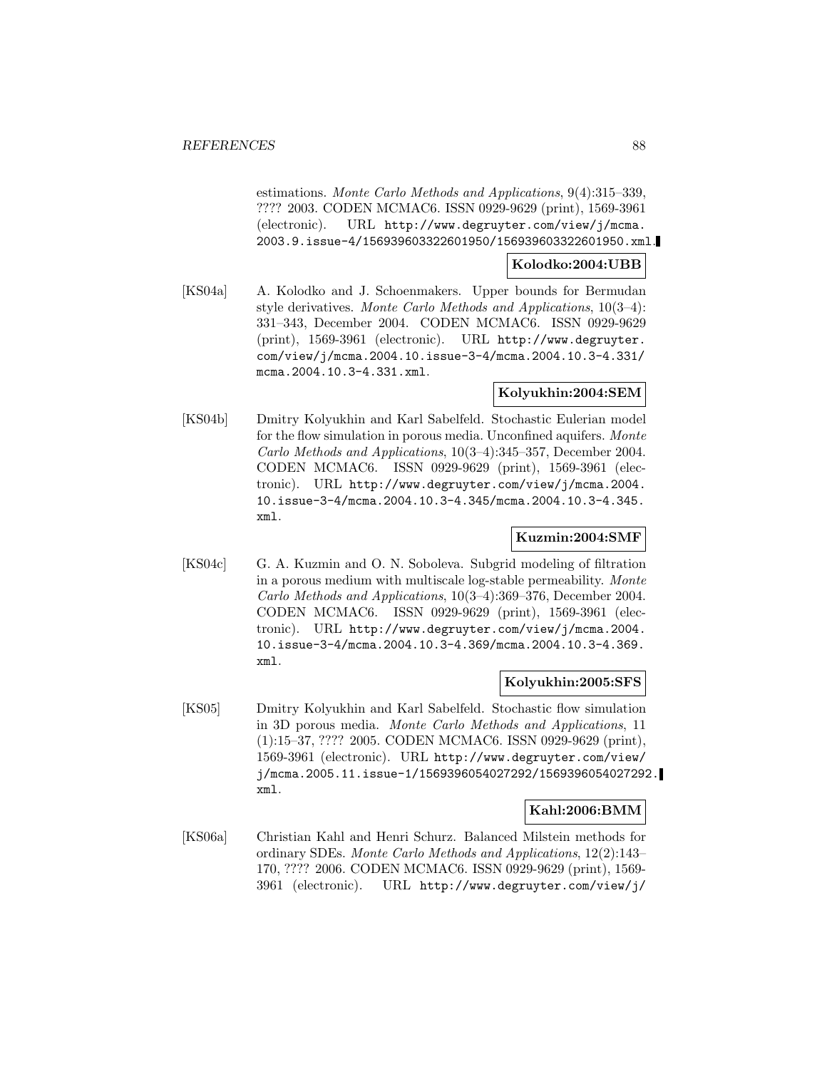estimations. *Monte Carlo Methods and Applications*, 9(4):315–339, ???? 2003. CODEN MCMAC6. ISSN 0929-9629 (print), 1569-3961 (electronic). URL http://www.degruyter.com/view/j/mcma.2003.9.issue-4/156939603322601950/156939603322601950.xml.

**Kolodko:2004:UBB**

[KS04a] A. Kolodko and J. Schoenmakers. Upper bounds for Bermudan style derivatives. *Monte Carlo Methods and Applications*, 10(3–4): 331–343, December 2004. CODEN MCMAC6. ISSN 0929-9629 (print), 1569-3961 (electronic). URL http://www.degruyter.com/view/j/mcma.2004.10.issue-3-4/mcma.2004.10.3-4.331/mcma.2004.10.3-4.331.xml.

**Kolyukhin:2004:SEM**

[KS04b] Dmitry Kolyukhin and Karl Sabelfeld. Stochastic Eulerian model for the flow simulation in porous media. Unconfined aquifers. *Monte Carlo Methods and Applications*, 10(3–4):345–357, December 2004. CODEN MCMAC6. ISSN 0929-9629 (print), 1569-3961 (electronic). URL http://www.degruyter.com/view/j/mcma.2004.10.issue-3-4/mcma.2004.10.3-4.345/mcma.2004.10.3-4.345.xml.

**Kuzmin:2004:SMF**

[KS04c] G. A. Kuzmin and O. N. Soboleva. Subgrid modeling of filtration in a porous medium with multiscale log-stable permeability. *Monte Carlo Methods and Applications*, 10(3–4):369–376, December 2004. CODEN MCMAC6. ISSN 0929-9629 (print), 1569-3961 (electronic). URL http://www.degruyter.com/view/j/mcma.2004.10.issue-3-4/mcma.2004.10.3-4.369/mcma.2004.10.3-4.369.xml.

**Kolyukhin:2005:SFS**

[KS05] Dmitry Kolyukhin and Karl Sabelfeld. Stochastic flow simulation in 3D porous media. *Monte Carlo Methods and Applications*, 11 (1):15–37, ???? 2005. CODEN MCMAC6. ISSN 0929-9629 (print), 1569-3961 (electronic). URL http://www.degruyter.com/view/j/mcma.2005.11.issue-1/1569396054027292/1569396054027292.xml.

**Kahl:2006:BMM**

[KS06a] Christian Kahl and Henri Schurz. Balanced Milstein methods for ordinary SDEs. *Monte Carlo Methods and Applications*, 12(2):143–170, ???? 2006. CODEN MCMAC6. ISSN 0929-9629 (print), 1569-3961 (electronic). URL http://www.degruyter.com/view/j/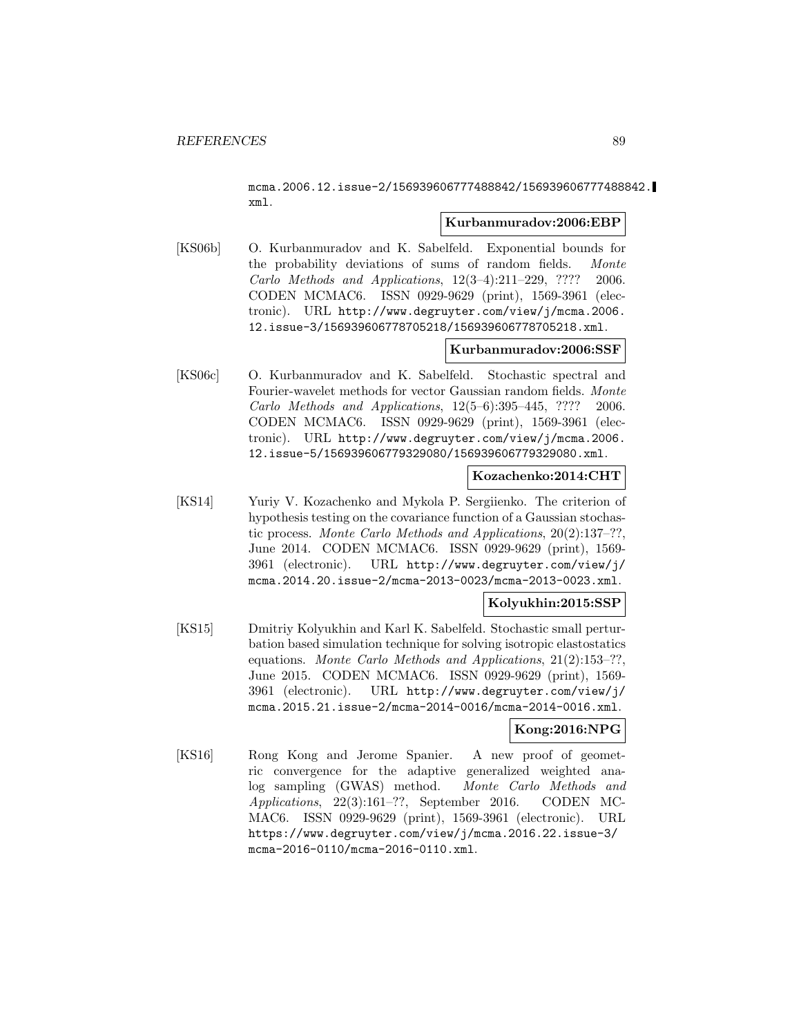mcma.2006.12.issue-2/156939606777488842/156939606777488842.xml.

**Kurbanmuradov:2006:EBP**

[KS06b] O. Kurbanmuradov and K. Sabelfeld. Exponential bounds for the probability deviations of sums of random fields. *Monte Carlo Methods and Applications*, 12(3–4):211–229, ???? 2006. CODEN MCMAC6. ISSN 0929-9629 (print), 1569-3961 (electronic). URL http://www.degruyter.com/view/j/mcma.2006.12.issue-3/156939606778705218/156939606778705218.xml.

**Kurbanmuradov:2006:SSF**

[KS06c] O. Kurbanmuradov and K. Sabelfeld. Stochastic spectral and Fourier-wavelet methods for vector Gaussian random fields. *Monte Carlo Methods and Applications*, 12(5–6):395–445, ???? 2006. CODEN MCMAC6. ISSN 0929-9629 (print), 1569-3961 (electronic). URL http://www.degruyter.com/view/j/mcma.2006.12.issue-5/156939606779329080/156939606779329080.xml.

**Kozachenko:2014:CHT**

[KS14] Yuriy V. Kozachenko and Mykola P. Sergiienko. The criterion of hypothesis testing on the covariance function of a Gaussian stochastic process. *Monte Carlo Methods and Applications*, 20(2):137–??, June 2014. CODEN MCMAC6. ISSN 0929-9629 (print), 1569-3961 (electronic). URL http://www.degruyter.com/view/j/mcma.2014.20.issue-2/mcma-2013-0023/mcma-2013-0023.xml.

**Kolyukhin:2015:SSP**

[KS15] Dmitriy Kolyukhin and Karl K. Sabelfeld. Stochastic small perturbation based simulation technique for solving isotropic elastostatics equations. *Monte Carlo Methods and Applications*, 21(2):153–??, June 2015. CODEN MCMAC6. ISSN 0929-9629 (print), 1569-3961 (electronic). URL http://www.degruyter.com/view/j/mcma.2015.21.issue-2/mcma-2014-0016/mcma-2014-0016.xml.

**Kong:2016:NPG**

[KS16] Rong Kong and Jerome Spanier. A new proof of geometric convergence for the adaptive generalized weighted analog sampling (GWAS) method. *Monte Carlo Methods and Applications*, 22(3):161–??, September 2016. CODEN MCMAC6. ISSN 0929-9629 (print), 1569-3961 (electronic). URL https://www.degruyter.com/view/j/mcma.2016.22.issue-3/mcma-2016-0110/mcma-2016-0110.xml.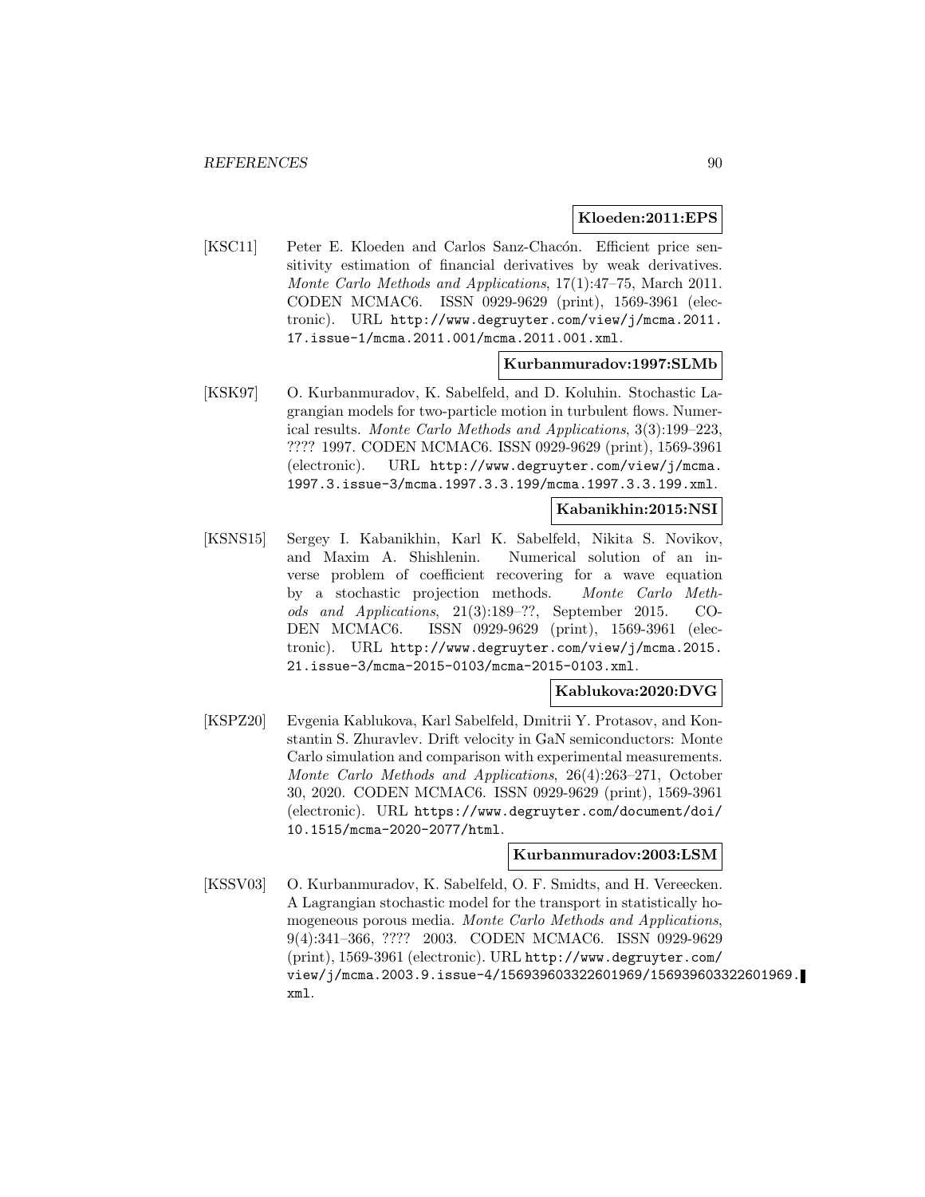**Kloeden:2011:EPS**

[KSC11] Peter E. Kloeden and Carlos Sanz-Chacón. Efficient price sensitivity estimation of financial derivatives by weak derivatives. *Monte Carlo Methods and Applications*, 17(1):47–75, March 2011. CODEN MCMAC6. ISSN 0929-9629 (print), 1569-3961 (electronic). URL http://www.degruyter.com/view/j/mcma.2011.17.issue-1/mcma.2011.001/mcma.2011.001.xml.

**Kurbanmuradov:1997:SLMb**

[KSK97] O. Kurbanmuradov, K. Sabelfeld, and D. Koluhin. Stochastic Lagrangian models for two-particle motion in turbulent flows. Numerical results. *Monte Carlo Methods and Applications*, 3(3):199–223, ???? 1997. CODEN MCMAC6. ISSN 0929-9629 (print), 1569-3961 (electronic). URL http://www.degruyter.com/view/j/mcma.1997.3.issue-3/mcma.1997.3.3.199/mcma.1997.3.3.199.xml.

**Kabanikhin:2015:NSI**

[KSNS15] Sergey I. Kabanikhin, Karl K. Sabelfeld, Nikita S. Novikov, and Maxim A. Shishlenin. Numerical solution of an inverse problem of coefficient recovering for a wave equation by a stochastic projection methods. *Monte Carlo Methods and Applications*, 21(3):189–??, September 2015. CODEN MCMAC6. ISSN 0929-9629 (print), 1569-3961 (electronic). URL http://www.degruyter.com/view/j/mcma.2015.21.issue-3/mcma-2015-0103/mcma-2015-0103.xml.

**Kablukova:2020:DVG**

[KSPZ20] Evgenia Kablukova, Karl Sabelfeld, Dmitrii Y. Protasov, and Konstantin S. Zhuravlev. Drift velocity in GaN semiconductors: Monte Carlo simulation and comparison with experimental measurements. *Monte Carlo Methods and Applications*, 26(4):263–271, October 30, 2020. CODEN MCMAC6. ISSN 0929-9629 (print), 1569-3961 (electronic). URL https://www.degruyter.com/document/doi/10.1515/mcma-2020-2077/html.

**Kurbanmuradov:2003:LSM**

[KSSV03] O. Kurbanmuradov, K. Sabelfeld, O. F. Smidts, and H. Vereecken. A Lagrangian stochastic model for the transport in statistically homogeneous porous media. *Monte Carlo Methods and Applications*, 9(4):341–366, ???? 2003. CODEN MCMAC6. ISSN 0929-9629 (print), 1569-3961 (electronic). URL http://www.degruyter.com/view/j/mcma.2003.9.issue-4/156939603322601969/156939603322601969.xml.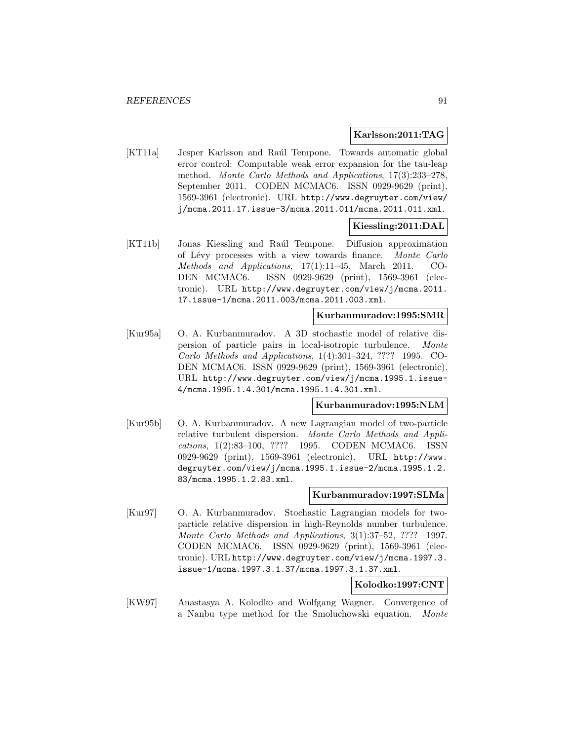**Karlsson:2011:TAG**

[KT11a] Jesper Karlsson and Raúl Tempone. Towards automatic global error control: Computable weak error expansion for the tau-leap method. *Monte Carlo Methods and Applications*, 17(3):233–278, September 2011. CODEN MCMAC6. ISSN 0929-9629 (print), 1569-3961 (electronic). URL http://www.degruyter.com/view/j/mcma.2011.17.issue-3/mcma.2011.011/mcma.2011.011.xml.

**Kiessling:2011:DAL**

[KT11b] Jonas Kiessling and Raúl Tempone. Diffusion approximation of Lévy processes with a view towards finance. *Monte Carlo Methods and Applications*, 17(1):11–45, March 2011. CODEN MCMAC6. ISSN 0929-9629 (print), 1569-3961 (electronic). URL http://www.degruyter.com/view/j/mcma.2011.17.issue-1/mcma.2011.003/mcma.2011.003.xml.

**Kurbanmuradov:1995:SMR**

[Kur95a] O. A. Kurbanmuradov. A 3D stochastic model of relative dispersion of particle pairs in local-isotropic turbulence. *Monte Carlo Methods and Applications*, 1(4):301–324, ???? 1995. CODEN MCMAC6. ISSN 0929-9629 (print), 1569-3961 (electronic). URL http://www.degruyter.com/view/j/mcma.1995.1.issue-4/mcma.1995.1.4.301/mcma.1995.1.4.301.xml.

**Kurbanmuradov:1995:NLM**

[Kur95b] O. A. Kurbanmuradov. A new Lagrangian model of two-particle relative turbulent dispersion. *Monte Carlo Methods and Applications*, 1(2):83–100, ???? 1995. CODEN MCMAC6. ISSN 0929-9629 (print), 1569-3961 (electronic). URL http://www.degruyter.com/view/j/mcma.1995.1.issue-2/mcma.1995.1.2.83/mcma.1995.1.2.83.xml.

**Kurbanmuradov:1997:SLMa**

[Kur97] O. A. Kurbanmuradov. Stochastic Lagrangian models for two-particle relative dispersion in high-Reynolds number turbulence. *Monte Carlo Methods and Applications*, 3(1):37–52, ???? 1997. CODEN MCMAC6. ISSN 0929-9629 (print), 1569-3961 (electronic). URL http://www.degruyter.com/view/j/mcma.1997.3.issue-1/mcma.1997.3.1.37/mcma.1997.3.1.37.xml.

**Kolodko:1997:CNT**

[KW97] Anastasya A. Kolodko and Wolfgang Wagner. Convergence of a Nanbu type method for the Smoluchowski equation. *Monte*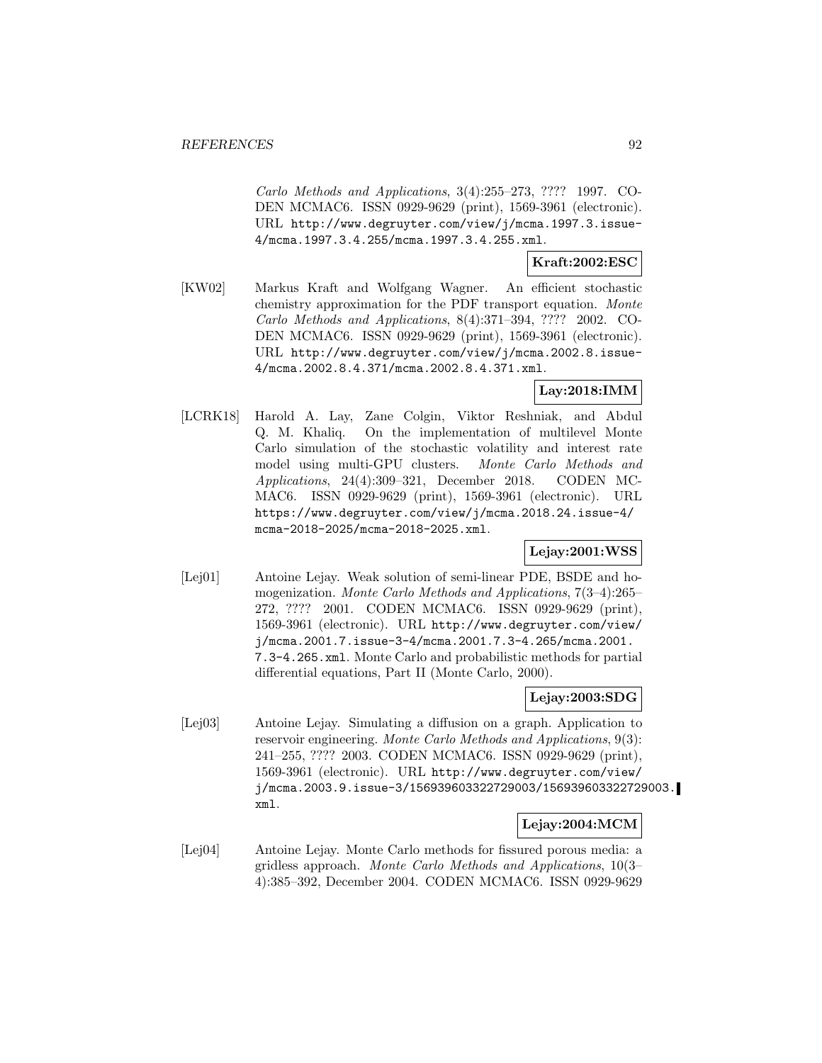*Carlo Methods and Applications*, 3(4):255–273, ???? 1997. CODEN MCMAC6. ISSN 0929-9629 (print), 1569-3961 (electronic). URL `http://www.degruyter.com/view/j/mcma.1997.3.issue-4/mcma.1997.3.4.255/mcma.1997.3.4.255.xml`.

**Kraft:2002:ESC**

[KW02] Markus Kraft and Wolfgang Wagner. An efficient stochastic chemistry approximation for the PDF transport equation. *Monte Carlo Methods and Applications*, 8(4):371–394, ???? 2002. CODEN MCMAC6. ISSN 0929-9629 (print), 1569-3961 (electronic). URL `http://www.degruyter.com/view/j/mcma.2002.8.issue-4/mcma.2002.8.4.371/mcma.2002.8.4.371.xml`.

**Lay:2018:IMM**

[LCRK18] Harold A. Lay, Zane Colgin, Viktor Reshniak, and Abdul Q. M. Khaliq. On the implementation of multilevel Monte Carlo simulation of the stochastic volatility and interest rate model using multi-GPU clusters. *Monte Carlo Methods and Applications*, 24(4):309–321, December 2018. CODEN MCMAC6. ISSN 0929-9629 (print), 1569-3961 (electronic). URL `https://www.degruyter.com/view/j/mcma.2018.24.issue-4/mcma-2018-2025/mcma-2018-2025.xml`.

**Lejay:2001:WSS**

[Lej01] Antoine Lejay. Weak solution of semi-linear PDE, BSDE and homogenization. *Monte Carlo Methods and Applications*, 7(3–4):265–272, ???? 2001. CODEN MCMAC6. ISSN 0929-9629 (print), 1569-3961 (electronic). URL `http://www.degruyter.com/view/j/mcma.2001.7.issue-3-4/mcma.2001.7.3-4.265/mcma.2001.7.3-4.265.xml`. Monte Carlo and probabilistic methods for partial differential equations, Part II (Monte Carlo, 2000).

**Lejay:2003:SDG**

[Lej03] Antoine Lejay. Simulating a diffusion on a graph. Application to reservoir engineering. *Monte Carlo Methods and Applications*, 9(3):241–255, ???? 2003. CODEN MCMAC6. ISSN 0929-9629 (print), 1569-3961 (electronic). URL `http://www.degruyter.com/view/j/mcma.2003.9.issue-3/156939603322729003/156939603322729003.xml`.

**Lejay:2004:MCM**

[Lej04] Antoine Lejay. Monte Carlo methods for fissured porous media: a gridless approach. *Monte Carlo Methods and Applications*, 10(3–4):385–392, December 2004. CODEN MCMAC6. ISSN 0929-9629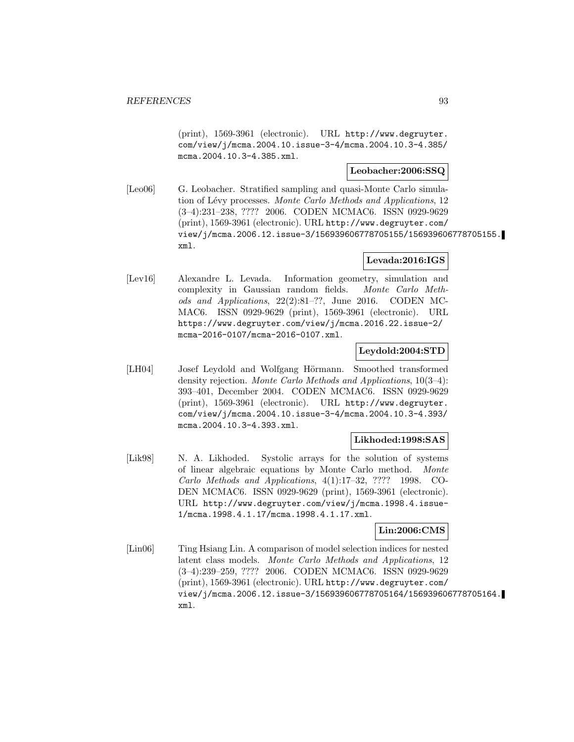(print), 1569-3961 (electronic). URL http://www.degruyter.com/view/j/mcma.2004.10.issue-3-4/mcma.2004.10.3-4.385/mcma.2004.10.3-4.385.xml.

**Leobacher:2006:SSQ**

[Leo06] G. Leobacher. Stratified sampling and quasi-Monte Carlo simulation of Lévy processes. *Monte Carlo Methods and Applications*, 12 (3–4):231–238, ???? 2006. CODEN MCMAC6. ISSN 0929-9629 (print), 1569-3961 (electronic). URL http://www.degruyter.com/view/j/mcma.2006.12.issue-3/156939606778705155/156939606778705155.xml.

**Levada:2016:IGS**

[Lev16] Alexandre L. Levada. Information geometry, simulation and complexity in Gaussian random fields. *Monte Carlo Methods and Applications*, 22(2):81–??, June 2016. CODEN MCMAC6. ISSN 0929-9629 (print), 1569-3961 (electronic). URL https://www.degruyter.com/view/j/mcma.2016.22.issue-2/mcma-2016-0107/mcma-2016-0107.xml.

**Leydold:2004:STD**

[LH04] Josef Leydold and Wolfgang Hörmann. Smoothed transformed density rejection. *Monte Carlo Methods and Applications*, 10(3–4): 393–401, December 2004. CODEN MCMAC6. ISSN 0929-9629 (print), 1569-3961 (electronic). URL http://www.degruyter.com/view/j/mcma.2004.10.issue-3-4/mcma.2004.10.3-4.393/mcma.2004.10.3-4.393.xml.

**Likhoded:1998:SAS**

[Lik98] N. A. Likhoded. Systolic arrays for the solution of systems of linear algebraic equations by Monte Carlo method. *Monte Carlo Methods and Applications*, 4(1):17–32, ???? 1998. CODEN MCMAC6. ISSN 0929-9629 (print), 1569-3961 (electronic). URL http://www.degruyter.com/view/j/mcma.1998.4.issue-1/mcma.1998.4.1.17/mcma.1998.4.1.17.xml.

**Lin:2006:CMS**

[Lin06] Ting Hsiang Lin. A comparison of model selection indices for nested latent class models. *Monte Carlo Methods and Applications*, 12 (3–4):239–259, ???? 2006. CODEN MCMAC6. ISSN 0929-9629 (print), 1569-3961 (electronic). URL http://www.degruyter.com/view/j/mcma.2006.12.issue-3/156939606778705164/156939606778705164.xml.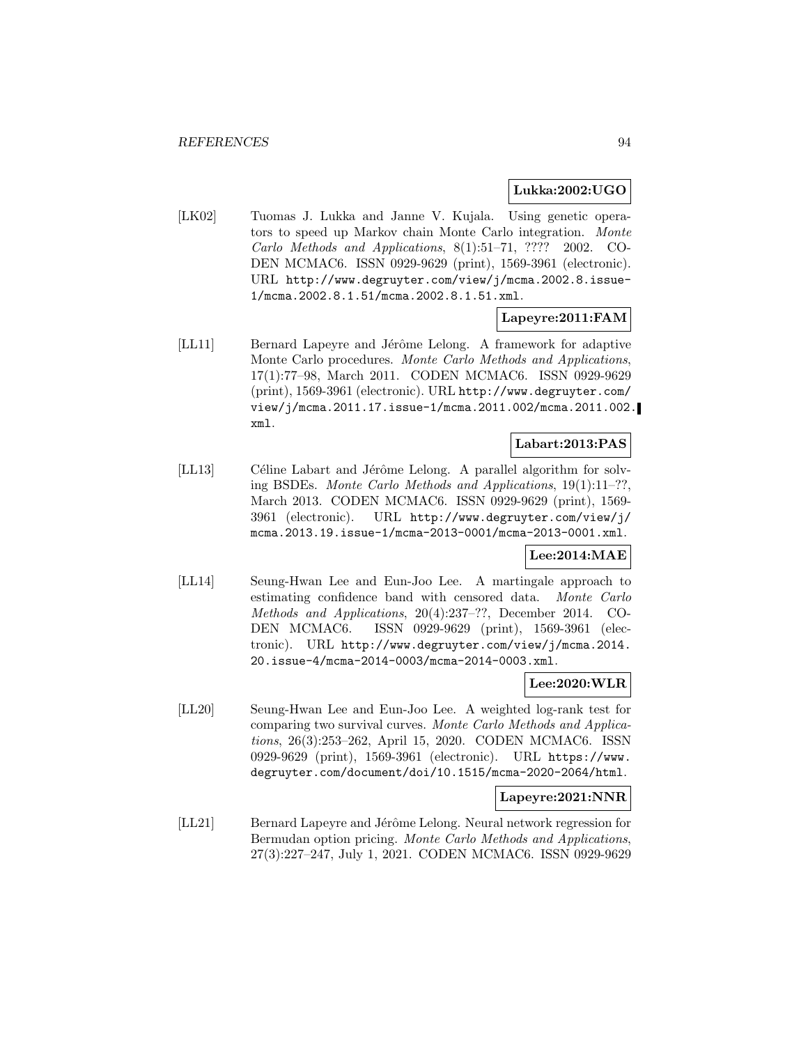**Lukka:2002:UGO**

[LK02] Tuomas J. Lukka and Janne V. Kujala. Using genetic operators to speed up Markov chain Monte Carlo integration. *Monte Carlo Methods and Applications*, 8(1):51–71, ???? 2002. CODEN MCMAC6. ISSN 0929-9629 (print), 1569-3961 (electronic). URL `http://www.degruyter.com/view/j/mcma.2002.8.issue-1/mcma.2002.8.1.51/mcma.2002.8.1.51.xml`.

**Lapeyre:2011:FAM**

[LL11] Bernard Lapeyre and Jérôme Lelong. A framework for adaptive Monte Carlo procedures. *Monte Carlo Methods and Applications*, 17(1):77–98, March 2011. CODEN MCMAC6. ISSN 0929-9629 (print), 1569-3961 (electronic). URL `http://www.degruyter.com/view/j/mcma.2011.17.issue-1/mcma.2011.002/mcma.2011.002.xml`.

**Labart:2013:PAS**

[LL13] Céline Labart and Jérôme Lelong. A parallel algorithm for solving BSDEs. *Monte Carlo Methods and Applications*, 19(1):11–??, March 2013. CODEN MCMAC6. ISSN 0929-9629 (print), 1569-3961 (electronic). URL `http://www.degruyter.com/view/j/mcma.2013.19.issue-1/mcma-2013-0001/mcma-2013-0001.xml`.

**Lee:2014:MAE**

[LL14] Seung-Hwan Lee and Eun-Joo Lee. A martingale approach to estimating confidence band with censored data. *Monte Carlo Methods and Applications*, 20(4):237–??, December 2014. CODEN MCMAC6. ISSN 0929-9629 (print), 1569-3961 (electronic). URL `http://www.degruyter.com/view/j/mcma.2014.20.issue-4/mcma-2014-0003/mcma-2014-0003.xml`.

**Lee:2020:WLR**

[LL20] Seung-Hwan Lee and Eun-Joo Lee. A weighted log-rank test for comparing two survival curves. *Monte Carlo Methods and Applications*, 26(3):253–262, April 15, 2020. CODEN MCMAC6. ISSN 0929-9629 (print), 1569-3961 (electronic). URL `https://www.degruyter.com/document/doi/10.1515/mcma-2020-2064/html`.

**Lapeyre:2021:NNR**

[LL21] Bernard Lapeyre and Jérôme Lelong. Neural network regression for Bermudan option pricing. *Monte Carlo Methods and Applications*, 27(3):227–247, July 1, 2021. CODEN MCMAC6. ISSN 0929-9629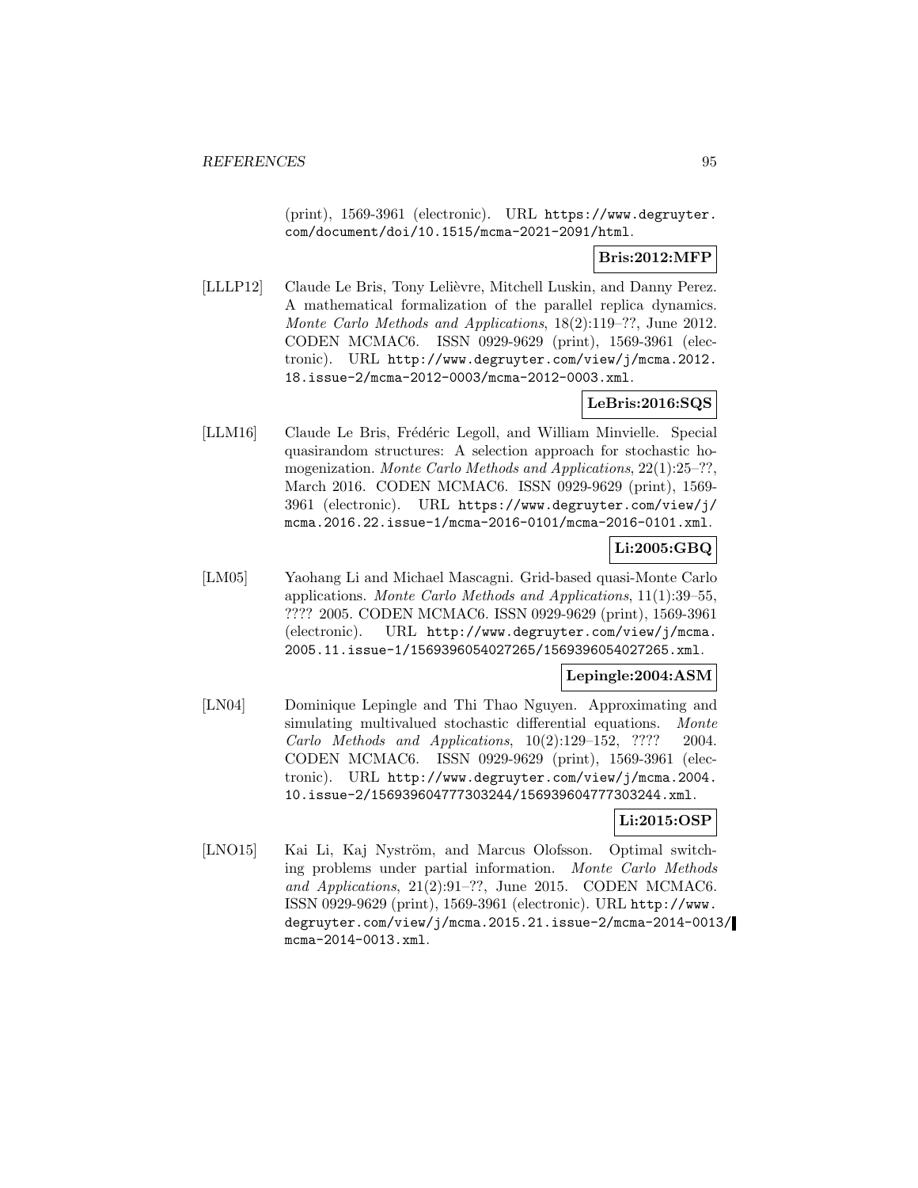(print), 1569-3961 (electronic). URL https://www.degruyter.com/document/doi/10.1515/mcma-2021-2091/html.

**Bris:2012:MFP**

[LLLP12] Claude Le Bris, Tony Lelièvre, Mitchell Luskin, and Danny Perez. A mathematical formalization of the parallel replica dynamics. *Monte Carlo Methods and Applications*, 18(2):119–??, June 2012. CODEN MCMAC6. ISSN 0929-9629 (print), 1569-3961 (electronic). URL http://www.degruyter.com/view/j/mcma.2012.18.issue-2/mcma-2012-0003/mcma-2012-0003.xml.

**LeBris:2016:SQS**

[LLM16] Claude Le Bris, Frédéric Legoll, and William Minvielle. Special quasirandom structures: A selection approach for stochastic homogenization. *Monte Carlo Methods and Applications*, 22(1):25–??, March 2016. CODEN MCMAC6. ISSN 0929-9629 (print), 1569-3961 (electronic). URL https://www.degruyter.com/view/j/mcma.2016.22.issue-1/mcma-2016-0101/mcma-2016-0101.xml.

**Li:2005:GBQ**

[LM05] Yaohang Li and Michael Mascagni. Grid-based quasi-Monte Carlo applications. *Monte Carlo Methods and Applications*, 11(1):39–55, ???? 2005. CODEN MCMAC6. ISSN 0929-9629 (print), 1569-3961 (electronic). URL http://www.degruyter.com/view/j/mcma.2005.11.issue-1/1569396054027265/1569396054027265.xml.

**Lepingle:2004:ASM**

[LN04] Dominique Lepingle and Thi Thao Nguyen. Approximating and simulating multivalued stochastic differential equations. *Monte Carlo Methods and Applications*, 10(2):129–152, ???? 2004. CODEN MCMAC6. ISSN 0929-9629 (print), 1569-3961 (electronic). URL http://www.degruyter.com/view/j/mcma.2004.10.issue-2/156939604777303244/156939604777303244.xml.

**Li:2015:OSP**

[LNO15] Kai Li, Kaj Nyström, and Marcus Olofsson. Optimal switching problems under partial information. *Monte Carlo Methods and Applications*, 21(2):91–??, June 2015. CODEN MCMAC6. ISSN 0929-9629 (print), 1569-3961 (electronic). URL http://www.degruyter.com/view/j/mcma.2015.21.issue-2/mcma-2014-0013/mcma-2014-0013.xml.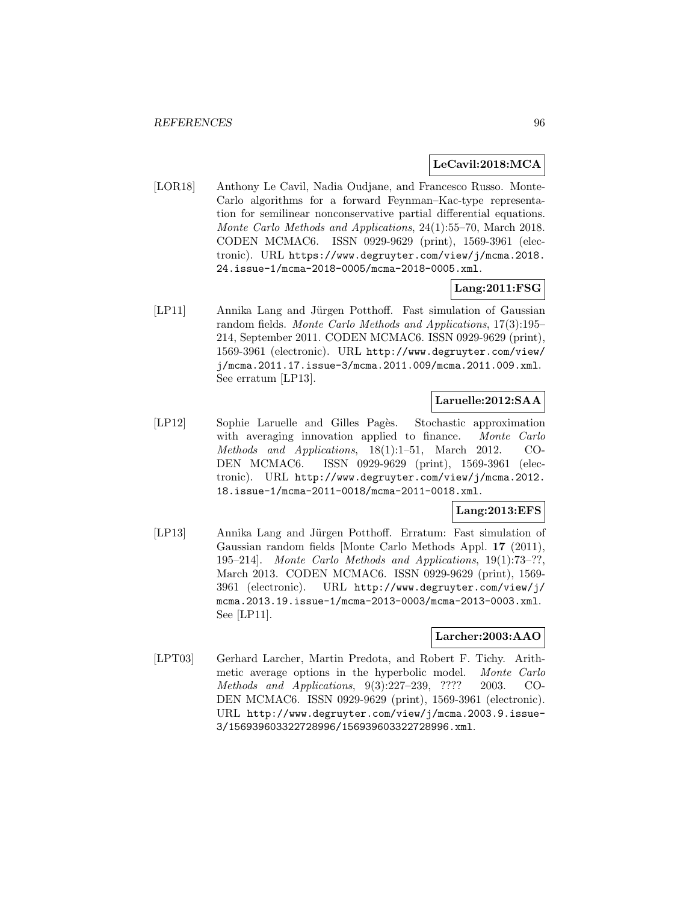**LeCavil:2018:MCA**

[LOR18] Anthony Le Cavil, Nadia Oudjane, and Francesco Russo. Monte-Carlo algorithms for a forward Feynman–Kac-type representation for semilinear nonconservative partial differential equations. *Monte Carlo Methods and Applications*, 24(1):55–70, March 2018. CODEN MCMAC6. ISSN 0929-9629 (print), 1569-3961 (electronic). URL `https://www.degruyter.com/view/j/mcma.2018.24.issue-1/mcma-2018-0005/mcma-2018-0005.xml`.

**Lang:2011:FSG**

[LP11] Annika Lang and Jürgen Potthoff. Fast simulation of Gaussian random fields. *Monte Carlo Methods and Applications*, 17(3):195–214, September 2011. CODEN MCMAC6. ISSN 0929-9629 (print), 1569-3961 (electronic). URL `http://www.degruyter.com/view/j/mcma.2011.17.issue-3/mcma.2011.009/mcma.2011.009.xml`. See erratum [LP13].

**Laruelle:2012:SAA**

[LP12] Sophie Laruelle and Gilles Pagès. Stochastic approximation with averaging innovation applied to finance. *Monte Carlo Methods and Applications*, 18(1):1–51, March 2012. CODEN MCMAC6. ISSN 0929-9629 (print), 1569-3961 (electronic). URL `http://www.degruyter.com/view/j/mcma.2012.18.issue-1/mcma-2011-0018/mcma-2011-0018.xml`.

**Lang:2013:EFS**

[LP13] Annika Lang and Jürgen Potthoff. Erratum: Fast simulation of Gaussian random fields [Monte Carlo Methods Appl. **17** (2011), 195–214]. *Monte Carlo Methods and Applications*, 19(1):73–??, March 2013. CODEN MCMAC6. ISSN 0929-9629 (print), 1569-3961 (electronic). URL `http://www.degruyter.com/view/j/mcma.2013.19.issue-1/mcma-2013-0003/mcma-2013-0003.xml`. See [LP11].

**Larcher:2003:AAO**

[LPT03] Gerhard Larcher, Martin Predota, and Robert F. Tichy. Arithmetic average options in the hyperbolic model. *Monte Carlo Methods and Applications*, 9(3):227–239, ???? 2003. CODEN MCMAC6. ISSN 0929-9629 (print), 1569-3961 (electronic). URL `http://www.degruyter.com/view/j/mcma.2003.9.issue-3/156939603322728996/156939603322728996.xml`.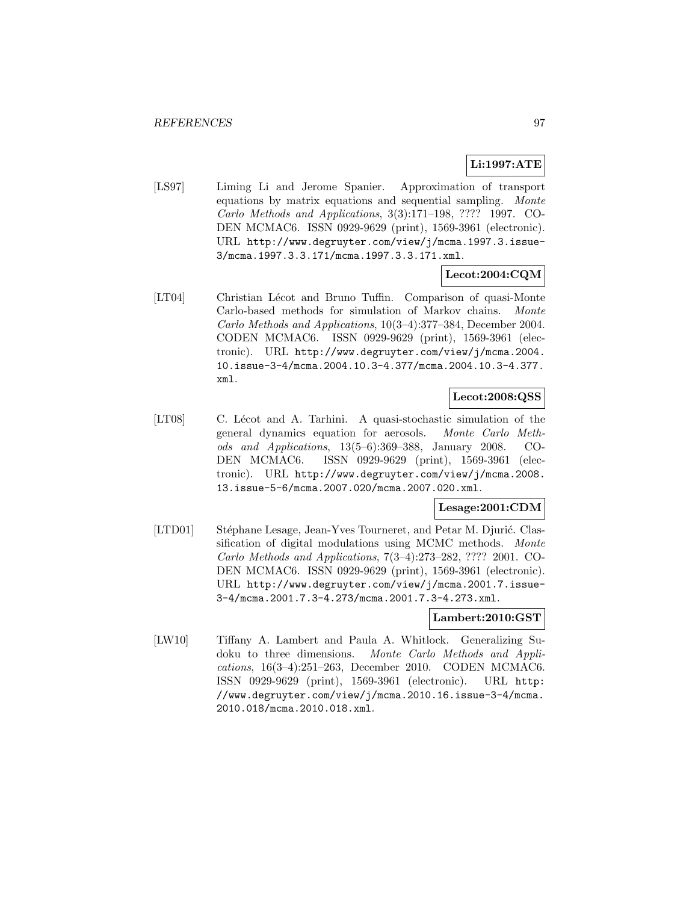**Li:1997:ATE**

[LS97] Liming Li and Jerome Spanier. Approximation of transport equations by matrix equations and sequential sampling. *Monte Carlo Methods and Applications*, 3(3):171–198, ???? 1997. CODEN MCMAC6. ISSN 0929-9629 (print), 1569-3961 (electronic). URL http://www.degruyter.com/view/j/mcma.1997.3.issue-3/mcma.1997.3.3.171/mcma.1997.3.3.171.xml.

**Lecot:2004:CQM**

[LT04] Christian Lécot and Bruno Tuffin. Comparison of quasi-Monte Carlo-based methods for simulation of Markov chains. *Monte Carlo Methods and Applications*, 10(3–4):377–384, December 2004. CODEN MCMAC6. ISSN 0929-9629 (print), 1569-3961 (electronic). URL http://www.degruyter.com/view/j/mcma.2004.10.issue-3-4/mcma.2004.10.3-4.377/mcma.2004.10.3-4.377.xml.

**Lecot:2008:QSS**

[LT08] C. Lécot and A. Tarhini. A quasi-stochastic simulation of the general dynamics equation for aerosols. *Monte Carlo Methods and Applications*, 13(5–6):369–388, January 2008. CODEN MCMAC6. ISSN 0929-9629 (print), 1569-3961 (electronic). URL http://www.degruyter.com/view/j/mcma.2008.13.issue-5-6/mcma.2007.020/mcma.2007.020.xml.

**Lesage:2001:CDM**

[LTD01] Stéphane Lesage, Jean-Yves Tourneret, and Petar M. Djurić. Classification of digital modulations using MCMC methods. *Monte Carlo Methods and Applications*, 7(3–4):273–282, ???? 2001. CODEN MCMAC6. ISSN 0929-9629 (print), 1569-3961 (electronic). URL http://www.degruyter.com/view/j/mcma.2001.7.issue-3-4/mcma.2001.7.3-4.273/mcma.2001.7.3-4.273.xml.

**Lambert:2010:GST**

[LW10] Tiffany A. Lambert and Paula A. Whitlock. Generalizing Sudoku to three dimensions. *Monte Carlo Methods and Applications*, 16(3–4):251–263, December 2010. CODEN MCMAC6. ISSN 0929-9629 (print), 1569-3961 (electronic). URL http://www.degruyter.com/view/j/mcma.2010.16.issue-3-4/mcma.2010.018/mcma.2010.018.xml.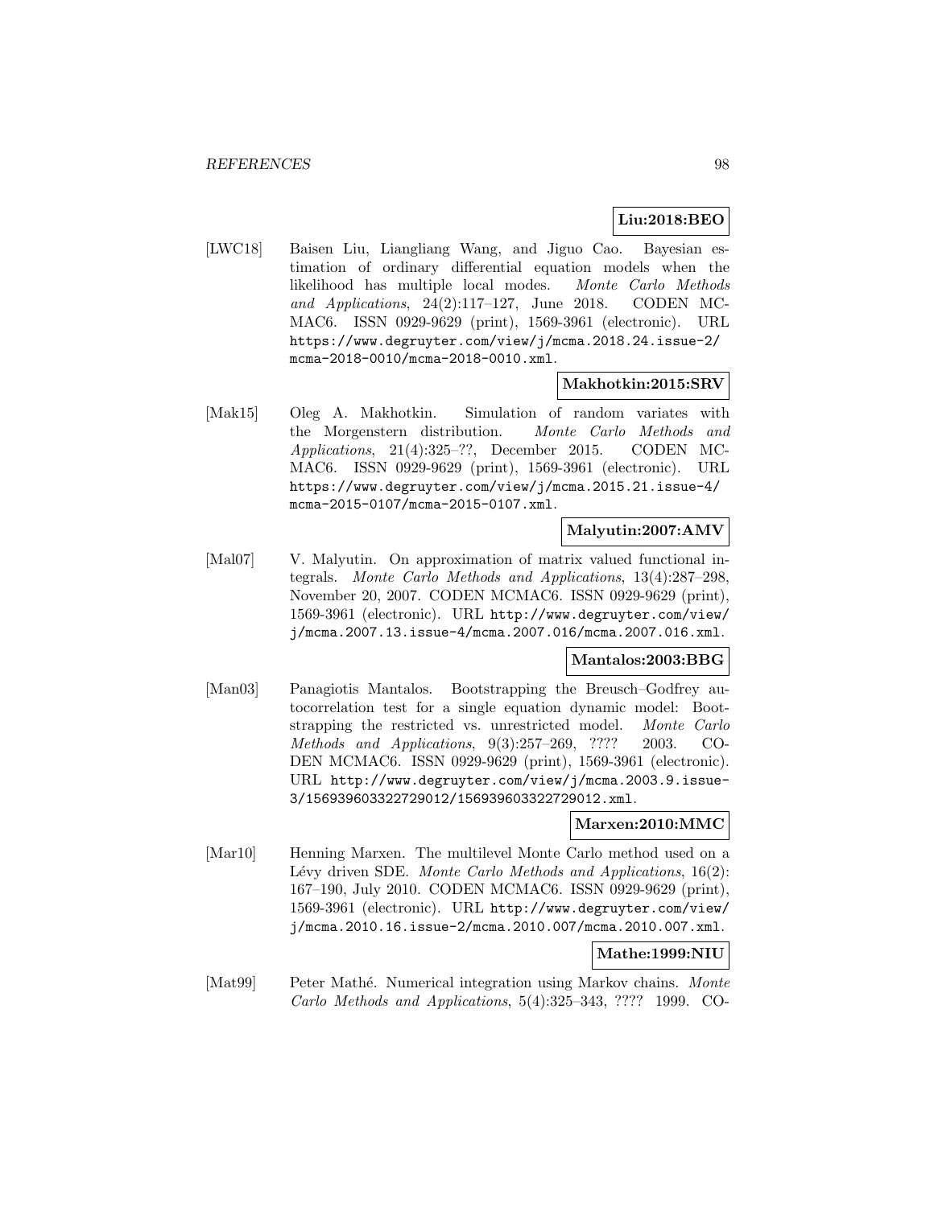**Liu:2018:BEO**

[LWC18] Baisen Liu, Liangliang Wang, and Jiguo Cao. Bayesian estimation of ordinary differential equation models when the likelihood has multiple local modes. *Monte Carlo Methods and Applications*, 24(2):117–127, June 2018. CODEN MCMAC6. ISSN 0929-9629 (print), 1569-3961 (electronic). URL https://www.degruyter.com/view/j/mcma.2018.24.issue-2/mcma-2018-0010/mcma-2018-0010.xml.

**Makhotkin:2015:SRV**

[Mak15] Oleg A. Makhotkin. Simulation of random variates with the Morgenstern distribution. *Monte Carlo Methods and Applications*, 21(4):325–??, December 2015. CODEN MCMAC6. ISSN 0929-9629 (print), 1569-3961 (electronic). URL https://www.degruyter.com/view/j/mcma.2015.21.issue-4/mcma-2015-0107/mcma-2015-0107.xml.

**Malyutin:2007:AMV**

[Mal07] V. Malyutin. On approximation of matrix valued functional integrals. *Monte Carlo Methods and Applications*, 13(4):287–298, November 20, 2007. CODEN MCMAC6. ISSN 0929-9629 (print), 1569-3961 (electronic). URL http://www.degruyter.com/view/j/mcma.2007.13.issue-4/mcma.2007.016/mcma.2007.016.xml.

**Mantalos:2003:BBG**

[Man03] Panagiotis Mantalos. Bootstrapping the Breusch–Godfrey autocorrelation test for a single equation dynamic model: Bootstrapping the restricted vs. unrestricted model. *Monte Carlo Methods and Applications*, 9(3):257–269, ???? 2003. CODEN MCMAC6. ISSN 0929-9629 (print), 1569-3961 (electronic). URL http://www.degruyter.com/view/j/mcma.2003.9.issue-3/156939603322729012/156939603322729012.xml.

**Marxen:2010:MMC**

[Mar10] Henning Marxen. The multilevel Monte Carlo method used on a Lévy driven SDE. *Monte Carlo Methods and Applications*, 16(2): 167–190, July 2010. CODEN MCMAC6. ISSN 0929-9629 (print), 1569-3961 (electronic). URL http://www.degruyter.com/view/j/mcma.2010.16.issue-2/mcma.2010.007/mcma.2010.007.xml.

**Mathe:1999:NIU**

[Mat99] Peter Mathé. Numerical integration using Markov chains. *Monte Carlo Methods and Applications*, 5(4):325–343, ???? 1999. CO-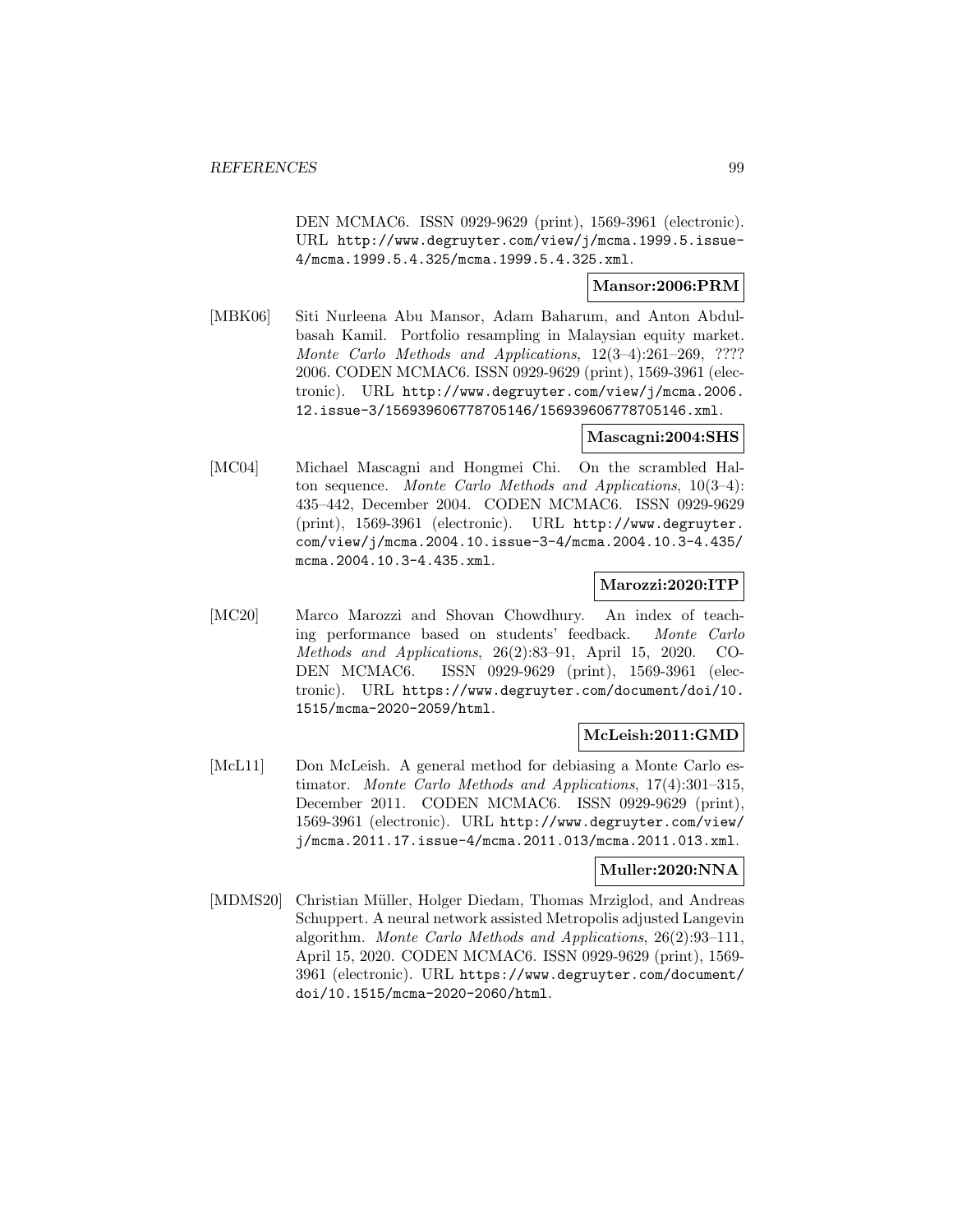DEN MCMAC6. ISSN 0929-9629 (print), 1569-3961 (electronic). URL http://www.degruyter.com/view/j/mcma.1999.5.issue-4/mcma.1999.5.4.325/mcma.1999.5.4.325.xml.

**Mansor:2006:PRM**

[MBK06] Siti Nurleena Abu Mansor, Adam Baharum, and Anton Abdulbasah Kamil. Portfolio resampling in Malaysian equity market. *Monte Carlo Methods and Applications*, 12(3–4):261–269, ???? 2006. CODEN MCMAC6. ISSN 0929-9629 (print), 1569-3961 (electronic). URL http://www.degruyter.com/view/j/mcma.2006.12.issue-3/156939606778705146/156939606778705146.xml.

**Mascagni:2004:SHS**

[MC04] Michael Mascagni and Hongmei Chi. On the scrambled Halton sequence. *Monte Carlo Methods and Applications*, 10(3–4): 435–442, December 2004. CODEN MCMAC6. ISSN 0929-9629 (print), 1569-3961 (electronic). URL http://www.degruyter.com/view/j/mcma.2004.10.issue-3-4/mcma.2004.10.3-4.435/mcma.2004.10.3-4.435.xml.

**Marozzi:2020:ITP**

[MC20] Marco Marozzi and Shovan Chowdhury. An index of teaching performance based on students' feedback. *Monte Carlo Methods and Applications*, 26(2):83–91, April 15, 2020. CODEN MCMAC6. ISSN 0929-9629 (print), 1569-3961 (electronic). URL https://www.degruyter.com/document/doi/10.1515/mcma-2020-2059/html.

**McLeish:2011:GMD**

[McL11] Don McLeish. A general method for debiasing a Monte Carlo estimator. *Monte Carlo Methods and Applications*, 17(4):301–315, December 2011. CODEN MCMAC6. ISSN 0929-9629 (print), 1569-3961 (electronic). URL http://www.degruyter.com/view/j/mcma.2011.17.issue-4/mcma.2011.013/mcma.2011.013.xml.

**Muller:2020:NNA**

[MDMS20] Christian Müller, Holger Diedam, Thomas Mrziglod, and Andreas Schuppert. A neural network assisted Metropolis adjusted Langevin algorithm. *Monte Carlo Methods and Applications*, 26(2):93–111, April 15, 2020. CODEN MCMAC6. ISSN 0929-9629 (print), 1569-3961 (electronic). URL https://www.degruyter.com/document/doi/10.1515/mcma-2020-2060/html.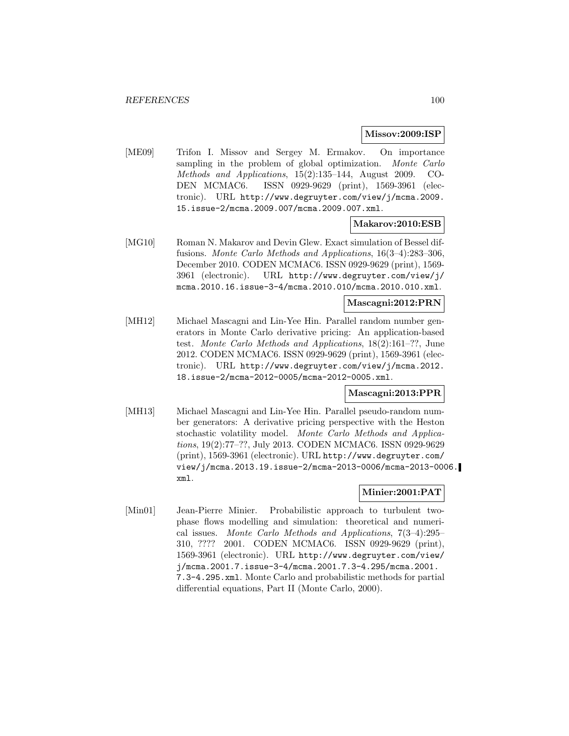**Missov:2009:ISP**

[ME09] Trifon I. Missov and Sergey M. Ermakov. On importance sampling in the problem of global optimization. *Monte Carlo Methods and Applications*, 15(2):135–144, August 2009. CODEN MCMAC6. ISSN 0929-9629 (print), 1569-3961 (electronic). URL http://www.degruyter.com/view/j/mcma.2009.15.issue-2/mcma.2009.007/mcma.2009.007.xml.

**Makarov:2010:ESB**

[MG10] Roman N. Makarov and Devin Glew. Exact simulation of Bessel diffusions. *Monte Carlo Methods and Applications*, 16(3–4):283–306, December 2010. CODEN MCMAC6. ISSN 0929-9629 (print), 1569-3961 (electronic). URL http://www.degruyter.com/view/j/mcma.2010.16.issue-3-4/mcma.2010.010/mcma.2010.010.xml.

**Mascagni:2012:PRN**

[MH12] Michael Mascagni and Lin-Yee Hin. Parallel random number generators in Monte Carlo derivative pricing: An application-based test. *Monte Carlo Methods and Applications*, 18(2):161–??, June 2012. CODEN MCMAC6. ISSN 0929-9629 (print), 1569-3961 (electronic). URL http://www.degruyter.com/view/j/mcma.2012.18.issue-2/mcma-2012-0005/mcma-2012-0005.xml.

**Mascagni:2013:PPR**

[MH13] Michael Mascagni and Lin-Yee Hin. Parallel pseudo-random number generators: A derivative pricing perspective with the Heston stochastic volatility model. *Monte Carlo Methods and Applications*, 19(2):77–??, July 2013. CODEN MCMAC6. ISSN 0929-9629 (print), 1569-3961 (electronic). URL http://www.degruyter.com/view/j/mcma.2013.19.issue-2/mcma-2013-0006/mcma-2013-0006.xml.

**Minier:2001:PAT**

[Min01] Jean-Pierre Minier. Probabilistic approach to turbulent two-phase flows modelling and simulation: theoretical and numerical issues. *Monte Carlo Methods and Applications*, 7(3–4):295–310, ???? 2001. CODEN MCMAC6. ISSN 0929-9629 (print), 1569-3961 (electronic). URL http://www.degruyter.com/view/j/mcma.2001.7.issue-3-4/mcma.2001.7.3-4.295/mcma.2001.7.3-4.295.xml. Monte Carlo and probabilistic methods for partial differential equations, Part II (Monte Carlo, 2000).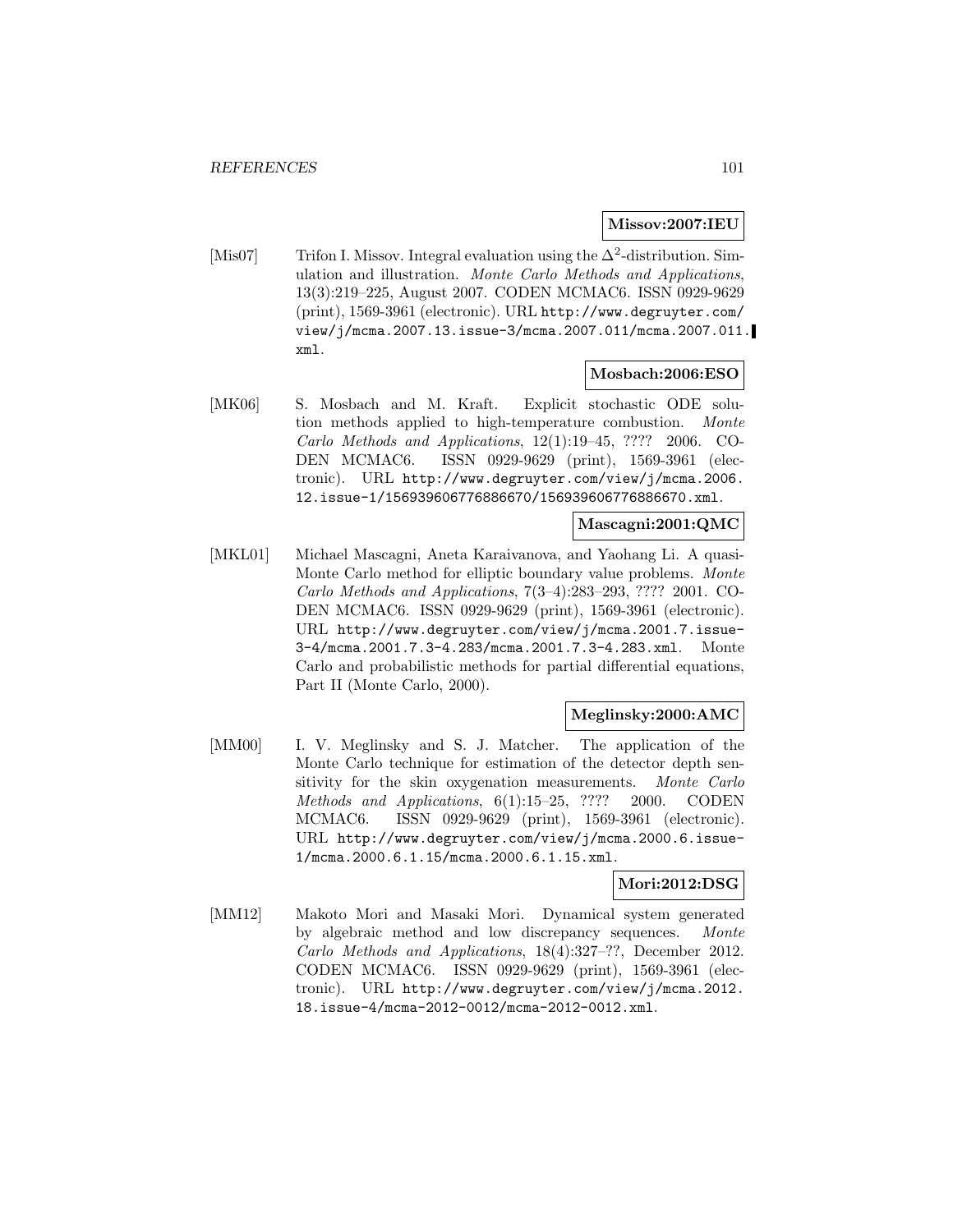**Missov:2007:IEU**

[Mis07] Trifon I. Missov. Integral evaluation using the $\Delta^2$-distribution. Simulation and illustration. *Monte Carlo Methods and Applications*, 13(3):219–225, August 2007. CODEN MCMAC6. ISSN 0929-9629 (print), 1569-3961 (electronic). URL http://www.degruyter.com/view/j/mcma.2007.13.issue-3/mcma.2007.011/mcma.2007.011.xml.

**Mosbach:2006:ESO**

[MK06] S. Mosbach and M. Kraft. Explicit stochastic ODE solution methods applied to high-temperature combustion. *Monte Carlo Methods and Applications*, 12(1):19–45, ???? 2006. CODEN MCMAC6. ISSN 0929-9629 (print), 1569-3961 (electronic). URL http://www.degruyter.com/view/j/mcma.2006.12.issue-1/156939606776886670/156939606776886670.xml.

**Mascagni:2001:QMC**

[MKL01] Michael Mascagni, Aneta Karaivanova, and Yaohang Li. A quasi-Monte Carlo method for elliptic boundary value problems. *Monte Carlo Methods and Applications*, 7(3–4):283–293, ???? 2001. CODEN MCMAC6. ISSN 0929-9629 (print), 1569-3961 (electronic). URL http://www.degruyter.com/view/j/mcma.2001.7.issue-3-4/mcma.2001.7.3-4.283/mcma.2001.7.3-4.283.xml. Monte Carlo and probabilistic methods for partial differential equations, Part II (Monte Carlo, 2000).

**Meglinsky:2000:AMC**

[MM00] I. V. Meglinsky and S. J. Matcher. The application of the Monte Carlo technique for estimation of the detector depth sensitivity for the skin oxygenation measurements. *Monte Carlo Methods and Applications*, 6(1):15–25, ???? 2000. CODEN MCMAC6. ISSN 0929-9629 (print), 1569-3961 (electronic). URL http://www.degruyter.com/view/j/mcma.2000.6.issue-1/mcma.2000.6.1.15/mcma.2000.6.1.15.xml.

**Mori:2012:DSG**

[MM12] Makoto Mori and Masaki Mori. Dynamical system generated by algebraic method and low discrepancy sequences. *Monte Carlo Methods and Applications*, 18(4):327–??, December 2012. CODEN MCMAC6. ISSN 0929-9629 (print), 1569-3961 (electronic). URL http://www.degruyter.com/view/j/mcma.2012.18.issue-4/mcma-2012-0012/mcma-2012-0012.xml.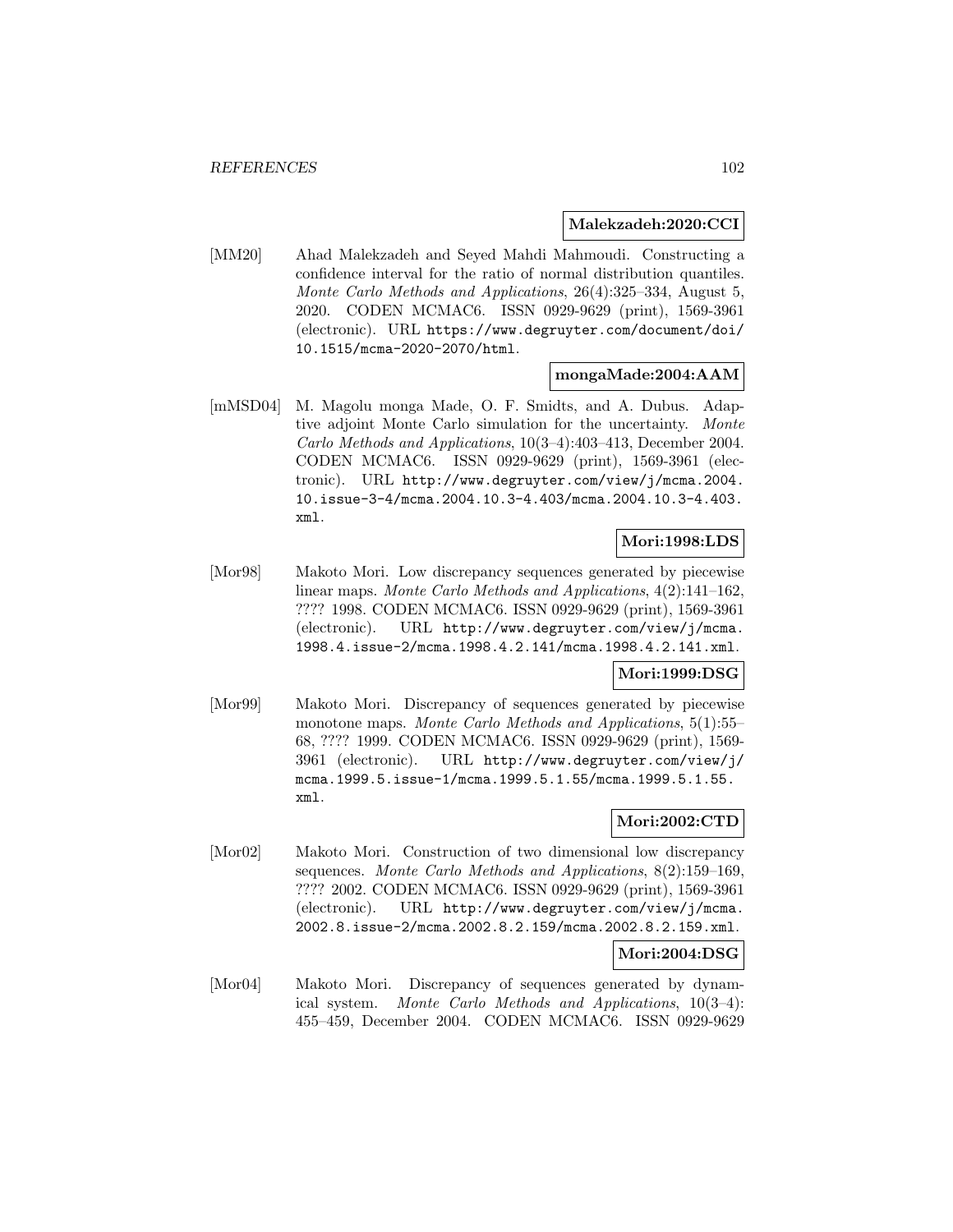**Malekzadeh:2020:CCI**

[MM20] Ahad Malekzadeh and Seyed Mahdi Mahmoudi. Constructing a confidence interval for the ratio of normal distribution quantiles. *Monte Carlo Methods and Applications*, 26(4):325–334, August 5, 2020. CODEN MCMAC6. ISSN 0929-9629 (print), 1569-3961 (electronic). URL https://www.degruyter.com/document/doi/10.1515/mcma-2020-2070/html.

**mongaMade:2004:AAM**

[mMSD04] M. Magolu monga Made, O. F. Smidts, and A. Dubus. Adaptive adjoint Monte Carlo simulation for the uncertainty. *Monte Carlo Methods and Applications*, 10(3–4):403–413, December 2004. CODEN MCMAC6. ISSN 0929-9629 (print), 1569-3961 (electronic). URL http://www.degruyter.com/view/j/mcma.2004.10.issue-3-4/mcma.2004.10.3-4.403/mcma.2004.10.3-4.403.xml.

**Mori:1998:LDS**

[Mor98] Makoto Mori. Low discrepancy sequences generated by piecewise linear maps. *Monte Carlo Methods and Applications*, 4(2):141–162, ???? 1998. CODEN MCMAC6. ISSN 0929-9629 (print), 1569-3961 (electronic). URL http://www.degruyter.com/view/j/mcma.1998.4.issue-2/mcma.1998.4.2.141/mcma.1998.4.2.141.xml.

**Mori:1999:DSG**

[Mor99] Makoto Mori. Discrepancy of sequences generated by piecewise monotone maps. *Monte Carlo Methods and Applications*, 5(1):55–68, ???? 1999. CODEN MCMAC6. ISSN 0929-9629 (print), 1569-3961 (electronic). URL http://www.degruyter.com/view/j/mcma.1999.5.issue-1/mcma.1999.5.1.55/mcma.1999.5.1.55.xml.

**Mori:2002:CTD**

[Mor02] Makoto Mori. Construction of two dimensional low discrepancy sequences. *Monte Carlo Methods and Applications*, 8(2):159–169, ???? 2002. CODEN MCMAC6. ISSN 0929-9629 (print), 1569-3961 (electronic). URL http://www.degruyter.com/view/j/mcma.2002.8.issue-2/mcma.2002.8.2.159/mcma.2002.8.2.159.xml.

**Mori:2004:DSG**

[Mor04] Makoto Mori. Discrepancy of sequences generated by dynamical system. *Monte Carlo Methods and Applications*, 10(3–4):455–459, December 2004. CODEN MCMAC6. ISSN 0929-9629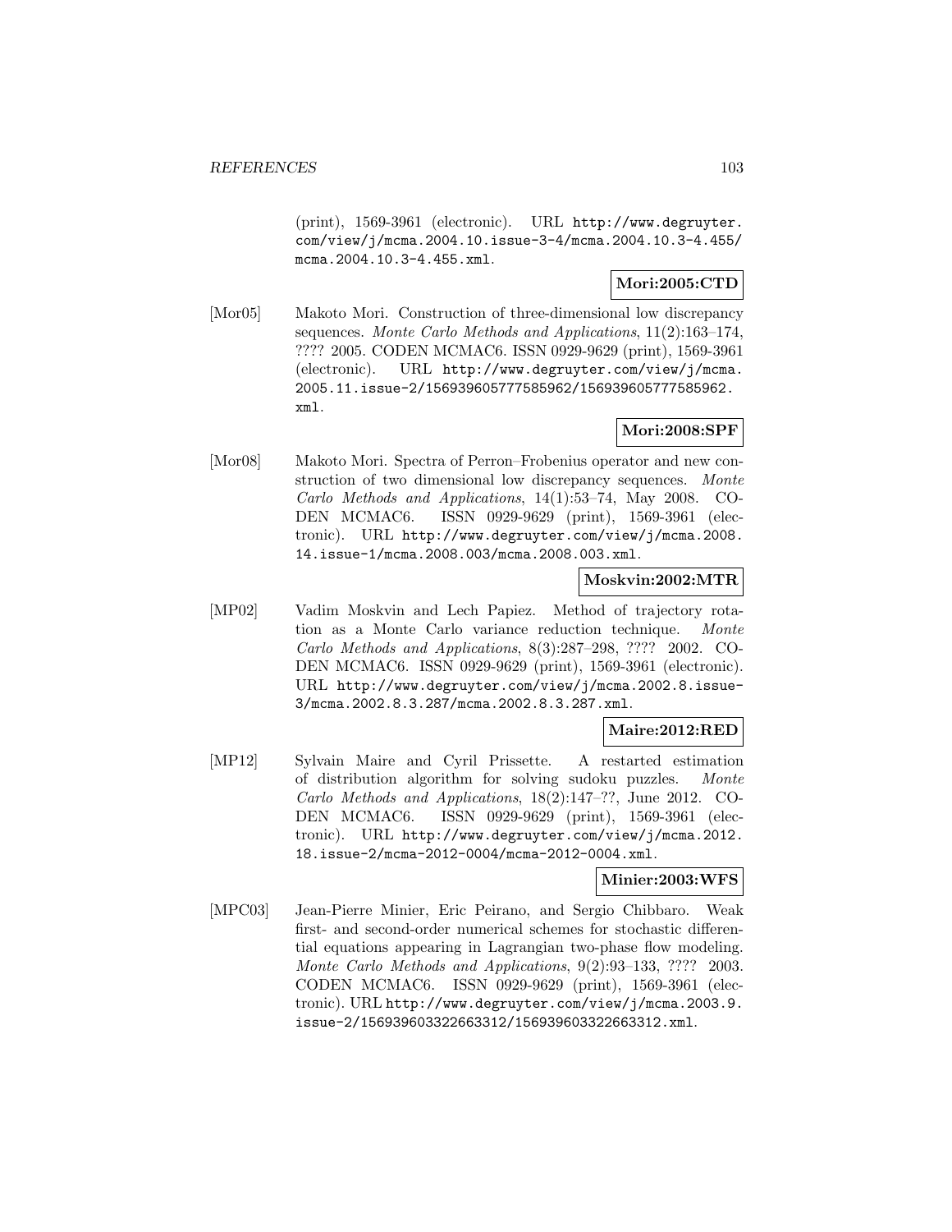(print), 1569-3961 (electronic). URL http://www.degruyter.com/view/j/mcma.2004.10.issue-3-4/mcma.2004.10.3-4.455/mcma.2004.10.3-4.455.xml.

**Mori:2005:CTD**

[Mor05] Makoto Mori. Construction of three-dimensional low discrepancy sequences. *Monte Carlo Methods and Applications*, 11(2):163–174, ???? 2005. CODEN MCMAC6. ISSN 0929-9629 (print), 1569-3961 (electronic). URL http://www.degruyter.com/view/j/mcma.2005.11.issue-2/156939605777585962/156939605777585962.xml.

**Mori:2008:SPF**

[Mor08] Makoto Mori. Spectra of Perron–Frobenius operator and new construction of two dimensional low discrepancy sequences. *Monte Carlo Methods and Applications*, 14(1):53–74, May 2008. CODEN MCMAC6. ISSN 0929-9629 (print), 1569-3961 (electronic). URL http://www.degruyter.com/view/j/mcma.2008.14.issue-1/mcma.2008.003/mcma.2008.003.xml.

**Moskvin:2002:MTR**

[MP02] Vadim Moskvin and Lech Papiez. Method of trajectory rotation as a Monte Carlo variance reduction technique. *Monte Carlo Methods and Applications*, 8(3):287–298, ???? 2002. CODEN MCMAC6. ISSN 0929-9629 (print), 1569-3961 (electronic). URL http://www.degruyter.com/view/j/mcma.2002.8.issue-3/mcma.2002.8.3.287/mcma.2002.8.3.287.xml.

**Maire:2012:RED**

[MP12] Sylvain Maire and Cyril Prissette. A restarted estimation of distribution algorithm for solving sudoku puzzles. *Monte Carlo Methods and Applications*, 18(2):147–??, June 2012. CODEN MCMAC6. ISSN 0929-9629 (print), 1569-3961 (electronic). URL http://www.degruyter.com/view/j/mcma.2012.18.issue-2/mcma-2012-0004/mcma-2012-0004.xml.

**Minier:2003:WFS**

[MPC03] Jean-Pierre Minier, Eric Peirano, and Sergio Chibbaro. Weak first- and second-order numerical schemes for stochastic differential equations appearing in Lagrangian two-phase flow modeling. *Monte Carlo Methods and Applications*, 9(2):93–133, ???? 2003. CODEN MCMAC6. ISSN 0929-9629 (print), 1569-3961 (electronic). URL http://www.degruyter.com/view/j/mcma.2003.9.issue-2/156939603322663312/156939603322663312.xml.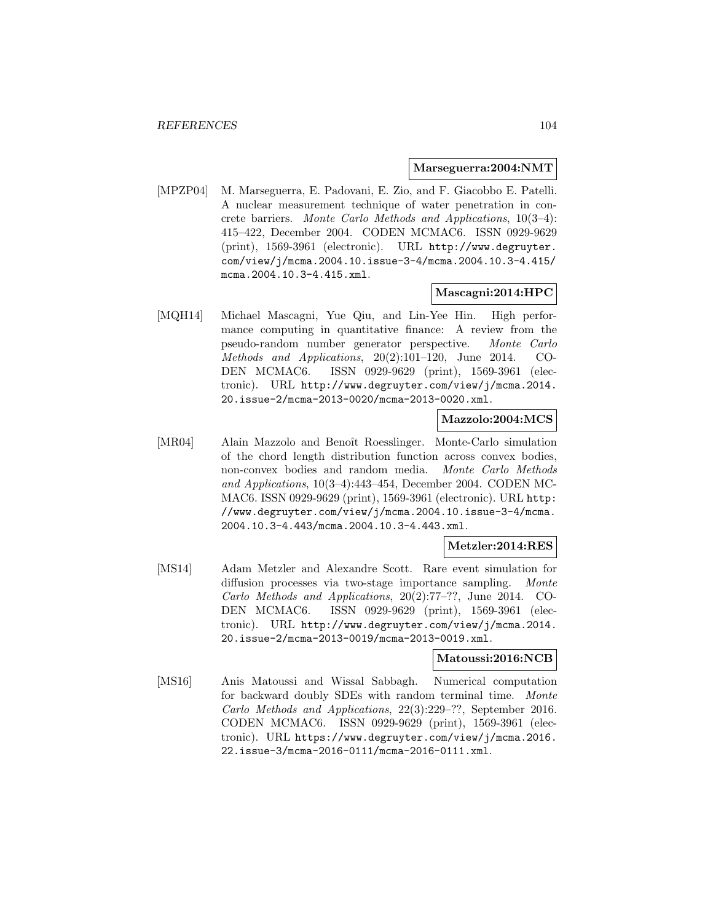**Marseguerra:2004:NMT**

[MPZP04] M. Marseguerra, E. Padovani, E. Zio, and F. Giacobbo E. Patelli. A nuclear measurement technique of water penetration in concrete barriers. *Monte Carlo Methods and Applications*, 10(3–4): 415–422, December 2004. CODEN MCMAC6. ISSN 0929-9629 (print), 1569-3961 (electronic). URL http://www.degruyter.com/view/j/mcma.2004.10.issue-3-4/mcma.2004.10.3-4.415/mcma.2004.10.3-4.415.xml.

**Mascagni:2014:HPC**

[MQH14] Michael Mascagni, Yue Qiu, and Lin-Yee Hin. High performance computing in quantitative finance: A review from the pseudo-random number generator perspective. *Monte Carlo Methods and Applications*, 20(2):101–120, June 2014. CODEN MCMAC6. ISSN 0929-9629 (print), 1569-3961 (electronic). URL http://www.degruyter.com/view/j/mcma.2014.20.issue-2/mcma-2013-0020/mcma-2013-0020.xml.

**Mazzolo:2004:MCS**

[MR04] Alain Mazzolo and Benoît Roesslinger. Monte-Carlo simulation of the chord length distribution function across convex bodies, non-convex bodies and random media. *Monte Carlo Methods and Applications*, 10(3–4):443–454, December 2004. CODEN MCMAC6. ISSN 0929-9629 (print), 1569-3961 (electronic). URL http://www.degruyter.com/view/j/mcma.2004.10.issue-3-4/mcma.2004.10.3-4.443/mcma.2004.10.3-4.443.xml.

**Metzler:2014:RES**

[MS14] Adam Metzler and Alexandre Scott. Rare event simulation for diffusion processes via two-stage importance sampling. *Monte Carlo Methods and Applications*, 20(2):77–??, June 2014. CODEN MCMAC6. ISSN 0929-9629 (print), 1569-3961 (electronic). URL http://www.degruyter.com/view/j/mcma.2014.20.issue-2/mcma-2013-0019/mcma-2013-0019.xml.

**Matoussi:2016:NCB**

[MS16] Anis Matoussi and Wissal Sabbagh. Numerical computation for backward doubly SDEs with random terminal time. *Monte Carlo Methods and Applications*, 22(3):229–??, September 2016. CODEN MCMAC6. ISSN 0929-9629 (print), 1569-3961 (electronic). URL https://www.degruyter.com/view/j/mcma.2016.22.issue-3/mcma-2016-0111/mcma-2016-0111.xml.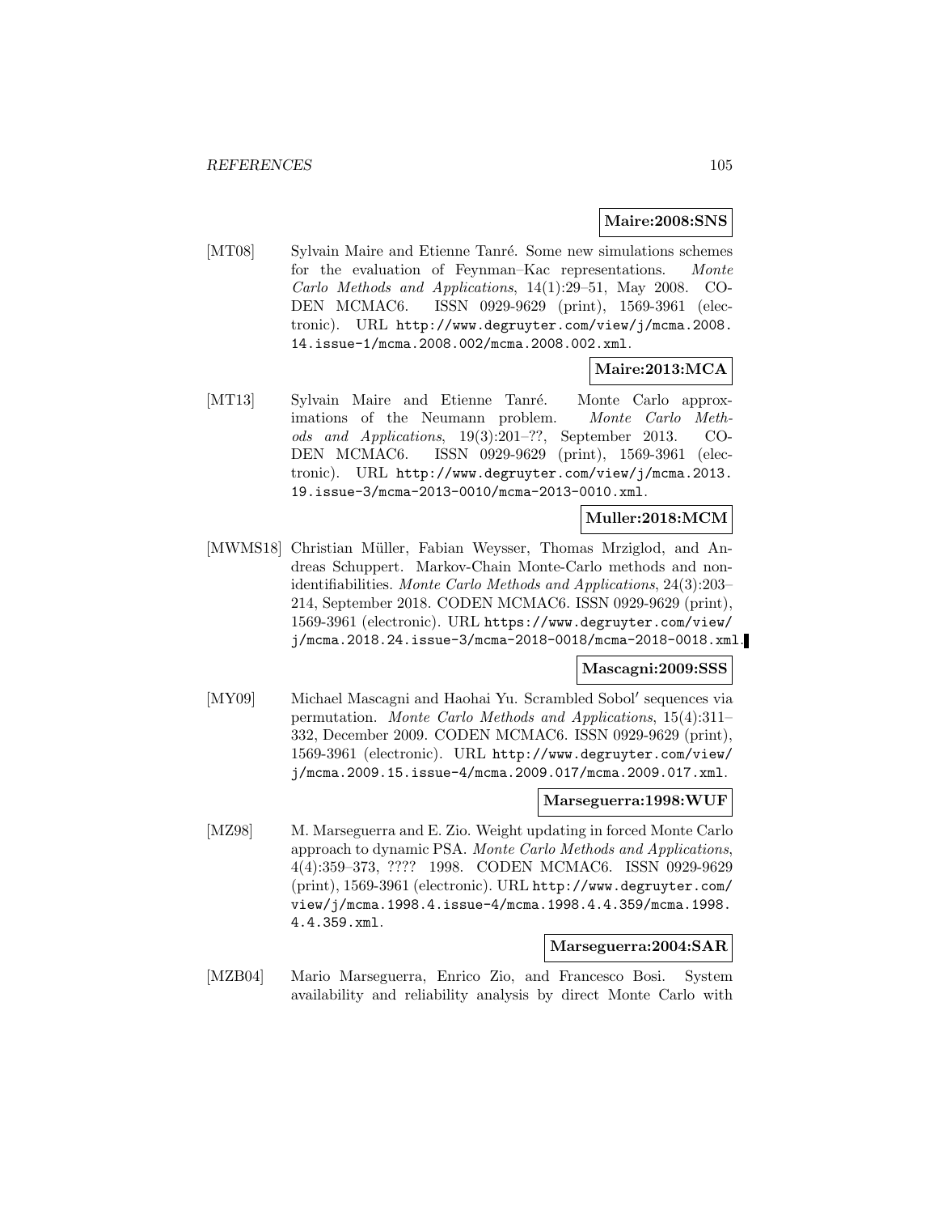**Maire:2008:SNS**

[MT08] Sylvain Maire and Etienne Tanré. Some new simulations schemes for the evaluation of Feynman–Kac representations. *Monte Carlo Methods and Applications*, 14(1):29–51, May 2008. CODEN MCMAC6. ISSN 0929-9629 (print), 1569-3961 (electronic). URL http://www.degruyter.com/view/j/mcma.2008.14.issue-1/mcma.2008.002/mcma.2008.002.xml.

**Maire:2013:MCA**

[MT13] Sylvain Maire and Etienne Tanré. Monte Carlo approximations of the Neumann problem. *Monte Carlo Methods and Applications*, 19(3):201–??, September 2013. CODEN MCMAC6. ISSN 0929-9629 (print), 1569-3961 (electronic). URL http://www.degruyter.com/view/j/mcma.2013.19.issue-3/mcma-2013-0010/mcma-2013-0010.xml.

**Muller:2018:MCM**

[MWMS18] Christian Müller, Fabian Weysser, Thomas Mrziglod, and Andreas Schuppert. Markov-Chain Monte-Carlo methods and non-identifiabilities. *Monte Carlo Methods and Applications*, 24(3):203–214, September 2018. CODEN MCMAC6. ISSN 0929-9629 (print), 1569-3961 (electronic). URL https://www.degruyter.com/view/j/mcma.2018.24.issue-3/mcma-2018-0018/mcma-2018-0018.xml.

**Mascagni:2009:SSS**

[MY09] Michael Mascagni and Haohai Yu. Scrambled Sobol′ sequences via permutation. *Monte Carlo Methods and Applications*, 15(4):311–332, December 2009. CODEN MCMAC6. ISSN 0929-9629 (print), 1569-3961 (electronic). URL http://www.degruyter.com/view/j/mcma.2009.15.issue-4/mcma.2009.017/mcma.2009.017.xml.

**Marseguerra:1998:WUF**

[MZ98] M. Marseguerra and E. Zio. Weight updating in forced Monte Carlo approach to dynamic PSA. *Monte Carlo Methods and Applications*, 4(4):359–373, ???? 1998. CODEN MCMAC6. ISSN 0929-9629 (print), 1569-3961 (electronic). URL http://www.degruyter.com/view/j/mcma.1998.4.issue-4/mcma.1998.4.4.359/mcma.1998.4.4.359.xml.

**Marseguerra:2004:SAR**

[MZB04] Mario Marseguerra, Enrico Zio, and Francesco Bosi. System availability and reliability analysis by direct Monte Carlo with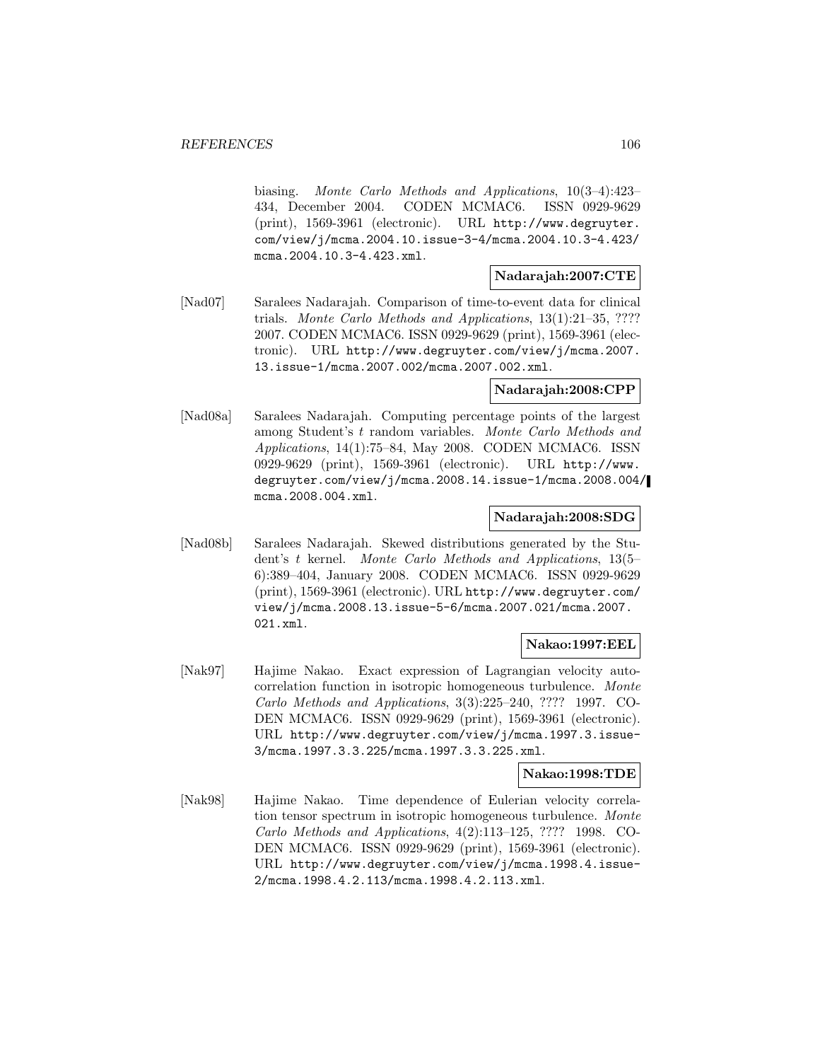biasing. *Monte Carlo Methods and Applications*, 10(3–4):423–434, December 2004. CODEN MCMAC6. ISSN 0929-9629 (print), 1569-3961 (electronic). URL http://www.degruyter.com/view/j/mcma.2004.10.issue-3-4/mcma.2004.10.3-4.423/mcma.2004.10.3-4.423.xml.

**Nadarajah:2007:CTE**

[Nad07] Saralees Nadarajah. Comparison of time-to-event data for clinical trials. *Monte Carlo Methods and Applications*, 13(1):21–35, ???? 2007. CODEN MCMAC6. ISSN 0929-9629 (print), 1569-3961 (electronic). URL http://www.degruyter.com/view/j/mcma.2007.13.issue-1/mcma.2007.002/mcma.2007.002.xml.

**Nadarajah:2008:CPP**

[Nad08a] Saralees Nadarajah. Computing percentage points of the largest among Student's *t* random variables. *Monte Carlo Methods and Applications*, 14(1):75–84, May 2008. CODEN MCMAC6. ISSN 0929-9629 (print), 1569-3961 (electronic). URL http://www.degruyter.com/view/j/mcma.2008.14.issue-1/mcma.2008.004/mcma.2008.004.xml.

**Nadarajah:2008:SDG**

[Nad08b] Saralees Nadarajah. Skewed distributions generated by the Student's *t* kernel. *Monte Carlo Methods and Applications*, 13(5–6):389–404, January 2008. CODEN MCMAC6. ISSN 0929-9629 (print), 1569-3961 (electronic). URL http://www.degruyter.com/view/j/mcma.2008.13.issue-5-6/mcma.2007.021/mcma.2007.021.xml.

**Nakao:1997:EEL**

[Nak97] Hajime Nakao. Exact expression of Lagrangian velocity autocorrelation function in isotropic homogeneous turbulence. *Monte Carlo Methods and Applications*, 3(3):225–240, ???? 1997. CODEN MCMAC6. ISSN 0929-9629 (print), 1569-3961 (electronic). URL http://www.degruyter.com/view/j/mcma.1997.3.issue-3/mcma.1997.3.3.225/mcma.1997.3.3.225.xml.

**Nakao:1998:TDE**

[Nak98] Hajime Nakao. Time dependence of Eulerian velocity correlation tensor spectrum in isotropic homogeneous turbulence. *Monte Carlo Methods and Applications*, 4(2):113–125, ???? 1998. CODEN MCMAC6. ISSN 0929-9629 (print), 1569-3961 (electronic). URL http://www.degruyter.com/view/j/mcma.1998.4.issue-2/mcma.1998.4.2.113/mcma.1998.4.2.113.xml.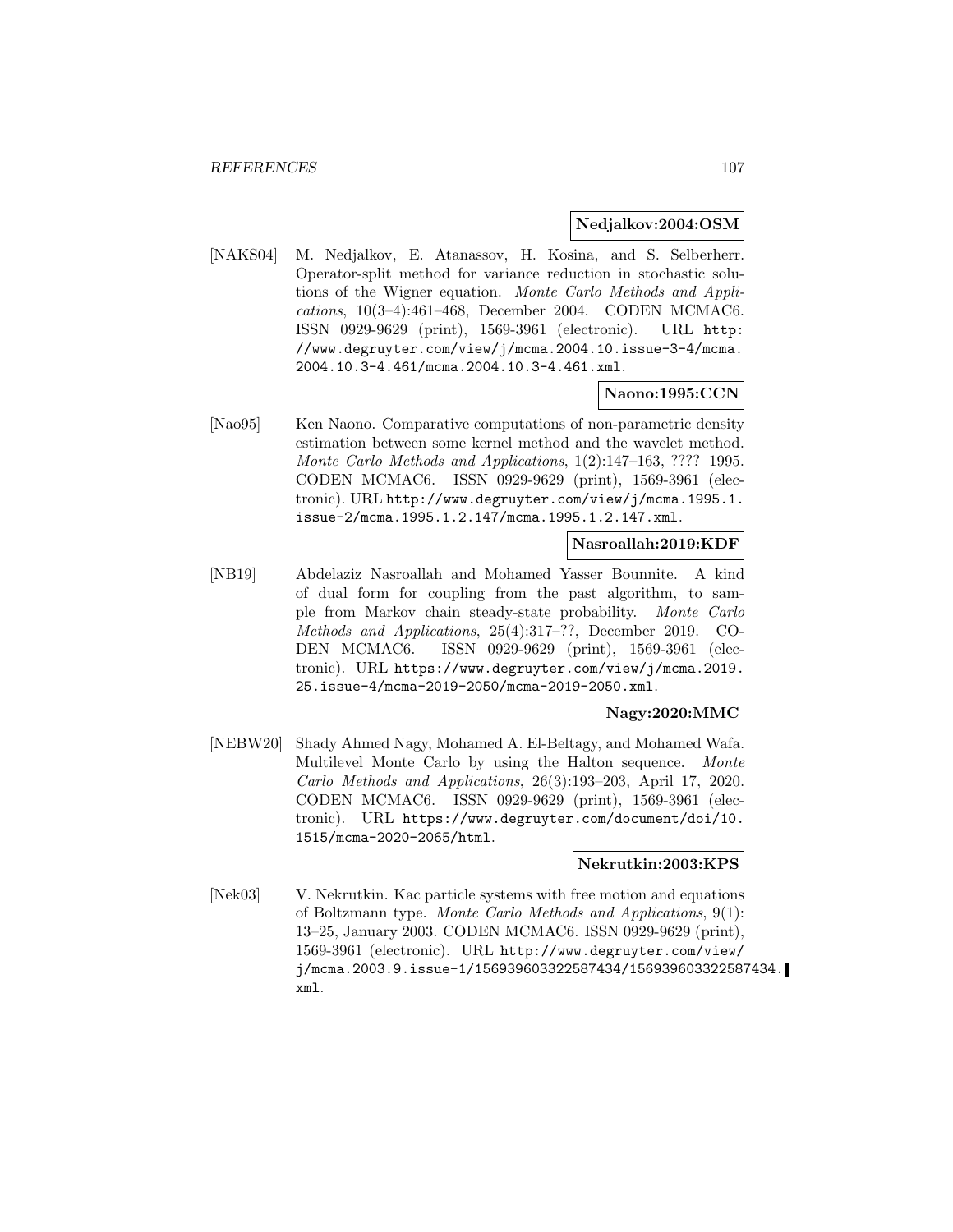**Nedjalkov:2004:OSM**

[NAKS04] M. Nedjalkov, E. Atanassov, H. Kosina, and S. Selberherr. Operator-split method for variance reduction in stochastic solutions of the Wigner equation. *Monte Carlo Methods and Applications*, 10(3–4):461–468, December 2004. CODEN MCMAC6. ISSN 0929-9629 (print), 1569-3961 (electronic). URL `http://www.degruyter.com/view/j/mcma.2004.10.issue-3-4/mcma.2004.10.3-4.461/mcma.2004.10.3-4.461.xml`.

**Naono:1995:CCN**

[Nao95] Ken Naono. Comparative computations of non-parametric density estimation between some kernel method and the wavelet method. *Monte Carlo Methods and Applications*, 1(2):147–163, ???? 1995. CODEN MCMAC6. ISSN 0929-9629 (print), 1569-3961 (electronic). URL `http://www.degruyter.com/view/j/mcma.1995.1.issue-2/mcma.1995.1.2.147/mcma.1995.1.2.147.xml`.

**Nasroallah:2019:KDF**

[NB19] Abdelaziz Nasroallah and Mohamed Yasser Bounnite. A kind of dual form for coupling from the past algorithm, to sample from Markov chain steady-state probability. *Monte Carlo Methods and Applications*, 25(4):317–??, December 2019. CODEN MCMAC6. ISSN 0929-9629 (print), 1569-3961 (electronic). URL `https://www.degruyter.com/view/j/mcma.2019.25.issue-4/mcma-2019-2050/mcma-2019-2050.xml`.

**Nagy:2020:MMC**

[NEBW20] Shady Ahmed Nagy, Mohamed A. El-Beltagy, and Mohamed Wafa. Multilevel Monte Carlo by using the Halton sequence. *Monte Carlo Methods and Applications*, 26(3):193–203, April 17, 2020. CODEN MCMAC6. ISSN 0929-9629 (print), 1569-3961 (electronic). URL `https://www.degruyter.com/document/doi/10.1515/mcma-2020-2065/html`.

**Nekrutkin:2003:KPS**

[Nek03] V. Nekrutkin. Kac particle systems with free motion and equations of Boltzmann type. *Monte Carlo Methods and Applications*, 9(1): 13–25, January 2003. CODEN MCMAC6. ISSN 0929-9629 (print), 1569-3961 (electronic). URL `http://www.degruyter.com/view/j/mcma.2003.9.issue-1/156939603322587434/156939603322587434.xml`.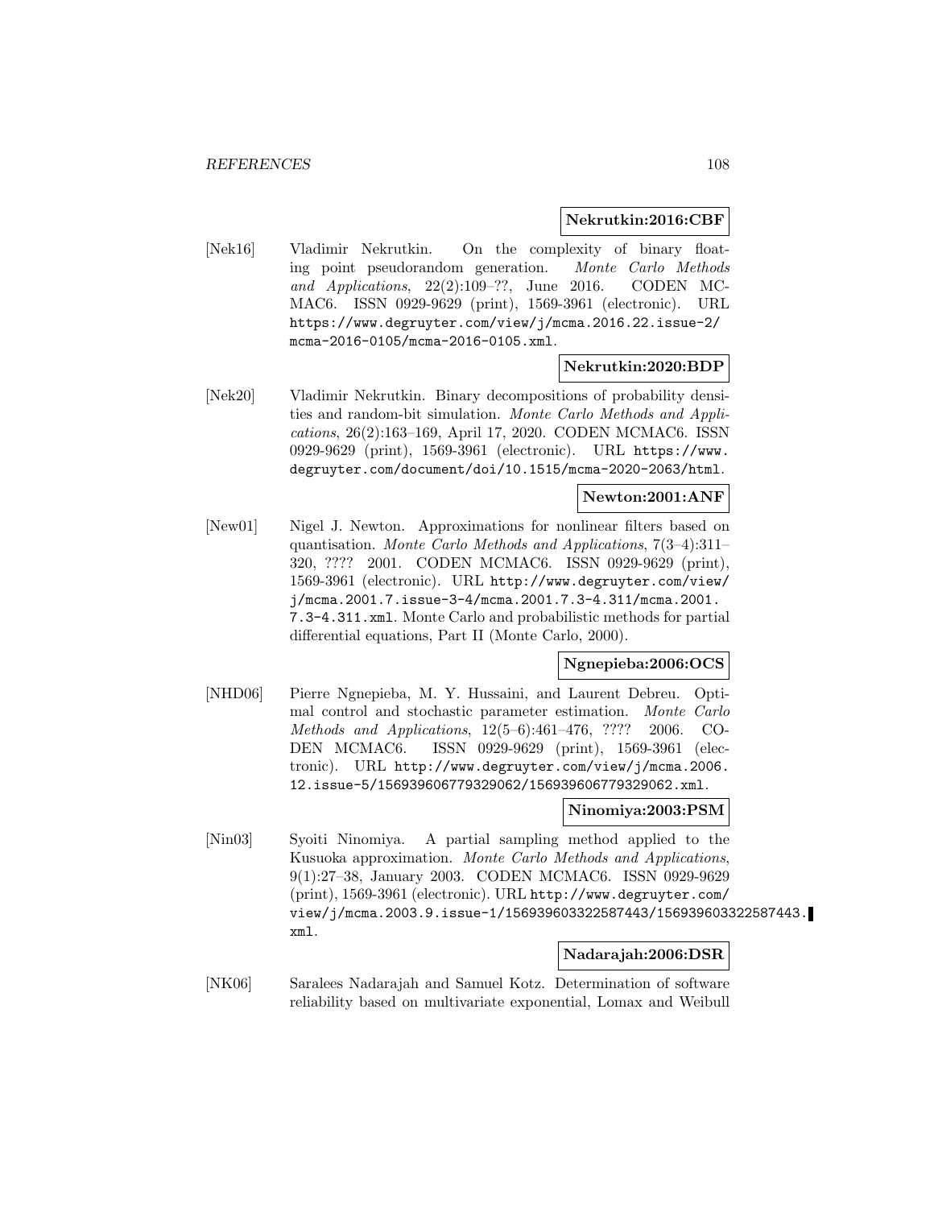**Nekrutkin:2016:CBF**

[Nek16] Vladimir Nekrutkin. On the complexity of binary floating point pseudorandom generation. *Monte Carlo Methods and Applications*, 22(2):109–??, June 2016. CODEN MCMAC6. ISSN 0929-9629 (print), 1569-3961 (electronic). URL https://www.degruyter.com/view/j/mcma.2016.22.issue-2/mcma-2016-0105/mcma-2016-0105.xml.

**Nekrutkin:2020:BDP**

[Nek20] Vladimir Nekrutkin. Binary decompositions of probability densities and random-bit simulation. *Monte Carlo Methods and Applications*, 26(2):163–169, April 17, 2020. CODEN MCMAC6. ISSN 0929-9629 (print), 1569-3961 (electronic). URL https://www.degruyter.com/document/doi/10.1515/mcma-2020-2063/html.

**Newton:2001:ANF**

[New01] Nigel J. Newton. Approximations for nonlinear filters based on quantisation. *Monte Carlo Methods and Applications*, 7(3–4):311–320, ???? 2001. CODEN MCMAC6. ISSN 0929-9629 (print), 1569-3961 (electronic). URL http://www.degruyter.com/view/j/mcma.2001.7.issue-3-4/mcma.2001.7.3-4.311/mcma.2001.7.3-4.311.xml. Monte Carlo and probabilistic methods for partial differential equations, Part II (Monte Carlo, 2000).

**Ngnepieba:2006:OCS**

[NHD06] Pierre Ngnepieba, M. Y. Hussaini, and Laurent Debreu. Optimal control and stochastic parameter estimation. *Monte Carlo Methods and Applications*, 12(5–6):461–476, ???? 2006. CODEN MCMAC6. ISSN 0929-9629 (print), 1569-3961 (electronic). URL http://www.degruyter.com/view/j/mcma.2006.12.issue-5/156939606779329062/156939606779329062.xml.

**Ninomiya:2003:PSM**

[Nin03] Syoiti Ninomiya. A partial sampling method applied to the Kusuoka approximation. *Monte Carlo Methods and Applications*, 9(1):27–38, January 2003. CODEN MCMAC6. ISSN 0929-9629 (print), 1569-3961 (electronic). URL http://www.degruyter.com/view/j/mcma.2003.9.issue-1/156939603322587443/156939603322587443.xml.

**Nadarajah:2006:DSR**

[NK06] Saralees Nadarajah and Samuel Kotz. Determination of software reliability based on multivariate exponential, Lomax and Weibull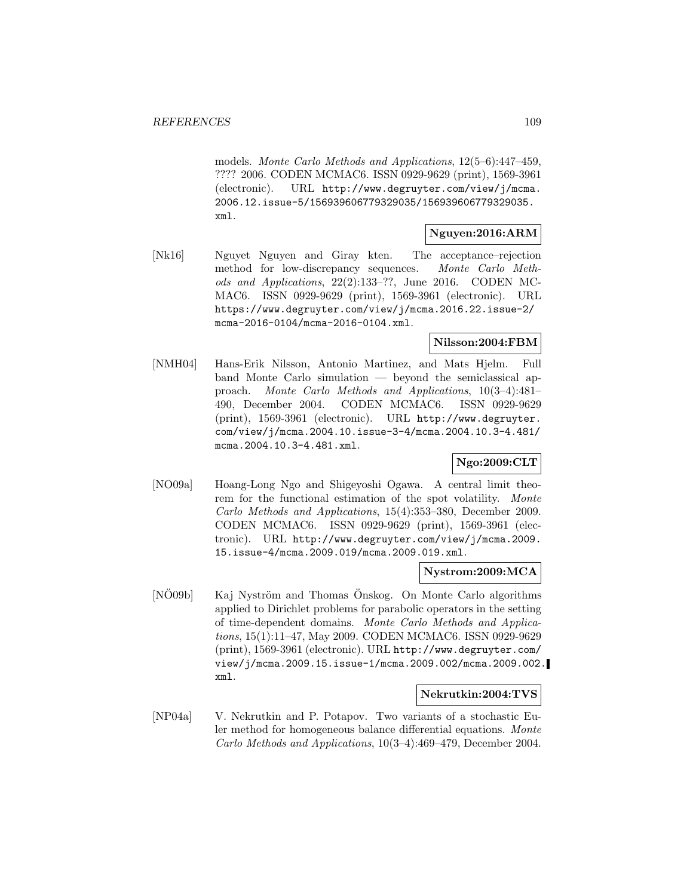models. *Monte Carlo Methods and Applications*, 12(5–6):447–459, ???? 2006. CODEN MCMAC6. ISSN 0929-9629 (print), 1569-3961 (electronic). URL http://www.degruyter.com/view/j/mcma.2006.12.issue-5/156939606779329035/156939606779329035.xml.

**Nguyen:2016:ARM**

[Nk16] Nguyet Nguyen and Giray kten. The acceptance–rejection method for low-discrepancy sequences. *Monte Carlo Methods and Applications*, 22(2):133–??, June 2016. CODEN MCMAC6. ISSN 0929-9629 (print), 1569-3961 (electronic). URL https://www.degruyter.com/view/j/mcma.2016.22.issue-2/mcma-2016-0104/mcma-2016-0104.xml.

**Nilsson:2004:FBM**

[NMH04] Hans-Erik Nilsson, Antonio Martinez, and Mats Hjelm. Full band Monte Carlo simulation — beyond the semiclassical approach. *Monte Carlo Methods and Applications*, 10(3–4):481–490, December 2004. CODEN MCMAC6. ISSN 0929-9629 (print), 1569-3961 (electronic). URL http://www.degruyter.com/view/j/mcma.2004.10.issue-3-4/mcma.2004.10.3-4.481/mcma.2004.10.3-4.481.xml.

**Ngo:2009:CLT**

[NO09a] Hoang-Long Ngo and Shigeyoshi Ogawa. A central limit theorem for the functional estimation of the spot volatility. *Monte Carlo Methods and Applications*, 15(4):353–380, December 2009. CODEN MCMAC6. ISSN 0929-9629 (print), 1569-3961 (electronic). URL http://www.degruyter.com/view/j/mcma.2009.15.issue-4/mcma.2009.019/mcma.2009.019.xml.

**Nystrom:2009:MCA**

[NÖ09b] Kaj Nyström and Thomas Önskog. On Monte Carlo algorithms applied to Dirichlet problems for parabolic operators in the setting of time-dependent domains. *Monte Carlo Methods and Applications*, 15(1):11–47, May 2009. CODEN MCMAC6. ISSN 0929-9629 (print), 1569-3961 (electronic). URL http://www.degruyter.com/view/j/mcma.2009.15.issue-1/mcma.2009.002/mcma.2009.002.xml.

**Nekrutkin:2004:TVS**

[NP04a] V. Nekrutkin and P. Potapov. Two variants of a stochastic Euler method for homogeneous balance differential equations. *Monte Carlo Methods and Applications*, 10(3–4):469–479, December 2004.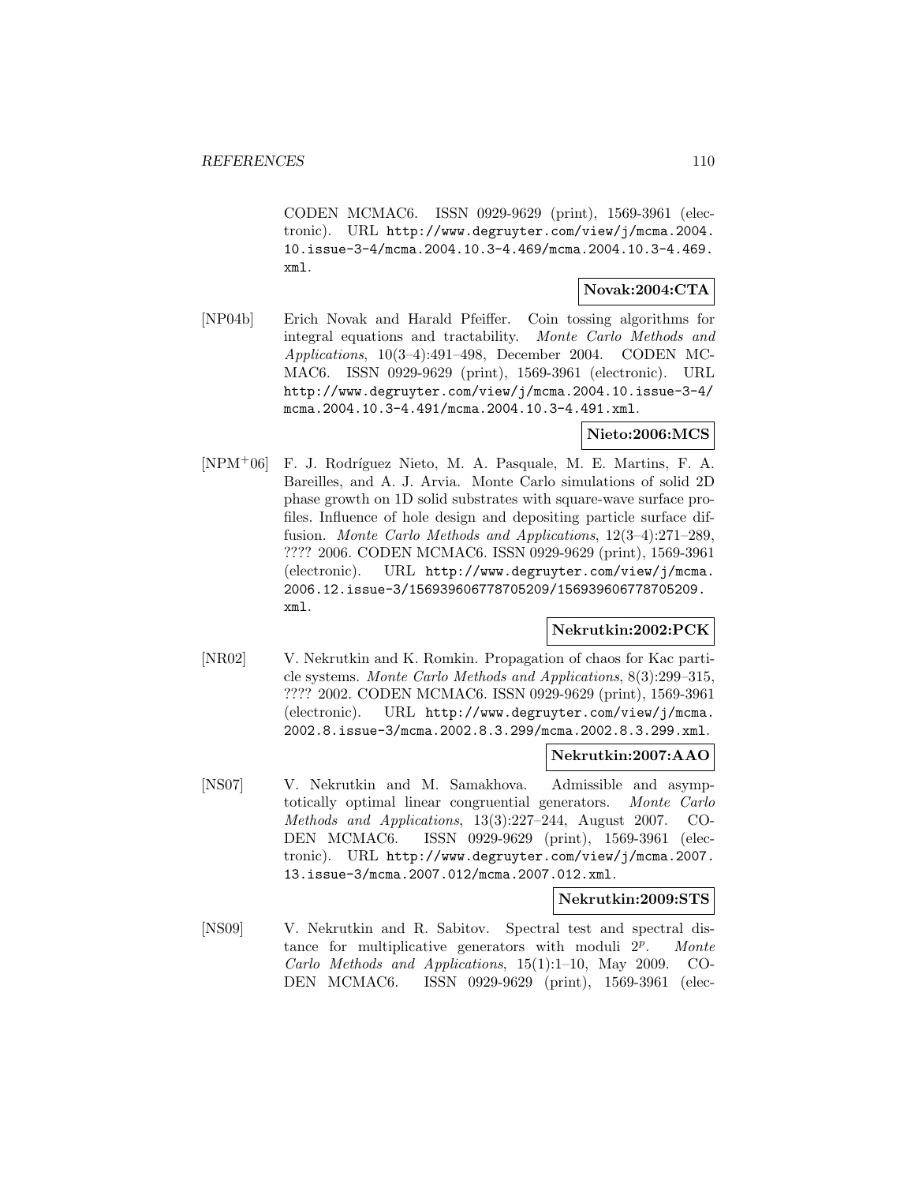CODEN MCMAC6. ISSN 0929-9629 (print), 1569-3961 (electronic). URL http://www.degruyter.com/view/j/mcma.2004.10.issue-3-4/mcma.2004.10.3-4.469/mcma.2004.10.3-4.469.xml.

**Novak:2004:CTA**

[NP04b] Erich Novak and Harald Pfeiffer. Coin tossing algorithms for integral equations and tractability. *Monte Carlo Methods and Applications*, 10(3–4):491–498, December 2004. CODEN MCMAC6. ISSN 0929-9629 (print), 1569-3961 (electronic). URL http://www.degruyter.com/view/j/mcma.2004.10.issue-3-4/mcma.2004.10.3-4.491/mcma.2004.10.3-4.491.xml.

**Nieto:2006:MCS**

[NPM+06] F. J. Rodríguez Nieto, M. A. Pasquale, M. E. Martins, F. A. Bareilles, and A. J. Arvia. Monte Carlo simulations of solid 2D phase growth on 1D solid substrates with square-wave surface profiles. Influence of hole design and depositing particle surface diffusion. *Monte Carlo Methods and Applications*, 12(3–4):271–289, ???? 2006. CODEN MCMAC6. ISSN 0929-9629 (print), 1569-3961 (electronic). URL http://www.degruyter.com/view/j/mcma.2006.12.issue-3/156939606778705209/156939606778705209.xml.

**Nekrutkin:2002:PCK**

[NR02] V. Nekrutkin and K. Romkin. Propagation of chaos for Kac particle systems. *Monte Carlo Methods and Applications*, 8(3):299–315, ???? 2002. CODEN MCMAC6. ISSN 0929-9629 (print), 1569-3961 (electronic). URL http://www.degruyter.com/view/j/mcma.2002.8.issue-3/mcma.2002.8.3.299/mcma.2002.8.3.299.xml.

**Nekrutkin:2007:AAO**

[NS07] V. Nekrutkin and M. Samakhova. Admissible and asymptotically optimal linear congruential generators. *Monte Carlo Methods and Applications*, 13(3):227–244, August 2007. CODEN MCMAC6. ISSN 0929-9629 (print), 1569-3961 (electronic). URL http://www.degruyter.com/view/j/mcma.2007.13.issue-3/mcma.2007.012/mcma.2007.012.xml.

**Nekrutkin:2009:STS**

[NS09] V. Nekrutkin and R. Sabitov. Spectral test and spectral distance for multiplicative generators with moduli $2^p$. *Monte Carlo Methods and Applications*, 15(1):1–10, May 2009. CODEN MCMAC6. ISSN 0929-9629 (print), 1569-3961 (elec-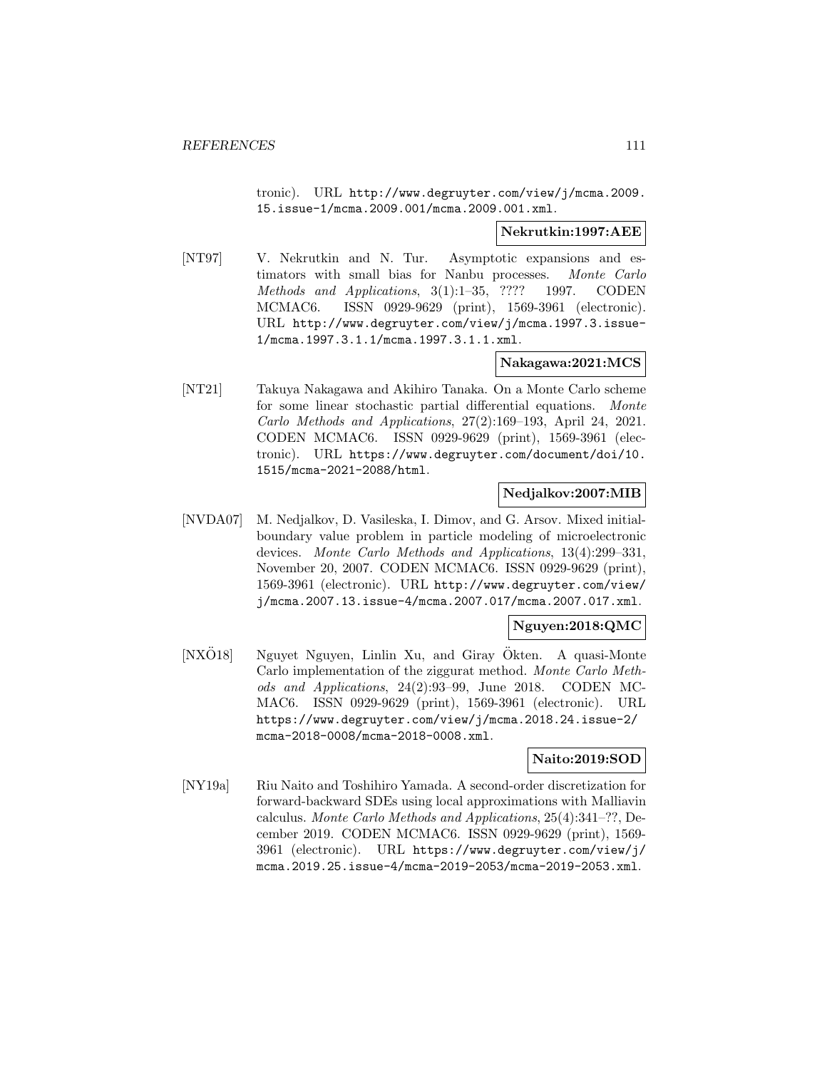tronic). URL http://www.degruyter.com/view/j/mcma.2009.15.issue-1/mcma.2009.001/mcma.2009.001.xml.

**Nekrutkin:1997:AEE**

[NT97] V. Nekrutkin and N. Tur. Asymptotic expansions and estimators with small bias for Nanbu processes. *Monte Carlo Methods and Applications*, 3(1):1–35, ???? 1997. CODEN MCMAC6. ISSN 0929-9629 (print), 1569-3961 (electronic). URL http://www.degruyter.com/view/j/mcma.1997.3.issue-1/mcma.1997.3.1.1/mcma.1997.3.1.1.xml.

**Nakagawa:2021:MCS**

[NT21] Takuya Nakagawa and Akihiro Tanaka. On a Monte Carlo scheme for some linear stochastic partial differential equations. *Monte Carlo Methods and Applications*, 27(2):169–193, April 24, 2021. CODEN MCMAC6. ISSN 0929-9629 (print), 1569-3961 (electronic). URL https://www.degruyter.com/document/doi/10.1515/mcma-2021-2088/html.

**Nedjalkov:2007:MIB**

[NVDA07] M. Nedjalkov, D. Vasileska, I. Dimov, and G. Arsov. Mixed initial-boundary value problem in particle modeling of microelectronic devices. *Monte Carlo Methods and Applications*, 13(4):299–331, November 20, 2007. CODEN MCMAC6. ISSN 0929-9629 (print), 1569-3961 (electronic). URL http://www.degruyter.com/view/j/mcma.2007.13.issue-4/mcma.2007.017/mcma.2007.017.xml.

**Nguyen:2018:QMC**

[NXÖ18] Nguyet Nguyen, Linlin Xu, and Giray Ökten. A quasi-Monte Carlo implementation of the ziggurat method. *Monte Carlo Methods and Applications*, 24(2):93–99, June 2018. CODEN MCMAC6. ISSN 0929-9629 (print), 1569-3961 (electronic). URL https://www.degruyter.com/view/j/mcma.2018.24.issue-2/mcma-2018-0008/mcma-2018-0008.xml.

**Naito:2019:SOD**

[NY19a] Riu Naito and Toshihiro Yamada. A second-order discretization for forward-backward SDEs using local approximations with Malliavin calculus. *Monte Carlo Methods and Applications*, 25(4):341–??, December 2019. CODEN MCMAC6. ISSN 0929-9629 (print), 1569-3961 (electronic). URL https://www.degruyter.com/view/j/mcma.2019.25.issue-4/mcma-2019-2053/mcma-2019-2053.xml.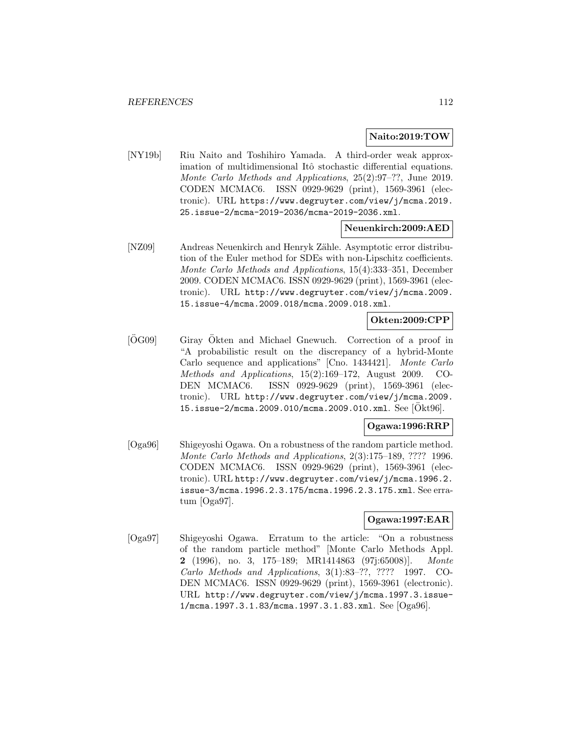**Naito:2019:TOW**

[NY19b] Riu Naito and Toshihiro Yamada. A third-order weak approximation of multidimensional Itô stochastic differential equations. *Monte Carlo Methods and Applications*, 25(2):97–??, June 2019. CODEN MCMAC6. ISSN 0929-9629 (print), 1569-3961 (electronic). URL https://www.degruyter.com/view/j/mcma.2019.25.issue-2/mcma-2019-2036/mcma-2019-2036.xml.

**Neuenkirch:2009:AED**

[NZ09] Andreas Neuenkirch and Henryk Zähle. Asymptotic error distribution of the Euler method for SDEs with non-Lipschitz coefficients. *Monte Carlo Methods and Applications*, 15(4):333–351, December 2009. CODEN MCMAC6. ISSN 0929-9629 (print), 1569-3961 (electronic). URL http://www.degruyter.com/view/j/mcma.2009.15.issue-4/mcma.2009.018/mcma.2009.018.xml.

**Okten:2009:CPP**

[ÖG09] Giray Ökten and Michael Gnewuch. Correction of a proof in "A probabilistic result on the discrepancy of a hybrid-Monte Carlo sequence and applications" [Cno. 1434421]. *Monte Carlo Methods and Applications*, 15(2):169–172, August 2009. CODEN MCMAC6. ISSN 0929-9629 (print), 1569-3961 (electronic). URL http://www.degruyter.com/view/j/mcma.2009.15.issue-2/mcma.2009.010/mcma.2009.010.xml. See [Ökt96].

**Ogawa:1996:RRP**

[Oga96] Shigeyoshi Ogawa. On a robustness of the random particle method. *Monte Carlo Methods and Applications*, 2(3):175–189, ???? 1996. CODEN MCMAC6. ISSN 0929-9629 (print), 1569-3961 (electronic). URL http://www.degruyter.com/view/j/mcma.1996.2.issue-3/mcma.1996.2.3.175/mcma.1996.2.3.175.xml. See erratum [Oga97].

**Ogawa:1997:EAR**

[Oga97] Shigeyoshi Ogawa. Erratum to the article: "On a robustness of the random particle method" [Monte Carlo Methods Appl. **2** (1996), no. 3, 175–189; MR1414863 (97j:65008)]. *Monte Carlo Methods and Applications*, 3(1):83–??, ???? 1997. CODEN MCMAC6. ISSN 0929-9629 (print), 1569-3961 (electronic). URL http://www.degruyter.com/view/j/mcma.1997.3.issue-1/mcma.1997.3.1.83/mcma.1997.3.1.83.xml. See [Oga96].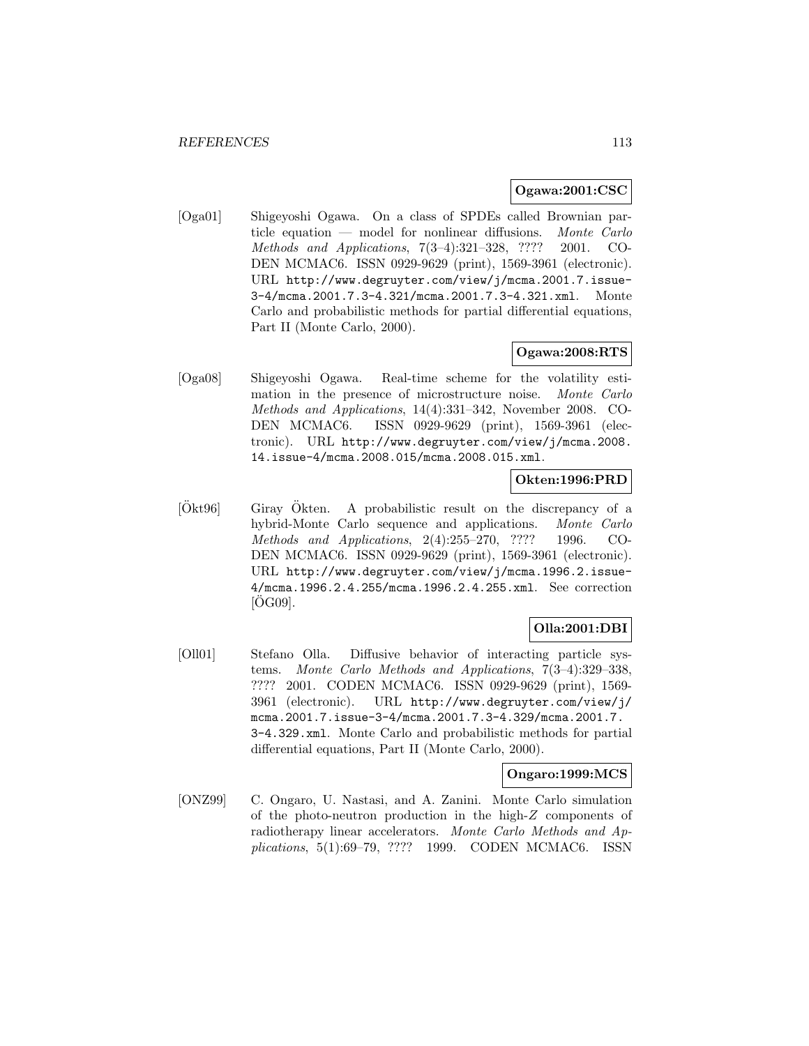**Ogawa:2001:CSC**

[Oga01] Shigeyoshi Ogawa. On a class of SPDEs called Brownian particle equation — model for nonlinear diffusions. *Monte Carlo Methods and Applications*, 7(3–4):321–328, ???? 2001. CODEN MCMAC6. ISSN 0929-9629 (print), 1569-3961 (electronic). URL `http://www.degruyter.com/view/j/mcma.2001.7.issue-3-4/mcma.2001.7.3-4.321/mcma.2001.7.3-4.321.xml`. Monte Carlo and probabilistic methods for partial differential equations, Part II (Monte Carlo, 2000).

**Ogawa:2008:RTS**

[Oga08] Shigeyoshi Ogawa. Real-time scheme for the volatility estimation in the presence of microstructure noise. *Monte Carlo Methods and Applications*, 14(4):331–342, November 2008. CODEN MCMAC6. ISSN 0929-9629 (print), 1569-3961 (electronic). URL `http://www.degruyter.com/view/j/mcma.2008.14.issue-4/mcma.2008.015/mcma.2008.015.xml`.

**Okten:1996:PRD**

[Ökt96] Giray Ökten. A probabilistic result on the discrepancy of a hybrid-Monte Carlo sequence and applications. *Monte Carlo Methods and Applications*, 2(4):255–270, ???? 1996. CODEN MCMAC6. ISSN 0929-9629 (print), 1569-3961 (electronic). URL `http://www.degruyter.com/view/j/mcma.1996.2.issue-4/mcma.1996.2.4.255/mcma.1996.2.4.255.xml`. See correction [ÖG09].

**Olla:2001:DBI**

[Oll01] Stefano Olla. Diffusive behavior of interacting particle systems. *Monte Carlo Methods and Applications*, 7(3–4):329–338, ???? 2001. CODEN MCMAC6. ISSN 0929-9629 (print), 1569-3961 (electronic). URL `http://www.degruyter.com/view/j/mcma.2001.7.issue-3-4/mcma.2001.7.3-4.329/mcma.2001.7.3-4.329.xml`. Monte Carlo and probabilistic methods for partial differential equations, Part II (Monte Carlo, 2000).

**Ongaro:1999:MCS**

[ONZ99] C. Ongaro, U. Nastasi, and A. Zanini. Monte Carlo simulation of the photo-neutron production in the high-$Z$ components of radiotherapy linear accelerators. *Monte Carlo Methods and Applications*, 5(1):69–79, ???? 1999. CODEN MCMAC6. ISSN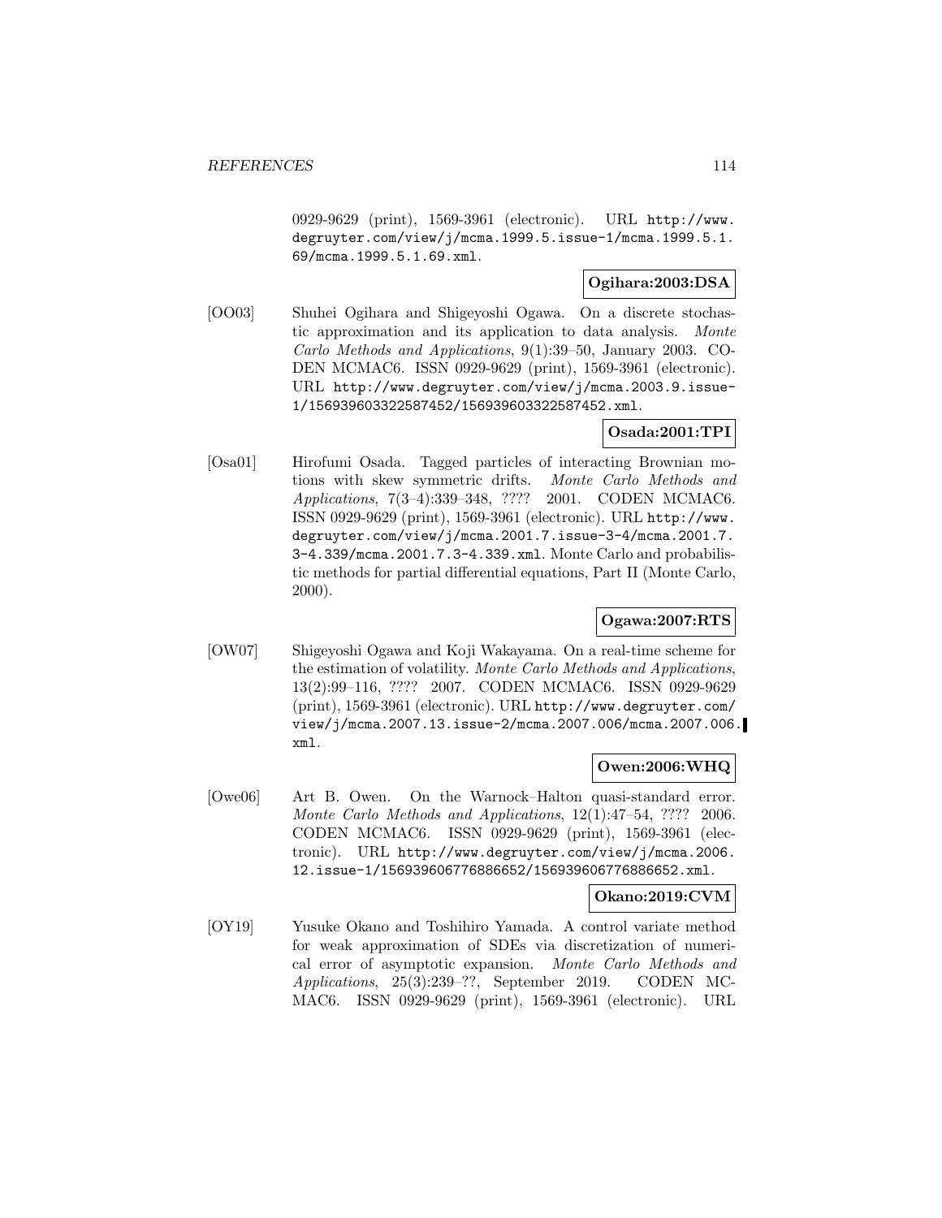0929-9629 (print), 1569-3961 (electronic). URL http://www.degruyter.com/view/j/mcma.1999.5.issue-1/mcma.1999.5.1.69/mcma.1999.5.1.69.xml.

**Ogihara:2003:DSA**

[OO03] Shuhei Ogihara and Shigeyoshi Ogawa. On a discrete stochastic approximation and its application to data analysis. *Monte Carlo Methods and Applications*, 9(1):39–50, January 2003. CODEN MCMAC6. ISSN 0929-9629 (print), 1569-3961 (electronic). URL http://www.degruyter.com/view/j/mcma.2003.9.issue-1/156939603322587452/156939603322587452.xml.

**Osada:2001:TPI**

[Osa01] Hirofumi Osada. Tagged particles of interacting Brownian motions with skew symmetric drifts. *Monte Carlo Methods and Applications*, 7(3–4):339–348, ???? 2001. CODEN MCMAC6. ISSN 0929-9629 (print), 1569-3961 (electronic). URL http://www.degruyter.com/view/j/mcma.2001.7.issue-3-4/mcma.2001.7.3-4.339/mcma.2001.7.3-4.339.xml. Monte Carlo and probabilistic methods for partial differential equations, Part II (Monte Carlo, 2000).

**Ogawa:2007:RTS**

[OW07] Shigeyoshi Ogawa and Koji Wakayama. On a real-time scheme for the estimation of volatility. *Monte Carlo Methods and Applications*, 13(2):99–116, ???? 2007. CODEN MCMAC6. ISSN 0929-9629 (print), 1569-3961 (electronic). URL http://www.degruyter.com/view/j/mcma.2007.13.issue-2/mcma.2007.006/mcma.2007.006.xml.

**Owen:2006:WHQ**

[Owe06] Art B. Owen. On the Warnock–Halton quasi-standard error. *Monte Carlo Methods and Applications*, 12(1):47–54, ???? 2006. CODEN MCMAC6. ISSN 0929-9629 (print), 1569-3961 (electronic). URL http://www.degruyter.com/view/j/mcma.2006.12.issue-1/156939606776886652/156939606776886652.xml.

**Okano:2019:CVM**

[OY19] Yusuke Okano and Toshihiro Yamada. A control variate method for weak approximation of SDEs via discretization of numerical error of asymptotic expansion. *Monte Carlo Methods and Applications*, 25(3):239–??, September 2019. CODEN MCMAC6. ISSN 0929-9629 (print), 1569-3961 (electronic). URL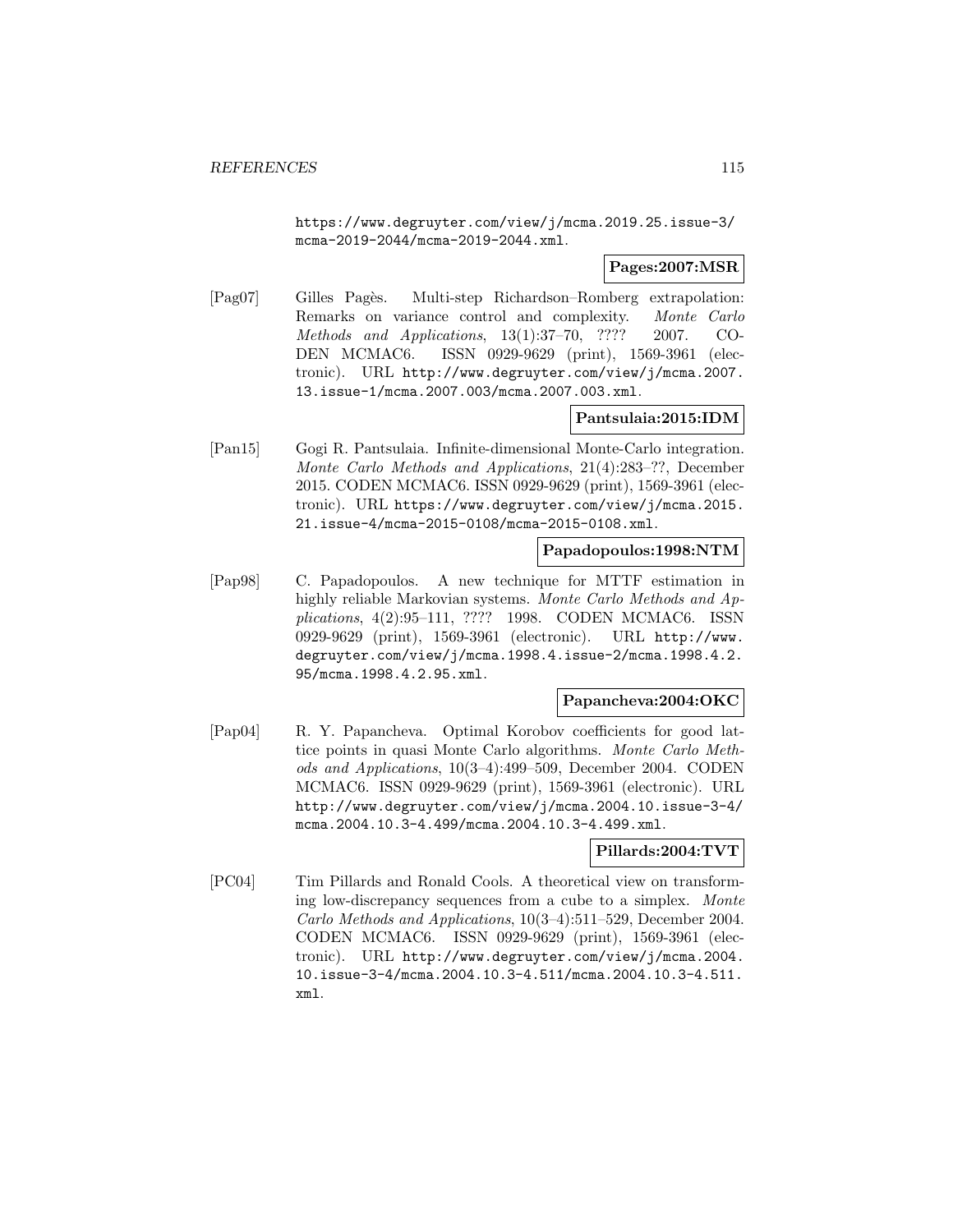https://www.degruyter.com/view/j/mcma.2019.25.issue-3/mcma-2019-2044/mcma-2019-2044.xml.

**Pages:2007:MSR**

[Pag07] Gilles Pagès. Multi-step Richardson–Romberg extrapolation: Remarks on variance control and complexity. *Monte Carlo Methods and Applications*, 13(1):37–70, ???? 2007. CODEN MCMAC6. ISSN 0929-9629 (print), 1569-3961 (electronic). URL http://www.degruyter.com/view/j/mcma.2007.13.issue-1/mcma.2007.003/mcma.2007.003.xml.

**Pantsulaia:2015:IDM**

[Pan15] Gogi R. Pantsulaia. Infinite-dimensional Monte-Carlo integration. *Monte Carlo Methods and Applications*, 21(4):283–??, December 2015. CODEN MCMAC6. ISSN 0929-9629 (print), 1569-3961 (electronic). URL https://www.degruyter.com/view/j/mcma.2015.21.issue-4/mcma-2015-0108/mcma-2015-0108.xml.

**Papadopoulos:1998:NTM**

[Pap98] C. Papadopoulos. A new technique for MTTF estimation in highly reliable Markovian systems. *Monte Carlo Methods and Applications*, 4(2):95–111, ???? 1998. CODEN MCMAC6. ISSN 0929-9629 (print), 1569-3961 (electronic). URL http://www.degruyter.com/view/j/mcma.1998.4.issue-2/mcma.1998.4.2.95/mcma.1998.4.2.95.xml.

**Papancheva:2004:OKC**

[Pap04] R. Y. Papancheva. Optimal Korobov coefficients for good lattice points in quasi Monte Carlo algorithms. *Monte Carlo Methods and Applications*, 10(3–4):499–509, December 2004. CODEN MCMAC6. ISSN 0929-9629 (print), 1569-3961 (electronic). URL http://www.degruyter.com/view/j/mcma.2004.10.issue-3-4/mcma.2004.10.3-4.499/mcma.2004.10.3-4.499.xml.

**Pillards:2004:TVT**

[PC04] Tim Pillards and Ronald Cools. A theoretical view on transforming low-discrepancy sequences from a cube to a simplex. *Monte Carlo Methods and Applications*, 10(3–4):511–529, December 2004. CODEN MCMAC6. ISSN 0929-9629 (print), 1569-3961 (electronic). URL http://www.degruyter.com/view/j/mcma.2004.10.issue-3-4/mcma.2004.10.3-4.511/mcma.2004.10.3-4.511.xml.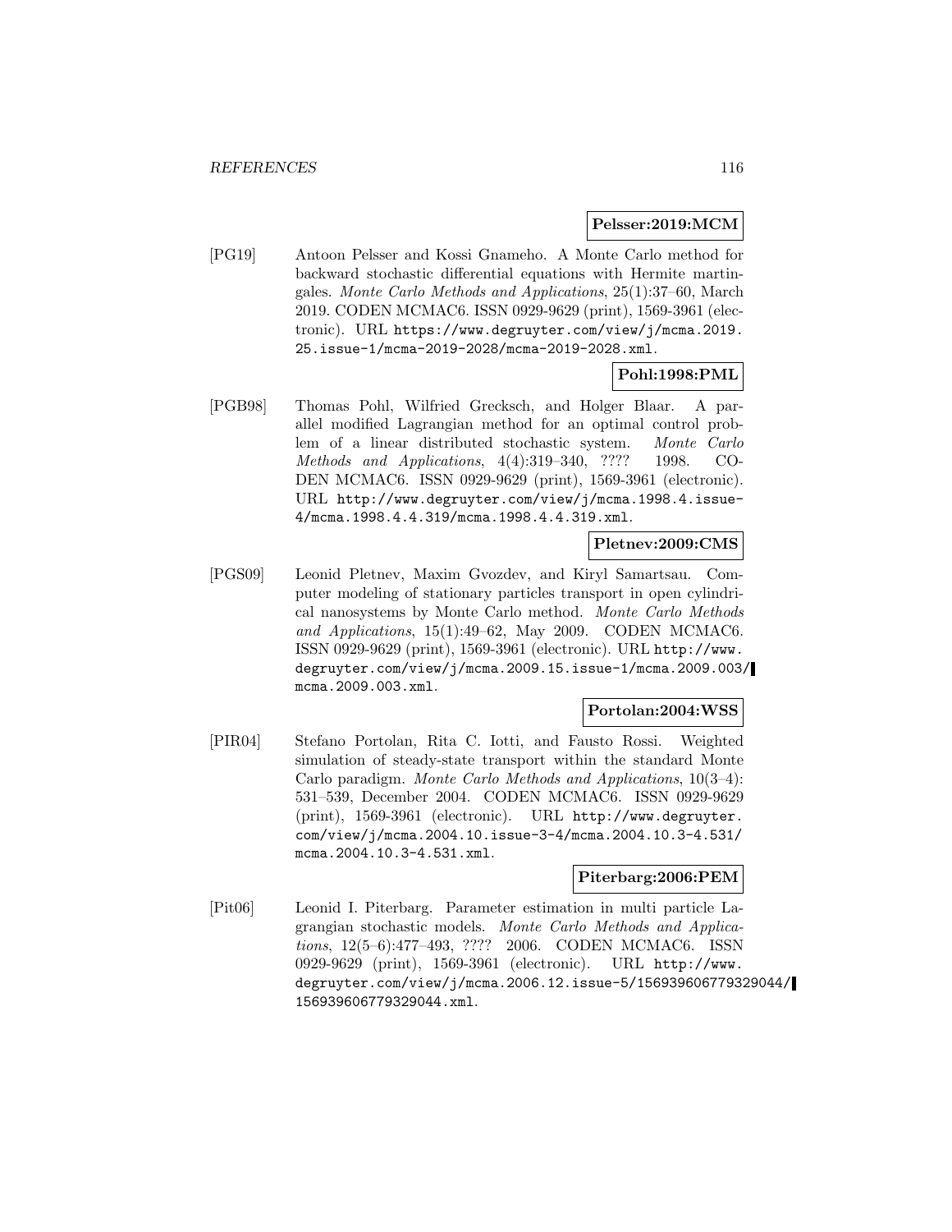**Pelsser:2019:MCM**

[PG19] Antoon Pelsser and Kossi Gnameho. A Monte Carlo method for backward stochastic differential equations with Hermite martingales. *Monte Carlo Methods and Applications*, 25(1):37–60, March 2019. CODEN MCMAC6. ISSN 0929-9629 (print), 1569-3961 (electronic). URL https://www.degruyter.com/view/j/mcma.2019.25.issue-1/mcma-2019-2028/mcma-2019-2028.xml.

**Pohl:1998:PML**

[PGB98] Thomas Pohl, Wilfried Grecksch, and Holger Blaar. A parallel modified Lagrangian method for an optimal control problem of a linear distributed stochastic system. *Monte Carlo Methods and Applications*, 4(4):319–340, ???? 1998. CODEN MCMAC6. ISSN 0929-9629 (print), 1569-3961 (electronic). URL http://www.degruyter.com/view/j/mcma.1998.4.issue-4/mcma.1998.4.4.319/mcma.1998.4.4.319.xml.

**Pletnev:2009:CMS**

[PGS09] Leonid Pletnev, Maxim Gvozdev, and Kiryl Samartsau. Computer modeling of stationary particles transport in open cylindrical nanosystems by Monte Carlo method. *Monte Carlo Methods and Applications*, 15(1):49–62, May 2009. CODEN MCMAC6. ISSN 0929-9629 (print), 1569-3961 (electronic). URL http://www.degruyter.com/view/j/mcma.2009.15.issue-1/mcma.2009.003/mcma.2009.003.xml.

**Portolan:2004:WSS**

[PIR04] Stefano Portolan, Rita C. Iotti, and Fausto Rossi. Weighted simulation of steady-state transport within the standard Monte Carlo paradigm. *Monte Carlo Methods and Applications*, 10(3–4): 531–539, December 2004. CODEN MCMAC6. ISSN 0929-9629 (print), 1569-3961 (electronic). URL http://www.degruyter.com/view/j/mcma.2004.10.issue-3-4/mcma.2004.10.3-4.531/mcma.2004.10.3-4.531.xml.

**Piterbarg:2006:PEM**

[Pit06] Leonid I. Piterbarg. Parameter estimation in multi particle Lagrangian stochastic models. *Monte Carlo Methods and Applications*, 12(5–6):477–493, ???? 2006. CODEN MCMAC6. ISSN 0929-9629 (print), 1569-3961 (electronic). URL http://www.degruyter.com/view/j/mcma.2006.12.issue-5/156939606779329044/156939606779329044.xml.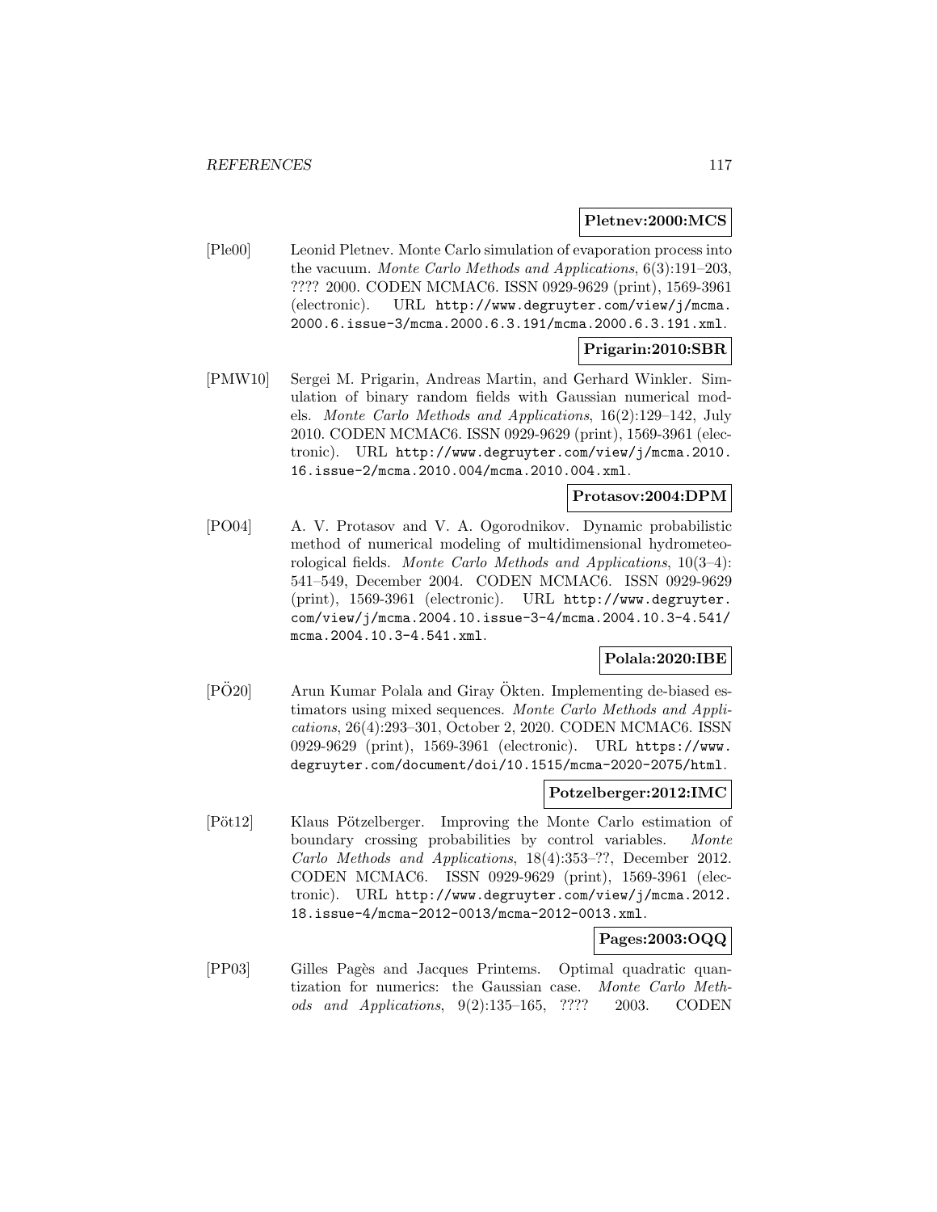**Pletnev:2000:MCS**

[Ple00] Leonid Pletnev. Monte Carlo simulation of evaporation process into the vacuum. *Monte Carlo Methods and Applications*, 6(3):191–203, ???? 2000. CODEN MCMAC6. ISSN 0929-9629 (print), 1569-3961 (electronic). URL http://www.degruyter.com/view/j/mcma.2000.6.issue-3/mcma.2000.6.3.191/mcma.2000.6.3.191.xml.

**Prigarin:2010:SBR**

[PMW10] Sergei M. Prigarin, Andreas Martin, and Gerhard Winkler. Simulation of binary random fields with Gaussian numerical models. *Monte Carlo Methods and Applications*, 16(2):129–142, July 2010. CODEN MCMAC6. ISSN 0929-9629 (print), 1569-3961 (electronic). URL http://www.degruyter.com/view/j/mcma.2010.16.issue-2/mcma.2010.004/mcma.2010.004.xml.

**Protasov:2004:DPM**

[PO04] A. V. Protasov and V. A. Ogorodnikov. Dynamic probabilistic method of numerical modeling of multidimensional hydrometeorological fields. *Monte Carlo Methods and Applications*, 10(3–4): 541–549, December 2004. CODEN MCMAC6. ISSN 0929-9629 (print), 1569-3961 (electronic). URL http://www.degruyter.com/view/j/mcma.2004.10.issue-3-4/mcma.2004.10.3-4.541/mcma.2004.10.3-4.541.xml.

**Polala:2020:IBE**

[PÖ20] Arun Kumar Polala and Giray Ökten. Implementing de-biased estimators using mixed sequences. *Monte Carlo Methods and Applications*, 26(4):293–301, October 2, 2020. CODEN MCMAC6. ISSN 0929-9629 (print), 1569-3961 (electronic). URL https://www.degruyter.com/document/doi/10.1515/mcma-2020-2075/html.

**Potzelberger:2012:IMC**

[Pöt12] Klaus Pötzelberger. Improving the Monte Carlo estimation of boundary crossing probabilities by control variables. *Monte Carlo Methods and Applications*, 18(4):353–??, December 2012. CODEN MCMAC6. ISSN 0929-9629 (print), 1569-3961 (electronic). URL http://www.degruyter.com/view/j/mcma.2012.18.issue-4/mcma-2012-0013/mcma-2012-0013.xml.

**Pages:2003:OQQ**

[PP03] Gilles Pagès and Jacques Printems. Optimal quadratic quantization for numerics: the Gaussian case. *Monte Carlo Methods and Applications*, 9(2):135–165, ???? 2003. CODEN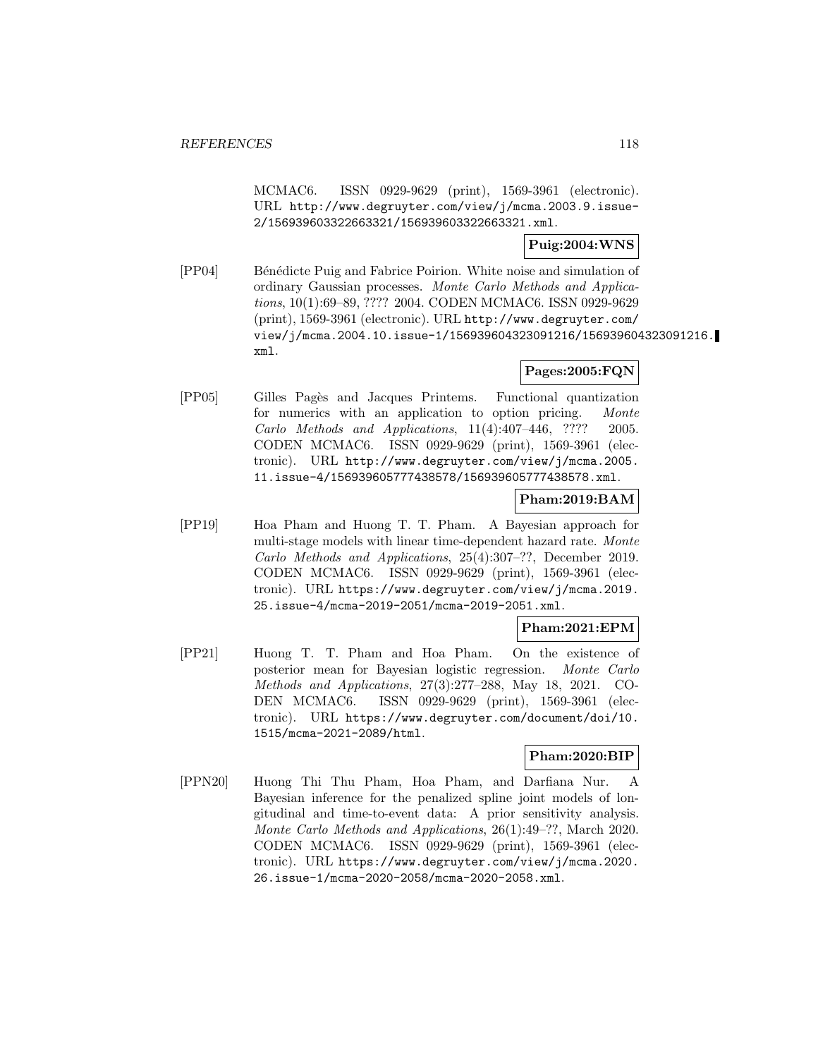MCMAC6. ISSN 0929-9629 (print), 1569-3961 (electronic). URL http://www.degruyter.com/view/j/mcma.2003.9.issue-2/156939603322663321/156939603322663321.xml.

**Puig:2004:WNS**

[PP04] Bénédicte Puig and Fabrice Poirion. White noise and simulation of ordinary Gaussian processes. *Monte Carlo Methods and Applications*, 10(1):69–89, ???? 2004. CODEN MCMAC6. ISSN 0929-9629 (print), 1569-3961 (electronic). URL http://www.degruyter.com/view/j/mcma.2004.10.issue-1/156939604323091216/156939604323091216.xml.

**Pages:2005:FQN**

[PP05] Gilles Pagès and Jacques Printems. Functional quantization for numerics with an application to option pricing. *Monte Carlo Methods and Applications*, 11(4):407–446, ???? 2005. CODEN MCMAC6. ISSN 0929-9629 (print), 1569-3961 (electronic). URL http://www.degruyter.com/view/j/mcma.2005.11.issue-4/156939605777438578/156939605777438578.xml.

**Pham:2019:BAM**

[PP19] Hoa Pham and Huong T. T. Pham. A Bayesian approach for multi-stage models with linear time-dependent hazard rate. *Monte Carlo Methods and Applications*, 25(4):307–??, December 2019. CODEN MCMAC6. ISSN 0929-9629 (print), 1569-3961 (electronic). URL https://www.degruyter.com/view/j/mcma.2019.25.issue-4/mcma-2019-2051/mcma-2019-2051.xml.

**Pham:2021:EPM**

[PP21] Huong T. T. Pham and Hoa Pham. On the existence of posterior mean for Bayesian logistic regression. *Monte Carlo Methods and Applications*, 27(3):277–288, May 18, 2021. CODEN MCMAC6. ISSN 0929-9629 (print), 1569-3961 (electronic). URL https://www.degruyter.com/document/doi/10.1515/mcma-2021-2089/html.

**Pham:2020:BIP**

[PPN20] Huong Thi Thu Pham, Hoa Pham, and Darfiana Nur. A Bayesian inference for the penalized spline joint models of longitudinal and time-to-event data: A prior sensitivity analysis. *Monte Carlo Methods and Applications*, 26(1):49–??, March 2020. CODEN MCMAC6. ISSN 0929-9629 (print), 1569-3961 (electronic). URL https://www.degruyter.com/view/j/mcma.2020.26.issue-1/mcma-2020-2058/mcma-2020-2058.xml.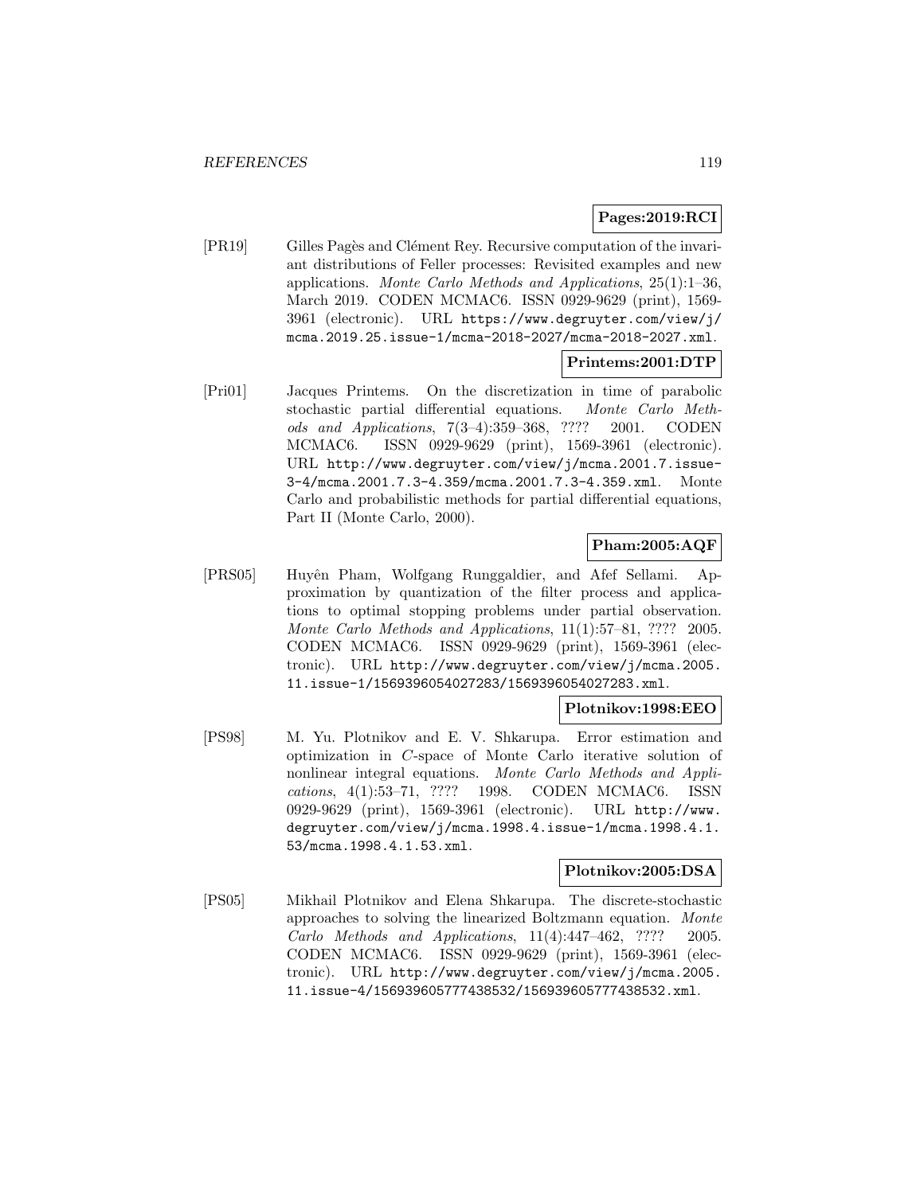**Pages:2019:RCI**

[PR19] Gilles Pagès and Clément Rey. Recursive computation of the invariant distributions of Feller processes: Revisited examples and new applications. *Monte Carlo Methods and Applications*, 25(1):1–36, March 2019. CODEN MCMAC6. ISSN 0929-9629 (print), 1569-3961 (electronic). URL `https://www.degruyter.com/view/j/mcma.2019.25.issue-1/mcma-2018-2027/mcma-2018-2027.xml`.

**Printems:2001:DTP**

[Pri01] Jacques Printems. On the discretization in time of parabolic stochastic partial differential equations. *Monte Carlo Methods and Applications*, 7(3–4):359–368, ???? 2001. CODEN MCMAC6. ISSN 0929-9629 (print), 1569-3961 (electronic). URL `http://www.degruyter.com/view/j/mcma.2001.7.issue-3-4/mcma.2001.7.3-4.359/mcma.2001.7.3-4.359.xml`. Monte Carlo and probabilistic methods for partial differential equations, Part II (Monte Carlo, 2000).

**Pham:2005:AQF**

[PRS05] Huyên Pham, Wolfgang Runggaldier, and Afef Sellami. Approximation by quantization of the filter process and applications to optimal stopping problems under partial observation. *Monte Carlo Methods and Applications*, 11(1):57–81, ???? 2005. CODEN MCMAC6. ISSN 0929-9629 (print), 1569-3961 (electronic). URL `http://www.degruyter.com/view/j/mcma.2005.11.issue-1/1569396054027283/1569396054027283.xml`.

**Plotnikov:1998:EEO**

[PS98] M. Yu. Plotnikov and E. V. Shkarupa. Error estimation and optimization in $C$-space of Monte Carlo iterative solution of nonlinear integral equations. *Monte Carlo Methods and Applications*, 4(1):53–71, ???? 1998. CODEN MCMAC6. ISSN 0929-9629 (print), 1569-3961 (electronic). URL `http://www.degruyter.com/view/j/mcma.1998.4.issue-1/mcma.1998.4.1.53/mcma.1998.4.1.53.xml`.

**Plotnikov:2005:DSA**

[PS05] Mikhail Plotnikov and Elena Shkarupa. The discrete-stochastic approaches to solving the linearized Boltzmann equation. *Monte Carlo Methods and Applications*, 11(4):447–462, ???? 2005. CODEN MCMAC6. ISSN 0929-9629 (print), 1569-3961 (electronic). URL `http://www.degruyter.com/view/j/mcma.2005.11.issue-4/156939605777438532/156939605777438532.xml`.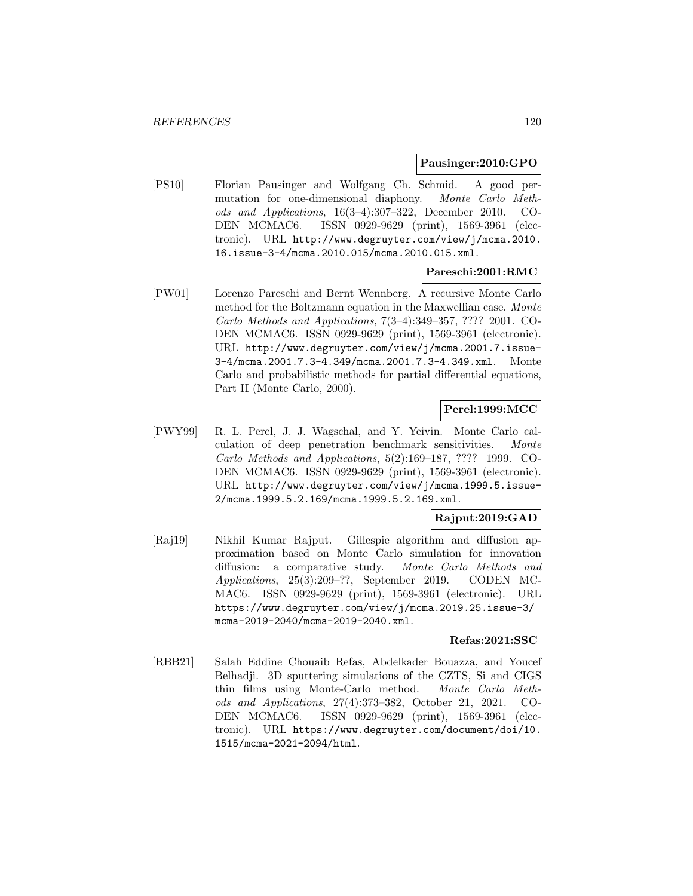**Pausinger:2010:GPO**

[PS10] Florian Pausinger and Wolfgang Ch. Schmid. A good permutation for one-dimensional diaphony. *Monte Carlo Methods and Applications*, 16(3–4):307–322, December 2010. CODEN MCMAC6. ISSN 0929-9629 (print), 1569-3961 (electronic). URL http://www.degruyter.com/view/j/mcma.2010.16.issue-3-4/mcma.2010.015/mcma.2010.015.xml.

**Pareschi:2001:RMC**

[PW01] Lorenzo Pareschi and Bernt Wennberg. A recursive Monte Carlo method for the Boltzmann equation in the Maxwellian case. *Monte Carlo Methods and Applications*, 7(3–4):349–357, ???? 2001. CODEN MCMAC6. ISSN 0929-9629 (print), 1569-3961 (electronic). URL http://www.degruyter.com/view/j/mcma.2001.7.issue-3-4/mcma.2001.7.3-4.349/mcma.2001.7.3-4.349.xml. Monte Carlo and probabilistic methods for partial differential equations, Part II (Monte Carlo, 2000).

**Perel:1999:MCC**

[PWY99] R. L. Perel, J. J. Wagschal, and Y. Yeivin. Monte Carlo calculation of deep penetration benchmark sensitivities. *Monte Carlo Methods and Applications*, 5(2):169–187, ???? 1999. CODEN MCMAC6. ISSN 0929-9629 (print), 1569-3961 (electronic). URL http://www.degruyter.com/view/j/mcma.1999.5.issue-2/mcma.1999.5.2.169/mcma.1999.5.2.169.xml.

**Rajput:2019:GAD**

[Raj19] Nikhil Kumar Rajput. Gillespie algorithm and diffusion approximation based on Monte Carlo simulation for innovation diffusion: a comparative study. *Monte Carlo Methods and Applications*, 25(3):209–??, September 2019. CODEN MCMAC6. ISSN 0929-9629 (print), 1569-3961 (electronic). URL https://www.degruyter.com/view/j/mcma.2019.25.issue-3/mcma-2019-2040/mcma-2019-2040.xml.

**Refas:2021:SSC**

[RBB21] Salah Eddine Chouaib Refas, Abdelkader Bouazza, and Youcef Belhadji. 3D sputtering simulations of the CZTS, Si and CIGS thin films using Monte-Carlo method. *Monte Carlo Methods and Applications*, 27(4):373–382, October 21, 2021. CODEN MCMAC6. ISSN 0929-9629 (print), 1569-3961 (electronic). URL https://www.degruyter.com/document/doi/10.1515/mcma-2021-2094/html.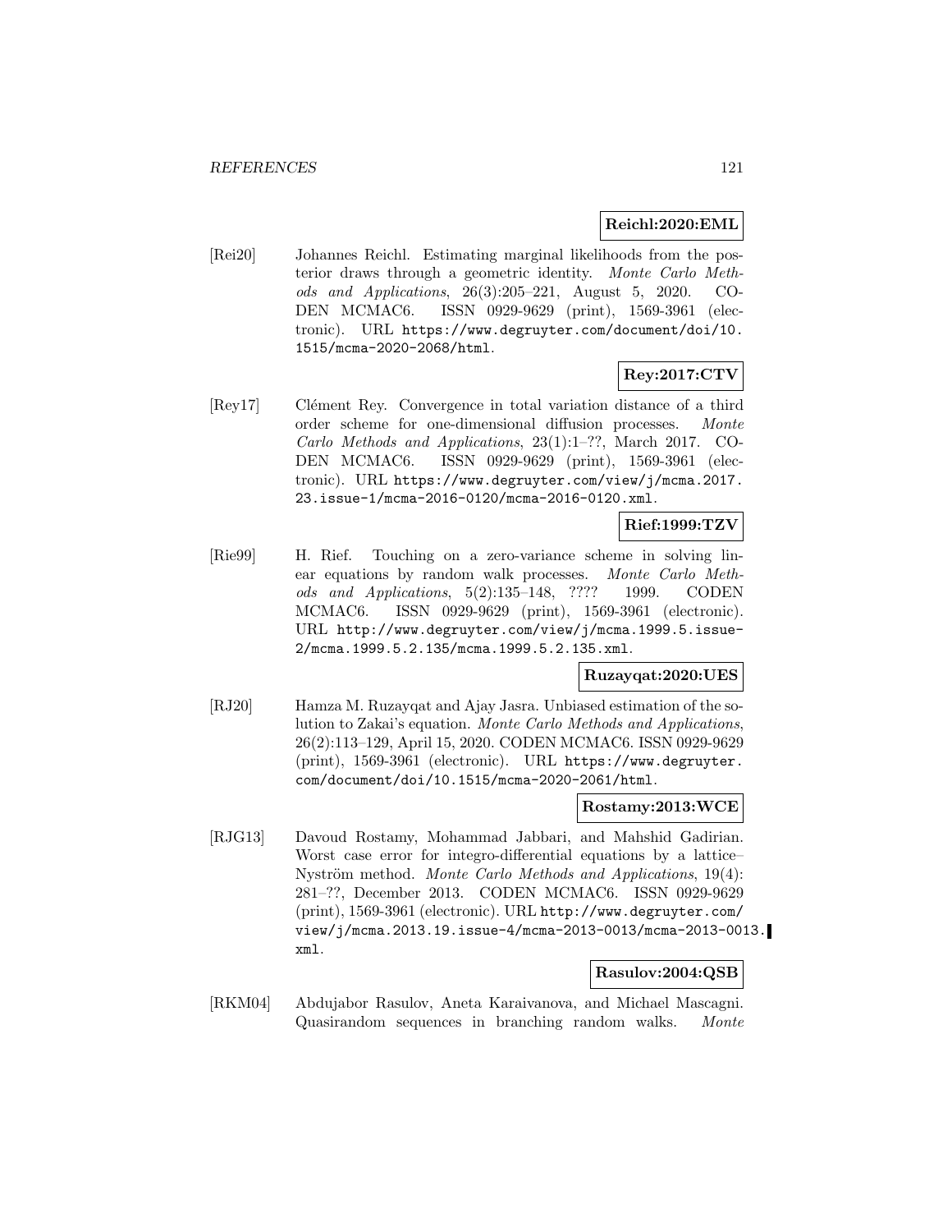**Reichl:2020:EML**

[Rei20] Johannes Reichl. Estimating marginal likelihoods from the posterior draws through a geometric identity. *Monte Carlo Methods and Applications*, 26(3):205–221, August 5, 2020. CODEN MCMAC6. ISSN 0929-9629 (print), 1569-3961 (electronic). URL https://www.degruyter.com/document/doi/10.1515/mcma-2020-2068/html.

**Rey:2017:CTV**

[Rey17] Clément Rey. Convergence in total variation distance of a third order scheme for one-dimensional diffusion processes. *Monte Carlo Methods and Applications*, 23(1):1–??, March 2017. CODEN MCMAC6. ISSN 0929-9629 (print), 1569-3961 (electronic). URL https://www.degruyter.com/view/j/mcma.2017.23.issue-1/mcma-2016-0120/mcma-2016-0120.xml.

**Rief:1999:TZV**

[Rie99] H. Rief. Touching on a zero-variance scheme in solving linear equations by random walk processes. *Monte Carlo Methods and Applications*, 5(2):135–148, ???? 1999. CODEN MCMAC6. ISSN 0929-9629 (print), 1569-3961 (electronic). URL http://www.degruyter.com/view/j/mcma.1999.5.issue-2/mcma.1999.5.2.135/mcma.1999.5.2.135.xml.

**Ruzayqat:2020:UES**

[RJ20] Hamza M. Ruzayqat and Ajay Jasra. Unbiased estimation of the solution to Zakai's equation. *Monte Carlo Methods and Applications*, 26(2):113–129, April 15, 2020. CODEN MCMAC6. ISSN 0929-9629 (print), 1569-3961 (electronic). URL https://www.degruyter.com/document/doi/10.1515/mcma-2020-2061/html.

**Rostamy:2013:WCE**

[RJG13] Davoud Rostamy, Mohammad Jabbari, and Mahshid Gadirian. Worst case error for integro-differential equations by a lattice–Nyström method. *Monte Carlo Methods and Applications*, 19(4):281–??, December 2013. CODEN MCMAC6. ISSN 0929-9629 (print), 1569-3961 (electronic). URL http://www.degruyter.com/view/j/mcma.2013.19.issue-4/mcma-2013-0013/mcma-2013-0013.xml.

**Rasulov:2004:QSB**

[RKM04] Abdujabor Rasulov, Aneta Karaivanova, and Michael Mascagni. Quasirandom sequences in branching random walks. *Monte*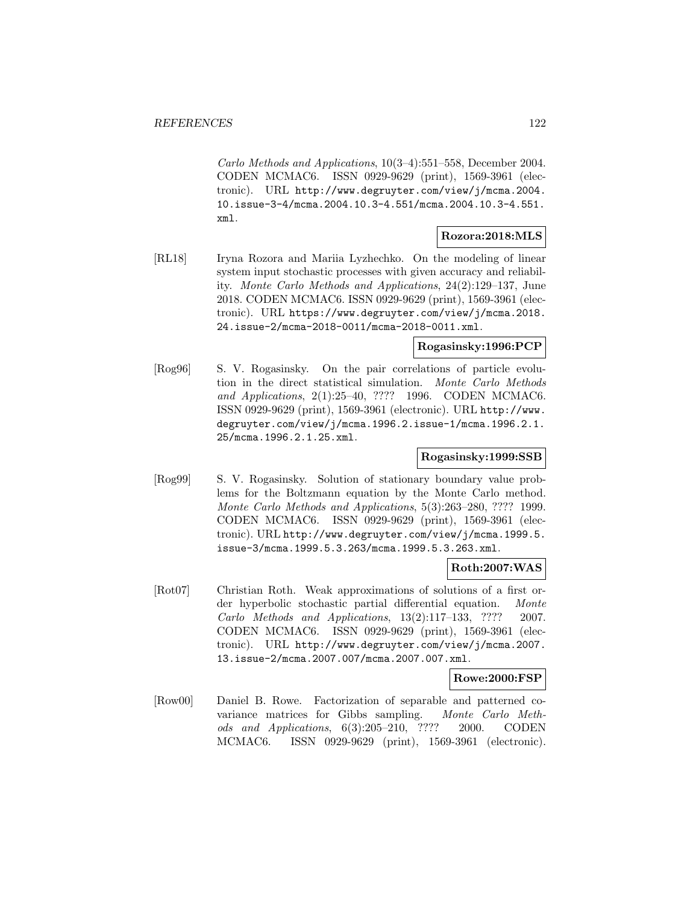*Carlo Methods and Applications*, 10(3–4):551–558, December 2004. CODEN MCMAC6. ISSN 0929-9629 (print), 1569-3961 (electronic). URL http://www.degruyter.com/view/j/mcma.2004.10.issue-3-4/mcma.2004.10.3-4.551/mcma.2004.10.3-4.551.xml.

**Rozora:2018:MLS**

[RL18] Iryna Rozora and Mariia Lyzhechko. On the modeling of linear system input stochastic processes with given accuracy and reliability. *Monte Carlo Methods and Applications*, 24(2):129–137, June 2018. CODEN MCMAC6. ISSN 0929-9629 (print), 1569-3961 (electronic). URL https://www.degruyter.com/view/j/mcma.2018.24.issue-2/mcma-2018-0011/mcma-2018-0011.xml.

**Rogasinsky:1996:PCP**

[Rog96] S. V. Rogasinsky. On the pair correlations of particle evolution in the direct statistical simulation. *Monte Carlo Methods and Applications*, 2(1):25–40, ???? 1996. CODEN MCMAC6. ISSN 0929-9629 (print), 1569-3961 (electronic). URL http://www.degruyter.com/view/j/mcma.1996.2.issue-1/mcma.1996.2.1.25/mcma.1996.2.1.25.xml.

**Rogasinsky:1999:SSB**

[Rog99] S. V. Rogasinsky. Solution of stationary boundary value problems for the Boltzmann equation by the Monte Carlo method. *Monte Carlo Methods and Applications*, 5(3):263–280, ???? 1999. CODEN MCMAC6. ISSN 0929-9629 (print), 1569-3961 (electronic). URL http://www.degruyter.com/view/j/mcma.1999.5.issue-3/mcma.1999.5.3.263/mcma.1999.5.3.263.xml.

**Roth:2007:WAS**

[Rot07] Christian Roth. Weak approximations of solutions of a first order hyperbolic stochastic partial differential equation. *Monte Carlo Methods and Applications*, 13(2):117–133, ???? 2007. CODEN MCMAC6. ISSN 0929-9629 (print), 1569-3961 (electronic). URL http://www.degruyter.com/view/j/mcma.2007.13.issue-2/mcma.2007.007/mcma.2007.007.xml.

**Rowe:2000:FSP**

[Row00] Daniel B. Rowe. Factorization of separable and patterned covariance matrices for Gibbs sampling. *Monte Carlo Methods and Applications*, 6(3):205–210, ???? 2000. CODEN MCMAC6. ISSN 0929-9629 (print), 1569-3961 (electronic).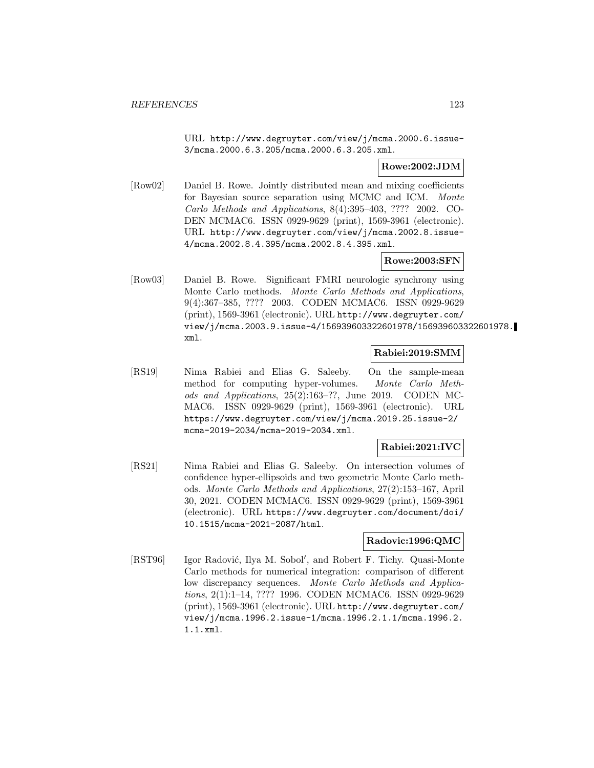URL http://www.degruyter.com/view/j/mcma.2000.6.issue-3/mcma.2000.6.3.205/mcma.2000.6.3.205.xml.

**Rowe:2002:JDM**

[Row02] Daniel B. Rowe. Jointly distributed mean and mixing coefficients for Bayesian source separation using MCMC and ICM. *Monte Carlo Methods and Applications*, 8(4):395–403, ???? 2002. CODEN MCMAC6. ISSN 0929-9629 (print), 1569-3961 (electronic). URL http://www.degruyter.com/view/j/mcma.2002.8.issue-4/mcma.2002.8.4.395/mcma.2002.8.4.395.xml.

**Rowe:2003:SFN**

[Row03] Daniel B. Rowe. Significant FMRI neurologic synchrony using Monte Carlo methods. *Monte Carlo Methods and Applications*, 9(4):367–385, ???? 2003. CODEN MCMAC6. ISSN 0929-9629 (print), 1569-3961 (electronic). URL http://www.degruyter.com/view/j/mcma.2003.9.issue-4/156939603322601978/156939603322601978.xml.

**Rabiei:2019:SMM**

[RS19] Nima Rabiei and Elias G. Saleeby. On the sample-mean method for computing hyper-volumes. *Monte Carlo Methods and Applications*, 25(2):163–??, June 2019. CODEN MCMAC6. ISSN 0929-9629 (print), 1569-3961 (electronic). URL https://www.degruyter.com/view/j/mcma.2019.25.issue-2/mcma-2019-2034/mcma-2019-2034.xml.

**Rabiei:2021:IVC**

[RS21] Nima Rabiei and Elias G. Saleeby. On intersection volumes of confidence hyper-ellipsoids and two geometric Monte Carlo methods. *Monte Carlo Methods and Applications*, 27(2):153–167, April 30, 2021. CODEN MCMAC6. ISSN 0929-9629 (print), 1569-3961 (electronic). URL https://www.degruyter.com/document/doi/10.1515/mcma-2021-2087/html.

**Radovic:1996:QMC**

[RST96] Igor Radović, Ilya M. Sobol′, and Robert F. Tichy. Quasi-Monte Carlo methods for numerical integration: comparison of different low discrepancy sequences. *Monte Carlo Methods and Applications*, 2(1):1–14, ???? 1996. CODEN MCMAC6. ISSN 0929-9629 (print), 1569-3961 (electronic). URL http://www.degruyter.com/view/j/mcma.1996.2.issue-1/mcma.1996.2.1.1/mcma.1996.2.1.1.xml.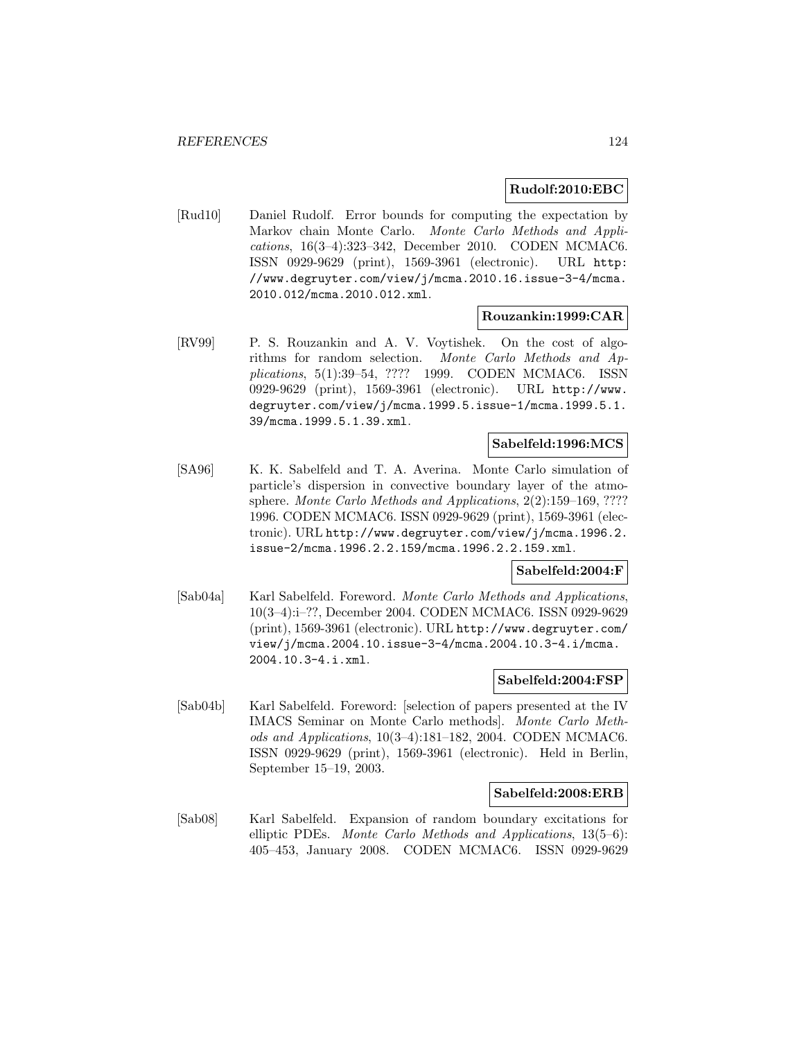**Rudolf:2010:EBC**

[Rud10] Daniel Rudolf. Error bounds for computing the expectation by Markov chain Monte Carlo. *Monte Carlo Methods and Applications*, 16(3–4):323–342, December 2010. CODEN MCMAC6. ISSN 0929-9629 (print), 1569-3961 (electronic). URL http://www.degruyter.com/view/j/mcma.2010.16.issue-3-4/mcma.2010.012/mcma.2010.012.xml.

**Rouzankin:1999:CAR**

[RV99] P. S. Rouzankin and A. V. Voytishek. On the cost of algorithms for random selection. *Monte Carlo Methods and Applications*, 5(1):39–54, ???? 1999. CODEN MCMAC6. ISSN 0929-9629 (print), 1569-3961 (electronic). URL http://www.degruyter.com/view/j/mcma.1999.5.issue-1/mcma.1999.5.1.39/mcma.1999.5.1.39.xml.

**Sabelfeld:1996:MCS**

[SA96] K. K. Sabelfeld and T. A. Averina. Monte Carlo simulation of particle's dispersion in convective boundary layer of the atmosphere. *Monte Carlo Methods and Applications*, 2(2):159–169, ???? 1996. CODEN MCMAC6. ISSN 0929-9629 (print), 1569-3961 (electronic). URL http://www.degruyter.com/view/j/mcma.1996.2.issue-2/mcma.1996.2.2.159/mcma.1996.2.2.159.xml.

**Sabelfeld:2004:F**

[Sab04a] Karl Sabelfeld. Foreword. *Monte Carlo Methods and Applications*, 10(3–4):i–??, December 2004. CODEN MCMAC6. ISSN 0929-9629 (print), 1569-3961 (electronic). URL http://www.degruyter.com/view/j/mcma.2004.10.issue-3-4/mcma.2004.10.3-4.i/mcma.2004.10.3-4.i.xml.

**Sabelfeld:2004:FSP**

[Sab04b] Karl Sabelfeld. Foreword: [selection of papers presented at the IV IMACS Seminar on Monte Carlo methods]. *Monte Carlo Methods and Applications*, 10(3–4):181–182, 2004. CODEN MCMAC6. ISSN 0929-9629 (print), 1569-3961 (electronic). Held in Berlin, September 15–19, 2003.

**Sabelfeld:2008:ERB**

[Sab08] Karl Sabelfeld. Expansion of random boundary excitations for elliptic PDEs. *Monte Carlo Methods and Applications*, 13(5–6):405–453, January 2008. CODEN MCMAC6. ISSN 0929-9629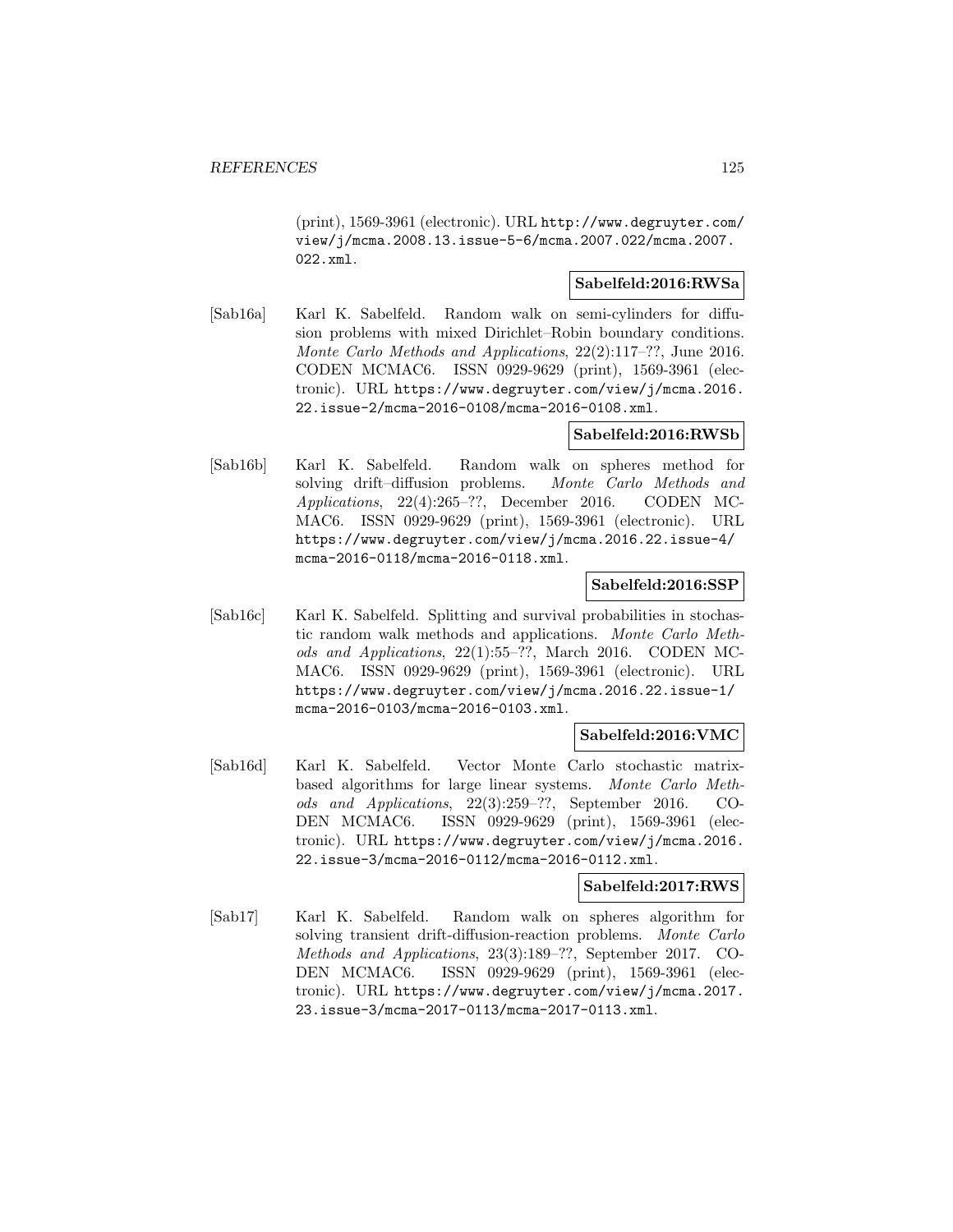(print), 1569-3961 (electronic). URL http://www.degruyter.com/view/j/mcma.2008.13.issue-5-6/mcma.2007.022/mcma.2007.022.xml.

**Sabelfeld:2016:RWSa**

[Sab16a] Karl K. Sabelfeld. Random walk on semi-cylinders for diffusion problems with mixed Dirichlet–Robin boundary conditions. *Monte Carlo Methods and Applications*, 22(2):117–??, June 2016. CODEN MCMAC6. ISSN 0929-9629 (print), 1569-3961 (electronic). URL https://www.degruyter.com/view/j/mcma.2016.22.issue-2/mcma-2016-0108/mcma-2016-0108.xml.

**Sabelfeld:2016:RWSb**

[Sab16b] Karl K. Sabelfeld. Random walk on spheres method for solving drift–diffusion problems. *Monte Carlo Methods and Applications*, 22(4):265–??, December 2016. CODEN MCMAC6. ISSN 0929-9629 (print), 1569-3961 (electronic). URL https://www.degruyter.com/view/j/mcma.2016.22.issue-4/mcma-2016-0118/mcma-2016-0118.xml.

**Sabelfeld:2016:SSP**

[Sab16c] Karl K. Sabelfeld. Splitting and survival probabilities in stochastic random walk methods and applications. *Monte Carlo Methods and Applications*, 22(1):55–??, March 2016. CODEN MCMAC6. ISSN 0929-9629 (print), 1569-3961 (electronic). URL https://www.degruyter.com/view/j/mcma.2016.22.issue-1/mcma-2016-0103/mcma-2016-0103.xml.

**Sabelfeld:2016:VMC**

[Sab16d] Karl K. Sabelfeld. Vector Monte Carlo stochastic matrix-based algorithms for large linear systems. *Monte Carlo Methods and Applications*, 22(3):259–??, September 2016. CODEN MCMAC6. ISSN 0929-9629 (print), 1569-3961 (electronic). URL https://www.degruyter.com/view/j/mcma.2016.22.issue-3/mcma-2016-0112/mcma-2016-0112.xml.

**Sabelfeld:2017:RWS**

[Sab17] Karl K. Sabelfeld. Random walk on spheres algorithm for solving transient drift-diffusion-reaction problems. *Monte Carlo Methods and Applications*, 23(3):189–??, September 2017. CODEN MCMAC6. ISSN 0929-9629 (print), 1569-3961 (electronic). URL https://www.degruyter.com/view/j/mcma.2017.23.issue-3/mcma-2017-0113/mcma-2017-0113.xml.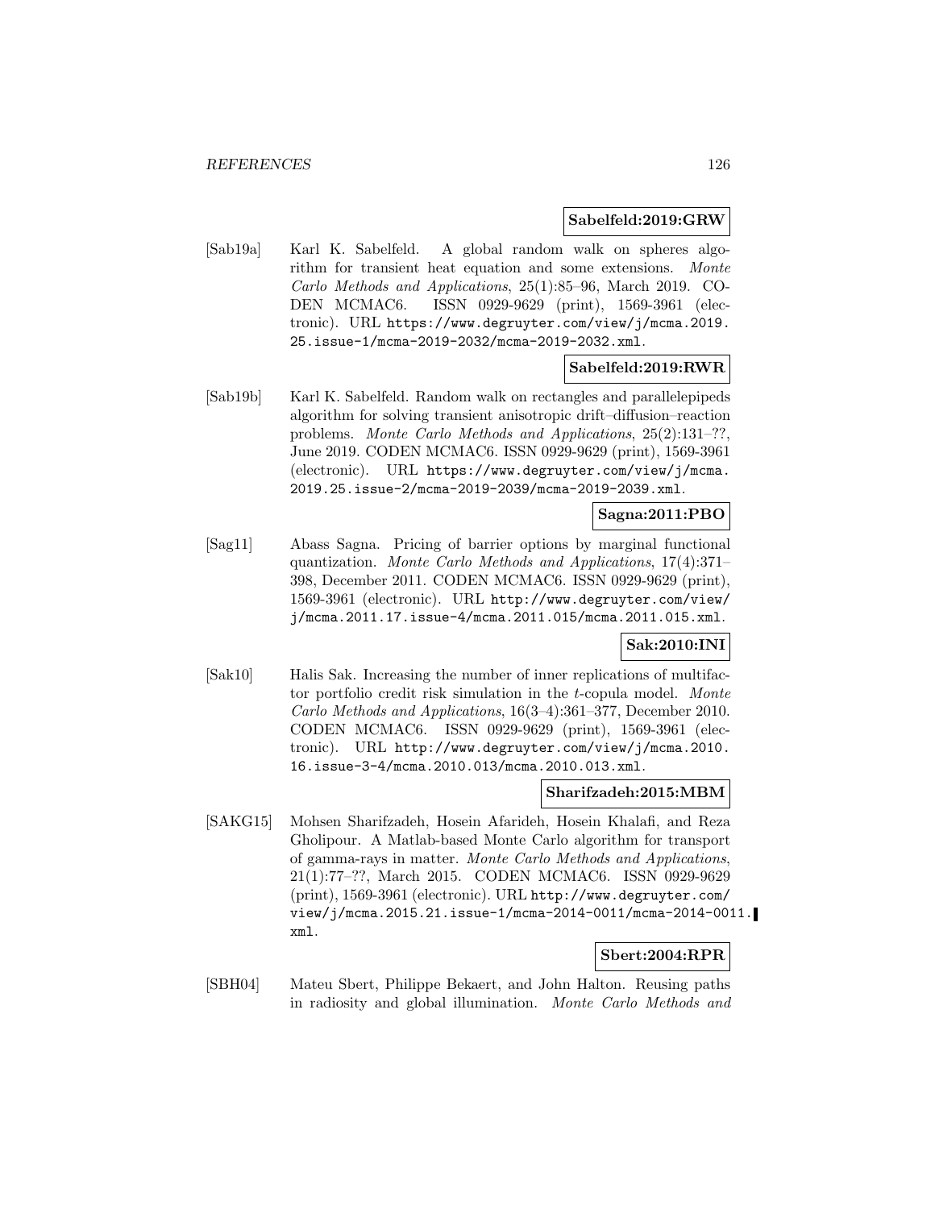**Sabelfeld:2019:GRW**

[Sab19a] Karl K. Sabelfeld. A global random walk on spheres algorithm for transient heat equation and some extensions. *Monte Carlo Methods and Applications*, 25(1):85–96, March 2019. CODEN MCMAC6. ISSN 0929-9629 (print), 1569-3961 (electronic). URL https://www.degruyter.com/view/j/mcma.2019.25.issue-1/mcma-2019-2032/mcma-2019-2032.xml.

**Sabelfeld:2019:RWR**

[Sab19b] Karl K. Sabelfeld. Random walk on rectangles and parallelepipeds algorithm for solving transient anisotropic drift–diffusion–reaction problems. *Monte Carlo Methods and Applications*, 25(2):131–??, June 2019. CODEN MCMAC6. ISSN 0929-9629 (print), 1569-3961 (electronic). URL https://www.degruyter.com/view/j/mcma.2019.25.issue-2/mcma-2019-2039/mcma-2019-2039.xml.

**Sagna:2011:PBO**

[Sag11] Abass Sagna. Pricing of barrier options by marginal functional quantization. *Monte Carlo Methods and Applications*, 17(4):371–398, December 2011. CODEN MCMAC6. ISSN 0929-9629 (print), 1569-3961 (electronic). URL http://www.degruyter.com/view/j/mcma.2011.17.issue-4/mcma.2011.015/mcma.2011.015.xml.

**Sak:2010:INI**

[Sak10] Halis Sak. Increasing the number of inner replications of multifactor portfolio credit risk simulation in the $t$-copula model. *Monte Carlo Methods and Applications*, 16(3–4):361–377, December 2010. CODEN MCMAC6. ISSN 0929-9629 (print), 1569-3961 (electronic). URL http://www.degruyter.com/view/j/mcma.2010.16.issue-3-4/mcma.2010.013/mcma.2010.013.xml.

**Sharifzadeh:2015:MBM**

[SAKG15] Mohsen Sharifzadeh, Hosein Afarideh, Hosein Khalafi, and Reza Gholipour. A Matlab-based Monte Carlo algorithm for transport of gamma-rays in matter. *Monte Carlo Methods and Applications*, 21(1):77–??, March 2015. CODEN MCMAC6. ISSN 0929-9629 (print), 1569-3961 (electronic). URL http://www.degruyter.com/view/j/mcma.2015.21.issue-1/mcma-2014-0011/mcma-2014-0011.xml.

**Sbert:2004:RPR**

[SBH04] Mateu Sbert, Philippe Bekaert, and John Halton. Reusing paths in radiosity and global illumination. *Monte Carlo Methods and*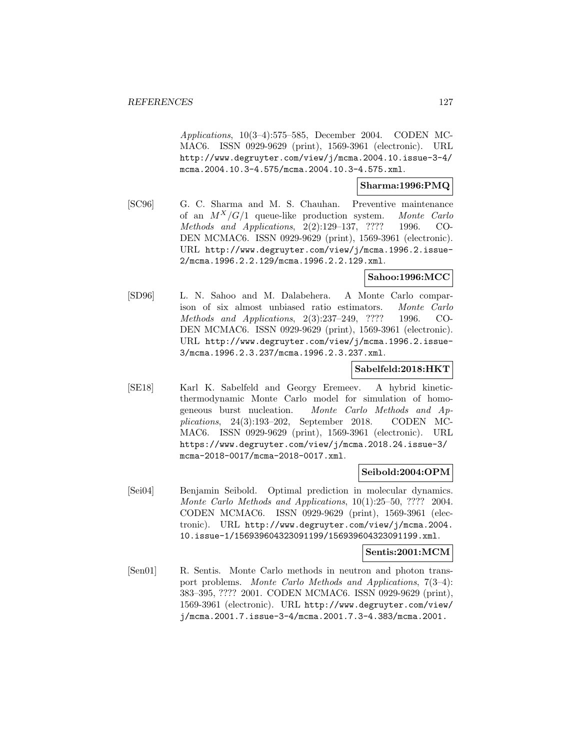*Applications*, 10(3–4):575–585, December 2004. CODEN MCMAC6. ISSN 0929-9629 (print), 1569-3961 (electronic). URL http://www.degruyter.com/view/j/mcma.2004.10.issue-3-4/mcma.2004.10.3-4.575/mcma.2004.10.3-4.575.xml.

**Sharma:1996:PMQ**

[SC96] G. C. Sharma and M. S. Chauhan. Preventive maintenance of an $M^X/G/1$ queue-like production system. *Monte Carlo Methods and Applications*, 2(2):129–137, ???? 1996. CODEN MCMAC6. ISSN 0929-9629 (print), 1569-3961 (electronic). URL http://www.degruyter.com/view/j/mcma.1996.2.issue-2/mcma.1996.2.2.129/mcma.1996.2.2.129.xml.

**Sahoo:1996:MCC**

[SD96] L. N. Sahoo and M. Dalabehera. A Monte Carlo comparison of six almost unbiased ratio estimators. *Monte Carlo Methods and Applications*, 2(3):237–249, ???? 1996. CODEN MCMAC6. ISSN 0929-9629 (print), 1569-3961 (electronic). URL http://www.degruyter.com/view/j/mcma.1996.2.issue-3/mcma.1996.2.3.237/mcma.1996.2.3.237.xml.

**Sabelfeld:2018:HKT**

[SE18] Karl K. Sabelfeld and Georgy Eremeev. A hybrid kinetic-thermodynamic Monte Carlo model for simulation of homogeneous burst nucleation. *Monte Carlo Methods and Applications*, 24(3):193–202, September 2018. CODEN MCMAC6. ISSN 0929-9629 (print), 1569-3961 (electronic). URL https://www.degruyter.com/view/j/mcma.2018.24.issue-3/mcma-2018-0017/mcma-2018-0017.xml.

**Seibold:2004:OPM**

[Sei04] Benjamin Seibold. Optimal prediction in molecular dynamics. *Monte Carlo Methods and Applications*, 10(1):25–50, ???? 2004. CODEN MCMAC6. ISSN 0929-9629 (print), 1569-3961 (electronic). URL http://www.degruyter.com/view/j/mcma.2004.10.issue-1/156939604323091199/156939604323091199.xml.

**Sentis:2001:MCM**

[Sen01] R. Sentis. Monte Carlo methods in neutron and photon transport problems. *Monte Carlo Methods and Applications*, 7(3–4):383–395, ???? 2001. CODEN MCMAC6. ISSN 0929-9629 (print), 1569-3961 (electronic). URL http://www.degruyter.com/view/j/mcma.2001.7.issue-3-4/mcma.2001.7.3-4.383/mcma.2001.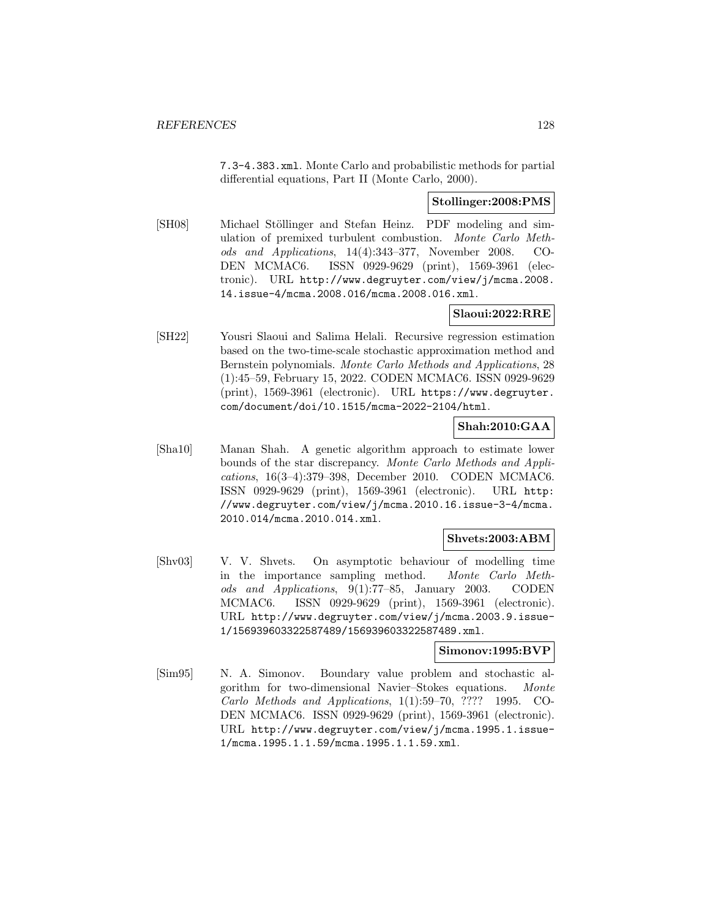7.3-4.383.xml. Monte Carlo and probabilistic methods for partial differential equations, Part II (Monte Carlo, 2000).

**Stollinger:2008:PMS**

[SH08] Michael Stöllinger and Stefan Heinz. PDF modeling and simulation of premixed turbulent combustion. *Monte Carlo Methods and Applications*, 14(4):343–377, November 2008. CODEN MCMAC6. ISSN 0929-9629 (print), 1569-3961 (electronic). URL http://www.degruyter.com/view/j/mcma.2008.14.issue-4/mcma.2008.016/mcma.2008.016.xml.

**Slaoui:2022:RRE**

[SH22] Yousri Slaoui and Salima Helali. Recursive regression estimation based on the two-time-scale stochastic approximation method and Bernstein polynomials. *Monte Carlo Methods and Applications*, 28 (1):45–59, February 15, 2022. CODEN MCMAC6. ISSN 0929-9629 (print), 1569-3961 (electronic). URL https://www.degruyter.com/document/doi/10.1515/mcma-2022-2104/html.

**Shah:2010:GAA**

[Sha10] Manan Shah. A genetic algorithm approach to estimate lower bounds of the star discrepancy. *Monte Carlo Methods and Applications*, 16(3–4):379–398, December 2010. CODEN MCMAC6. ISSN 0929-9629 (print), 1569-3961 (electronic). URL http://www.degruyter.com/view/j/mcma.2010.16.issue-3-4/mcma.2010.014/mcma.2010.014.xml.

**Shvets:2003:ABM**

[Shv03] V. V. Shvets. On asymptotic behaviour of modelling time in the importance sampling method. *Monte Carlo Methods and Applications*, 9(1):77–85, January 2003. CODEN MCMAC6. ISSN 0929-9629 (print), 1569-3961 (electronic). URL http://www.degruyter.com/view/j/mcma.2003.9.issue-1/156939603322587489/156939603322587489.xml.

**Simonov:1995:BVP**

[Sim95] N. A. Simonov. Boundary value problem and stochastic algorithm for two-dimensional Navier–Stokes equations. *Monte Carlo Methods and Applications*, 1(1):59–70, ???? 1995. CODEN MCMAC6. ISSN 0929-9629 (print), 1569-3961 (electronic). URL http://www.degruyter.com/view/j/mcma.1995.1.issue-1/mcma.1995.1.1.59/mcma.1995.1.1.59.xml.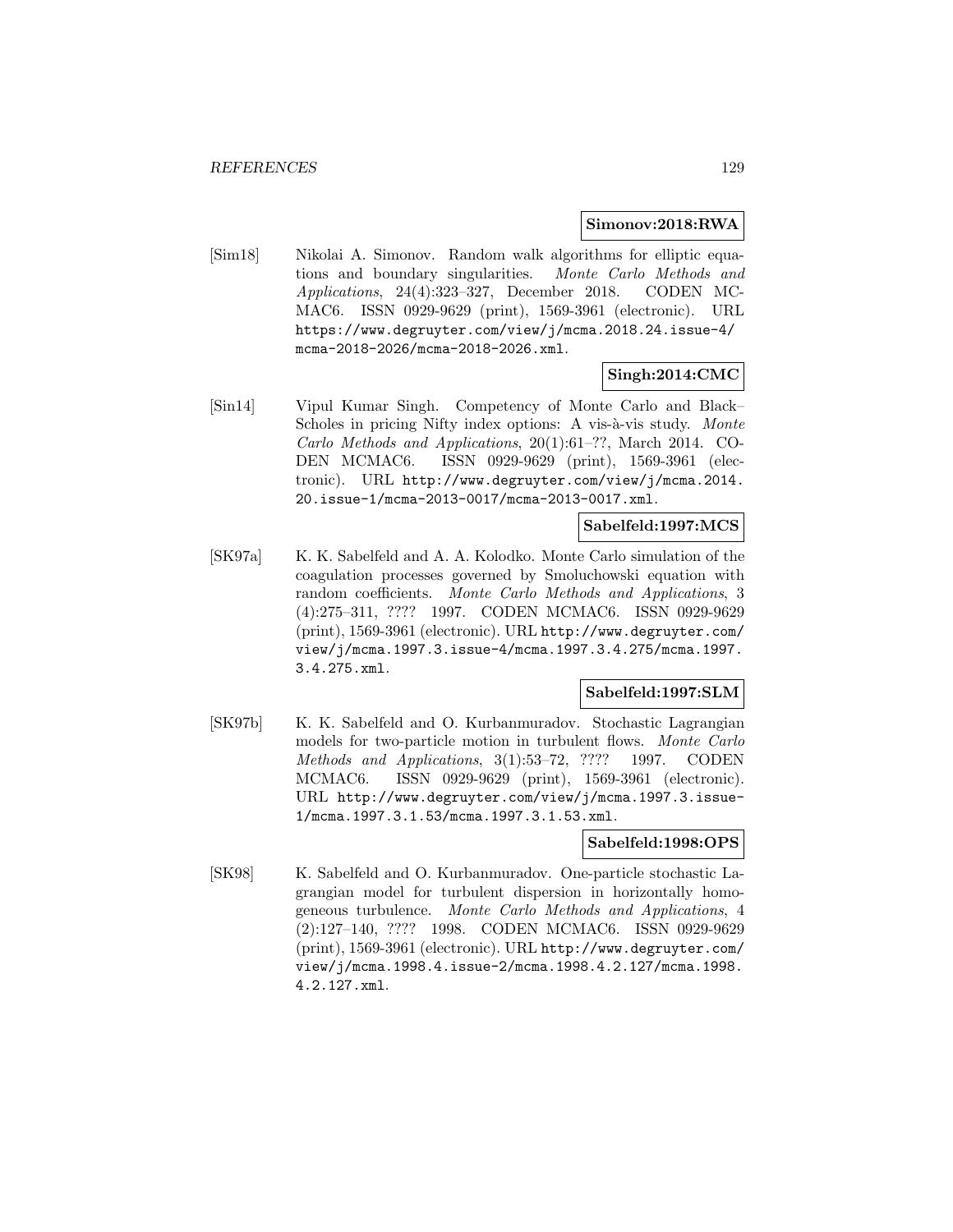**Simonov:2018:RWA**

[Sim18] Nikolai A. Simonov. Random walk algorithms for elliptic equations and boundary singularities. *Monte Carlo Methods and Applications*, 24(4):323–327, December 2018. CODEN MCMAC6. ISSN 0929-9629 (print), 1569-3961 (electronic). URL `https://www.degruyter.com/view/j/mcma.2018.24.issue-4/mcma-2018-2026/mcma-2018-2026.xml`.

**Singh:2014:CMC**

[Sin14] Vipul Kumar Singh. Competency of Monte Carlo and Black–Scholes in pricing Nifty index options: A vis-à-vis study. *Monte Carlo Methods and Applications*, 20(1):61–??, March 2014. CODEN MCMAC6. ISSN 0929-9629 (print), 1569-3961 (electronic). URL `http://www.degruyter.com/view/j/mcma.2014.20.issue-1/mcma-2013-0017/mcma-2013-0017.xml`.

**Sabelfeld:1997:MCS**

[SK97a] K. K. Sabelfeld and A. A. Kolodko. Monte Carlo simulation of the coagulation processes governed by Smoluchowski equation with random coefficients. *Monte Carlo Methods and Applications*, 3 (4):275–311, ???? 1997. CODEN MCMAC6. ISSN 0929-9629 (print), 1569-3961 (electronic). URL `http://www.degruyter.com/view/j/mcma.1997.3.issue-4/mcma.1997.3.4.275/mcma.1997.3.4.275.xml`.

**Sabelfeld:1997:SLM**

[SK97b] K. K. Sabelfeld and O. Kurbanmuradov. Stochastic Lagrangian models for two-particle motion in turbulent flows. *Monte Carlo Methods and Applications*, 3(1):53–72, ???? 1997. CODEN MCMAC6. ISSN 0929-9629 (print), 1569-3961 (electronic). URL `http://www.degruyter.com/view/j/mcma.1997.3.issue-1/mcma.1997.3.1.53/mcma.1997.3.1.53.xml`.

**Sabelfeld:1998:OPS**

[SK98] K. Sabelfeld and O. Kurbanmuradov. One-particle stochastic Lagrangian model for turbulent dispersion in horizontally homogeneous turbulence. *Monte Carlo Methods and Applications*, 4 (2):127–140, ???? 1998. CODEN MCMAC6. ISSN 0929-9629 (print), 1569-3961 (electronic). URL `http://www.degruyter.com/view/j/mcma.1998.4.issue-2/mcma.1998.4.2.127/mcma.1998.4.2.127.xml`.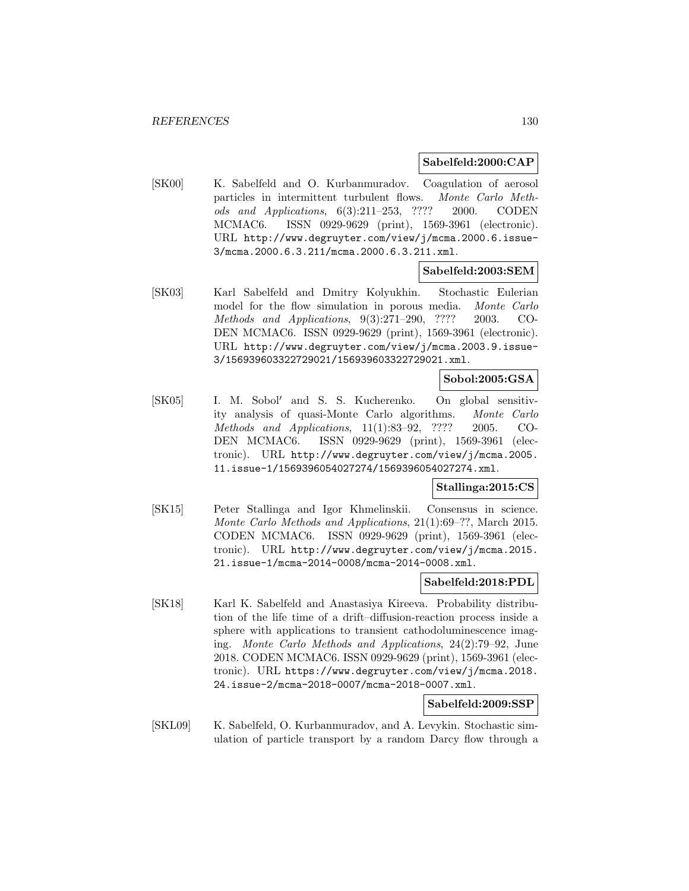**Sabelfeld:2000:CAP**

[SK00] K. Sabelfeld and O. Kurbanmuradov. Coagulation of aerosol particles in intermittent turbulent flows. *Monte Carlo Methods and Applications*, 6(3):211–253, ???? 2000. CODEN MCMAC6. ISSN 0929-9629 (print), 1569-3961 (electronic). URL http://www.degruyter.com/view/j/mcma.2000.6.issue-3/mcma.2000.6.3.211/mcma.2000.6.3.211.xml.

**Sabelfeld:2003:SEM**

[SK03] Karl Sabelfeld and Dmitry Kolyukhin. Stochastic Eulerian model for the flow simulation in porous media. *Monte Carlo Methods and Applications*, 9(3):271–290, ???? 2003. CODEN MCMAC6. ISSN 0929-9629 (print), 1569-3961 (electronic). URL http://www.degruyter.com/view/j/mcma.2003.9.issue-3/156939603322729021/156939603322729021.xml.

**Sobol:2005:GSA**

[SK05] I. M. Sobol′ and S. S. Kucherenko. On global sensitivity analysis of quasi-Monte Carlo algorithms. *Monte Carlo Methods and Applications*, 11(1):83–92, ???? 2005. CODEN MCMAC6. ISSN 0929-9629 (print), 1569-3961 (electronic). URL http://www.degruyter.com/view/j/mcma.2005.11.issue-1/1569396054027274/1569396054027274.xml.

**Stallinga:2015:CS**

[SK15] Peter Stallinga and Igor Khmelinskii. Consensus in science. *Monte Carlo Methods and Applications*, 21(1):69–??, March 2015. CODEN MCMAC6. ISSN 0929-9629 (print), 1569-3961 (electronic). URL http://www.degruyter.com/view/j/mcma.2015.21.issue-1/mcma-2014-0008/mcma-2014-0008.xml.

**Sabelfeld:2018:PDL**

[SK18] Karl K. Sabelfeld and Anastasiya Kireeva. Probability distribution of the life time of a drift–diffusion-reaction process inside a sphere with applications to transient cathodoluminescence imaging. *Monte Carlo Methods and Applications*, 24(2):79–92, June 2018. CODEN MCMAC6. ISSN 0929-9629 (print), 1569-3961 (electronic). URL https://www.degruyter.com/view/j/mcma.2018.24.issue-2/mcma-2018-0007/mcma-2018-0007.xml.

**Sabelfeld:2009:SSP**

[SKL09] K. Sabelfeld, O. Kurbanmuradov, and A. Levykin. Stochastic simulation of particle transport by a random Darcy flow through a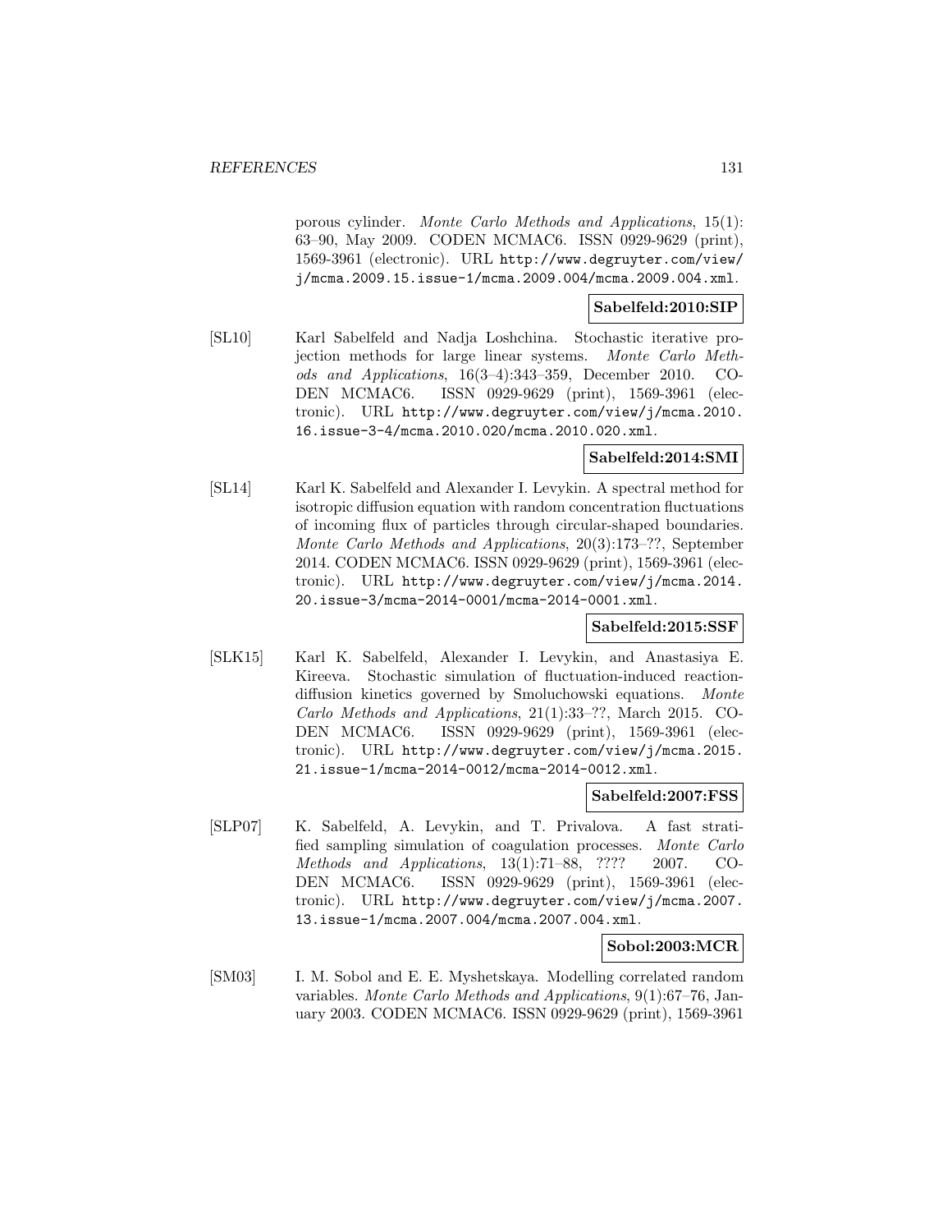porous cylinder. *Monte Carlo Methods and Applications*, 15(1): 63–90, May 2009. CODEN MCMAC6. ISSN 0929-9629 (print), 1569-3961 (electronic). URL http://www.degruyter.com/view/j/mcma.2009.15.issue-1/mcma.2009.004/mcma.2009.004.xml.

**Sabelfeld:2010:SIP**

[SL10] Karl Sabelfeld and Nadja Loshchina. Stochastic iterative projection methods for large linear systems. *Monte Carlo Methods and Applications*, 16(3–4):343–359, December 2010. CODEN MCMAC6. ISSN 0929-9629 (print), 1569-3961 (electronic). URL http://www.degruyter.com/view/j/mcma.2010.16.issue-3-4/mcma.2010.020/mcma.2010.020.xml.

**Sabelfeld:2014:SMI**

[SL14] Karl K. Sabelfeld and Alexander I. Levykin. A spectral method for isotropic diffusion equation with random concentration fluctuations of incoming flux of particles through circular-shaped boundaries. *Monte Carlo Methods and Applications*, 20(3):173–??, September 2014. CODEN MCMAC6. ISSN 0929-9629 (print), 1569-3961 (electronic). URL http://www.degruyter.com/view/j/mcma.2014.20.issue-3/mcma-2014-0001/mcma-2014-0001.xml.

**Sabelfeld:2015:SSF**

[SLK15] Karl K. Sabelfeld, Alexander I. Levykin, and Anastasiya E. Kireeva. Stochastic simulation of fluctuation-induced reaction-diffusion kinetics governed by Smoluchowski equations. *Monte Carlo Methods and Applications*, 21(1):33–??, March 2015. CODEN MCMAC6. ISSN 0929-9629 (print), 1569-3961 (electronic). URL http://www.degruyter.com/view/j/mcma.2015.21.issue-1/mcma-2014-0012/mcma-2014-0012.xml.

**Sabelfeld:2007:FSS**

[SLP07] K. Sabelfeld, A. Levykin, and T. Privalova. A fast stratified sampling simulation of coagulation processes. *Monte Carlo Methods and Applications*, 13(1):71–88, ???? 2007. CODEN MCMAC6. ISSN 0929-9629 (print), 1569-3961 (electronic). URL http://www.degruyter.com/view/j/mcma.2007.13.issue-1/mcma.2007.004/mcma.2007.004.xml.

**Sobol:2003:MCR**

[SM03] I. M. Sobol and E. E. Myshetskaya. Modelling correlated random variables. *Monte Carlo Methods and Applications*, 9(1):67–76, January 2003. CODEN MCMAC6. ISSN 0929-9629 (print), 1569-3961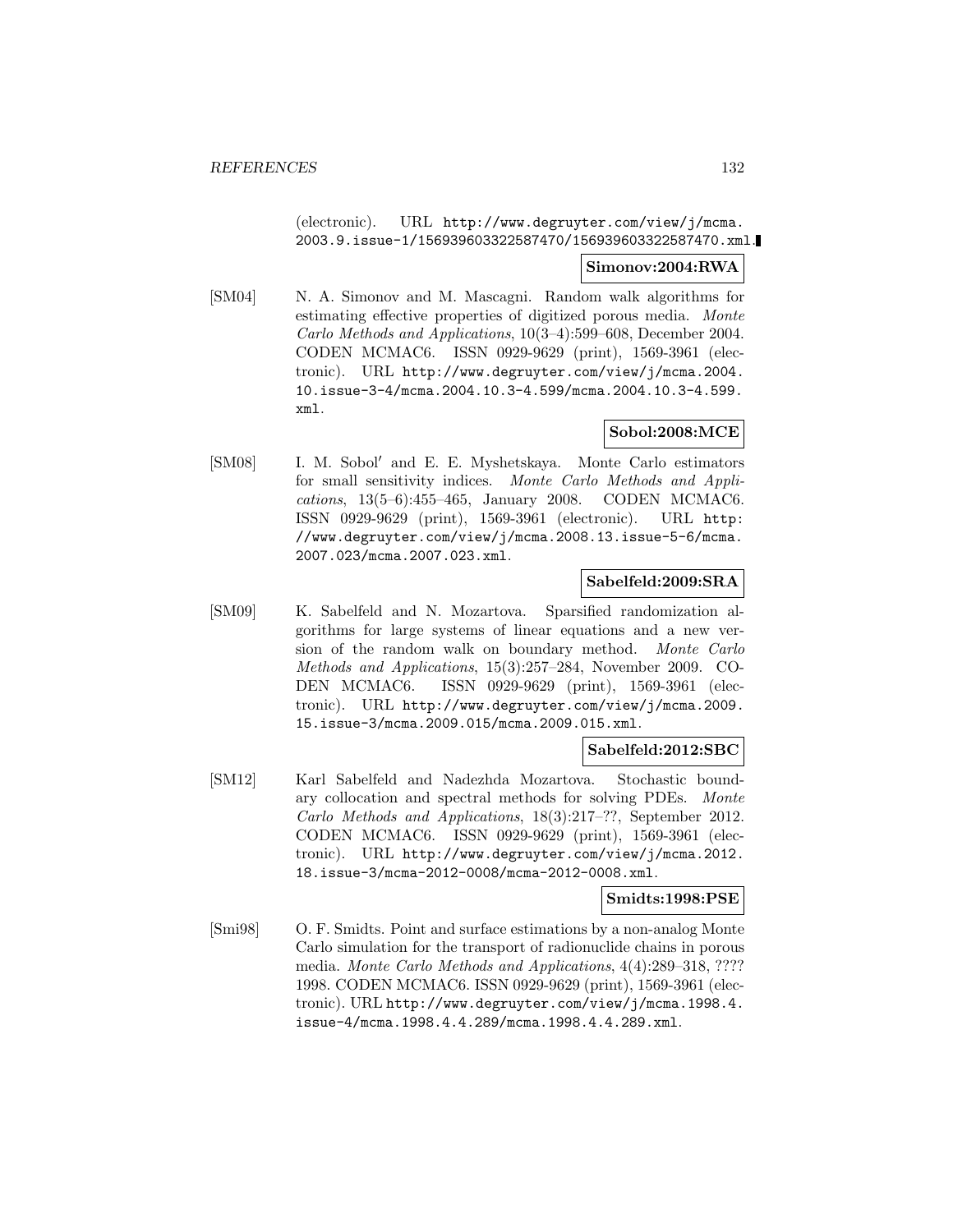(electronic). URL http://www.degruyter.com/view/j/mcma.2003.9.issue-1/156939603322587470/156939603322587470.xml.

**Simonov:2004:RWA**

[SM04] N. A. Simonov and M. Mascagni. Random walk algorithms for estimating effective properties of digitized porous media. *Monte Carlo Methods and Applications*, 10(3–4):599–608, December 2004. CODEN MCMAC6. ISSN 0929-9629 (print), 1569-3961 (electronic). URL http://www.degruyter.com/view/j/mcma.2004.10.issue-3-4/mcma.2004.10.3-4.599/mcma.2004.10.3-4.599.xml.

**Sobol:2008:MCE**

[SM08] I. M. Sobol′ and E. E. Myshetskaya. Monte Carlo estimators for small sensitivity indices. *Monte Carlo Methods and Applications*, 13(5–6):455–465, January 2008. CODEN MCMAC6. ISSN 0929-9629 (print), 1569-3961 (electronic). URL http://www.degruyter.com/view/j/mcma.2008.13.issue-5-6/mcma.2007.023/mcma.2007.023.xml.

**Sabelfeld:2009:SRA**

[SM09] K. Sabelfeld and N. Mozartova. Sparsified randomization algorithms for large systems of linear equations and a new version of the random walk on boundary method. *Monte Carlo Methods and Applications*, 15(3):257–284, November 2009. CODEN MCMAC6. ISSN 0929-9629 (print), 1569-3961 (electronic). URL http://www.degruyter.com/view/j/mcma.2009.15.issue-3/mcma.2009.015/mcma.2009.015.xml.

**Sabelfeld:2012:SBC**

[SM12] Karl Sabelfeld and Nadezhda Mozartova. Stochastic boundary collocation and spectral methods for solving PDEs. *Monte Carlo Methods and Applications*, 18(3):217–??, September 2012. CODEN MCMAC6. ISSN 0929-9629 (print), 1569-3961 (electronic). URL http://www.degruyter.com/view/j/mcma.2012.18.issue-3/mcma-2012-0008/mcma-2012-0008.xml.

**Smidts:1998:PSE**

[Smi98] O. F. Smidts. Point and surface estimations by a non-analog Monte Carlo simulation for the transport of radionuclide chains in porous media. *Monte Carlo Methods and Applications*, 4(4):289–318, ???? 1998. CODEN MCMAC6. ISSN 0929-9629 (print), 1569-3961 (electronic). URL http://www.degruyter.com/view/j/mcma.1998.4.issue-4/mcma.1998.4.4.289/mcma.1998.4.4.289.xml.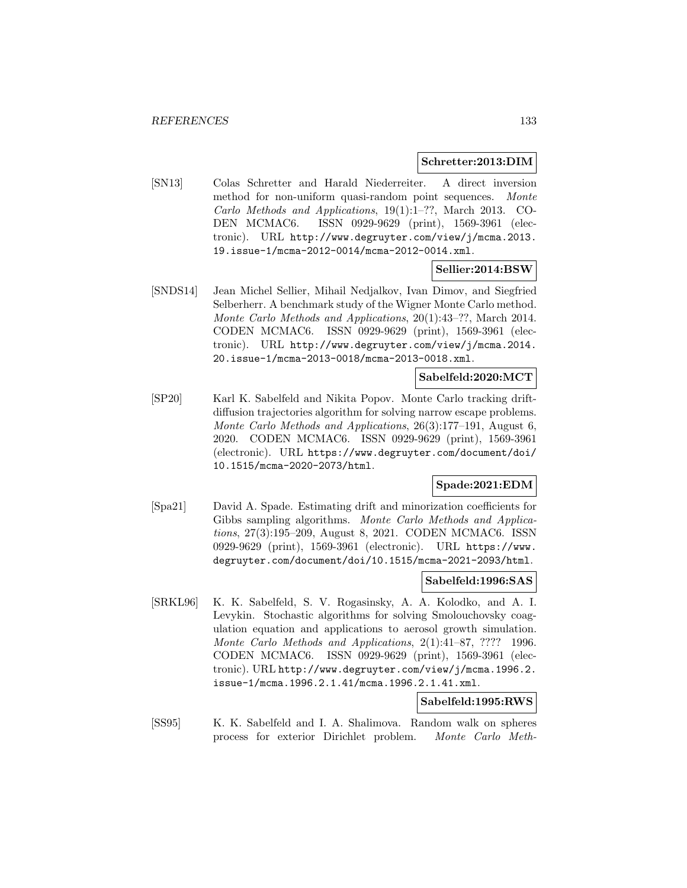**Schretter:2013:DIM**

[SN13] Colas Schretter and Harald Niederreiter. A direct inversion method for non-uniform quasi-random point sequences. *Monte Carlo Methods and Applications*, 19(1):1–??, March 2013. CODEN MCMAC6. ISSN 0929-9629 (print), 1569-3961 (electronic). URL http://www.degruyter.com/view/j/mcma.2013.19.issue-1/mcma-2012-0014/mcma-2012-0014.xml.

**Sellier:2014:BSW**

[SNDS14] Jean Michel Sellier, Mihail Nedjalkov, Ivan Dimov, and Siegfried Selberherr. A benchmark study of the Wigner Monte Carlo method. *Monte Carlo Methods and Applications*, 20(1):43–??, March 2014. CODEN MCMAC6. ISSN 0929-9629 (print), 1569-3961 (electronic). URL http://www.degruyter.com/view/j/mcma.2014.20.issue-1/mcma-2013-0018/mcma-2013-0018.xml.

**Sabelfeld:2020:MCT**

[SP20] Karl K. Sabelfeld and Nikita Popov. Monte Carlo tracking drift-diffusion trajectories algorithm for solving narrow escape problems. *Monte Carlo Methods and Applications*, 26(3):177–191, August 6, 2020. CODEN MCMAC6. ISSN 0929-9629 (print), 1569-3961 (electronic). URL https://www.degruyter.com/document/doi/10.1515/mcma-2020-2073/html.

**Spade:2021:EDM**

[Spa21] David A. Spade. Estimating drift and minorization coefficients for Gibbs sampling algorithms. *Monte Carlo Methods and Applications*, 27(3):195–209, August 8, 2021. CODEN MCMAC6. ISSN 0929-9629 (print), 1569-3961 (electronic). URL https://www.degruyter.com/document/doi/10.1515/mcma-2021-2093/html.

**Sabelfeld:1996:SAS**

[SRKL96] K. K. Sabelfeld, S. V. Rogasinsky, A. A. Kolodko, and A. I. Levykin. Stochastic algorithms for solving Smolouchovsky coagulation equation and applications to aerosol growth simulation. *Monte Carlo Methods and Applications*, 2(1):41–87, ???? 1996. CODEN MCMAC6. ISSN 0929-9629 (print), 1569-3961 (electronic). URL http://www.degruyter.com/view/j/mcma.1996.2.issue-1/mcma.1996.2.1.41/mcma.1996.2.1.41.xml.

**Sabelfeld:1995:RWS**

[SS95] K. K. Sabelfeld and I. A. Shalimova. Random walk on spheres process for exterior Dirichlet problem. *Monte Carlo Meth-*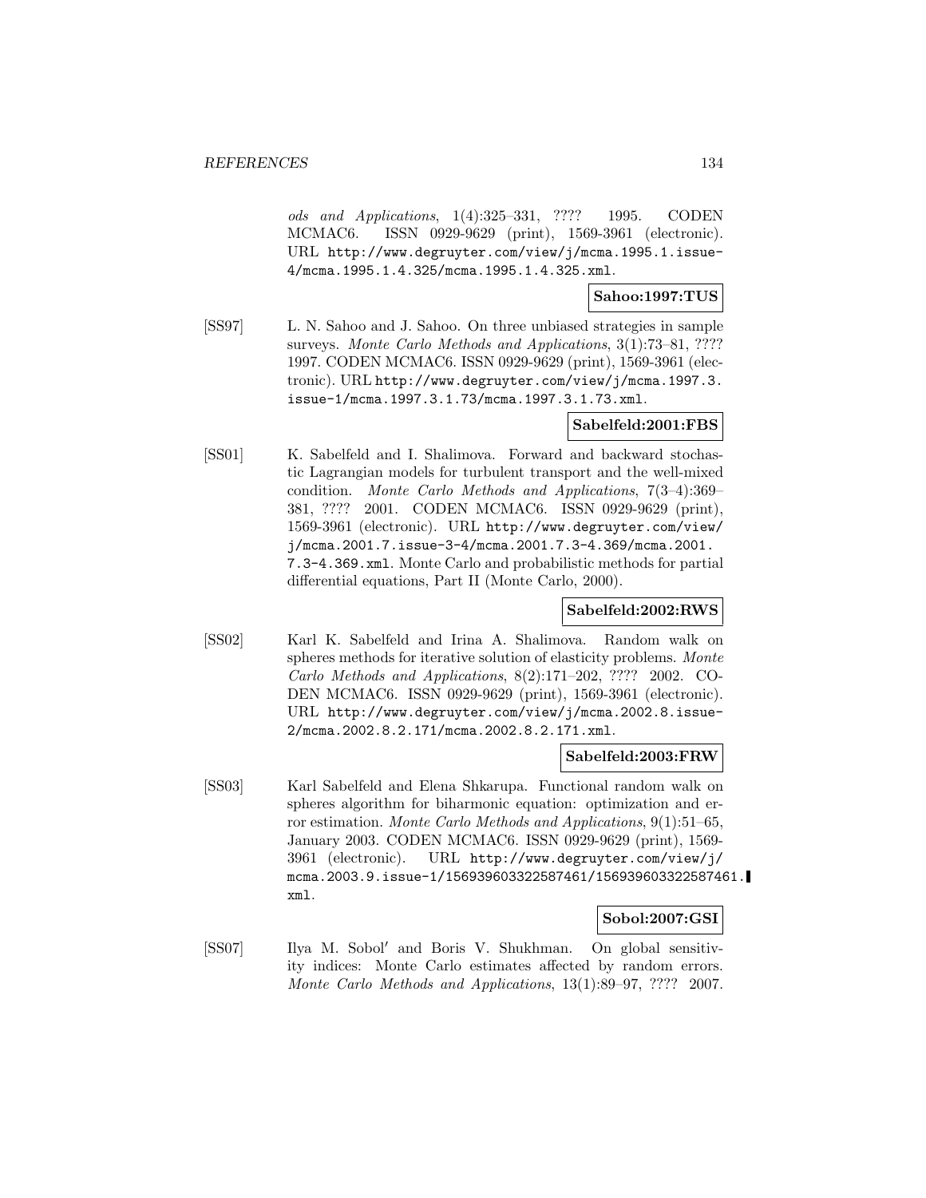*ods and Applications*, 1(4):325–331, ???? 1995. CODEN MCMAC6. ISSN 0929-9629 (print), 1569-3961 (electronic). URL http://www.degruyter.com/view/j/mcma.1995.1.issue-4/mcma.1995.1.4.325/mcma.1995.1.4.325.xml.

**Sahoo:1997:TUS**

[SS97] L. N. Sahoo and J. Sahoo. On three unbiased strategies in sample surveys. *Monte Carlo Methods and Applications*, 3(1):73–81, ???? 1997. CODEN MCMAC6. ISSN 0929-9629 (print), 1569-3961 (electronic). URL http://www.degruyter.com/view/j/mcma.1997.3.issue-1/mcma.1997.3.1.73/mcma.1997.3.1.73.xml.

**Sabelfeld:2001:FBS**

[SS01] K. Sabelfeld and I. Shalimova. Forward and backward stochastic Lagrangian models for turbulent transport and the well-mixed condition. *Monte Carlo Methods and Applications*, 7(3–4):369–381, ???? 2001. CODEN MCMAC6. ISSN 0929-9629 (print), 1569-3961 (electronic). URL http://www.degruyter.com/view/j/mcma.2001.7.issue-3-4/mcma.2001.7.3-4.369/mcma.2001.7.3-4.369.xml. Monte Carlo and probabilistic methods for partial differential equations, Part II (Monte Carlo, 2000).

**Sabelfeld:2002:RWS**

[SS02] Karl K. Sabelfeld and Irina A. Shalimova. Random walk on spheres methods for iterative solution of elasticity problems. *Monte Carlo Methods and Applications*, 8(2):171–202, ???? 2002. CODEN MCMAC6. ISSN 0929-9629 (print), 1569-3961 (electronic). URL http://www.degruyter.com/view/j/mcma.2002.8.issue-2/mcma.2002.8.2.171/mcma.2002.8.2.171.xml.

**Sabelfeld:2003:FRW**

[SS03] Karl Sabelfeld and Elena Shkarupa. Functional random walk on spheres algorithm for biharmonic equation: optimization and error estimation. *Monte Carlo Methods and Applications*, 9(1):51–65, January 2003. CODEN MCMAC6. ISSN 0929-9629 (print), 1569-3961 (electronic). URL http://www.degruyter.com/view/j/mcma.2003.9.issue-1/156939603322587461/156939603322587461.xml.

**Sobol:2007:GSI**

[SS07] Ilya M. Sobol′ and Boris V. Shukhman. On global sensitivity indices: Monte Carlo estimates affected by random errors. *Monte Carlo Methods and Applications*, 13(1):89–97, ???? 2007.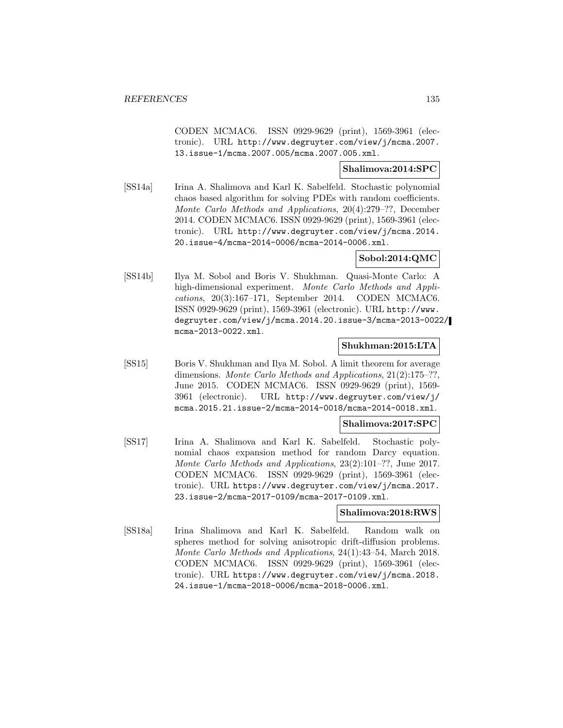CODEN MCMAC6. ISSN 0929-9629 (print), 1569-3961 (electronic). URL http://www.degruyter.com/view/j/mcma.2007.13.issue-1/mcma.2007.005/mcma.2007.005.xml.

**Shalimova:2014:SPC**

[SS14a] Irina A. Shalimova and Karl K. Sabelfeld. Stochastic polynomial chaos based algorithm for solving PDEs with random coefficients. *Monte Carlo Methods and Applications*, 20(4):279–??, December 2014. CODEN MCMAC6. ISSN 0929-9629 (print), 1569-3961 (electronic). URL http://www.degruyter.com/view/j/mcma.2014.20.issue-4/mcma-2014-0006/mcma-2014-0006.xml.

**Sobol:2014:QMC**

[SS14b] Ilya M. Sobol and Boris V. Shukhman. Quasi-Monte Carlo: A high-dimensional experiment. *Monte Carlo Methods and Applications*, 20(3):167–171, September 2014. CODEN MCMAC6. ISSN 0929-9629 (print), 1569-3961 (electronic). URL http://www.degruyter.com/view/j/mcma.2014.20.issue-3/mcma-2013-0022/mcma-2013-0022.xml.

**Shukhman:2015:LTA**

[SS15] Boris V. Shukhman and Ilya M. Sobol. A limit theorem for average dimensions. *Monte Carlo Methods and Applications*, 21(2):175–??, June 2015. CODEN MCMAC6. ISSN 0929-9629 (print), 1569-3961 (electronic). URL http://www.degruyter.com/view/j/mcma.2015.21.issue-2/mcma-2014-0018/mcma-2014-0018.xml.

**Shalimova:2017:SPC**

[SS17] Irina A. Shalimova and Karl K. Sabelfeld. Stochastic polynomial chaos expansion method for random Darcy equation. *Monte Carlo Methods and Applications*, 23(2):101–??, June 2017. CODEN MCMAC6. ISSN 0929-9629 (print), 1569-3961 (electronic). URL https://www.degruyter.com/view/j/mcma.2017.23.issue-2/mcma-2017-0109/mcma-2017-0109.xml.

**Shalimova:2018:RWS**

[SS18a] Irina Shalimova and Karl K. Sabelfeld. Random walk on spheres method for solving anisotropic drift-diffusion problems. *Monte Carlo Methods and Applications*, 24(1):43–54, March 2018. CODEN MCMAC6. ISSN 0929-9629 (print), 1569-3961 (electronic). URL https://www.degruyter.com/view/j/mcma.2018.24.issue-1/mcma-2018-0006/mcma-2018-0006.xml.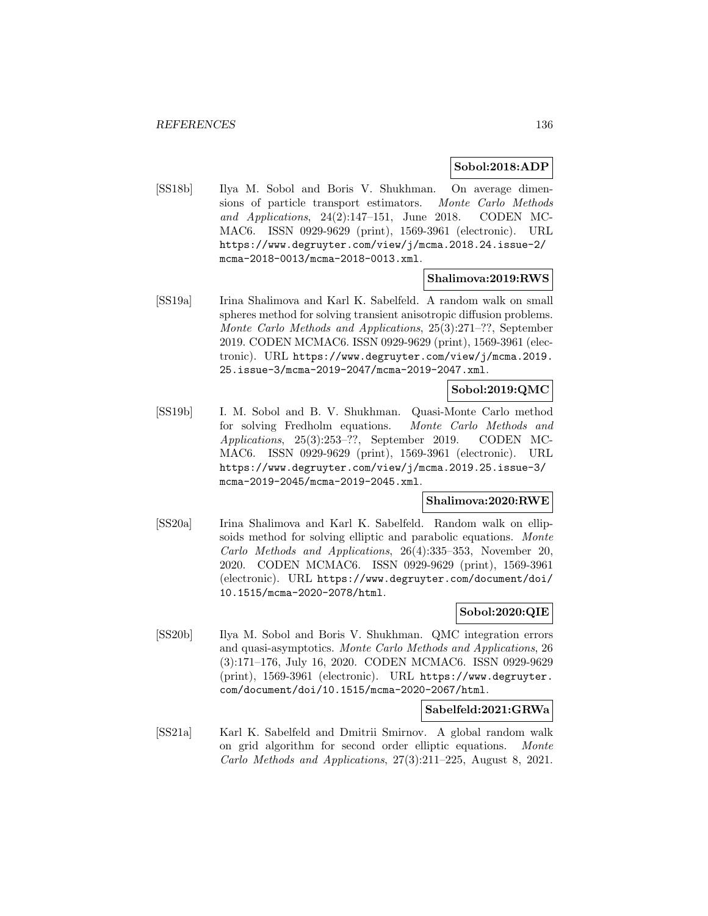**Sobol:2018:ADP**

[SS18b] Ilya M. Sobol and Boris V. Shukhman. On average dimensions of particle transport estimators. *Monte Carlo Methods and Applications*, 24(2):147–151, June 2018. CODEN MCMAC6. ISSN 0929-9629 (print), 1569-3961 (electronic). URL https://www.degruyter.com/view/j/mcma.2018.24.issue-2/mcma-2018-0013/mcma-2018-0013.xml.

**Shalimova:2019:RWS**

[SS19a] Irina Shalimova and Karl K. Sabelfeld. A random walk on small spheres method for solving transient anisotropic diffusion problems. *Monte Carlo Methods and Applications*, 25(3):271–??, September 2019. CODEN MCMAC6. ISSN 0929-9629 (print), 1569-3961 (electronic). URL https://www.degruyter.com/view/j/mcma.2019.25.issue-3/mcma-2019-2047/mcma-2019-2047.xml.

**Sobol:2019:QMC**

[SS19b] I. M. Sobol and B. V. Shukhman. Quasi-Monte Carlo method for solving Fredholm equations. *Monte Carlo Methods and Applications*, 25(3):253–??, September 2019. CODEN MCMAC6. ISSN 0929-9629 (print), 1569-3961 (electronic). URL https://www.degruyter.com/view/j/mcma.2019.25.issue-3/mcma-2019-2045/mcma-2019-2045.xml.

**Shalimova:2020:RWE**

[SS20a] Irina Shalimova and Karl K. Sabelfeld. Random walk on ellipsoids method for solving elliptic and parabolic equations. *Monte Carlo Methods and Applications*, 26(4):335–353, November 20, 2020. CODEN MCMAC6. ISSN 0929-9629 (print), 1569-3961 (electronic). URL https://www.degruyter.com/document/doi/10.1515/mcma-2020-2078/html.

**Sobol:2020:QIE**

[SS20b] Ilya M. Sobol and Boris V. Shukhman. QMC integration errors and quasi-asymptotics. *Monte Carlo Methods and Applications*, 26(3):171–176, July 16, 2020. CODEN MCMAC6. ISSN 0929-9629 (print), 1569-3961 (electronic). URL https://www.degruyter.com/document/doi/10.1515/mcma-2020-2067/html.

**Sabelfeld:2021:GRWa**

[SS21a] Karl K. Sabelfeld and Dmitrii Smirnov. A global random walk on grid algorithm for second order elliptic equations. *Monte Carlo Methods and Applications*, 27(3):211–225, August 8, 2021.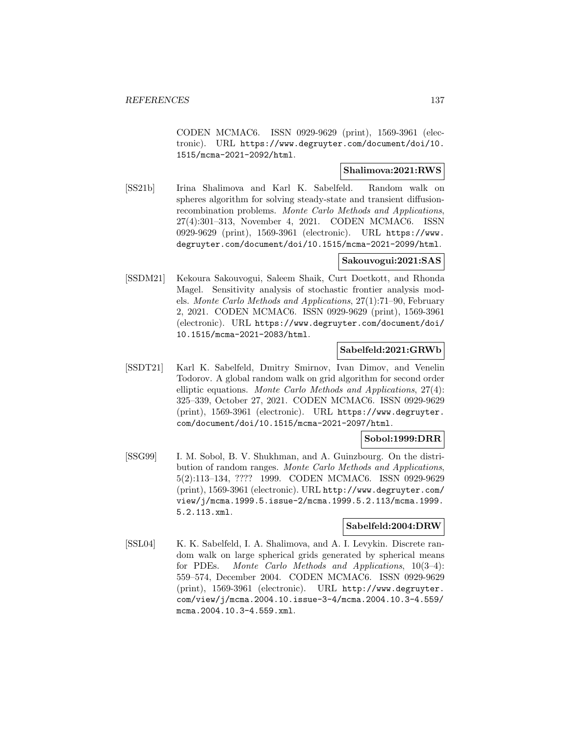CODEN MCMAC6. ISSN 0929-9629 (print), 1569-3961 (electronic). URL https://www.degruyter.com/document/doi/10.1515/mcma-2021-2092/html.

**Shalimova:2021:RWS**

[SS21b] Irina Shalimova and Karl K. Sabelfeld. Random walk on spheres algorithm for solving steady-state and transient diffusion-recombination problems. *Monte Carlo Methods and Applications*, 27(4):301–313, November 4, 2021. CODEN MCMAC6. ISSN 0929-9629 (print), 1569-3961 (electronic). URL https://www.degruyter.com/document/doi/10.1515/mcma-2021-2099/html.

**Sakouvogui:2021:SAS**

[SSDM21] Kekoura Sakouvogui, Saleem Shaik, Curt Doetkott, and Rhonda Magel. Sensitivity analysis of stochastic frontier analysis models. *Monte Carlo Methods and Applications*, 27(1):71–90, February 2, 2021. CODEN MCMAC6. ISSN 0929-9629 (print), 1569-3961 (electronic). URL https://www.degruyter.com/document/doi/10.1515/mcma-2021-2083/html.

**Sabelfeld:2021:GRWb**

[SSDT21] Karl K. Sabelfeld, Dmitry Smirnov, Ivan Dimov, and Venelin Todorov. A global random walk on grid algorithm for second order elliptic equations. *Monte Carlo Methods and Applications*, 27(4): 325–339, October 27, 2021. CODEN MCMAC6. ISSN 0929-9629 (print), 1569-3961 (electronic). URL https://www.degruyter.com/document/doi/10.1515/mcma-2021-2097/html.

**Sobol:1999:DRR**

[SSG99] I. M. Sobol, B. V. Shukhman, and A. Guinzbourg. On the distribution of random ranges. *Monte Carlo Methods and Applications*, 5(2):113–134, ???? 1999. CODEN MCMAC6. ISSN 0929-9629 (print), 1569-3961 (electronic). URL http://www.degruyter.com/view/j/mcma.1999.5.issue-2/mcma.1999.5.2.113/mcma.1999.5.2.113.xml.

**Sabelfeld:2004:DRW**

[SSL04] K. K. Sabelfeld, I. A. Shalimova, and A. I. Levykin. Discrete random walk on large spherical grids generated by spherical means for PDEs. *Monte Carlo Methods and Applications*, 10(3–4): 559–574, December 2004. CODEN MCMAC6. ISSN 0929-9629 (print), 1569-3961 (electronic). URL http://www.degruyter.com/view/j/mcma.2004.10.issue-3-4/mcma.2004.10.3-4.559/mcma.2004.10.3-4.559.xml.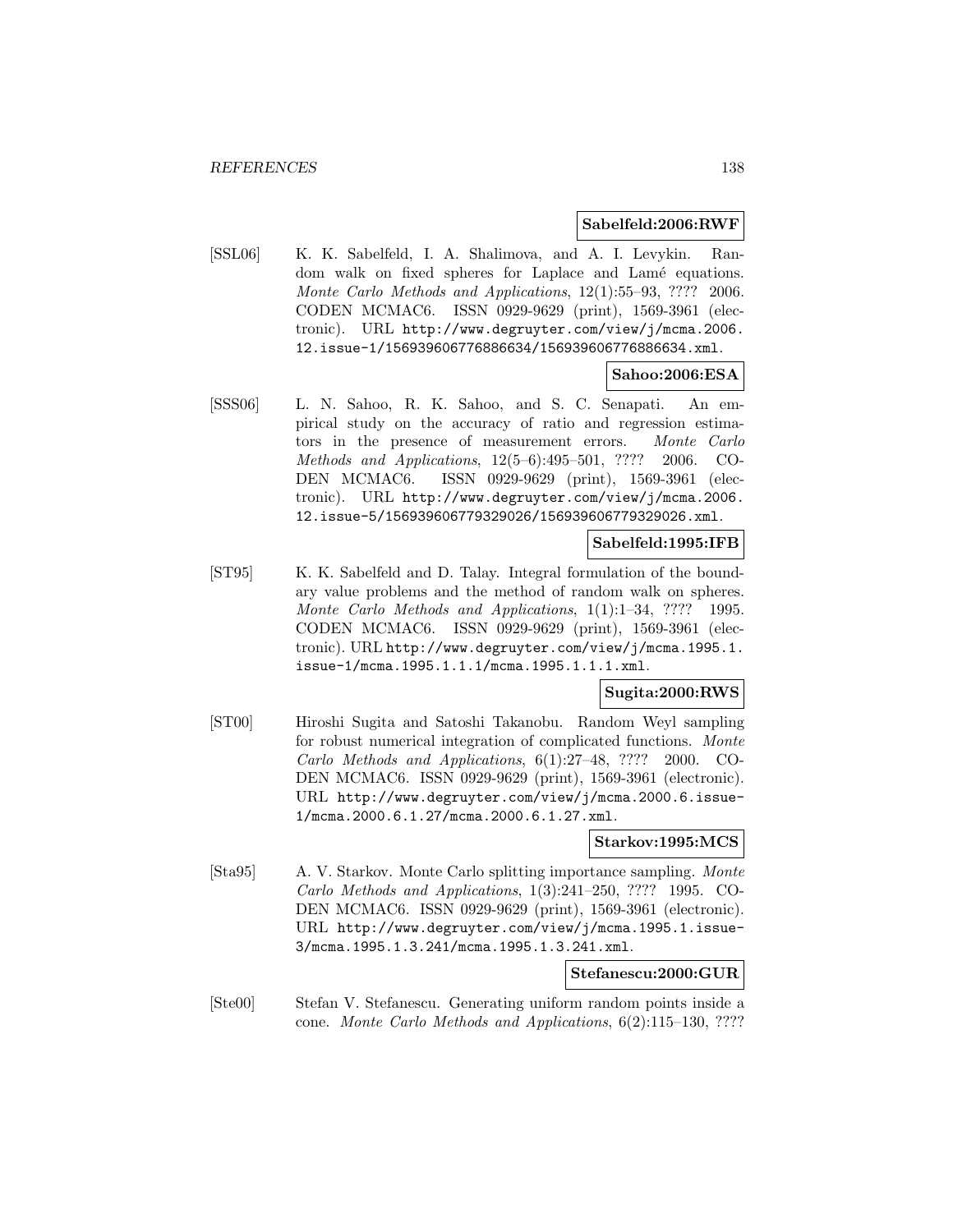**Sabelfeld:2006:RWF**

[SSL06] K. K. Sabelfeld, I. A. Shalimova, and A. I. Levykin. Random walk on fixed spheres for Laplace and Lamé equations. *Monte Carlo Methods and Applications*, 12(1):55–93, ???? 2006. CODEN MCMAC6. ISSN 0929-9629 (print), 1569-3961 (electronic). URL `http://www.degruyter.com/view/j/mcma.2006.12.issue-1/156939606776886634/156939606776886634.xml`.

**Sahoo:2006:ESA**

[SSS06] L. N. Sahoo, R. K. Sahoo, and S. C. Senapati. An empirical study on the accuracy of ratio and regression estimators in the presence of measurement errors. *Monte Carlo Methods and Applications*, 12(5–6):495–501, ???? 2006. CODEN MCMAC6. ISSN 0929-9629 (print), 1569-3961 (electronic). URL `http://www.degruyter.com/view/j/mcma.2006.12.issue-5/156939606779329026/156939606779329026.xml`.

**Sabelfeld:1995:IFB**

[ST95] K. K. Sabelfeld and D. Talay. Integral formulation of the boundary value problems and the method of random walk on spheres. *Monte Carlo Methods and Applications*, 1(1):1–34, ???? 1995. CODEN MCMAC6. ISSN 0929-9629 (print), 1569-3961 (electronic). URL `http://www.degruyter.com/view/j/mcma.1995.1.issue-1/mcma.1995.1.1.1/mcma.1995.1.1.1.xml`.

**Sugita:2000:RWS**

[ST00] Hiroshi Sugita and Satoshi Takanobu. Random Weyl sampling for robust numerical integration of complicated functions. *Monte Carlo Methods and Applications*, 6(1):27–48, ???? 2000. CODEN MCMAC6. ISSN 0929-9629 (print), 1569-3961 (electronic). URL `http://www.degruyter.com/view/j/mcma.2000.6.issue-1/mcma.2000.6.1.27/mcma.2000.6.1.27.xml`.

**Starkov:1995:MCS**

[Sta95] A. V. Starkov. Monte Carlo splitting importance sampling. *Monte Carlo Methods and Applications*, 1(3):241–250, ???? 1995. CODEN MCMAC6. ISSN 0929-9629 (print), 1569-3961 (electronic). URL `http://www.degruyter.com/view/j/mcma.1995.1.issue-3/mcma.1995.1.3.241/mcma.1995.1.3.241.xml`.

**Stefanescu:2000:GUR**

[Ste00] Stefan V. Stefanescu. Generating uniform random points inside a cone. *Monte Carlo Methods and Applications*, 6(2):115–130, ????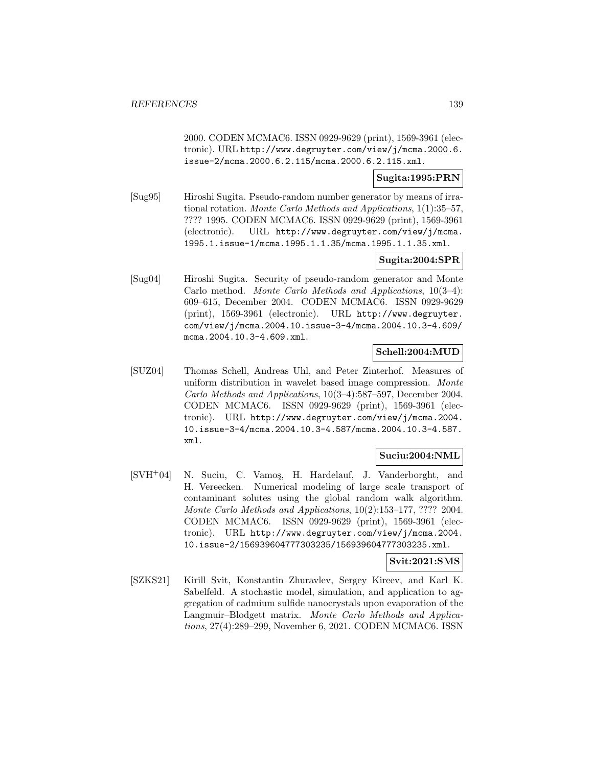2000. CODEN MCMAC6. ISSN 0929-9629 (print), 1569-3961 (electronic). URL http://www.degruyter.com/view/j/mcma.2000.6.issue-2/mcma.2000.6.2.115/mcma.2000.6.2.115.xml.

**Sugita:1995:PRN**

[Sug95] Hiroshi Sugita. Pseudo-random number generator by means of irrational rotation. *Monte Carlo Methods and Applications*, 1(1):35–57, ???? 1995. CODEN MCMAC6. ISSN 0929-9629 (print), 1569-3961 (electronic). URL http://www.degruyter.com/view/j/mcma.1995.1.issue-1/mcma.1995.1.1.35/mcma.1995.1.1.35.xml.

**Sugita:2004:SPR**

[Sug04] Hiroshi Sugita. Security of pseudo-random generator and Monte Carlo method. *Monte Carlo Methods and Applications*, 10(3–4): 609–615, December 2004. CODEN MCMAC6. ISSN 0929-9629 (print), 1569-3961 (electronic). URL http://www.degruyter.com/view/j/mcma.2004.10.issue-3-4/mcma.2004.10.3-4.609/mcma.2004.10.3-4.609.xml.

**Schell:2004:MUD**

[SUZ04] Thomas Schell, Andreas Uhl, and Peter Zinterhof. Measures of uniform distribution in wavelet based image compression. *Monte Carlo Methods and Applications*, 10(3–4):587–597, December 2004. CODEN MCMAC6. ISSN 0929-9629 (print), 1569-3961 (electronic). URL http://www.degruyter.com/view/j/mcma.2004.10.issue-3-4/mcma.2004.10.3-4.587/mcma.2004.10.3-4.587.xml.

**Suciu:2004:NML**

[SVH+04] N. Suciu, C. Vamoş, H. Hardelauf, J. Vanderborght, and H. Vereecken. Numerical modeling of large scale transport of contaminant solutes using the global random walk algorithm. *Monte Carlo Methods and Applications*, 10(2):153–177, ???? 2004. CODEN MCMAC6. ISSN 0929-9629 (print), 1569-3961 (electronic). URL http://www.degruyter.com/view/j/mcma.2004.10.issue-2/156939604777303235/156939604777303235.xml.

**Svit:2021:SMS**

[SZKS21] Kirill Svit, Konstantin Zhuravlev, Sergey Kireev, and Karl K. Sabelfeld. A stochastic model, simulation, and application to aggregation of cadmium sulfide nanocrystals upon evaporation of the Langmuir–Blodgett matrix. *Monte Carlo Methods and Applications*, 27(4):289–299, November 6, 2021. CODEN MCMAC6. ISSN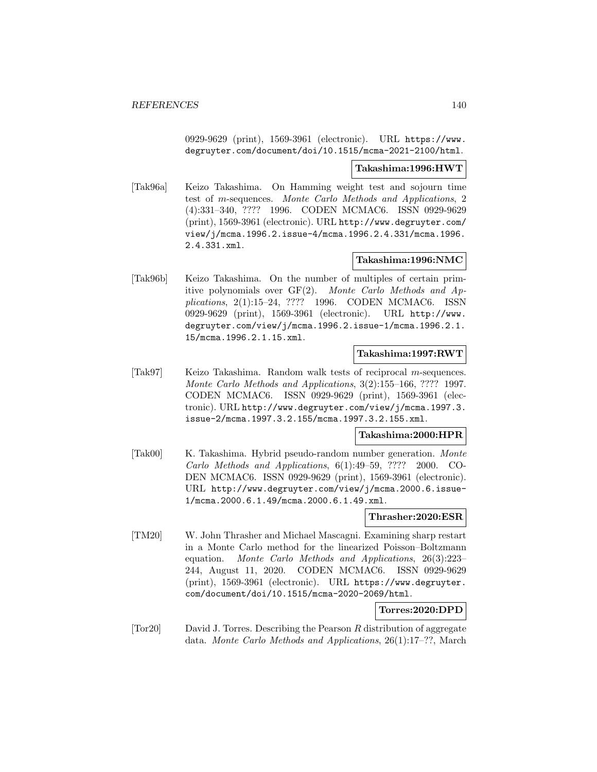0929-9629 (print), 1569-3961 (electronic). URL https://www.degruyter.com/document/doi/10.1515/mcma-2021-2100/html.

**Takashima:1996:HWT**

[Tak96a] Keizo Takashima. On Hamming weight test and sojourn time test of $m$-sequences. *Monte Carlo Methods and Applications*, 2 (4):331–340, ???? 1996. CODEN MCMAC6. ISSN 0929-9629 (print), 1569-3961 (electronic). URL http://www.degruyter.com/view/j/mcma.1996.2.issue-4/mcma.1996.2.4.331/mcma.1996.2.4.331.xml.

**Takashima:1996:NMC**

[Tak96b] Keizo Takashima. On the number of multiples of certain primitive polynomials over GF(2). *Monte Carlo Methods and Applications*, 2(1):15–24, ???? 1996. CODEN MCMAC6. ISSN 0929-9629 (print), 1569-3961 (electronic). URL http://www.degruyter.com/view/j/mcma.1996.2.issue-1/mcma.1996.2.1.15/mcma.1996.2.1.15.xml.

**Takashima:1997:RWT**

[Tak97] Keizo Takashima. Random walk tests of reciprocal $m$-sequences. *Monte Carlo Methods and Applications*, 3(2):155–166, ???? 1997. CODEN MCMAC6. ISSN 0929-9629 (print), 1569-3961 (electronic). URL http://www.degruyter.com/view/j/mcma.1997.3.issue-2/mcma.1997.3.2.155/mcma.1997.3.2.155.xml.

**Takashima:2000:HPR**

[Tak00] K. Takashima. Hybrid pseudo-random number generation. *Monte Carlo Methods and Applications*, 6(1):49–59, ???? 2000. CODEN MCMAC6. ISSN 0929-9629 (print), 1569-3961 (electronic). URL http://www.degruyter.com/view/j/mcma.2000.6.issue-1/mcma.2000.6.1.49/mcma.2000.6.1.49.xml.

**Thrasher:2020:ESR**

[TM20] W. John Thrasher and Michael Mascagni. Examining sharp restart in a Monte Carlo method for the linearized Poisson–Boltzmann equation. *Monte Carlo Methods and Applications*, 26(3):223–244, August 11, 2020. CODEN MCMAC6. ISSN 0929-9629 (print), 1569-3961 (electronic). URL https://www.degruyter.com/document/doi/10.1515/mcma-2020-2069/html.

**Torres:2020:DPD**

[Tor20] David J. Torres. Describing the Pearson $R$ distribution of aggregate data. *Monte Carlo Methods and Applications*, 26(1):17–??, March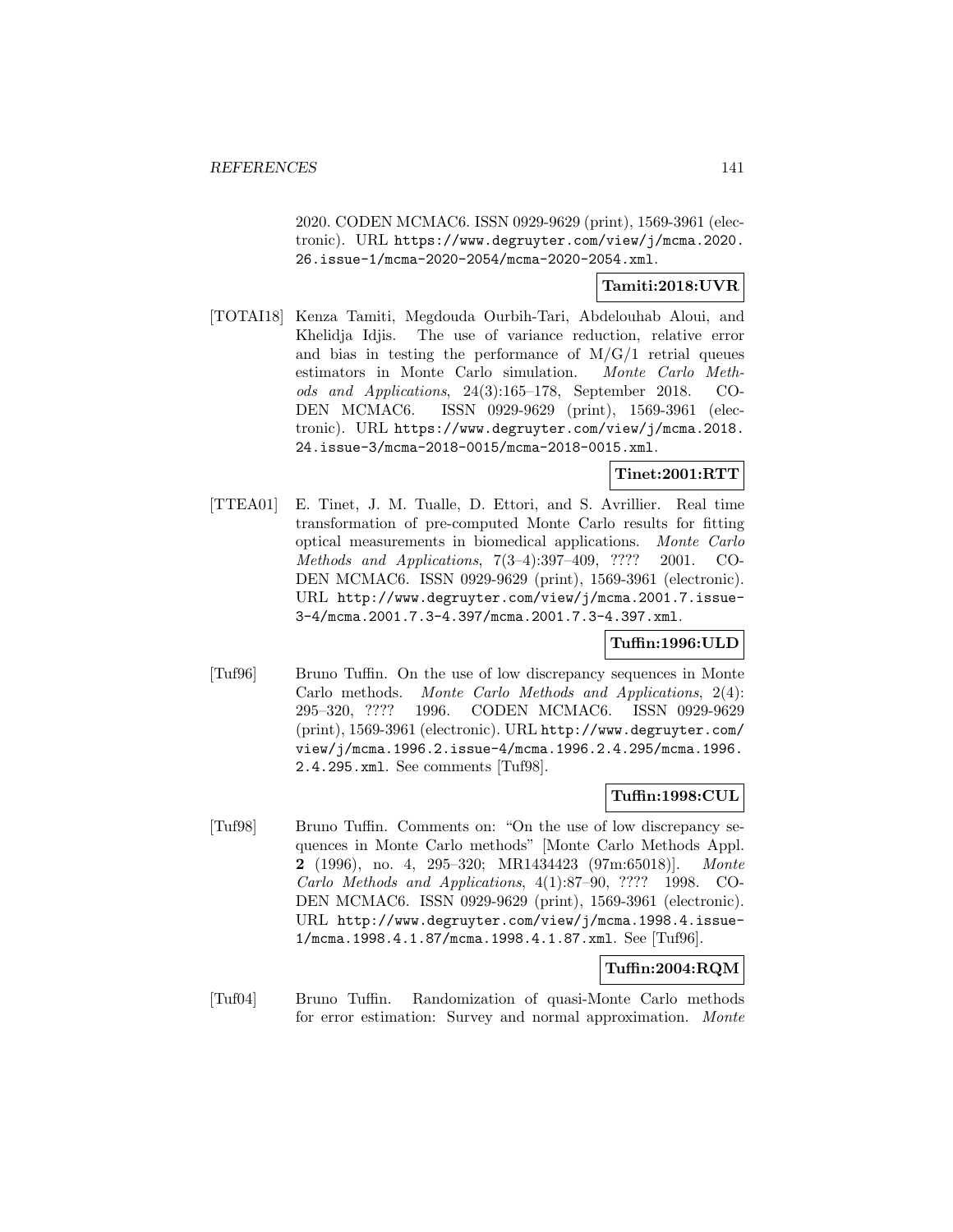2020. CODEN MCMAC6. ISSN 0929-9629 (print), 1569-3961 (electronic). URL https://www.degruyter.com/view/j/mcma.2020.26.issue-1/mcma-2020-2054/mcma-2020-2054.xml.

**Tamiti:2018:UVR**

[TOTAI18] Kenza Tamiti, Megdouda Ourbih-Tari, Abdelouhab Aloui, and Khelidja Idjis. The use of variance reduction, relative error and bias in testing the performance of M/G/1 retrial queues estimators in Monte Carlo simulation. *Monte Carlo Methods and Applications*, 24(3):165–178, September 2018. CODEN MCMAC6. ISSN 0929-9629 (print), 1569-3961 (electronic). URL https://www.degruyter.com/view/j/mcma.2018.24.issue-3/mcma-2018-0015/mcma-2018-0015.xml.

**Tinet:2001:RTT**

[TTEA01] E. Tinet, J. M. Tualle, D. Ettori, and S. Avrillier. Real time transformation of pre-computed Monte Carlo results for fitting optical measurements in biomedical applications. *Monte Carlo Methods and Applications*, 7(3–4):397–409, ???? 2001. CODEN MCMAC6. ISSN 0929-9629 (print), 1569-3961 (electronic). URL http://www.degruyter.com/view/j/mcma.2001.7.issue-3-4/mcma.2001.7.3-4.397/mcma.2001.7.3-4.397.xml.

**Tuffin:1996:ULD**

[Tuf96] Bruno Tuffin. On the use of low discrepancy sequences in Monte Carlo methods. *Monte Carlo Methods and Applications*, 2(4): 295–320, ???? 1996. CODEN MCMAC6. ISSN 0929-9629 (print), 1569-3961 (electronic). URL http://www.degruyter.com/view/j/mcma.1996.2.issue-4/mcma.1996.2.4.295/mcma.1996.2.4.295.xml. See comments [Tuf98].

**Tuffin:1998:CUL**

[Tuf98] Bruno Tuffin. Comments on: "On the use of low discrepancy sequences in Monte Carlo methods" [Monte Carlo Methods Appl. **2** (1996), no. 4, 295–320; MR1434423 (97m:65018)]. *Monte Carlo Methods and Applications*, 4(1):87–90, ???? 1998. CODEN MCMAC6. ISSN 0929-9629 (print), 1569-3961 (electronic). URL http://www.degruyter.com/view/j/mcma.1998.4.issue-1/mcma.1998.4.1.87/mcma.1998.4.1.87.xml. See [Tuf96].

**Tuffin:2004:RQM**

[Tuf04] Bruno Tuffin. Randomization of quasi-Monte Carlo methods for error estimation: Survey and normal approximation. *Monte*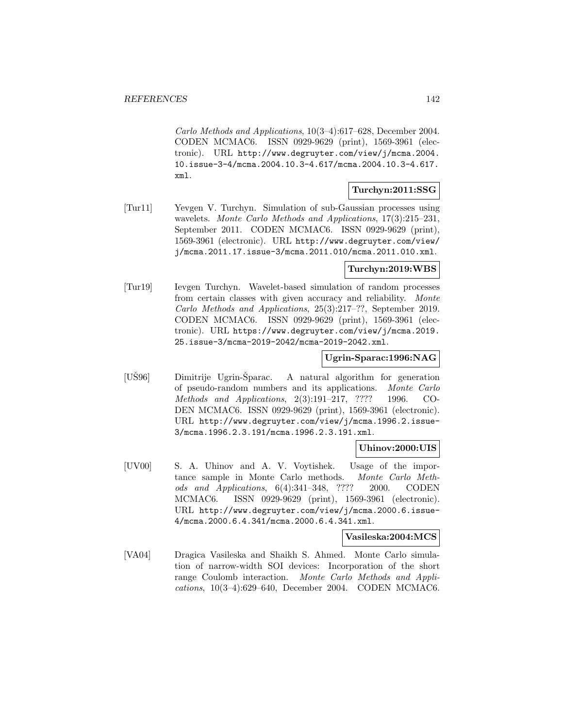*Carlo Methods and Applications*, 10(3–4):617–628, December 2004. CODEN MCMAC6. ISSN 0929-9629 (print), 1569-3961 (electronic). URL http://www.degruyter.com/view/j/mcma.2004.10.issue-3-4/mcma.2004.10.3-4.617/mcma.2004.10.3-4.617.xml.

**Turchyn:2011:SSG**

[Tur11] Yevgen V. Turchyn. Simulation of sub-Gaussian processes using wavelets. *Monte Carlo Methods and Applications*, 17(3):215–231, September 2011. CODEN MCMAC6. ISSN 0929-9629 (print), 1569-3961 (electronic). URL http://www.degruyter.com/view/j/mcma.2011.17.issue-3/mcma.2011.010/mcma.2011.010.xml.

**Turchyn:2019:WBS**

[Tur19] Ievgen Turchyn. Wavelet-based simulation of random processes from certain classes with given accuracy and reliability. *Monte Carlo Methods and Applications*, 25(3):217–??, September 2019. CODEN MCMAC6. ISSN 0929-9629 (print), 1569-3961 (electronic). URL https://www.degruyter.com/view/j/mcma.2019.25.issue-3/mcma-2019-2042/mcma-2019-2042.xml.

**Ugrin-Sparac:1996:NAG**

[UŠ96] Dimitrije Ugrin-Šparac. A natural algorithm for generation of pseudo-random numbers and its applications. *Monte Carlo Methods and Applications*, 2(3):191–217, ???? 1996. CODEN MCMAC6. ISSN 0929-9629 (print), 1569-3961 (electronic). URL http://www.degruyter.com/view/j/mcma.1996.2.issue-3/mcma.1996.2.3.191/mcma.1996.2.3.191.xml.

**Uhinov:2000:UIS**

[UV00] S. A. Uhinov and A. V. Voytishek. Usage of the importance sample in Monte Carlo methods. *Monte Carlo Methods and Applications*, 6(4):341–348, ???? 2000. CODEN MCMAC6. ISSN 0929-9629 (print), 1569-3961 (electronic). URL http://www.degruyter.com/view/j/mcma.2000.6.issue-4/mcma.2000.6.4.341/mcma.2000.6.4.341.xml.

**Vasileska:2004:MCS**

[VA04] Dragica Vasileska and Shaikh S. Ahmed. Monte Carlo simulation of narrow-width SOI devices: Incorporation of the short range Coulomb interaction. *Monte Carlo Methods and Applications*, 10(3–4):629–640, December 2004. CODEN MCMAC6.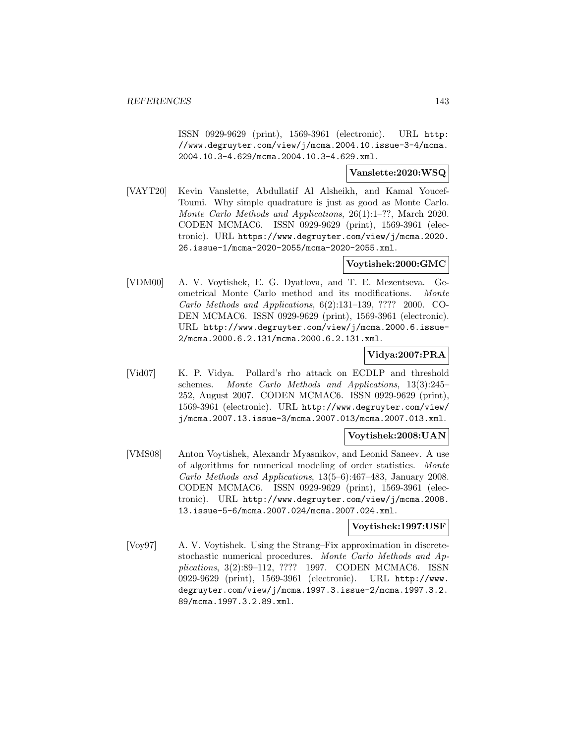ISSN 0929-9629 (print), 1569-3961 (electronic). URL http://www.degruyter.com/view/j/mcma.2004.10.issue-3-4/mcma.2004.10.3-4.629/mcma.2004.10.3-4.629.xml.

**Vanslette:2020:WSQ**

[VAYT20] Kevin Vanslette, Abdullatif Al Alsheikh, and Kamal Youcef-Toumi. Why simple quadrature is just as good as Monte Carlo. *Monte Carlo Methods and Applications*, 26(1):1–??, March 2020. CODEN MCMAC6. ISSN 0929-9629 (print), 1569-3961 (electronic). URL https://www.degruyter.com/view/j/mcma.2020.26.issue-1/mcma-2020-2055/mcma-2020-2055.xml.

**Voytishek:2000:GMC**

[VDM00] A. V. Voytishek, E. G. Dyatlova, and T. E. Mezentseva. Geometrical Monte Carlo method and its modifications. *Monte Carlo Methods and Applications*, 6(2):131–139, ???? 2000. CODEN MCMAC6. ISSN 0929-9629 (print), 1569-3961 (electronic). URL http://www.degruyter.com/view/j/mcma.2000.6.issue-2/mcma.2000.6.2.131/mcma.2000.6.2.131.xml.

**Vidya:2007:PRA**

[Vid07] K. P. Vidya. Pollard's rho attack on ECDLP and threshold schemes. *Monte Carlo Methods and Applications*, 13(3):245–252, August 2007. CODEN MCMAC6. ISSN 0929-9629 (print), 1569-3961 (electronic). URL http://www.degruyter.com/view/j/mcma.2007.13.issue-3/mcma.2007.013/mcma.2007.013.xml.

**Voytishek:2008:UAN**

[VMS08] Anton Voytishek, Alexandr Myasnikov, and Leonid Saneev. A use of algorithms for numerical modeling of order statistics. *Monte Carlo Methods and Applications*, 13(5–6):467–483, January 2008. CODEN MCMAC6. ISSN 0929-9629 (print), 1569-3961 (electronic). URL http://www.degruyter.com/view/j/mcma.2008.13.issue-5-6/mcma.2007.024/mcma.2007.024.xml.

**Voytishek:1997:USF**

[Voy97] A. V. Voytishek. Using the Strang–Fix approximation in discrete-stochastic numerical procedures. *Monte Carlo Methods and Applications*, 3(2):89–112, ???? 1997. CODEN MCMAC6. ISSN 0929-9629 (print), 1569-3961 (electronic). URL http://www.degruyter.com/view/j/mcma.1997.3.issue-2/mcma.1997.3.2.89/mcma.1997.3.2.89.xml.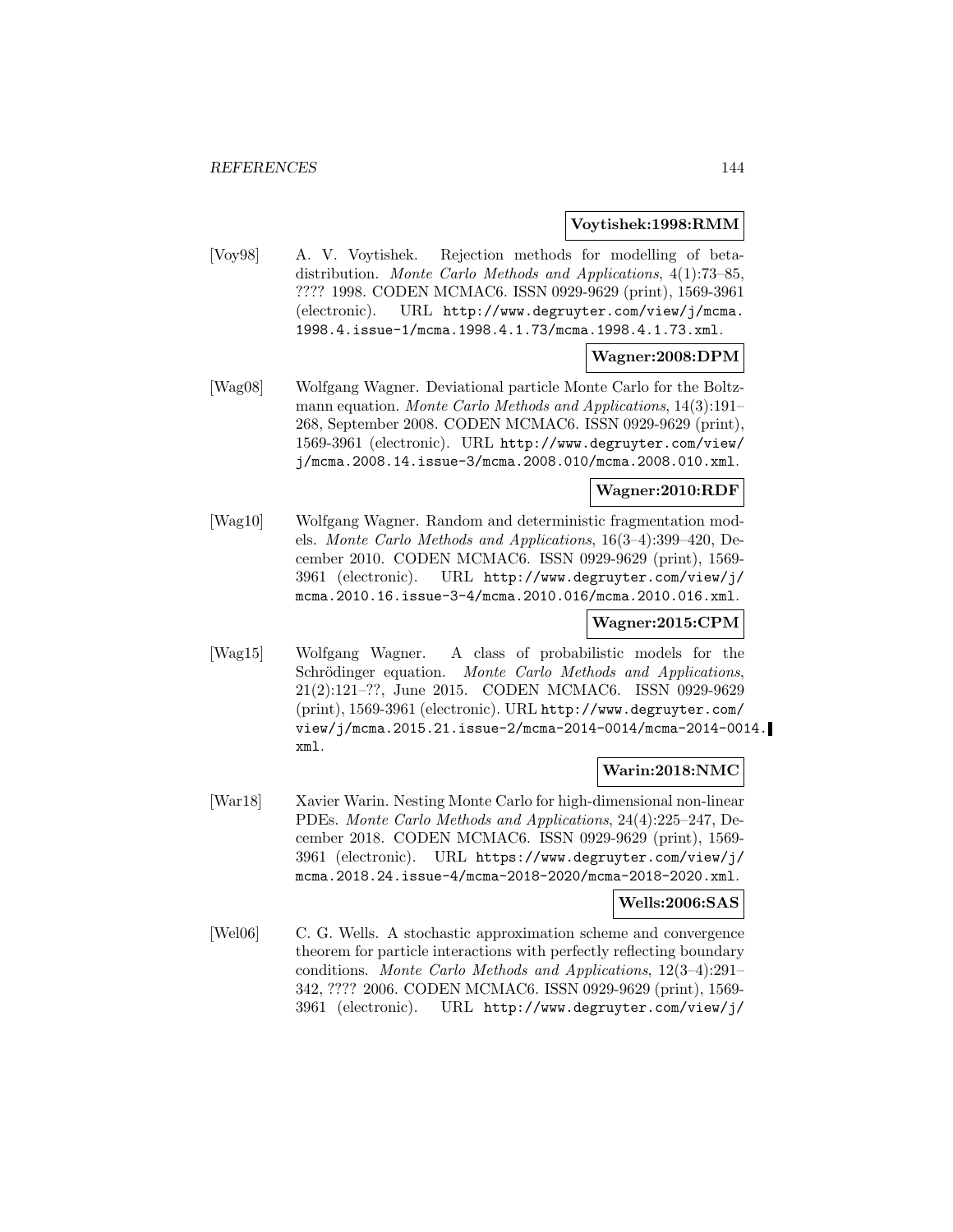**Voytishek:1998:RMM**

[Voy98] A. V. Voytishek. Rejection methods for modelling of beta-distribution. *Monte Carlo Methods and Applications*, 4(1):73–85, ???? 1998. CODEN MCMAC6. ISSN 0929-9629 (print), 1569-3961 (electronic). URL `http://www.degruyter.com/view/j/mcma.1998.4.issue-1/mcma.1998.4.1.73/mcma.1998.4.1.73.xml`.

**Wagner:2008:DPM**

[Wag08] Wolfgang Wagner. Deviational particle Monte Carlo for the Boltzmann equation. *Monte Carlo Methods and Applications*, 14(3):191–268, September 2008. CODEN MCMAC6. ISSN 0929-9629 (print), 1569-3961 (electronic). URL `http://www.degruyter.com/view/j/mcma.2008.14.issue-3/mcma.2008.010/mcma.2008.010.xml`.

**Wagner:2010:RDF**

[Wag10] Wolfgang Wagner. Random and deterministic fragmentation models. *Monte Carlo Methods and Applications*, 16(3–4):399–420, December 2010. CODEN MCMAC6. ISSN 0929-9629 (print), 1569-3961 (electronic). URL `http://www.degruyter.com/view/j/mcma.2010.16.issue-3-4/mcma.2010.016/mcma.2010.016.xml`.

**Wagner:2015:CPM**

[Wag15] Wolfgang Wagner. A class of probabilistic models for the Schrödinger equation. *Monte Carlo Methods and Applications*, 21(2):121–??, June 2015. CODEN MCMAC6. ISSN 0929-9629 (print), 1569-3961 (electronic). URL `http://www.degruyter.com/view/j/mcma.2015.21.issue-2/mcma-2014-0014/mcma-2014-0014.xml`.

**Warin:2018:NMC**

[War18] Xavier Warin. Nesting Monte Carlo for high-dimensional non-linear PDEs. *Monte Carlo Methods and Applications*, 24(4):225–247, December 2018. CODEN MCMAC6. ISSN 0929-9629 (print), 1569-3961 (electronic). URL `https://www.degruyter.com/view/j/mcma.2018.24.issue-4/mcma-2018-2020/mcma-2018-2020.xml`.

**Wells:2006:SAS**

[Wel06] C. G. Wells. A stochastic approximation scheme and convergence theorem for particle interactions with perfectly reflecting boundary conditions. *Monte Carlo Methods and Applications*, 12(3–4):291–342, ???? 2006. CODEN MCMAC6. ISSN 0929-9629 (print), 1569-3961 (electronic). URL `http://www.degruyter.com/view/j/`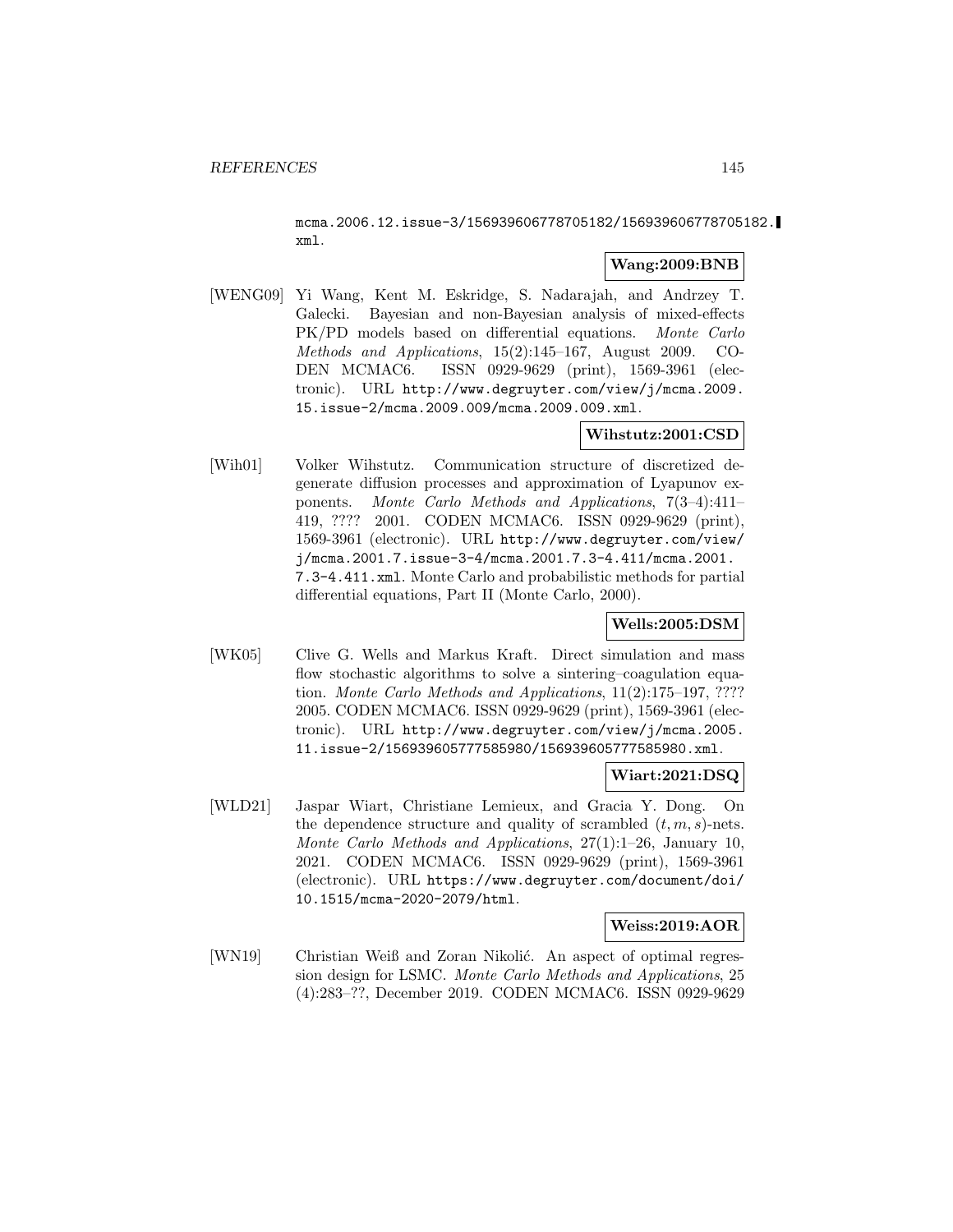mcma.2006.12.issue-3/156939606778705182/156939606778705182.xml.

**Wang:2009:BNB**

[WENG09] Yi Wang, Kent M. Eskridge, S. Nadarajah, and Andrzey T. Galecki. Bayesian and non-Bayesian analysis of mixed-effects PK/PD models based on differential equations. *Monte Carlo Methods and Applications*, 15(2):145–167, August 2009. CODEN MCMAC6. ISSN 0929-9629 (print), 1569-3961 (electronic). URL http://www.degruyter.com/view/j/mcma.2009.15.issue-2/mcma.2009.009/mcma.2009.009.xml.

**Wihstutz:2001:CSD**

[Wih01] Volker Wihstutz. Communication structure of discretized degenerate diffusion processes and approximation of Lyapunov exponents. *Monte Carlo Methods and Applications*, 7(3–4):411–419, ???? 2001. CODEN MCMAC6. ISSN 0929-9629 (print), 1569-3961 (electronic). URL http://www.degruyter.com/view/j/mcma.2001.7.issue-3-4/mcma.2001.7.3-4.411/mcma.2001.7.3-4.411.xml. Monte Carlo and probabilistic methods for partial differential equations, Part II (Monte Carlo, 2000).

**Wells:2005:DSM**

[WK05] Clive G. Wells and Markus Kraft. Direct simulation and mass flow stochastic algorithms to solve a sintering–coagulation equation. *Monte Carlo Methods and Applications*, 11(2):175–197, ???? 2005. CODEN MCMAC6. ISSN 0929-9629 (print), 1569-3961 (electronic). URL http://www.degruyter.com/view/j/mcma.2005.11.issue-2/156939605777585980/156939605777585980.xml.

**Wiart:2021:DSQ**

[WLD21] Jaspar Wiart, Christiane Lemieux, and Gracia Y. Dong. On the dependence structure and quality of scrambled $(t, m, s)$-nets. *Monte Carlo Methods and Applications*, 27(1):1–26, January 10, 2021. CODEN MCMAC6. ISSN 0929-9629 (print), 1569-3961 (electronic). URL https://www.degruyter.com/document/doi/10.1515/mcma-2020-2079/html.

**Weiss:2019:AOR**

[WN19] Christian Weiß and Zoran Nikolić. An aspect of optimal regression design for LSMC. *Monte Carlo Methods and Applications*, 25 (4):283–??, December 2019. CODEN MCMAC6. ISSN 0929-9629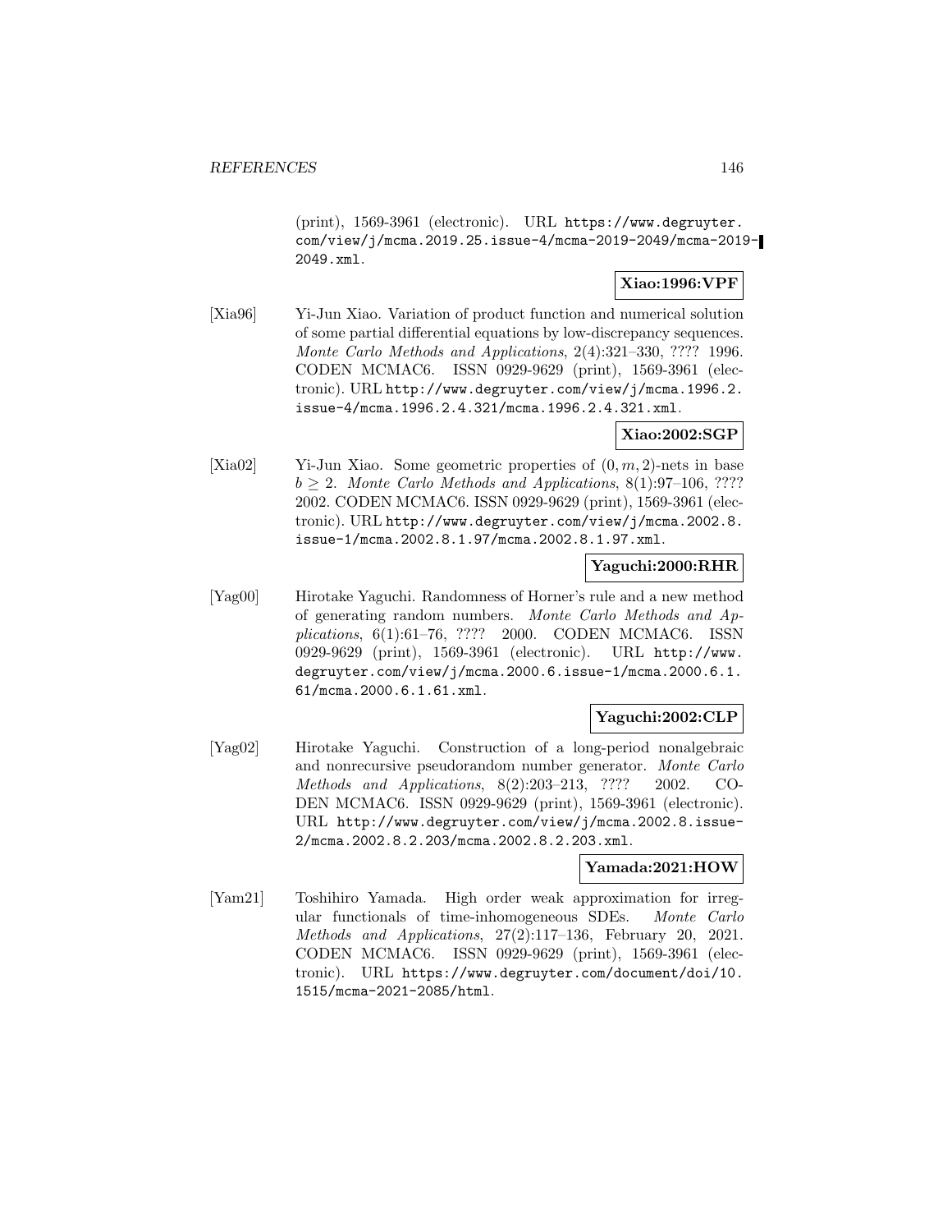(print), 1569-3961 (electronic). URL https://www.degruyter.com/view/j/mcma.2019.25.issue-4/mcma-2019-2049/mcma-2019-2049.xml.

**Xiao:1996:VPF**

[Xia96] Yi-Jun Xiao. Variation of product function and numerical solution of some partial differential equations by low-discrepancy sequences. *Monte Carlo Methods and Applications*, 2(4):321–330, ???? 1996. CODEN MCMAC6. ISSN 0929-9629 (print), 1569-3961 (electronic). URL http://www.degruyter.com/view/j/mcma.1996.2.issue-4/mcma.1996.2.4.321/mcma.1996.2.4.321.xml.

**Xiao:2002:SGP**

[Xia02] Yi-Jun Xiao. Some geometric properties of $(0, m, 2)$-nets in base $b \geq 2$. *Monte Carlo Methods and Applications*, 8(1):97–106, ???? 2002. CODEN MCMAC6. ISSN 0929-9629 (print), 1569-3961 (electronic). URL http://www.degruyter.com/view/j/mcma.2002.8.issue-1/mcma.2002.8.1.97/mcma.2002.8.1.97.xml.

**Yaguchi:2000:RHR**

[Yag00] Hirotake Yaguchi. Randomness of Horner's rule and a new method of generating random numbers. *Monte Carlo Methods and Applications*, 6(1):61–76, ???? 2000. CODEN MCMAC6. ISSN 0929-9629 (print), 1569-3961 (electronic). URL http://www.degruyter.com/view/j/mcma.2000.6.issue-1/mcma.2000.6.1.61/mcma.2000.6.1.61.xml.

**Yaguchi:2002:CLP**

[Yag02] Hirotake Yaguchi. Construction of a long-period nonalgebraic and nonrecursive pseudorandom number generator. *Monte Carlo Methods and Applications*, 8(2):203–213, ???? 2002. CODEN MCMAC6. ISSN 0929-9629 (print), 1569-3961 (electronic). URL http://www.degruyter.com/view/j/mcma.2002.8.issue-2/mcma.2002.8.2.203/mcma.2002.8.2.203.xml.

**Yamada:2021:HOW**

[Yam21] Toshihiro Yamada. High order weak approximation for irregular functionals of time-inhomogeneous SDEs. *Monte Carlo Methods and Applications*, 27(2):117–136, February 20, 2021. CODEN MCMAC6. ISSN 0929-9629 (print), 1569-3961 (electronic). URL https://www.degruyter.com/document/doi/10.1515/mcma-2021-2085/html.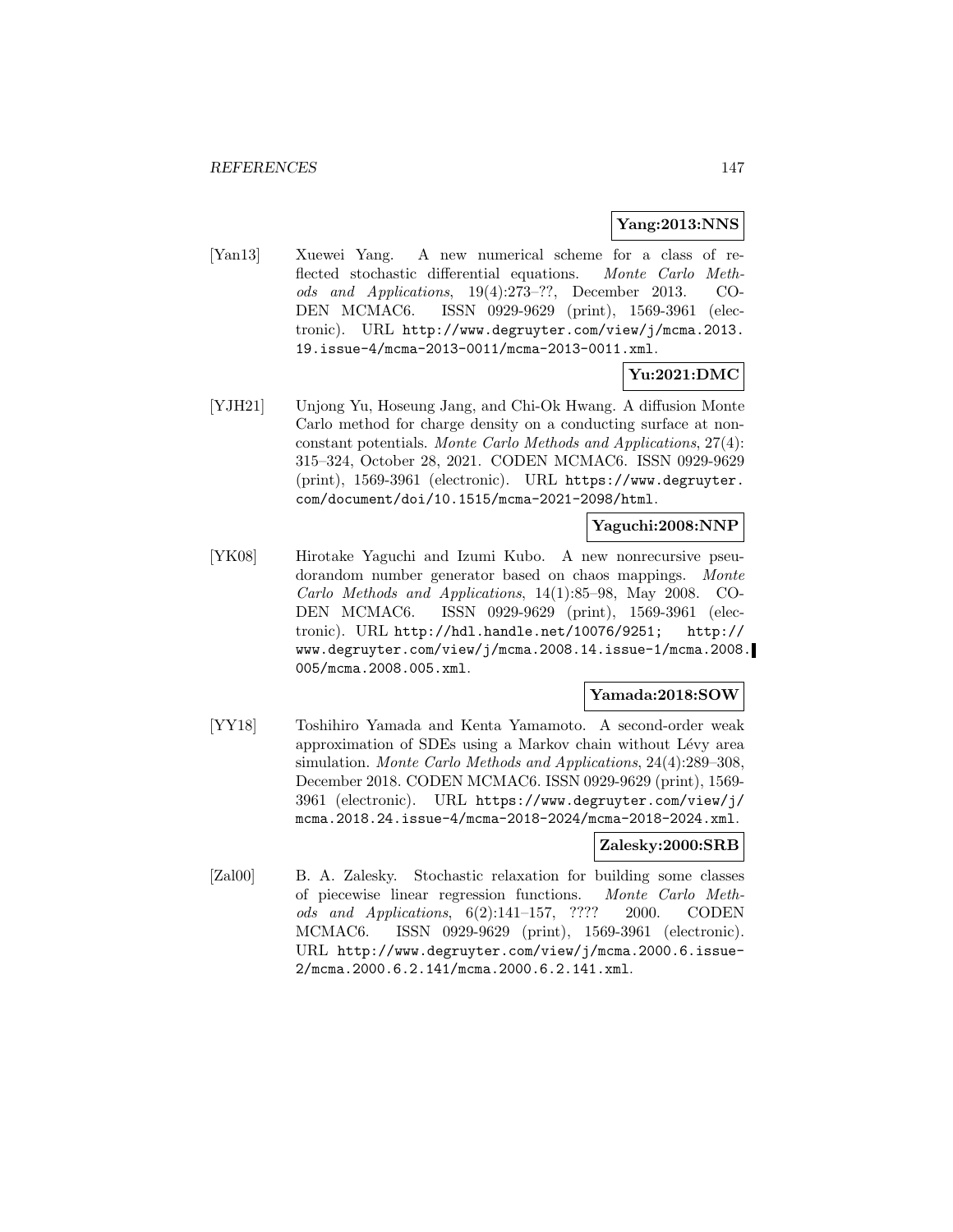**Yang:2013:NNS**

[Yan13] Xuewei Yang. A new numerical scheme for a class of reflected stochastic differential equations. *Monte Carlo Methods and Applications*, 19(4):273–??, December 2013. CODEN MCMAC6. ISSN 0929-9629 (print), 1569-3961 (electronic). URL http://www.degruyter.com/view/j/mcma.2013.19.issue-4/mcma-2013-0011/mcma-2013-0011.xml.

**Yu:2021:DMC**

[YJH21] Unjong Yu, Hoseung Jang, and Chi-Ok Hwang. A diffusion Monte Carlo method for charge density on a conducting surface at nonconstant potentials. *Monte Carlo Methods and Applications*, 27(4):315–324, October 28, 2021. CODEN MCMAC6. ISSN 0929-9629 (print), 1569-3961 (electronic). URL https://www.degruyter.com/document/doi/10.1515/mcma-2021-2098/html.

**Yaguchi:2008:NNP**

[YK08] Hirotake Yaguchi and Izumi Kubo. A new nonrecursive pseudorandom number generator based on chaos mappings. *Monte Carlo Methods and Applications*, 14(1):85–98, May 2008. CODEN MCMAC6. ISSN 0929-9629 (print), 1569-3961 (electronic). URL http://hdl.handle.net/10076/9251; http://www.degruyter.com/view/j/mcma.2008.14.issue-1/mcma.2008.005/mcma.2008.005.xml.

**Yamada:2018:SOW**

[YY18] Toshihiro Yamada and Kenta Yamamoto. A second-order weak approximation of SDEs using a Markov chain without Lévy area simulation. *Monte Carlo Methods and Applications*, 24(4):289–308, December 2018. CODEN MCMAC6. ISSN 0929-9629 (print), 1569-3961 (electronic). URL https://www.degruyter.com/view/j/mcma.2018.24.issue-4/mcma-2018-2024/mcma-2018-2024.xml.

**Zalesky:2000:SRB**

[Zal00] B. A. Zalesky. Stochastic relaxation for building some classes of piecewise linear regression functions. *Monte Carlo Methods and Applications*, 6(2):141–157, ???? 2000. CODEN MCMAC6. ISSN 0929-9629 (print), 1569-3961 (electronic). URL http://www.degruyter.com/view/j/mcma.2000.6.issue-2/mcma.2000.6.2.141/mcma.2000.6.2.141.xml.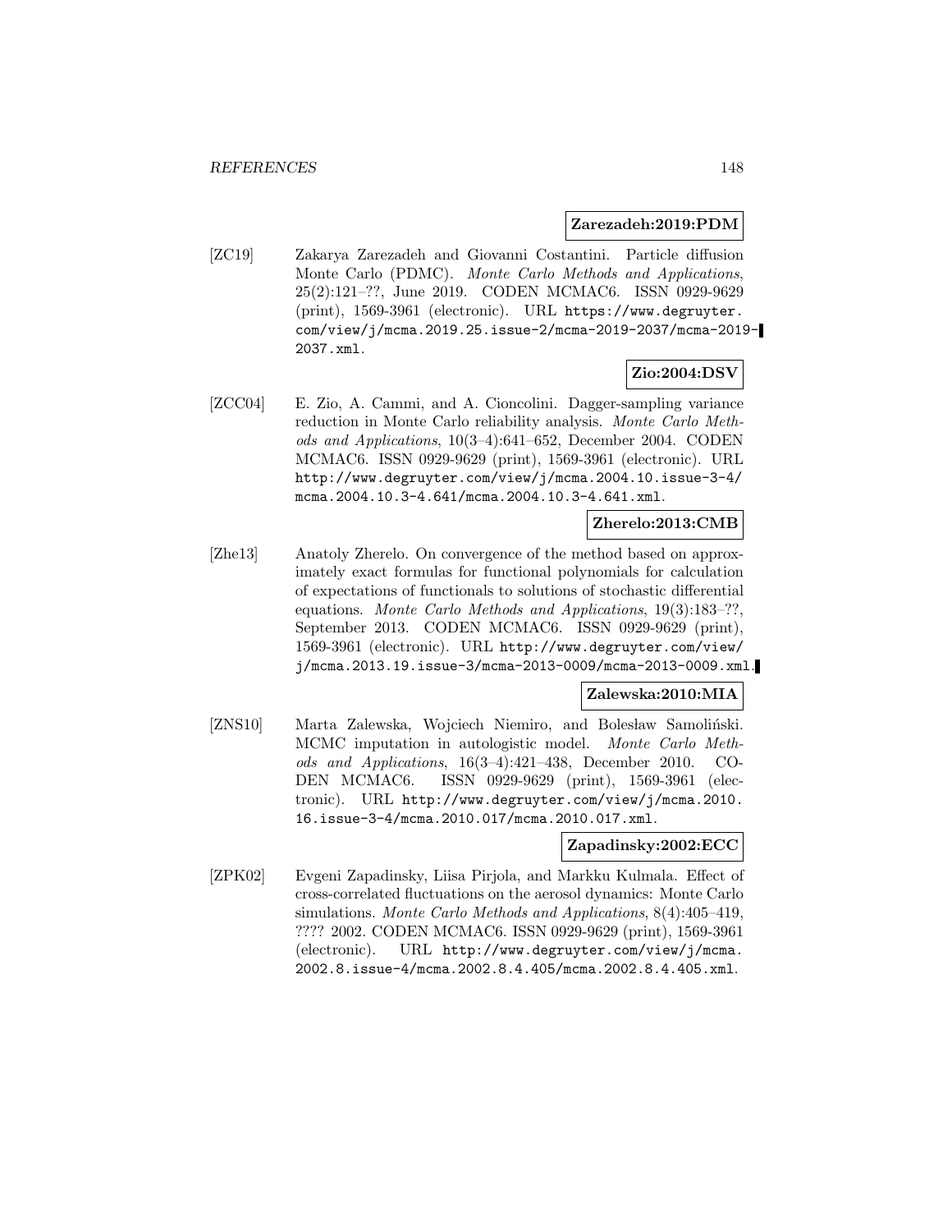**Zarezadeh:2019:PDM**

[ZC19] Zakarya Zarezadeh and Giovanni Costantini. Particle diffusion Monte Carlo (PDMC). *Monte Carlo Methods and Applications*, 25(2):121–??, June 2019. CODEN MCMAC6. ISSN 0929-9629 (print), 1569-3961 (electronic). URL https://www.degruyter.com/view/j/mcma.2019.25.issue-2/mcma-2019-2037/mcma-2019-2037.xml.

**Zio:2004:DSV**

[ZCC04] E. Zio, A. Cammi, and A. Cioncolini. Dagger-sampling variance reduction in Monte Carlo reliability analysis. *Monte Carlo Methods and Applications*, 10(3–4):641–652, December 2004. CODEN MCMAC6. ISSN 0929-9629 (print), 1569-3961 (electronic). URL http://www.degruyter.com/view/j/mcma.2004.10.issue-3-4/mcma.2004.10.3-4.641/mcma.2004.10.3-4.641.xml.

**Zherelo:2013:CMB**

[Zhe13] Anatoly Zherelo. On convergence of the method based on approximately exact formulas for functional polynomials for calculation of expectations of functionals to solutions of stochastic differential equations. *Monte Carlo Methods and Applications*, 19(3):183–??, September 2013. CODEN MCMAC6. ISSN 0929-9629 (print), 1569-3961 (electronic). URL http://www.degruyter.com/view/j/mcma.2013.19.issue-3/mcma-2013-0009/mcma-2013-0009.xml.

**Zalewska:2010:MIA**

[ZNS10] Marta Zalewska, Wojciech Niemiro, and Bolesław Samoliński. MCMC imputation in autologistic model. *Monte Carlo Methods and Applications*, 16(3–4):421–438, December 2010. CODEN MCMAC6. ISSN 0929-9629 (print), 1569-3961 (electronic). URL http://www.degruyter.com/view/j/mcma.2010.16.issue-3-4/mcma.2010.017/mcma.2010.017.xml.

**Zapadinsky:2002:ECC**

[ZPK02] Evgeni Zapadinsky, Liisa Pirjola, and Markku Kulmala. Effect of cross-correlated fluctuations on the aerosol dynamics: Monte Carlo simulations. *Monte Carlo Methods and Applications*, 8(4):405–419, ???? 2002. CODEN MCMAC6. ISSN 0929-9629 (print), 1569-3961 (electronic). URL http://www.degruyter.com/view/j/mcma.2002.8.issue-4/mcma.2002.8.4.405/mcma.2002.8.4.405.xml.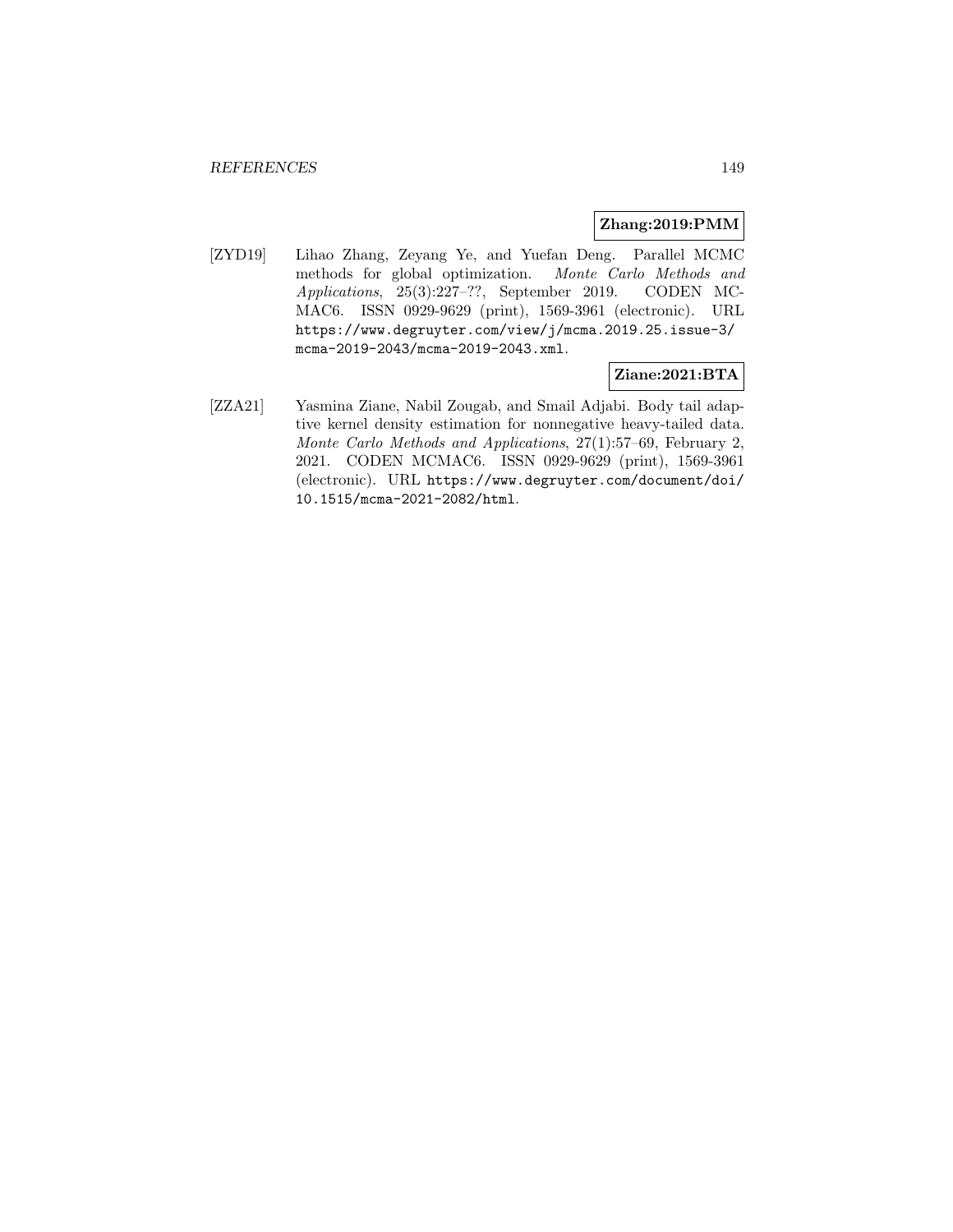**Zhang:2019:PMM**

[ZYD19] Lihao Zhang, Zeyang Ye, and Yuefan Deng. Parallel MCMC methods for global optimization. *Monte Carlo Methods and Applications*, 25(3):227–??, September 2019. CODEN MCMAC6. ISSN 0929-9629 (print), 1569-3961 (electronic). URL https://www.degruyter.com/view/j/mcma.2019.25.issue-3/mcma-2019-2043/mcma-2019-2043.xml.

**Ziane:2021:BTA**

[ZZA21] Yasmina Ziane, Nabil Zougab, and Smail Adjabi. Body tail adaptive kernel density estimation for nonnegative heavy-tailed data. *Monte Carlo Methods and Applications*, 27(1):57–69, February 2, 2021. CODEN MCMAC6. ISSN 0929-9629 (print), 1569-3961 (electronic). URL https://www.degruyter.com/document/doi/10.1515/mcma-2021-2082/html.